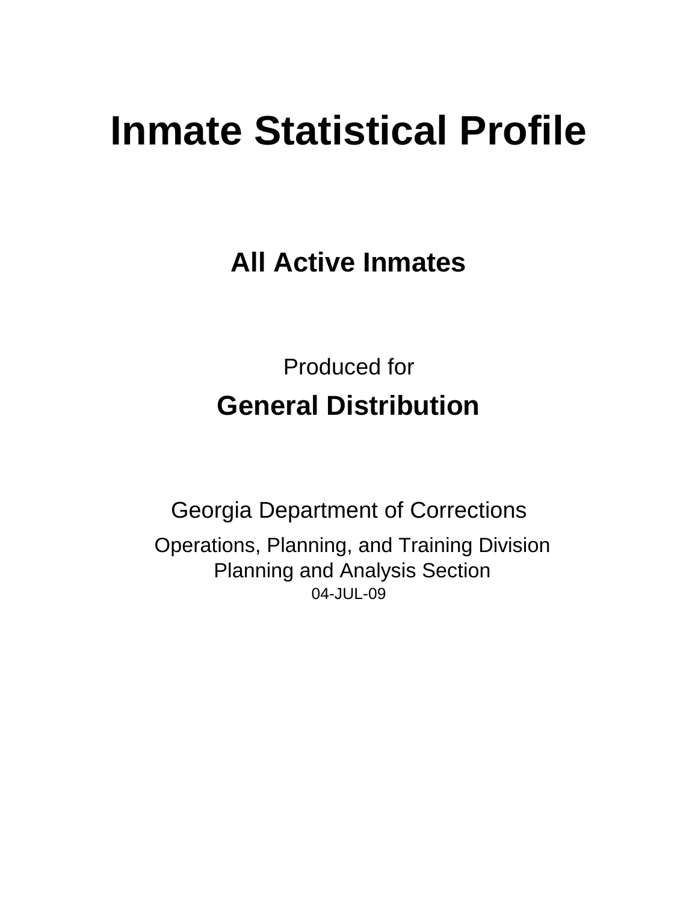# Inmate Statistical Profile

## All Active Inmates

Produced for

## General Distribution

Georgia Department of Corrections

Operations, Planning, and Training Division
Planning and Analysis Section
04-JUL-09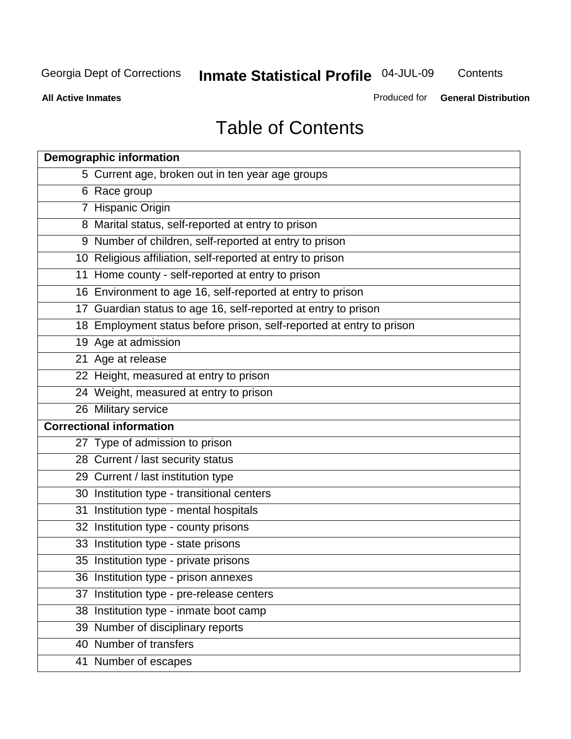Georgia Dept of Corrections **Inmate Statistical Profile** 04-JUL-09 Contents

**All Active Inmates** Produced for **General Distribution**

# Table of Contents

| **Demographic information** | |
|---|---|
| 5 | Current age, broken out in ten year age groups |
| 6 | Race group |
| 7 | Hispanic Origin |
| 8 | Marital status, self-reported at entry to prison |
| 9 | Number of children, self-reported at entry to prison |
| 10 | Religious affiliation, self-reported at entry to prison |
| 11 | Home county - self-reported at entry to prison |
| 16 | Environment to age 16, self-reported at entry to prison |
| 17 | Guardian status to age 16, self-reported at entry to prison |
| 18 | Employment status before prison, self-reported at entry to prison |
| 19 | Age at admission |
| 21 | Age at release |
| 22 | Height, measured at entry to prison |
| 24 | Weight, measured at entry to prison |
| 26 | Military service |
| **Correctional information** | |
| 27 | Type of admission to prison |
| 28 | Current / last security status |
| 29 | Current / last institution type |
| 30 | Institution type - transitional centers |
| 31 | Institution type - mental hospitals |
| 32 | Institution type - county prisons |
| 33 | Institution type - state prisons |
| 35 | Institution type - private prisons |
| 36 | Institution type - prison annexes |
| 37 | Institution type - pre-release centers |
| 38 | Institution type - inmate boot camp |
| 39 | Number of disciplinary reports |
| 40 | Number of transfers |
| 41 | Number of escapes |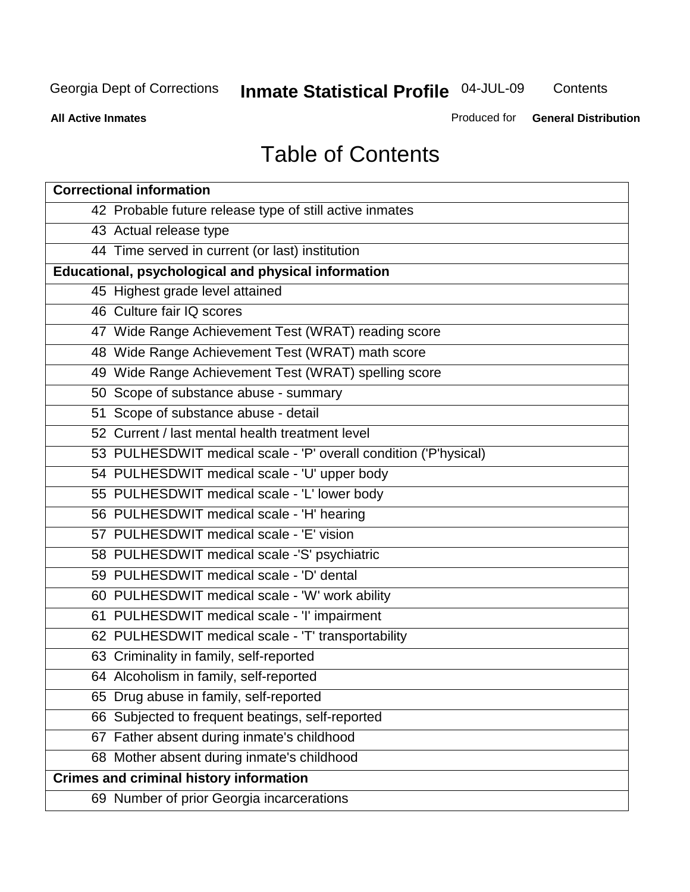# Table of Contents

| Correctional information |
|---|
| 42 Probable future release type of still active inmates |
| 43 Actual release type |
| 44 Time served in current (or last) institution |
| **Educational, psychological and physical information** |
| 45 Highest grade level attained |
| 46 Culture fair IQ scores |
| 47 Wide Range Achievement Test (WRAT) reading score |
| 48 Wide Range Achievement Test (WRAT) math score |
| 49 Wide Range Achievement Test (WRAT) spelling score |
| 50 Scope of substance abuse - summary |
| 51 Scope of substance abuse - detail |
| 52 Current / last mental health treatment level |
| 53 PULHESDWIT medical scale - 'P' overall condition ('P'hysical) |
| 54 PULHESDWIT medical scale - 'U' upper body |
| 55 PULHESDWIT medical scale - 'L' lower body |
| 56 PULHESDWIT medical scale - 'H' hearing |
| 57 PULHESDWIT medical scale - 'E' vision |
| 58 PULHESDWIT medical scale -'S' psychiatric |
| 59 PULHESDWIT medical scale - 'D' dental |
| 60 PULHESDWIT medical scale - 'W' work ability |
| 61 PULHESDWIT medical scale - 'I' impairment |
| 62 PULHESDWIT medical scale - 'T' transportability |
| 63 Criminality in family, self-reported |
| 64 Alcoholism in family, self-reported |
| 65 Drug abuse in family, self-reported |
| 66 Subjected to frequent beatings, self-reported |
| 67 Father absent during inmate's childhood |
| 68 Mother absent during inmate's childhood |
| **Crimes and criminal history information** |
| 69 Number of prior Georgia incarcerations |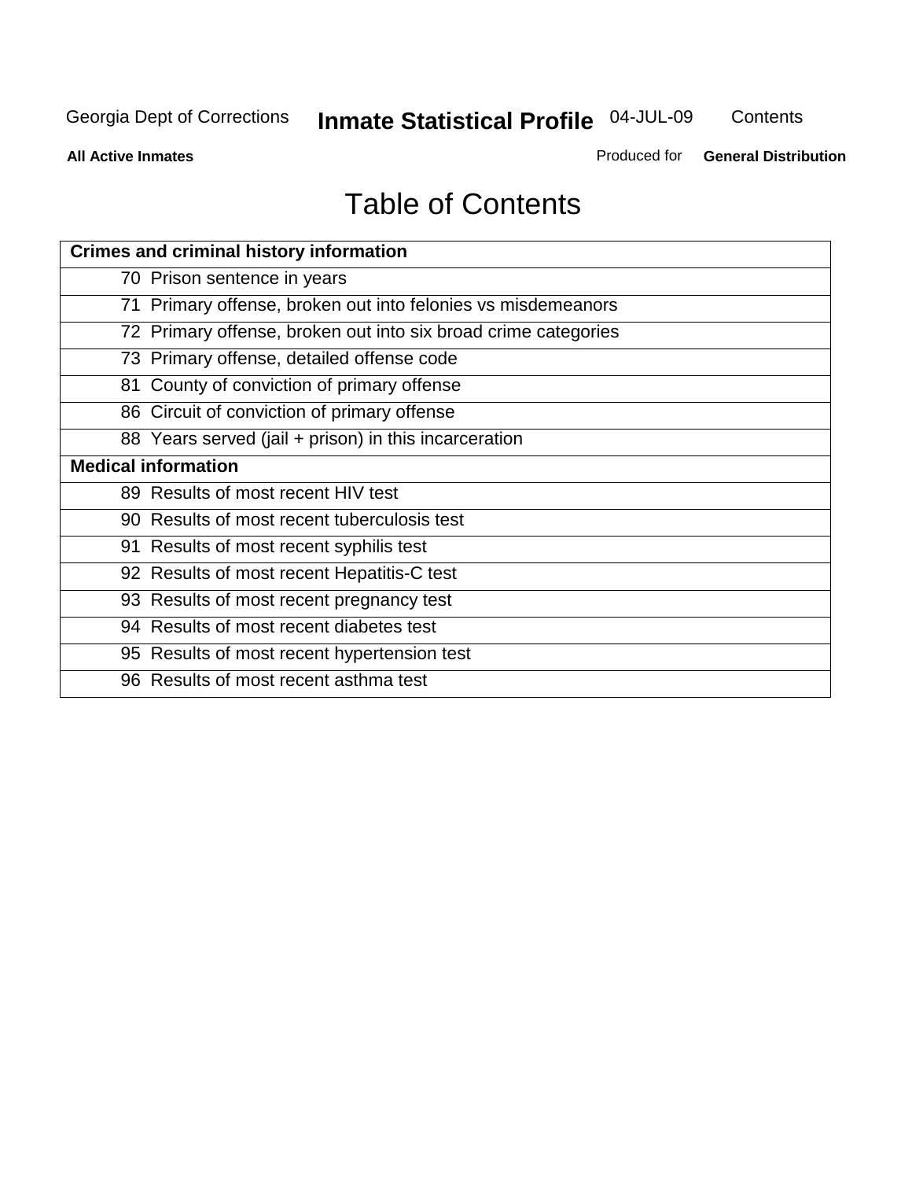# Table of Contents

| Crimes and criminal history information | |
|---|---|
| 70 | Prison sentence in years |
| 71 | Primary offense, broken out into felonies vs misdemeanors |
| 72 | Primary offense, broken out into six broad crime categories |
| 73 | Primary offense, detailed offense code |
| 81 | County of conviction of primary offense |
| 86 | Circuit of conviction of primary offense |
| 88 | Years served (jail + prison) in this incarceration |
| **Medical information** | |
| 89 | Results of most recent HIV test |
| 90 | Results of most recent tuberculosis test |
| 91 | Results of most recent syphilis test |
| 92 | Results of most recent Hepatitis-C test |
| 93 | Results of most recent pregnancy test |
| 94 | Results of most recent diabetes test |
| 95 | Results of most recent hypertension test |
| 96 | Results of most recent asthma test |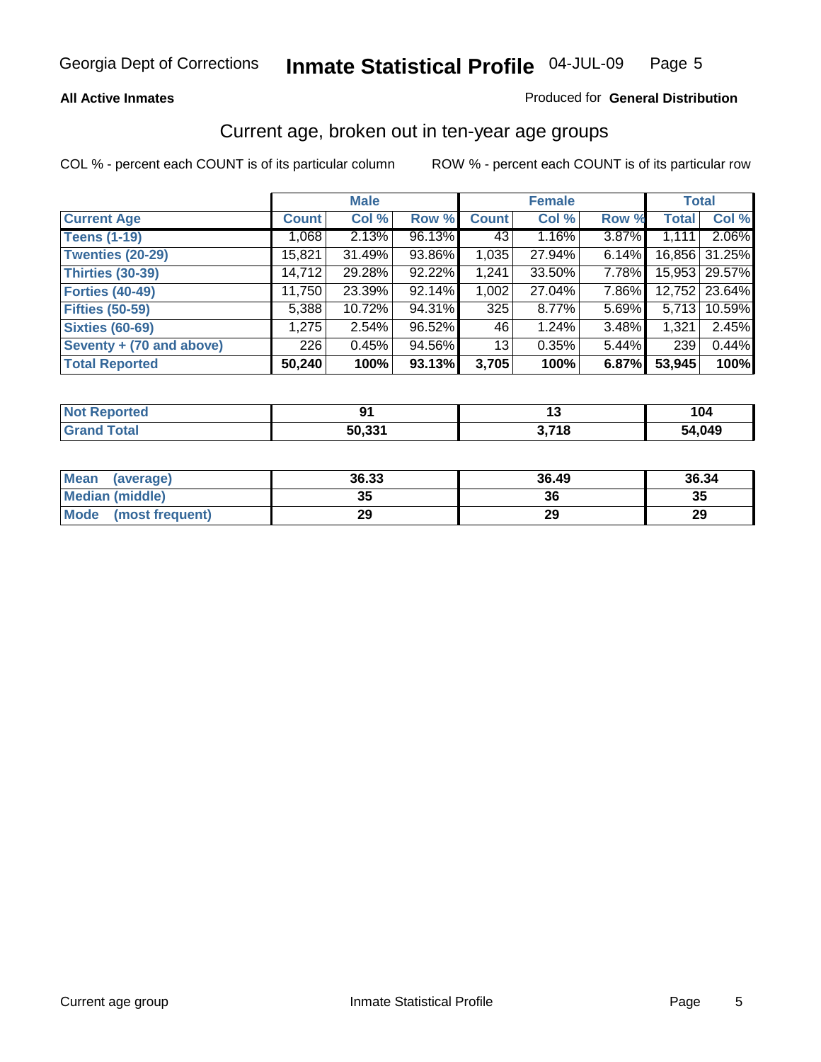**All Active Inmates**

Produced for **General Distribution**

## Current age, broken out in ten-year age groups

COL % - percent each COUNT is of its particular column

ROW % - percent each COUNT is of its particular row

| | Male | | | Female | | | Total | |
|---|---|---|---|---|---|---|---|---|
| **Current Age** | **Count** | **Col %** | **Row %** | **Count** | **Col %** | **Row %** | **Total** | **Col %** |
| Teens (1-19) | 1,068 | 2.13% | 96.13% | 43 | 1.16% | 3.87% | 1,111 | 2.06% |
| Twenties (20-29) | 15,821 | 31.49% | 93.86% | 1,035 | 27.94% | 6.14% | 16,856 | 31.25% |
| Thirties (30-39) | 14,712 | 29.28% | 92.22% | 1,241 | 33.50% | 7.78% | 15,953 | 29.57% |
| Forties (40-49) | 11,750 | 23.39% | 92.14% | 1,002 | 27.04% | 7.86% | 12,752 | 23.64% |
| Fifties (50-59) | 5,388 | 10.72% | 94.31% | 325 | 8.77% | 5.69% | 5,713 | 10.59% |
| Sixties (60-69) | 1,275 | 2.54% | 96.52% | 46 | 1.24% | 3.48% | 1,321 | 2.45% |
| Seventy + (70 and above) | 226 | 0.45% | 94.56% | 13 | 0.35% | 5.44% | 239 | 0.44% |
| **Total Reported** | **50,240** | **100%** | **93.13%** | **3,705** | **100%** | **6.87%** | **53,945** | **100%** |

| | Male | Female | Total |
|---|---|---|---|
| Not Reported | 91 | 13 | 104 |
| Grand Total | 50,331 | 3,718 | 54,049 |

| | Male | Female | Total |
|---|---|---|---|
| Mean (average) | 36.33 | 36.49 | 36.34 |
| Median (middle) | 35 | 36 | 35 |
| Mode (most frequent) | 29 | 29 | 29 |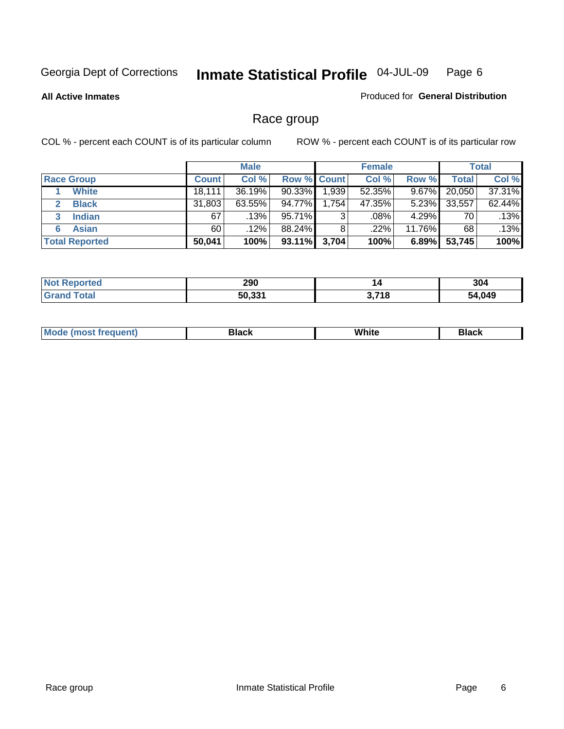Georgia Dept of Corrections **Inmate Statistical Profile** 04-JUL-09

**All Active Inmates**

Produced for **General Distribution**

## Race group

COL % - percent each COUNT is of its particular column ROW % - percent each COUNT is of its particular row

| | Male | | | Female | | | Total | |
|---|---|---|---|---|---|---|---|---|
| **Race Group** | **Count** | **Col %** | **Row %** | **Count** | **Col %** | **Row %** | **Total** | **Col %** |
| 1 **White** | 18,111 | 36.19% | 90.33% | 1,939 | 52.35% | 9.67% | 20,050 | 37.31% |
| 2 **Black** | 31,803 | 63.55% | 94.77% | 1,754 | 47.35% | 5.23% | 33,557 | 62.44% |
| 3 **Indian** | 67 | .13% | 95.71% | 3 | .08% | 4.29% | 70 | .13% |
| 6 **Asian** | 60 | .12% | 88.24% | 8 | .22% | 11.76% | 68 | .13% |
| **Total Reported** | **50,041** | **100%** | **93.11%** | **3,704** | **100%** | **6.89%** | **53,745** | **100%** |

| | Male | Female | Total |
|---|---|---|---|
| **Not Reported** | **290** | **14** | **304** |
| **Grand Total** | **50,331** | **3,718** | **54,049** |

| | Male | Female | Total |
|---|---|---|---|
| **Mode (most frequent)** | **Black** | **White** | **Black** |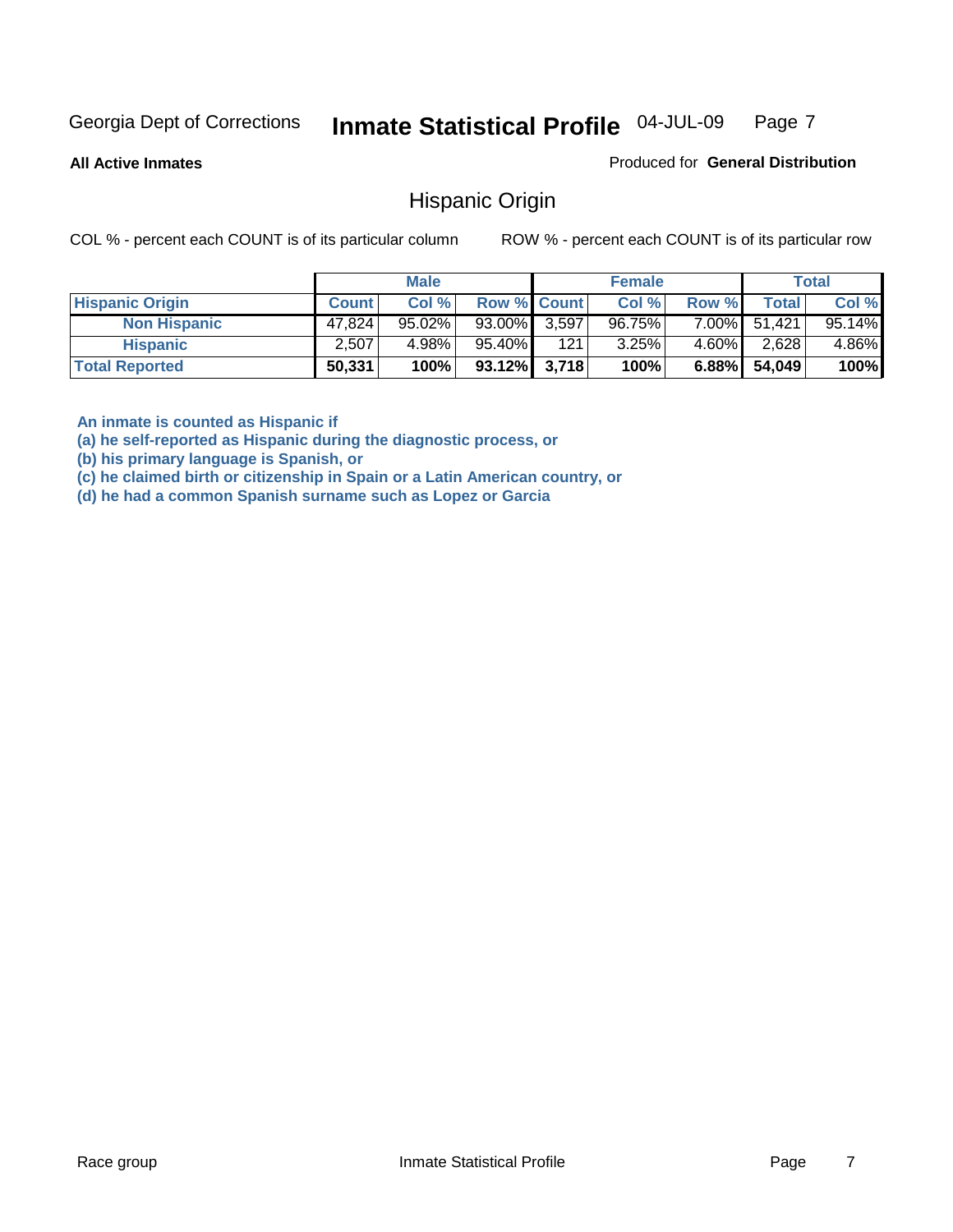Georgia Dept of Corrections **Inmate Statistical Profile** 04-JUL-09

**All Active Inmates**

Produced for **General Distribution**

## Hispanic Origin

COL % - percent each COUNT is of its particular column

ROW % - percent each COUNT is of its particular row

| | Male | | | Female | | | Total | |
|---|---|---|---|---|---|---|---|---|
| **Hispanic Origin** | **Count** | **Col %** | **Row %** | **Count** | **Col %** | **Row %** | **Total** | **Col %** |
| **Non Hispanic** | 47,824 | 95.02% | 93.00% | 3,597 | 96.75% | 7.00% | 51,421 | 95.14% |
| **Hispanic** | 2,507 | 4.98% | 95.40% | 121 | 3.25% | 4.60% | 2,628 | 4.86% |
| **Total Reported** | **50,331** | **100%** | **93.12%** | **3,718** | **100%** | **6.88%** | **54,049** | **100%** |

**An inmate is counted as Hispanic if**
**(a) he self-reported as Hispanic during the diagnostic process, or**
**(b) his primary language is Spanish, or**
**(c) he claimed birth or citizenship in Spain or a Latin American country, or**
**(d) he had a common Spanish surname such as Lopez or Garcia**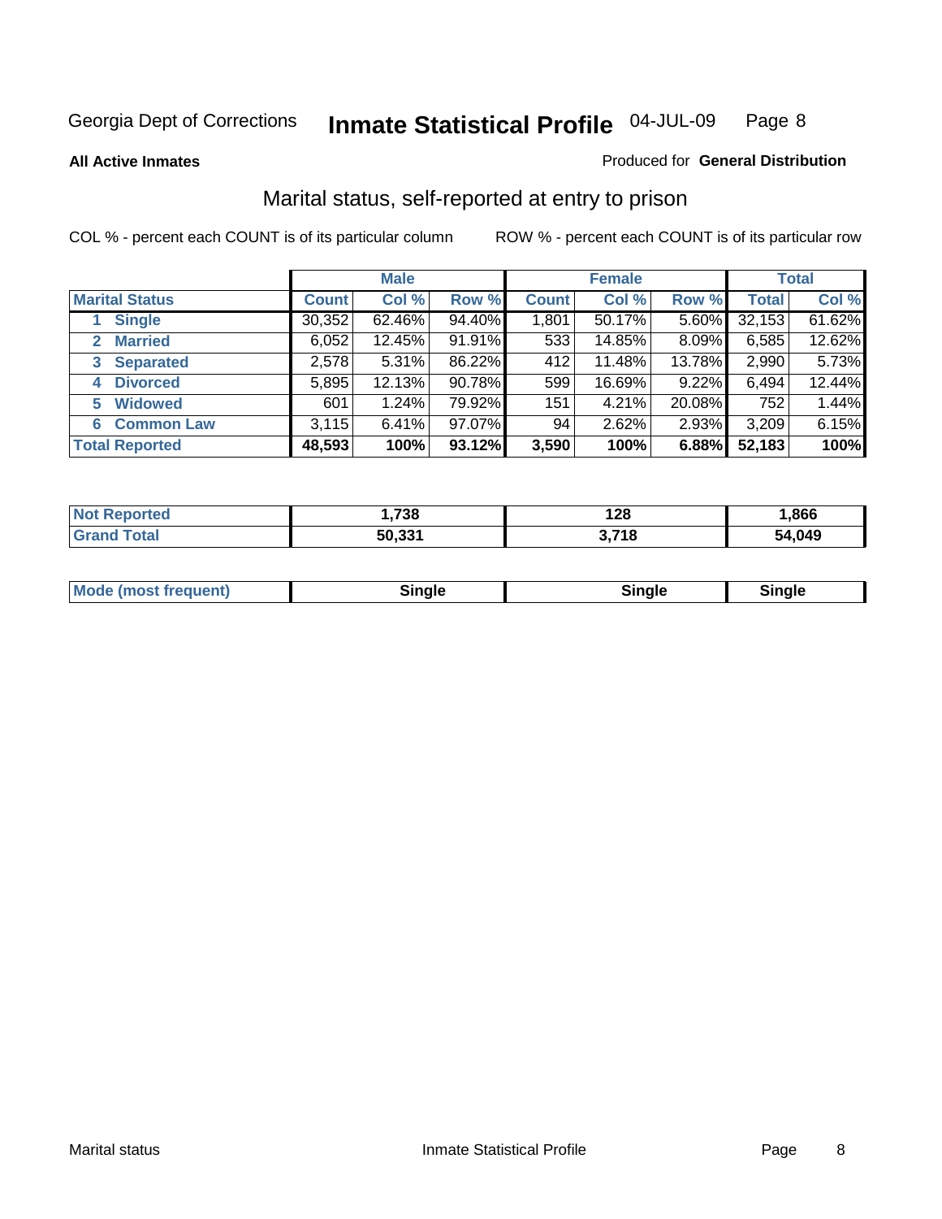Georgia Dept of Corrections **Inmate Statistical Profile** 04-JUL-09

**All Active Inmates**

Produced for **General Distribution**

## Marital status, self-reported at entry to prison

COL % - percent each COUNT is of its particular column    ROW % - percent each COUNT is of its particular row

| | Male | | | Female | | | Total | |
|---|---|---|---|---|---|---|---|---|
| **Marital Status** | **Count** | **Col %** | **Row %** | **Count** | **Col %** | **Row %** | **Total** | **Col %** |
| 1 **Single** | 30,352 | 62.46% | 94.40% | 1,801 | 50.17% | 5.60% | 32,153 | 61.62% |
| 2 **Married** | 6,052 | 12.45% | 91.91% | 533 | 14.85% | 8.09% | 6,585 | 12.62% |
| 3 **Separated** | 2,578 | 5.31% | 86.22% | 412 | 11.48% | 13.78% | 2,990 | 5.73% |
| 4 **Divorced** | 5,895 | 12.13% | 90.78% | 599 | 16.69% | 9.22% | 6,494 | 12.44% |
| 5 **Widowed** | 601 | 1.24% | 79.92% | 151 | 4.21% | 20.08% | 752 | 1.44% |
| 6 **Common Law** | 3,115 | 6.41% | 97.07% | 94 | 2.62% | 2.93% | 3,209 | 6.15% |
| **Total Reported** | **48,593** | **100%** | **93.12%** | **3,590** | **100%** | **6.88%** | **52,183** | **100%** |

| | Male | Female | Total |
|---|---|---|---|
| **Not Reported** | **1,738** | **128** | **1,866** |
| **Grand Total** | **50,331** | **3,718** | **54,049** |

| | Male | Female | Total |
|---|---|---|---|
| **Mode (most frequent)** | **Single** | **Single** | **Single** |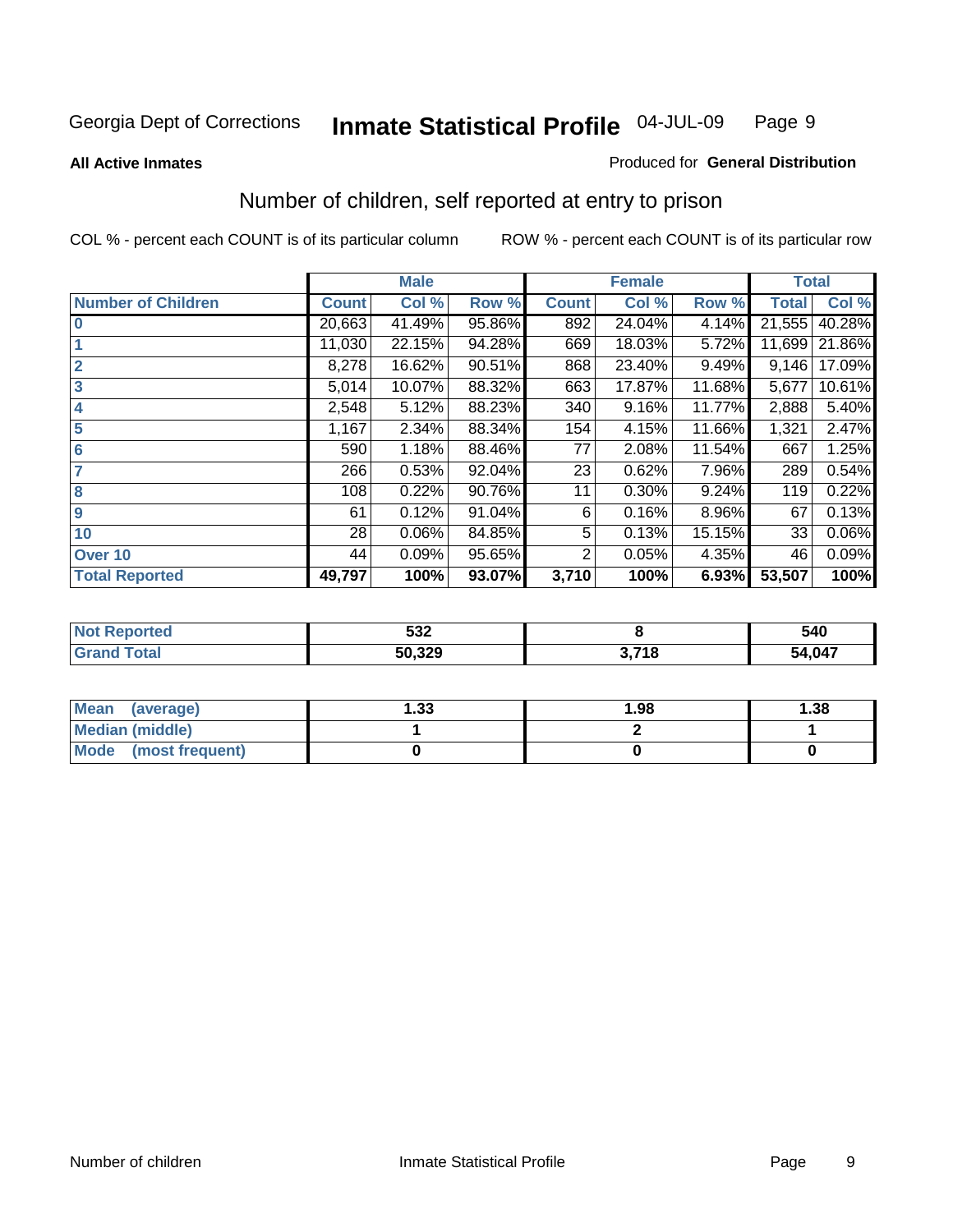Georgia Dept of Corrections **Inmate Statistical Profile** 04-JUL-09

**All Active Inmates**

Produced for **General Distribution**

## Number of children, self reported at entry to prison

COL % - percent each COUNT is of its particular column    ROW % - percent each COUNT is of its particular row

| | Male | | | Female | | | Total | |
|---|---|---|---|---|---|---|---|---|
| **Number of Children** | **Count** | **Col %** | **Row %** | **Count** | **Col %** | **Row %** | **Total** | **Col %** |
| **0** | 20,663 | 41.49% | 95.86% | 892 | 24.04% | 4.14% | 21,555 | 40.28% |
| **1** | 11,030 | 22.15% | 94.28% | 669 | 18.03% | 5.72% | 11,699 | 21.86% |
| **2** | 8,278 | 16.62% | 90.51% | 868 | 23.40% | 9.49% | 9,146 | 17.09% |
| **3** | 5,014 | 10.07% | 88.32% | 663 | 17.87% | 11.68% | 5,677 | 10.61% |
| **4** | 2,548 | 5.12% | 88.23% | 340 | 9.16% | 11.77% | 2,888 | 5.40% |
| **5** | 1,167 | 2.34% | 88.34% | 154 | 4.15% | 11.66% | 1,321 | 2.47% |
| **6** | 590 | 1.18% | 88.46% | 77 | 2.08% | 11.54% | 667 | 1.25% |
| **7** | 266 | 0.53% | 92.04% | 23 | 0.62% | 7.96% | 289 | 0.54% |
| **8** | 108 | 0.22% | 90.76% | 11 | 0.30% | 9.24% | 119 | 0.22% |
| **9** | 61 | 0.12% | 91.04% | 6 | 0.16% | 8.96% | 67 | 0.13% |
| **10** | 28 | 0.06% | 84.85% | 5 | 0.13% | 15.15% | 33 | 0.06% |
| **Over 10** | 44 | 0.09% | 95.65% | 2 | 0.05% | 4.35% | 46 | 0.09% |
| **Total Reported** | **49,797** | **100%** | **93.07%** | **3,710** | **100%** | **6.93%** | **53,507** | **100%** |

| | Male | Female | Total |
|---|---|---|---|
| **Not Reported** | **532** | **8** | **540** |
| **Grand Total** | **50,329** | **3,718** | **54,047** |

| | Male | Female | Total |
|---|---|---|---|
| **Mean (average)** | **1.33** | **1.98** | **1.38** |
| **Median (middle)** | **1** | **2** | **1** |
| **Mode (most frequent)** | **0** | **0** | **0** |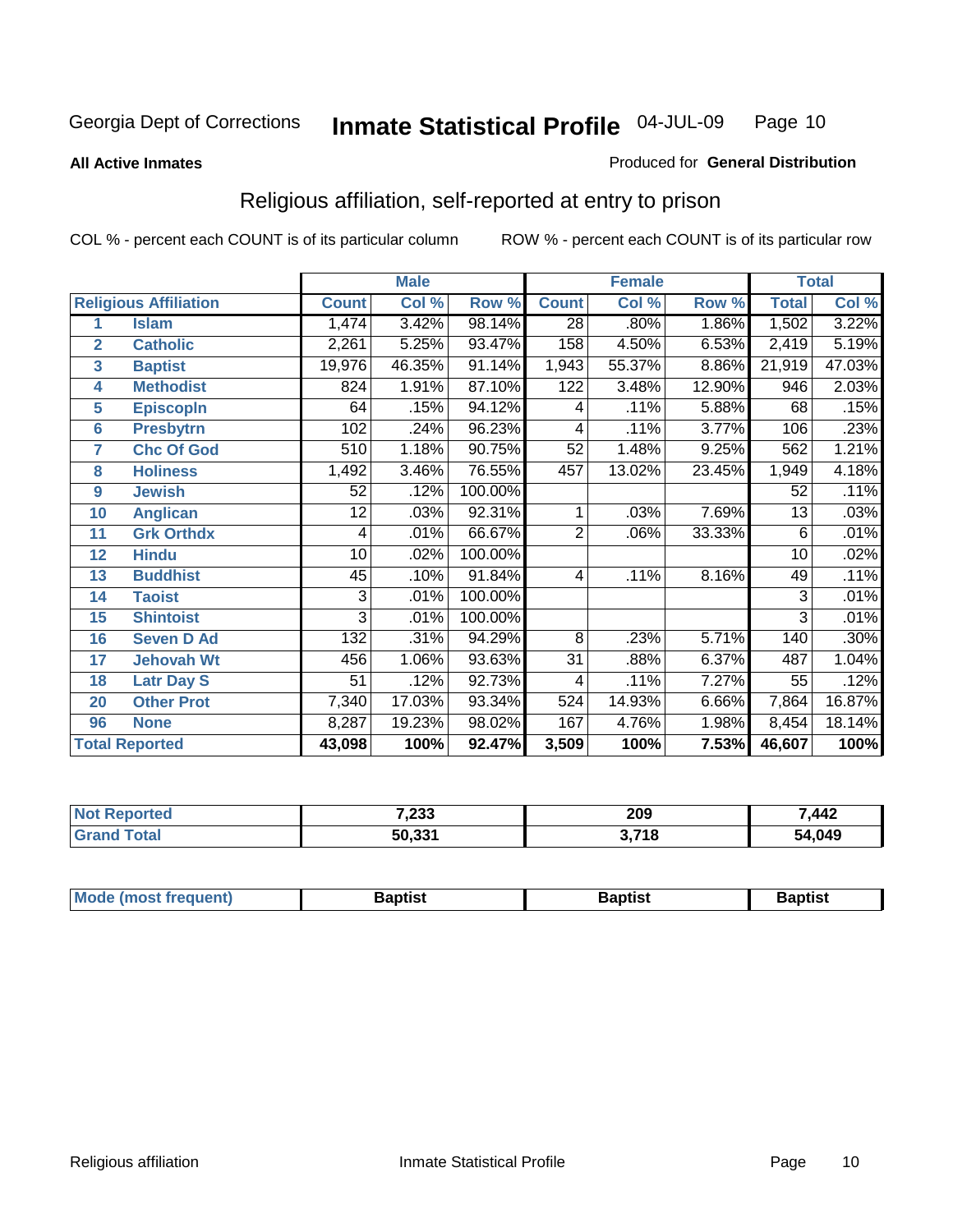Georgia Dept of Corrections **Inmate Statistical Profile** 04-JUL-09

**All Active Inmates**

Produced for **General Distribution**

## Religious affiliation, self-reported at entry to prison

COL % - percent each COUNT is of its particular column ROW % - percent each COUNT is of its particular row

| Religious Affiliation | | Male | | | Female | | | Total | |
|---|---|---|---|---|---|---|---|---|---|
| | | Count | Col % | Row % | Count | Col % | Row % | Total | Col % |
| 1 | Islam | 1,474 | 3.42% | 98.14% | 28 | .80% | 1.86% | 1,502 | 3.22% |
| 2 | Catholic | 2,261 | 5.25% | 93.47% | 158 | 4.50% | 6.53% | 2,419 | 5.19% |
| 3 | Baptist | 19,976 | 46.35% | 91.14% | 1,943 | 55.37% | 8.86% | 21,919 | 47.03% |
| 4 | Methodist | 824 | 1.91% | 87.10% | 122 | 3.48% | 12.90% | 946 | 2.03% |
| 5 | Episcopln | 64 | .15% | 94.12% | 4 | .11% | 5.88% | 68 | .15% |
| 6 | Presbytrn | 102 | .24% | 96.23% | 4 | .11% | 3.77% | 106 | .23% |
| 7 | Chc Of God | 510 | 1.18% | 90.75% | 52 | 1.48% | 9.25% | 562 | 1.21% |
| 8 | Holiness | 1,492 | 3.46% | 76.55% | 457 | 13.02% | 23.45% | 1,949 | 4.18% |
| 9 | Jewish | 52 | .12% | 100.00% | | | | 52 | .11% |
| 10 | Anglican | 12 | .03% | 92.31% | 1 | .03% | 7.69% | 13 | .03% |
| 11 | Grk Orthdx | 4 | .01% | 66.67% | 2 | .06% | 33.33% | 6 | .01% |
| 12 | Hindu | 10 | .02% | 100.00% | | | | 10 | .02% |
| 13 | Buddhist | 45 | .10% | 91.84% | 4 | .11% | 8.16% | 49 | .11% |
| 14 | Taoist | 3 | .01% | 100.00% | | | | 3 | .01% |
| 15 | Shintoist | 3 | .01% | 100.00% | | | | 3 | .01% |
| 16 | Seven D Ad | 132 | .31% | 94.29% | 8 | .23% | 5.71% | 140 | .30% |
| 17 | Jehovah Wt | 456 | 1.06% | 93.63% | 31 | .88% | 6.37% | 487 | 1.04% |
| 18 | Latr Day S | 51 | .12% | 92.73% | 4 | .11% | 7.27% | 55 | .12% |
| 20 | Other Prot | 7,340 | 17.03% | 93.34% | 524 | 14.93% | 6.66% | 7,864 | 16.87% |
| 96 | None | 8,287 | 19.23% | 98.02% | 167 | 4.76% | 1.98% | 8,454 | 18.14% |
| **Total Reported** | | **43,098** | **100%** | **92.47%** | **3,509** | **100%** | **7.53%** | **46,607** | **100%** |

| | Male | Female | Total |
|---|---|---|---|
| Not Reported | 7,233 | 209 | 7,442 |
| Grand Total | 50,331 | 3,718 | 54,049 |

| | Male | Female | Total |
|---|---|---|---|
| Mode (most frequent) | Baptist | Baptist | Baptist |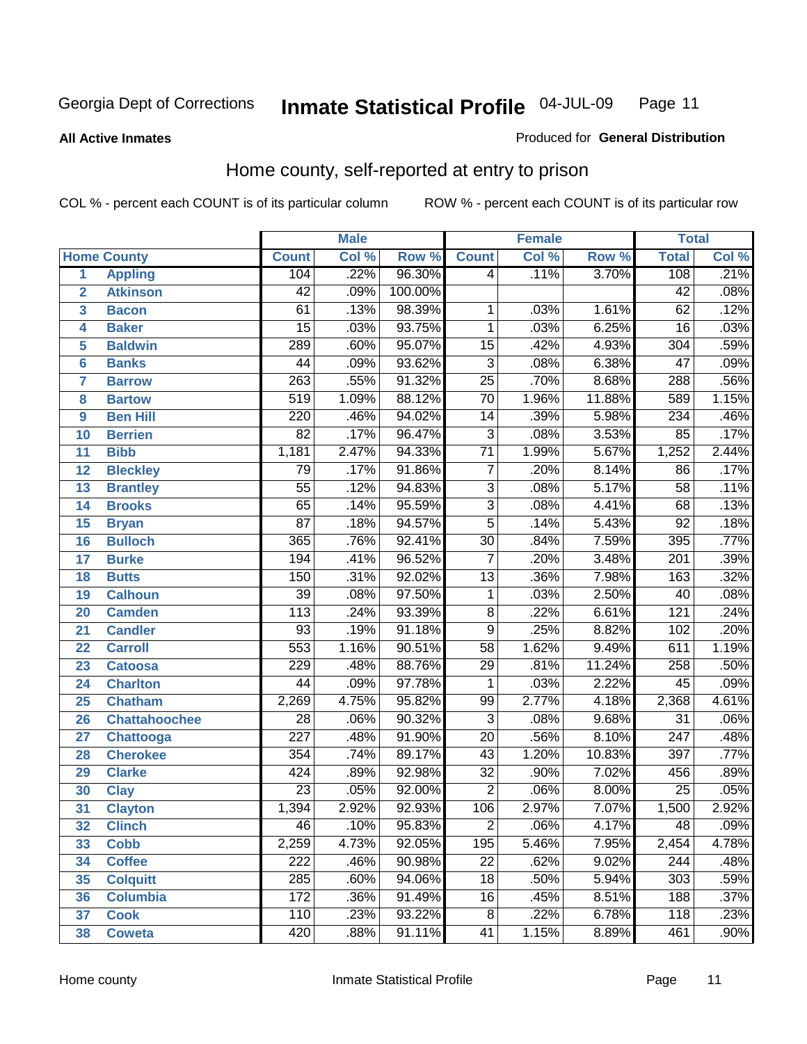Georgia Dept of Corrections **Inmate Statistical Profile** 04-JUL-09

**All Active Inmates**

Produced for **General Distribution**

## Home county, self-reported at entry to prison

COL % - percent each COUNT is of its particular column        ROW % - percent each COUNT is of its particular row

| | | Male | | | Female | | | Total | |
|---|---|---|---|---|---|---|---|---|---|
| Home County | | Count | Col % | Row % | Count | Col % | Row % | Total | Col % |
| 1 | Appling | 104 | .22% | 96.30% | 4 | .11% | 3.70% | 108 | .21% |
| 2 | Atkinson | 42 | .09% | 100.00% | | | | 42 | .08% |
| 3 | Bacon | 61 | .13% | 98.39% | 1 | .03% | 1.61% | 62 | .12% |
| 4 | Baker | 15 | .03% | 93.75% | 1 | .03% | 6.25% | 16 | .03% |
| 5 | Baldwin | 289 | .60% | 95.07% | 15 | .42% | 4.93% | 304 | .59% |
| 6 | Banks | 44 | .09% | 93.62% | 3 | .08% | 6.38% | 47 | .09% |
| 7 | Barrow | 263 | .55% | 91.32% | 25 | .70% | 8.68% | 288 | .56% |
| 8 | Bartow | 519 | 1.09% | 88.12% | 70 | 1.96% | 11.88% | 589 | 1.15% |
| 9 | Ben Hill | 220 | .46% | 94.02% | 14 | .39% | 5.98% | 234 | .46% |
| 10 | Berrien | 82 | .17% | 96.47% | 3 | .08% | 3.53% | 85 | .17% |
| 11 | Bibb | 1,181 | 2.47% | 94.33% | 71 | 1.99% | 5.67% | 1,252 | 2.44% |
| 12 | Bleckley | 79 | .17% | 91.86% | 7 | .20% | 8.14% | 86 | .17% |
| 13 | Brantley | 55 | .12% | 94.83% | 3 | .08% | 5.17% | 58 | .11% |
| 14 | Brooks | 65 | .14% | 95.59% | 3 | .08% | 4.41% | 68 | .13% |
| 15 | Bryan | 87 | .18% | 94.57% | 5 | .14% | 5.43% | 92 | .18% |
| 16 | Bulloch | 365 | .76% | 92.41% | 30 | .84% | 7.59% | 395 | .77% |
| 17 | Burke | 194 | .41% | 96.52% | 7 | .20% | 3.48% | 201 | .39% |
| 18 | Butts | 150 | .31% | 92.02% | 13 | .36% | 7.98% | 163 | .32% |
| 19 | Calhoun | 39 | .08% | 97.50% | 1 | .03% | 2.50% | 40 | .08% |
| 20 | Camden | 113 | .24% | 93.39% | 8 | .22% | 6.61% | 121 | .24% |
| 21 | Candler | 93 | .19% | 91.18% | 9 | .25% | 8.82% | 102 | .20% |
| 22 | Carroll | 553 | 1.16% | 90.51% | 58 | 1.62% | 9.49% | 611 | 1.19% |
| 23 | Catoosa | 229 | .48% | 88.76% | 29 | .81% | 11.24% | 258 | .50% |
| 24 | Charlton | 44 | .09% | 97.78% | 1 | .03% | 2.22% | 45 | .09% |
| 25 | Chatham | 2,269 | 4.75% | 95.82% | 99 | 2.77% | 4.18% | 2,368 | 4.61% |
| 26 | Chattahoochee | 28 | .06% | 90.32% | 3 | .08% | 9.68% | 31 | .06% |
| 27 | Chattooga | 227 | .48% | 91.90% | 20 | .56% | 8.10% | 247 | .48% |
| 28 | Cherokee | 354 | .74% | 89.17% | 43 | 1.20% | 10.83% | 397 | .77% |
| 29 | Clarke | 424 | .89% | 92.98% | 32 | .90% | 7.02% | 456 | .89% |
| 30 | Clay | 23 | .05% | 92.00% | 2 | .06% | 8.00% | 25 | .05% |
| 31 | Clayton | 1,394 | 2.92% | 92.93% | 106 | 2.97% | 7.07% | 1,500 | 2.92% |
| 32 | Clinch | 46 | .10% | 95.83% | 2 | .06% | 4.17% | 48 | .09% |
| 33 | Cobb | 2,259 | 4.73% | 92.05% | 195 | 5.46% | 7.95% | 2,454 | 4.78% |
| 34 | Coffee | 222 | .46% | 90.98% | 22 | .62% | 9.02% | 244 | .48% |
| 35 | Colquitt | 285 | .60% | 94.06% | 18 | .50% | 5.94% | 303 | .59% |
| 36 | Columbia | 172 | .36% | 91.49% | 16 | .45% | 8.51% | 188 | .37% |
| 37 | Cook | 110 | .23% | 93.22% | 8 | .22% | 6.78% | 118 | .23% |
| 38 | Coweta | 420 | .88% | 91.11% | 41 | 1.15% | 8.89% | 461 | .90% |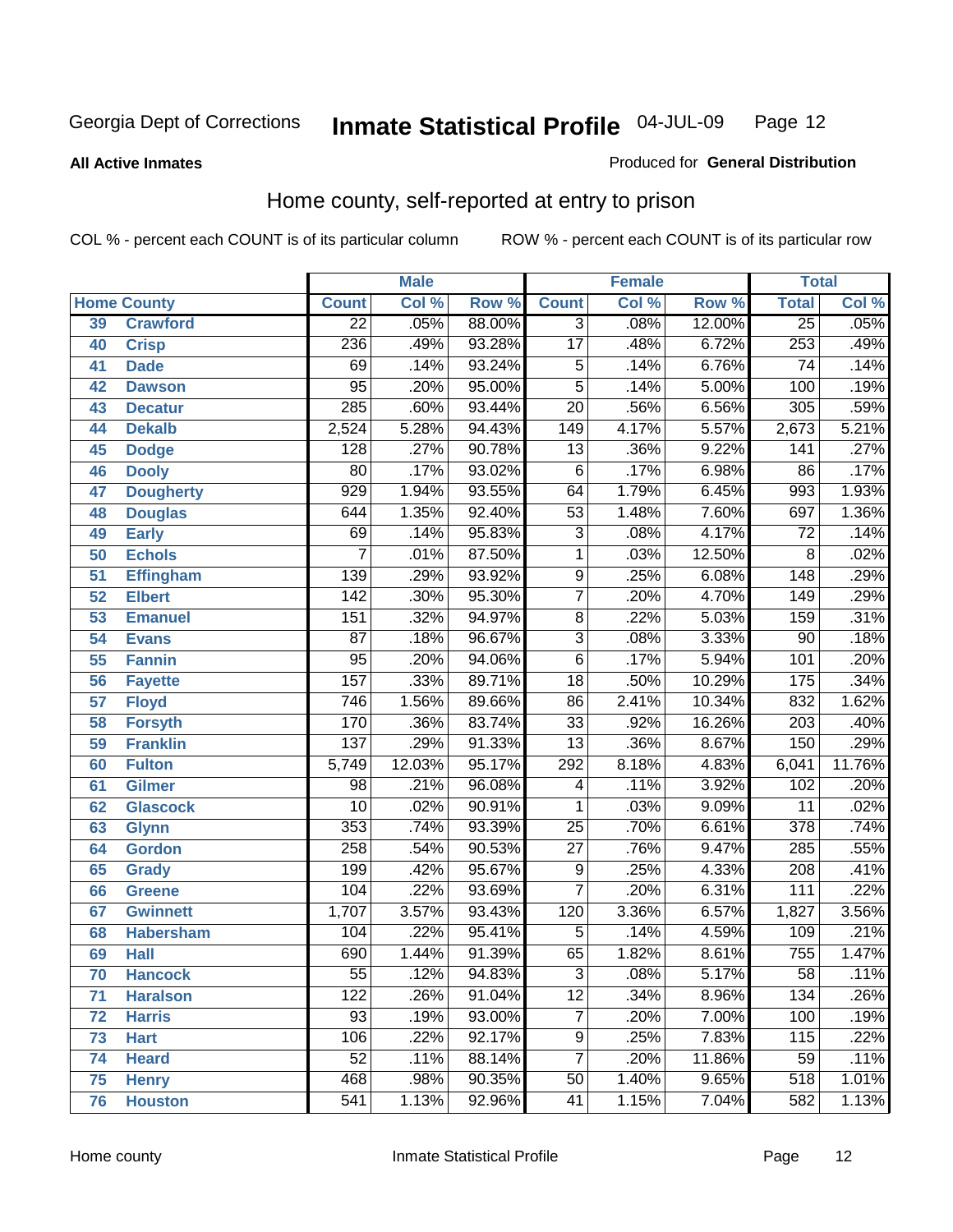Georgia Dept of Corrections **Inmate Statistical Profile** 04-JUL-09

**All Active Inmates**

Produced for **General Distribution**

## Home county, self-reported at entry to prison

COL % - percent each COUNT is of its particular column ROW % - percent each COUNT is of its particular row

| Home County | | Male | | | Female | | | Total | |
|---|---|---|---|---|---|---|---|---|---|
| | | Count | Col % | Row % | Count | Col % | Row % | Total | Col % |
| 39 | Crawford | 22 | .05% | 88.00% | 3 | .08% | 12.00% | 25 | .05% |
| 40 | Crisp | 236 | .49% | 93.28% | 17 | .48% | 6.72% | 253 | .49% |
| 41 | Dade | 69 | .14% | 93.24% | 5 | .14% | 6.76% | 74 | .14% |
| 42 | Dawson | 95 | .20% | 95.00% | 5 | .14% | 5.00% | 100 | .19% |
| 43 | Decatur | 285 | .60% | 93.44% | 20 | .56% | 6.56% | 305 | .59% |
| 44 | Dekalb | 2,524 | 5.28% | 94.43% | 149 | 4.17% | 5.57% | 2,673 | 5.21% |
| 45 | Dodge | 128 | .27% | 90.78% | 13 | .36% | 9.22% | 141 | .27% |
| 46 | Dooly | 80 | .17% | 93.02% | 6 | .17% | 6.98% | 86 | .17% |
| 47 | Dougherty | 929 | 1.94% | 93.55% | 64 | 1.79% | 6.45% | 993 | 1.93% |
| 48 | Douglas | 644 | 1.35% | 92.40% | 53 | 1.48% | 7.60% | 697 | 1.36% |
| 49 | Early | 69 | .14% | 95.83% | 3 | .08% | 4.17% | 72 | .14% |
| 50 | Echols | 7 | .01% | 87.50% | 1 | .03% | 12.50% | 8 | .02% |
| 51 | Effingham | 139 | .29% | 93.92% | 9 | .25% | 6.08% | 148 | .29% |
| 52 | Elbert | 142 | .30% | 95.30% | 7 | .20% | 4.70% | 149 | .29% |
| 53 | Emanuel | 151 | .32% | 94.97% | 8 | .22% | 5.03% | 159 | .31% |
| 54 | Evans | 87 | .18% | 96.67% | 3 | .08% | 3.33% | 90 | .18% |
| 55 | Fannin | 95 | .20% | 94.06% | 6 | .17% | 5.94% | 101 | .20% |
| 56 | Fayette | 157 | .33% | 89.71% | 18 | .50% | 10.29% | 175 | .34% |
| 57 | Floyd | 746 | 1.56% | 89.66% | 86 | 2.41% | 10.34% | 832 | 1.62% |
| 58 | Forsyth | 170 | .36% | 83.74% | 33 | .92% | 16.26% | 203 | .40% |
| 59 | Franklin | 137 | .29% | 91.33% | 13 | .36% | 8.67% | 150 | .29% |
| 60 | Fulton | 5,749 | 12.03% | 95.17% | 292 | 8.18% | 4.83% | 6,041 | 11.76% |
| 61 | Gilmer | 98 | .21% | 96.08% | 4 | .11% | 3.92% | 102 | .20% |
| 62 | Glascock | 10 | .02% | 90.91% | 1 | .03% | 9.09% | 11 | .02% |
| 63 | Glynn | 353 | .74% | 93.39% | 25 | .70% | 6.61% | 378 | .74% |
| 64 | Gordon | 258 | .54% | 90.53% | 27 | .76% | 9.47% | 285 | .55% |
| 65 | Grady | 199 | .42% | 95.67% | 9 | .25% | 4.33% | 208 | .41% |
| 66 | Greene | 104 | .22% | 93.69% | 7 | .20% | 6.31% | 111 | .22% |
| 67 | Gwinnett | 1,707 | 3.57% | 93.43% | 120 | 3.36% | 6.57% | 1,827 | 3.56% |
| 68 | Habersham | 104 | .22% | 95.41% | 5 | .14% | 4.59% | 109 | .21% |
| 69 | Hall | 690 | 1.44% | 91.39% | 65 | 1.82% | 8.61% | 755 | 1.47% |
| 70 | Hancock | 55 | .12% | 94.83% | 3 | .08% | 5.17% | 58 | .11% |
| 71 | Haralson | 122 | .26% | 91.04% | 12 | .34% | 8.96% | 134 | .26% |
| 72 | Harris | 93 | .19% | 93.00% | 7 | .20% | 7.00% | 100 | .19% |
| 73 | Hart | 106 | .22% | 92.17% | 9 | .25% | 7.83% | 115 | .22% |
| 74 | Heard | 52 | .11% | 88.14% | 7 | .20% | 11.86% | 59 | .11% |
| 75 | Henry | 468 | .98% | 90.35% | 50 | 1.40% | 9.65% | 518 | 1.01% |
| 76 | Houston | 541 | 1.13% | 92.96% | 41 | 1.15% | 7.04% | 582 | 1.13% |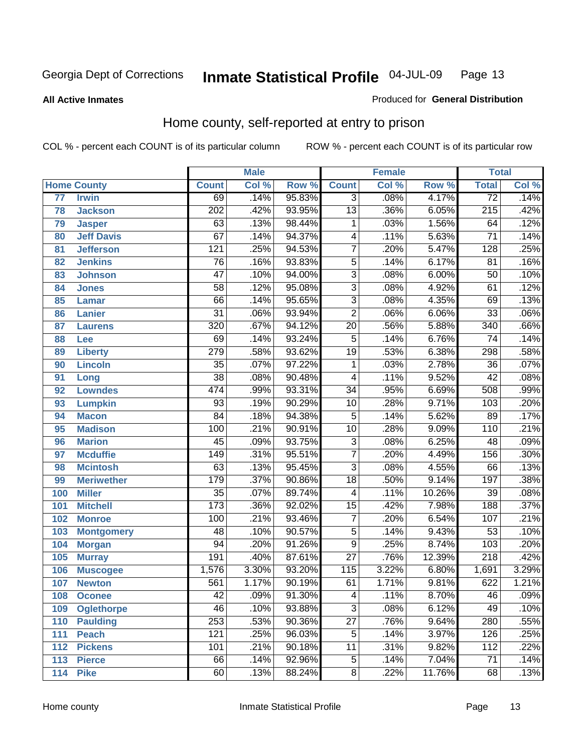Georgia Dept of Corrections **Inmate Statistical Profile** 04-JUL-09

**All Active Inmates**

Produced for **General Distribution**

## Home county, self-reported at entry to prison

COL % - percent each COUNT is of its particular column ROW % - percent each COUNT is of its particular row

| Home County | | Male | | | Female | | | Total | |
|---|---|---|---|---|---|---|---|---|---|
| | | Count | Col % | Row % | Count | Col % | Row % | Total | Col % |
| 77 | Irwin | 69 | .14% | 95.83% | 3 | .08% | 4.17% | 72 | .14% |
| 78 | Jackson | 202 | .42% | 93.95% | 13 | .36% | 6.05% | 215 | .42% |
| 79 | Jasper | 63 | .13% | 98.44% | 1 | .03% | 1.56% | 64 | .12% |
| 80 | Jeff Davis | 67 | .14% | 94.37% | 4 | .11% | 5.63% | 71 | .14% |
| 81 | Jefferson | 121 | .25% | 94.53% | 7 | .20% | 5.47% | 128 | .25% |
| 82 | Jenkins | 76 | .16% | 93.83% | 5 | .14% | 6.17% | 81 | .16% |
| 83 | Johnson | 47 | .10% | 94.00% | 3 | .08% | 6.00% | 50 | .10% |
| 84 | Jones | 58 | .12% | 95.08% | 3 | .08% | 4.92% | 61 | .12% |
| 85 | Lamar | 66 | .14% | 95.65% | 3 | .08% | 4.35% | 69 | .13% |
| 86 | Lanier | 31 | .06% | 93.94% | 2 | .06% | 6.06% | 33 | .06% |
| 87 | Laurens | 320 | .67% | 94.12% | 20 | .56% | 5.88% | 340 | .66% |
| 88 | Lee | 69 | .14% | 93.24% | 5 | .14% | 6.76% | 74 | .14% |
| 89 | Liberty | 279 | .58% | 93.62% | 19 | .53% | 6.38% | 298 | .58% |
| 90 | Lincoln | 35 | .07% | 97.22% | 1 | .03% | 2.78% | 36 | .07% |
| 91 | Long | 38 | .08% | 90.48% | 4 | .11% | 9.52% | 42 | .08% |
| 92 | Lowndes | 474 | .99% | 93.31% | 34 | .95% | 6.69% | 508 | .99% |
| 93 | Lumpkin | 93 | .19% | 90.29% | 10 | .28% | 9.71% | 103 | .20% |
| 94 | Macon | 84 | .18% | 94.38% | 5 | .14% | 5.62% | 89 | .17% |
| 95 | Madison | 100 | .21% | 90.91% | 10 | .28% | 9.09% | 110 | .21% |
| 96 | Marion | 45 | .09% | 93.75% | 3 | .08% | 6.25% | 48 | .09% |
| 97 | Mcduffie | 149 | .31% | 95.51% | 7 | .20% | 4.49% | 156 | .30% |
| 98 | Mcintosh | 63 | .13% | 95.45% | 3 | .08% | 4.55% | 66 | .13% |
| 99 | Meriwether | 179 | .37% | 90.86% | 18 | .50% | 9.14% | 197 | .38% |
| 100 | Miller | 35 | .07% | 89.74% | 4 | .11% | 10.26% | 39 | .08% |
| 101 | Mitchell | 173 | .36% | 92.02% | 15 | .42% | 7.98% | 188 | .37% |
| 102 | Monroe | 100 | .21% | 93.46% | 7 | .20% | 6.54% | 107 | .21% |
| 103 | Montgomery | 48 | .10% | 90.57% | 5 | .14% | 9.43% | 53 | .10% |
| 104 | Morgan | 94 | .20% | 91.26% | 9 | .25% | 8.74% | 103 | .20% |
| 105 | Murray | 191 | .40% | 87.61% | 27 | .76% | 12.39% | 218 | .42% |
| 106 | Muscogee | 1,576 | 3.30% | 93.20% | 115 | 3.22% | 6.80% | 1,691 | 3.29% |
| 107 | Newton | 561 | 1.17% | 90.19% | 61 | 1.71% | 9.81% | 622 | 1.21% |
| 108 | Oconee | 42 | .09% | 91.30% | 4 | .11% | 8.70% | 46 | .09% |
| 109 | Oglethorpe | 46 | .10% | 93.88% | 3 | .08% | 6.12% | 49 | .10% |
| 110 | Paulding | 253 | .53% | 90.36% | 27 | .76% | 9.64% | 280 | .55% |
| 111 | Peach | 121 | .25% | 96.03% | 5 | .14% | 3.97% | 126 | .25% |
| 112 | Pickens | 101 | .21% | 90.18% | 11 | .31% | 9.82% | 112 | .22% |
| 113 | Pierce | 66 | .14% | 92.96% | 5 | .14% | 7.04% | 71 | .14% |
| 114 | Pike | 60 | .13% | 88.24% | 8 | .22% | 11.76% | 68 | .13% |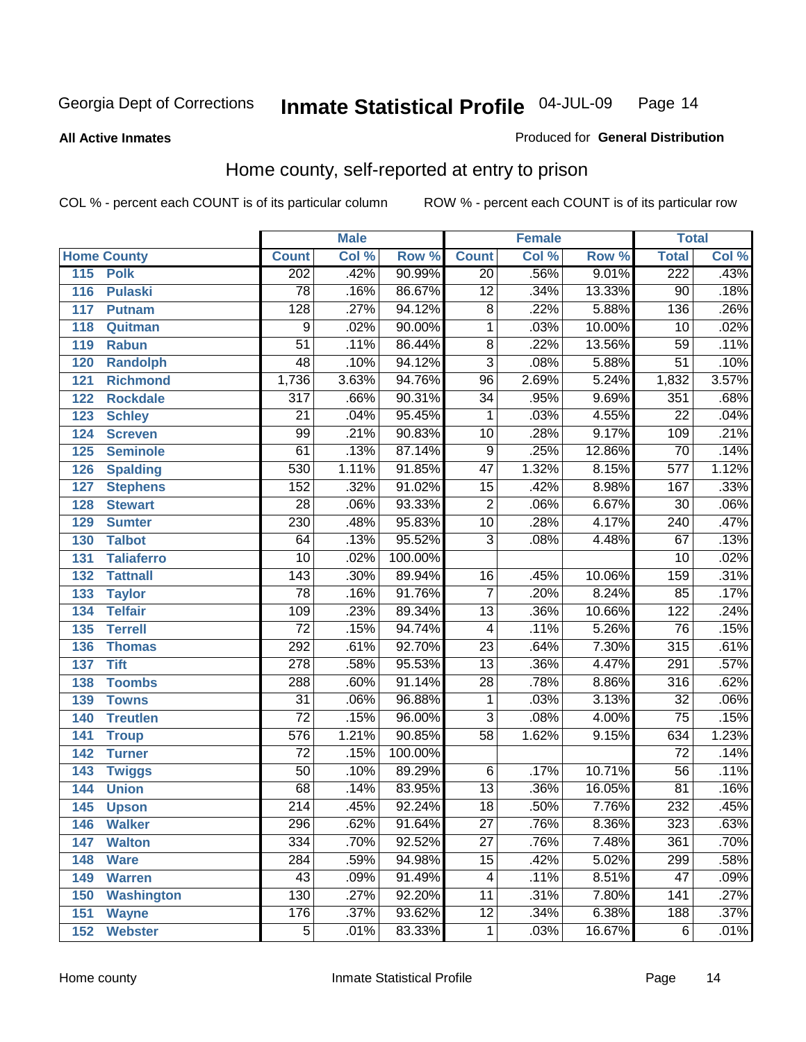Georgia Dept of Corrections **Inmate Statistical Profile** 04-JUL-09

**All Active Inmates**

Produced for **General Distribution**

## Home county, self-reported at entry to prison

COL % - percent each COUNT is of its particular column    ROW % - percent each COUNT is of its particular row

| Home County | | Male | | | Female | | | Total | |
|---|---|---|---|---|---|---|---|---|---|
| | | Count | Col % | Row % | Count | Col % | Row % | Total | Col % |
| 115 | Polk | 202 | .42% | 90.99% | 20 | .56% | 9.01% | 222 | .43% |
| 116 | Pulaski | 78 | .16% | 86.67% | 12 | .34% | 13.33% | 90 | .18% |
| 117 | Putnam | 128 | .27% | 94.12% | 8 | .22% | 5.88% | 136 | .26% |
| 118 | Quitman | 9 | .02% | 90.00% | 1 | .03% | 10.00% | 10 | .02% |
| 119 | Rabun | 51 | .11% | 86.44% | 8 | .22% | 13.56% | 59 | .11% |
| 120 | Randolph | 48 | .10% | 94.12% | 3 | .08% | 5.88% | 51 | .10% |
| 121 | Richmond | 1,736 | 3.63% | 94.76% | 96 | 2.69% | 5.24% | 1,832 | 3.57% |
| 122 | Rockdale | 317 | .66% | 90.31% | 34 | .95% | 9.69% | 351 | .68% |
| 123 | Schley | 21 | .04% | 95.45% | 1 | .03% | 4.55% | 22 | .04% |
| 124 | Screven | 99 | .21% | 90.83% | 10 | .28% | 9.17% | 109 | .21% |
| 125 | Seminole | 61 | .13% | 87.14% | 9 | .25% | 12.86% | 70 | .14% |
| 126 | Spalding | 530 | 1.11% | 91.85% | 47 | 1.32% | 8.15% | 577 | 1.12% |
| 127 | Stephens | 152 | .32% | 91.02% | 15 | .42% | 8.98% | 167 | .33% |
| 128 | Stewart | 28 | .06% | 93.33% | 2 | .06% | 6.67% | 30 | .06% |
| 129 | Sumter | 230 | .48% | 95.83% | 10 | .28% | 4.17% | 240 | .47% |
| 130 | Talbot | 64 | .13% | 95.52% | 3 | .08% | 4.48% | 67 | .13% |
| 131 | Taliaferro | 10 | .02% | 100.00% | | | | 10 | .02% |
| 132 | Tattnall | 143 | .30% | 89.94% | 16 | .45% | 10.06% | 159 | .31% |
| 133 | Taylor | 78 | .16% | 91.76% | 7 | .20% | 8.24% | 85 | .17% |
| 134 | Telfair | 109 | .23% | 89.34% | 13 | .36% | 10.66% | 122 | .24% |
| 135 | Terrell | 72 | .15% | 94.74% | 4 | .11% | 5.26% | 76 | .15% |
| 136 | Thomas | 292 | .61% | 92.70% | 23 | .64% | 7.30% | 315 | .61% |
| 137 | Tift | 278 | .58% | 95.53% | 13 | .36% | 4.47% | 291 | .57% |
| 138 | Toombs | 288 | .60% | 91.14% | 28 | .78% | 8.86% | 316 | .62% |
| 139 | Towns | 31 | .06% | 96.88% | 1 | .03% | 3.13% | 32 | .06% |
| 140 | Treutlen | 72 | .15% | 96.00% | 3 | .08% | 4.00% | 75 | .15% |
| 141 | Troup | 576 | 1.21% | 90.85% | 58 | 1.62% | 9.15% | 634 | 1.23% |
| 142 | Turner | 72 | .15% | 100.00% | | | | 72 | .14% |
| 143 | Twiggs | 50 | .10% | 89.29% | 6 | .17% | 10.71% | 56 | .11% |
| 144 | Union | 68 | .14% | 83.95% | 13 | .36% | 16.05% | 81 | .16% |
| 145 | Upson | 214 | .45% | 92.24% | 18 | .50% | 7.76% | 232 | .45% |
| 146 | Walker | 296 | .62% | 91.64% | 27 | .76% | 8.36% | 323 | .63% |
| 147 | Walton | 334 | .70% | 92.52% | 27 | .76% | 7.48% | 361 | .70% |
| 148 | Ware | 284 | .59% | 94.98% | 15 | .42% | 5.02% | 299 | .58% |
| 149 | Warren | 43 | .09% | 91.49% | 4 | .11% | 8.51% | 47 | .09% |
| 150 | Washington | 130 | .27% | 92.20% | 11 | .31% | 7.80% | 141 | .27% |
| 151 | Wayne | 176 | .37% | 93.62% | 12 | .34% | 6.38% | 188 | .37% |
| 152 | Webster | 5 | .01% | 83.33% | 1 | .03% | 16.67% | 6 | .01% |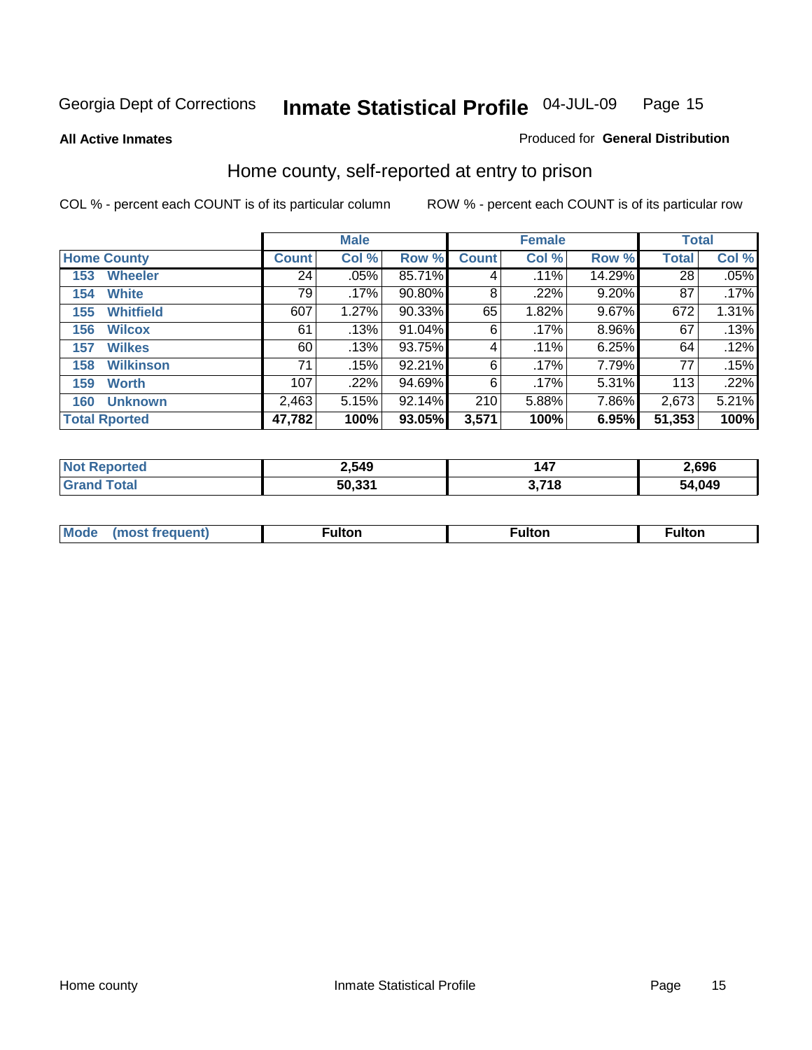Georgia Dept of Corrections **Inmate Statistical Profile** 04-JUL-09

**All Active Inmates**

Produced for **General Distribution**

## Home county, self-reported at entry to prison

COL % - percent each COUNT is of its particular column    ROW % - percent each COUNT is of its particular row

| | Male | | | Female | | | Total | |
|---|---|---|---|---|---|---|---|---|
| **Home County** | **Count** | **Col %** | **Row %** | **Count** | **Col %** | **Row %** | **Total** | **Col %** |
| 153 Wheeler | 24 | .05% | 85.71% | 4 | .11% | 14.29% | 28 | .05% |
| 154 White | 79 | .17% | 90.80% | 8 | .22% | 9.20% | 87 | .17% |
| 155 Whitfield | 607 | 1.27% | 90.33% | 65 | 1.82% | 9.67% | 672 | 1.31% |
| 156 Wilcox | 61 | .13% | 91.04% | 6 | .17% | 8.96% | 67 | .13% |
| 157 Wilkes | 60 | .13% | 93.75% | 4 | .11% | 6.25% | 64 | .12% |
| 158 Wilkinson | 71 | .15% | 92.21% | 6 | .17% | 7.79% | 77 | .15% |
| 159 Worth | 107 | .22% | 94.69% | 6 | .17% | 5.31% | 113 | .22% |
| 160 Unknown | 2,463 | 5.15% | 92.14% | 210 | 5.88% | 7.86% | 2,673 | 5.21% |
| **Total Rported** | **47,782** | **100%** | **93.05%** | **3,571** | **100%** | **6.95%** | **51,353** | **100%** |

| | Male | Female | Total |
|---|---|---|---|
| **Not Reported** | **2,549** | **147** | **2,696** |
| **Grand Total** | **50,331** | **3,718** | **54,049** |

| | Male | Female | Total |
|---|---|---|---|
| **Mode (most frequent)** | **Fulton** | **Fulton** | **Fulton** |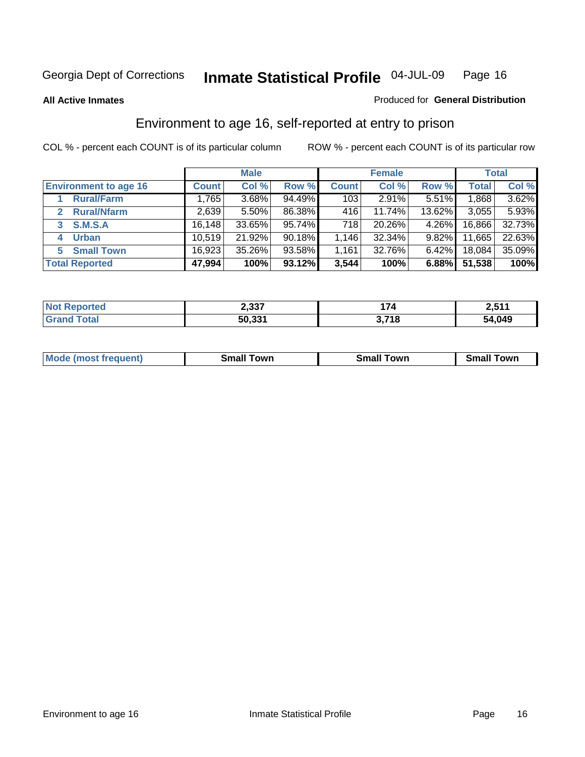Georgia Dept of Corrections **Inmate Statistical Profile** 04-JUL-09

**All Active Inmates**

Produced for **General Distribution**

## Environment to age 16, self-reported at entry to prison

COL % - percent each COUNT is of its particular column ROW % - percent each COUNT is of its particular row

| | Male | | | Female | | | Total | |
|---|---|---|---|---|---|---|---|---|
| **Environment to age 16** | **Count** | **Col %** | **Row %** | **Count** | **Col %** | **Row %** | **Total** | **Col %** |
| 1 **Rural/Farm** | 1,765 | 3.68% | 94.49% | 103 | 2.91% | 5.51% | 1,868 | 3.62% |
| 2 **Rural/Nfarm** | 2,639 | 5.50% | 86.38% | 416 | 11.74% | 13.62% | 3,055 | 5.93% |
| 3 **S.M.S.A** | 16,148 | 33.65% | 95.74% | 718 | 20.26% | 4.26% | 16,866 | 32.73% |
| 4 **Urban** | 10,519 | 21.92% | 90.18% | 1,146 | 32.34% | 9.82% | 11,665 | 22.63% |
| 5 **Small Town** | 16,923 | 35.26% | 93.58% | 1,161 | 32.76% | 6.42% | 18,084 | 35.09% |
| **Total Reported** | **47,994** | **100%** | **93.12%** | **3,544** | **100%** | **6.88%** | **51,538** | **100%** |

| | Male | Female | Total |
|---|---|---|---|
| **Not Reported** | **2,337** | **174** | **2,511** |
| **Grand Total** | **50,331** | **3,718** | **54,049** |

| | Male | Female | Total |
|---|---|---|---|
| **Mode (most frequent)** | **Small Town** | **Small Town** | **Small Town** |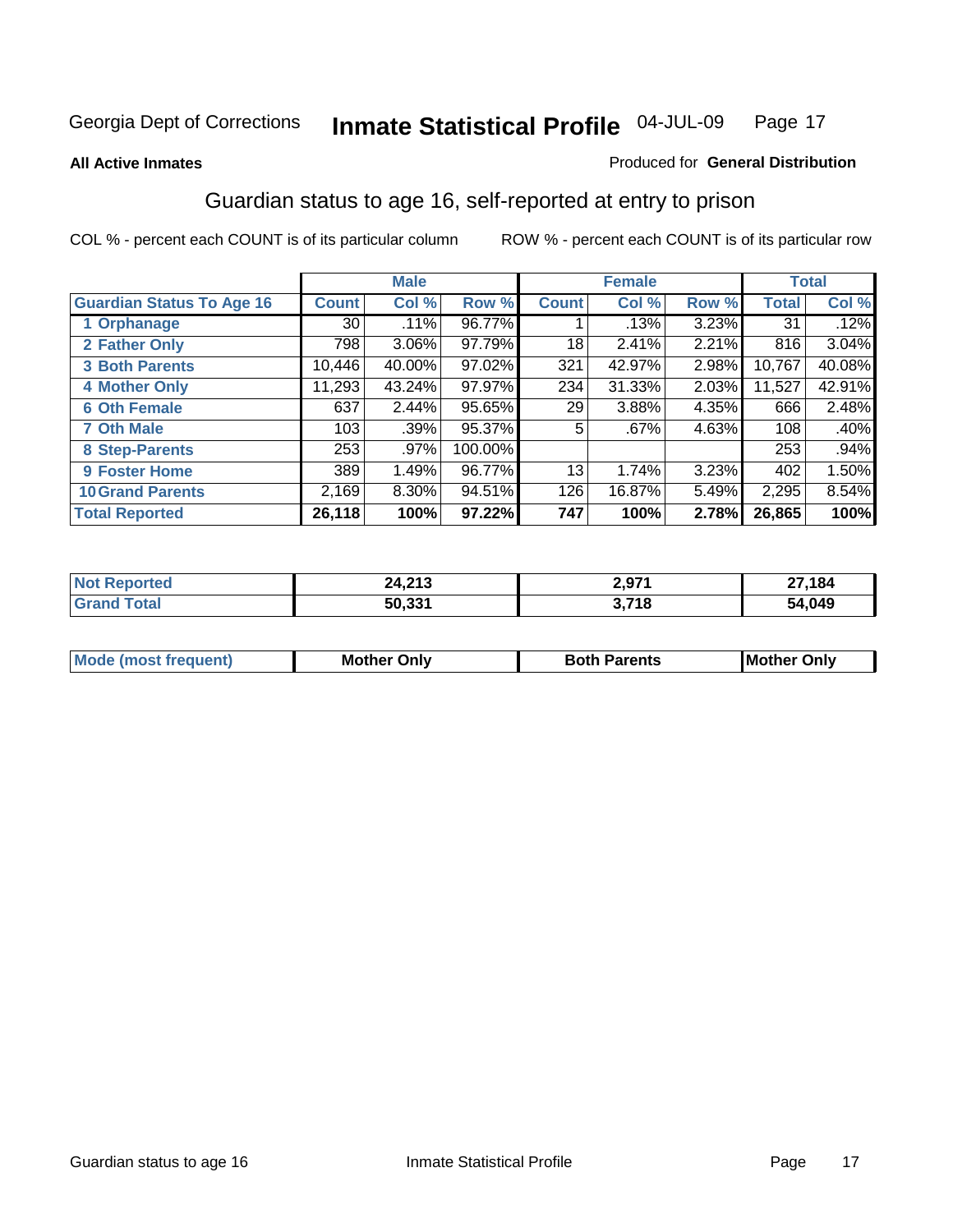Georgia Dept of Corrections **Inmate Statistical Profile** 04-JUL-09

**All Active Inmates** Produced for **General Distribution**

## Guardian status to age 16, self-reported at entry to prison

COL % - percent each COUNT is of its particular column ROW % - percent each COUNT is of its particular row

| | Male | | | Female | | | Total | |
|---|---|---|---|---|---|---|---|---|
| **Guardian Status To Age 16** | **Count** | **Col %** | **Row %** | **Count** | **Col %** | **Row %** | **Total** | **Col %** |
| **1 Orphanage** | 30 | .11% | 96.77% | 1 | .13% | 3.23% | 31 | .12% |
| **2 Father Only** | 798 | 3.06% | 97.79% | 18 | 2.41% | 2.21% | 816 | 3.04% |
| **3 Both Parents** | 10,446 | 40.00% | 97.02% | 321 | 42.97% | 2.98% | 10,767 | 40.08% |
| **4 Mother Only** | 11,293 | 43.24% | 97.97% | 234 | 31.33% | 2.03% | 11,527 | 42.91% |
| **6 Oth Female** | 637 | 2.44% | 95.65% | 29 | 3.88% | 4.35% | 666 | 2.48% |
| **7 Oth Male** | 103 | .39% | 95.37% | 5 | .67% | 4.63% | 108 | .40% |
| **8 Step-Parents** | 253 | .97% | 100.00% | | | | 253 | .94% |
| **9 Foster Home** | 389 | 1.49% | 96.77% | 13 | 1.74% | 3.23% | 402 | 1.50% |
| **10 Grand Parents** | 2,169 | 8.30% | 94.51% | 126 | 16.87% | 5.49% | 2,295 | 8.54% |
| **Total Reported** | **26,118** | **100%** | **97.22%** | **747** | **100%** | **2.78%** | **26,865** | **100%** |

| | Male | Female | Total |
|---|---|---|---|
| **Not Reported** | **24,213** | **2,971** | **27,184** |
| **Grand Total** | **50,331** | **3,718** | **54,049** |

| | Male | Female | Total |
|---|---|---|---|
| **Mode (most frequent)** | **Mother Only** | **Both Parents** | **Mother Only** |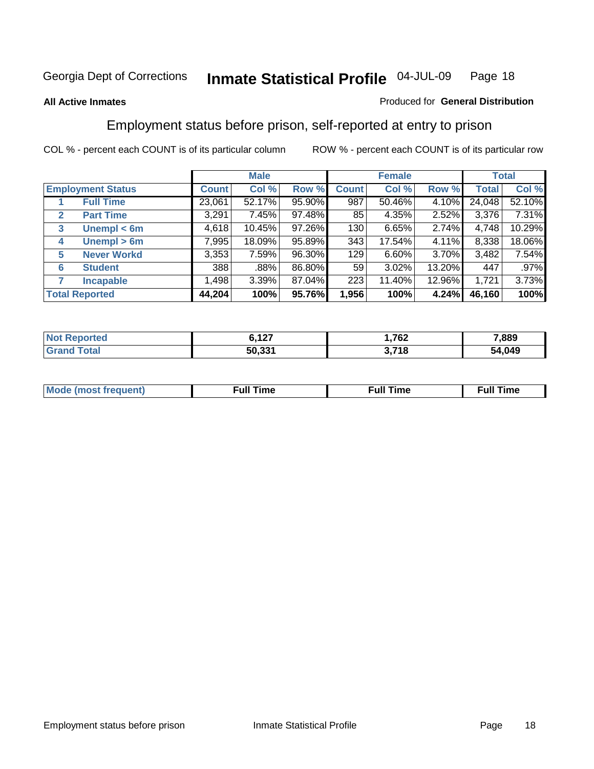Georgia Dept of Corrections **Inmate Statistical Profile** 04-JUL-09

**All Active Inmates**

Produced for **General Distribution**

## Employment status before prison, self-reported at entry to prison

COL % - percent each COUNT is of its particular column

ROW % - percent each COUNT is of its particular row

| Employment Status | Male | | | Female | | | Total | |
|---|---|---|---|---|---|---|---|---|
| | Count | Col % | Row % | Count | Col % | Row % | Total | Col % |
| 1 Full Time | 23,061 | 52.17% | 95.90% | 987 | 50.46% | 4.10% | 24,048 | 52.10% |
| 2 Part Time | 3,291 | 7.45% | 97.48% | 85 | 4.35% | 2.52% | 3,376 | 7.31% |
| 3 Unempl < 6m | 4,618 | 10.45% | 97.26% | 130 | 6.65% | 2.74% | 4,748 | 10.29% |
| 4 Unempl > 6m | 7,995 | 18.09% | 95.89% | 343 | 17.54% | 4.11% | 8,338 | 18.06% |
| 5 Never Workd | 3,353 | 7.59% | 96.30% | 129 | 6.60% | 3.70% | 3,482 | 7.54% |
| 6 Student | 388 | .88% | 86.80% | 59 | 3.02% | 13.20% | 447 | .97% |
| 7 Incapable | 1,498 | 3.39% | 87.04% | 223 | 11.40% | 12.96% | 1,721 | 3.73% |
| **Total Reported** | **44,204** | **100%** | **95.76%** | **1,956** | **100%** | **4.24%** | **46,160** | **100%** |

| | Male | Female | Total |
|---|---|---|---|
| Not Reported | 6,127 | 1,762 | 7,889 |
| Grand Total | 50,331 | 3,718 | 54,049 |

| | Male | Female | Total |
|---|---|---|---|
| Mode (most frequent) | Full Time | Full Time | Full Time |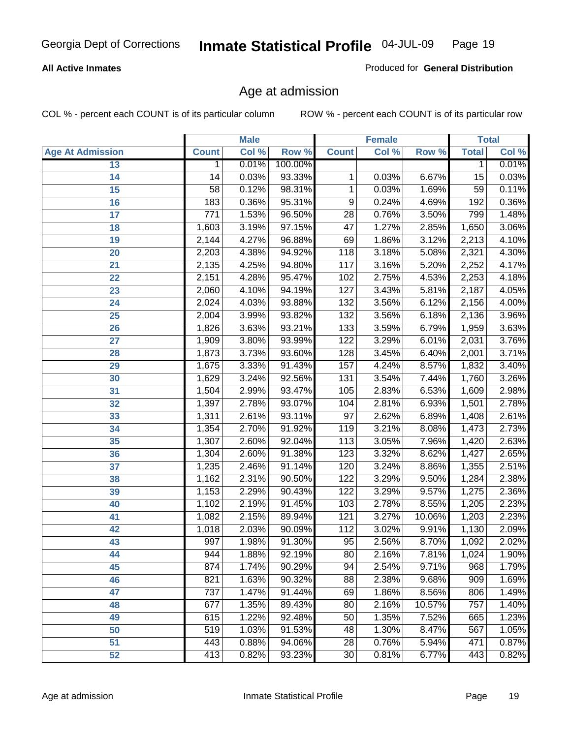**All Active Inmates**

Produced for **General Distribution**

## Age at admission

COL % - percent each COUNT is of its particular column

ROW % - percent each COUNT is of its particular row

| | Male | | | Female | | | Total | |
|---|---|---|---|---|---|---|---|---|
| Age At Admission | Count | Col % | Row % | Count | Col % | Row % | Total | Col % |
| 13 | 1 | 0.01% | 100.00% | | | | 1 | 0.01% |
| 14 | 14 | 0.03% | 93.33% | 1 | 0.03% | 6.67% | 15 | 0.03% |
| 15 | 58 | 0.12% | 98.31% | 1 | 0.03% | 1.69% | 59 | 0.11% |
| 16 | 183 | 0.36% | 95.31% | 9 | 0.24% | 4.69% | 192 | 0.36% |
| 17 | 771 | 1.53% | 96.50% | 28 | 0.76% | 3.50% | 799 | 1.48% |
| 18 | 1,603 | 3.19% | 97.15% | 47 | 1.27% | 2.85% | 1,650 | 3.06% |
| 19 | 2,144 | 4.27% | 96.88% | 69 | 1.86% | 3.12% | 2,213 | 4.10% |
| 20 | 2,203 | 4.38% | 94.92% | 118 | 3.18% | 5.08% | 2,321 | 4.30% |
| 21 | 2,135 | 4.25% | 94.80% | 117 | 3.16% | 5.20% | 2,252 | 4.17% |
| 22 | 2,151 | 4.28% | 95.47% | 102 | 2.75% | 4.53% | 2,253 | 4.18% |
| 23 | 2,060 | 4.10% | 94.19% | 127 | 3.43% | 5.81% | 2,187 | 4.05% |
| 24 | 2,024 | 4.03% | 93.88% | 132 | 3.56% | 6.12% | 2,156 | 4.00% |
| 25 | 2,004 | 3.99% | 93.82% | 132 | 3.56% | 6.18% | 2,136 | 3.96% |
| 26 | 1,826 | 3.63% | 93.21% | 133 | 3.59% | 6.79% | 1,959 | 3.63% |
| 27 | 1,909 | 3.80% | 93.99% | 122 | 3.29% | 6.01% | 2,031 | 3.76% |
| 28 | 1,873 | 3.73% | 93.60% | 128 | 3.45% | 6.40% | 2,001 | 3.71% |
| 29 | 1,675 | 3.33% | 91.43% | 157 | 4.24% | 8.57% | 1,832 | 3.40% |
| 30 | 1,629 | 3.24% | 92.56% | 131 | 3.54% | 7.44% | 1,760 | 3.26% |
| 31 | 1,504 | 2.99% | 93.47% | 105 | 2.83% | 6.53% | 1,609 | 2.98% |
| 32 | 1,397 | 2.78% | 93.07% | 104 | 2.81% | 6.93% | 1,501 | 2.78% |
| 33 | 1,311 | 2.61% | 93.11% | 97 | 2.62% | 6.89% | 1,408 | 2.61% |
| 34 | 1,354 | 2.70% | 91.92% | 119 | 3.21% | 8.08% | 1,473 | 2.73% |
| 35 | 1,307 | 2.60% | 92.04% | 113 | 3.05% | 7.96% | 1,420 | 2.63% |
| 36 | 1,304 | 2.60% | 91.38% | 123 | 3.32% | 8.62% | 1,427 | 2.65% |
| 37 | 1,235 | 2.46% | 91.14% | 120 | 3.24% | 8.86% | 1,355 | 2.51% |
| 38 | 1,162 | 2.31% | 90.50% | 122 | 3.29% | 9.50% | 1,284 | 2.38% |
| 39 | 1,153 | 2.29% | 90.43% | 122 | 3.29% | 9.57% | 1,275 | 2.36% |
| 40 | 1,102 | 2.19% | 91.45% | 103 | 2.78% | 8.55% | 1,205 | 2.23% |
| 41 | 1,082 | 2.15% | 89.94% | 121 | 3.27% | 10.06% | 1,203 | 2.23% |
| 42 | 1,018 | 2.03% | 90.09% | 112 | 3.02% | 9.91% | 1,130 | 2.09% |
| 43 | 997 | 1.98% | 91.30% | 95 | 2.56% | 8.70% | 1,092 | 2.02% |
| 44 | 944 | 1.88% | 92.19% | 80 | 2.16% | 7.81% | 1,024 | 1.90% |
| 45 | 874 | 1.74% | 90.29% | 94 | 2.54% | 9.71% | 968 | 1.79% |
| 46 | 821 | 1.63% | 90.32% | 88 | 2.38% | 9.68% | 909 | 1.69% |
| 47 | 737 | 1.47% | 91.44% | 69 | 1.86% | 8.56% | 806 | 1.49% |
| 48 | 677 | 1.35% | 89.43% | 80 | 2.16% | 10.57% | 757 | 1.40% |
| 49 | 615 | 1.22% | 92.48% | 50 | 1.35% | 7.52% | 665 | 1.23% |
| 50 | 519 | 1.03% | 91.53% | 48 | 1.30% | 8.47% | 567 | 1.05% |
| 51 | 443 | 0.88% | 94.06% | 28 | 0.76% | 5.94% | 471 | 0.87% |
| 52 | 413 | 0.82% | 93.23% | 30 | 0.81% | 6.77% | 443 | 0.82% |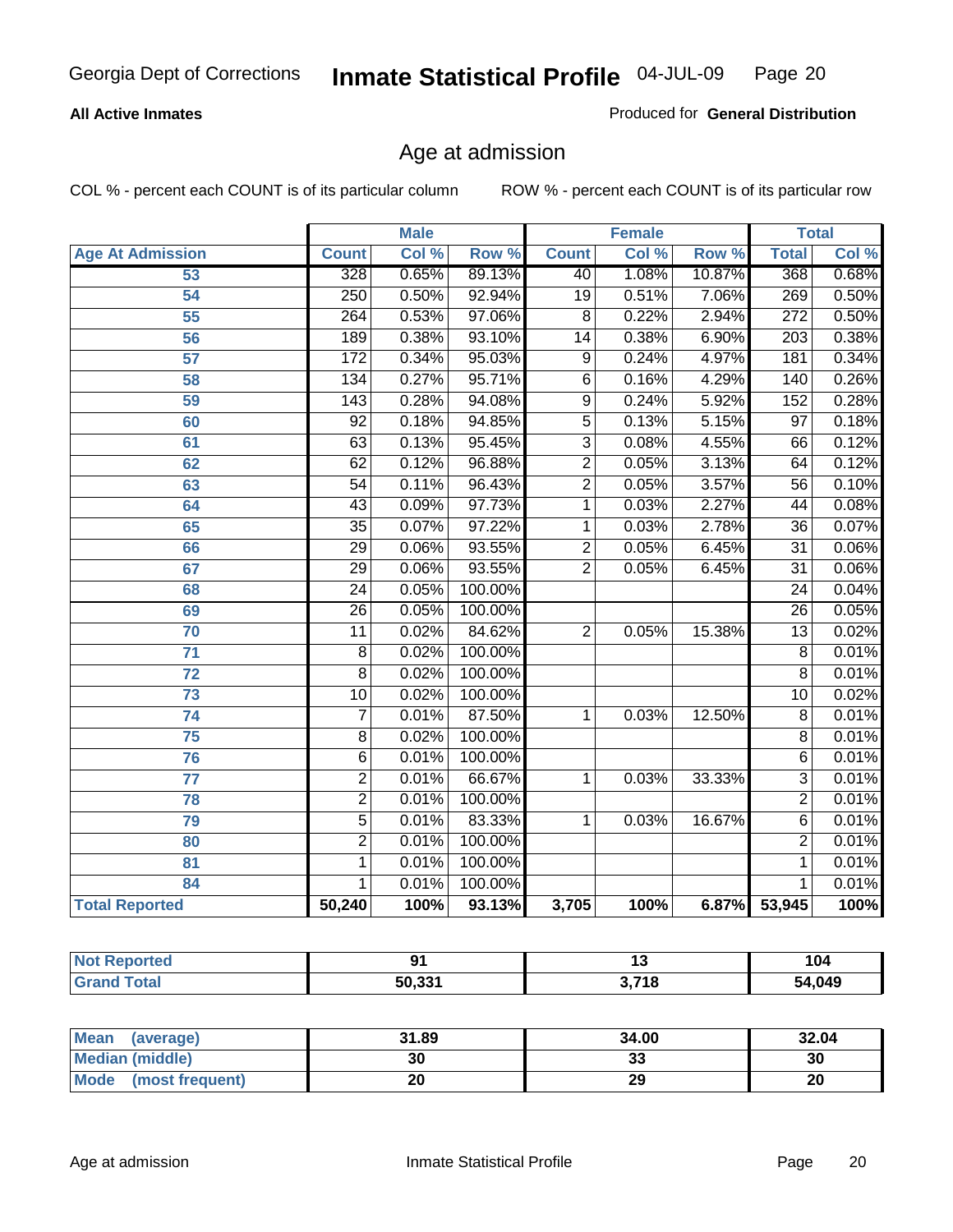Georgia Dept of Corrections **Inmate Statistical Profile** 04-JUL-09

**All Active Inmates**

Produced for **General Distribution**

## Age at admission

COL % - percent each COUNT is of its particular column ROW % - percent each COUNT is of its particular row

| | Male | | | Female | | | Total | |
|---|---|---|---|---|---|---|---|---|
| **Age At Admission** | **Count** | **Col %** | **Row %** | **Count** | **Col %** | **Row %** | **Total** | **Col %** |
| 53 | 328 | 0.65% | 89.13% | 40 | 1.08% | 10.87% | 368 | 0.68% |
| 54 | 250 | 0.50% | 92.94% | 19 | 0.51% | 7.06% | 269 | 0.50% |
| 55 | 264 | 0.53% | 97.06% | 8 | 0.22% | 2.94% | 272 | 0.50% |
| 56 | 189 | 0.38% | 93.10% | 14 | 0.38% | 6.90% | 203 | 0.38% |
| 57 | 172 | 0.34% | 95.03% | 9 | 0.24% | 4.97% | 181 | 0.34% |
| 58 | 134 | 0.27% | 95.71% | 6 | 0.16% | 4.29% | 140 | 0.26% |
| 59 | 143 | 0.28% | 94.08% | 9 | 0.24% | 5.92% | 152 | 0.28% |
| 60 | 92 | 0.18% | 94.85% | 5 | 0.13% | 5.15% | 97 | 0.18% |
| 61 | 63 | 0.13% | 95.45% | 3 | 0.08% | 4.55% | 66 | 0.12% |
| 62 | 62 | 0.12% | 96.88% | 2 | 0.05% | 3.13% | 64 | 0.12% |
| 63 | 54 | 0.11% | 96.43% | 2 | 0.05% | 3.57% | 56 | 0.10% |
| 64 | 43 | 0.09% | 97.73% | 1 | 0.03% | 2.27% | 44 | 0.08% |
| 65 | 35 | 0.07% | 97.22% | 1 | 0.03% | 2.78% | 36 | 0.07% |
| 66 | 29 | 0.06% | 93.55% | 2 | 0.05% | 6.45% | 31 | 0.06% |
| 67 | 29 | 0.06% | 93.55% | 2 | 0.05% | 6.45% | 31 | 0.06% |
| 68 | 24 | 0.05% | 100.00% | | | | 24 | 0.04% |
| 69 | 26 | 0.05% | 100.00% | | | | 26 | 0.05% |
| 70 | 11 | 0.02% | 84.62% | 2 | 0.05% | 15.38% | 13 | 0.02% |
| 71 | 8 | 0.02% | 100.00% | | | | 8 | 0.01% |
| 72 | 8 | 0.02% | 100.00% | | | | 8 | 0.01% |
| 73 | 10 | 0.02% | 100.00% | | | | 10 | 0.02% |
| 74 | 7 | 0.01% | 87.50% | 1 | 0.03% | 12.50% | 8 | 0.01% |
| 75 | 8 | 0.02% | 100.00% | | | | 8 | 0.01% |
| 76 | 6 | 0.01% | 100.00% | | | | 6 | 0.01% |
| 77 | 2 | 0.01% | 66.67% | 1 | 0.03% | 33.33% | 3 | 0.01% |
| 78 | 2 | 0.01% | 100.00% | | | | 2 | 0.01% |
| 79 | 5 | 0.01% | 83.33% | 1 | 0.03% | 16.67% | 6 | 0.01% |
| 80 | 2 | 0.01% | 100.00% | | | | 2 | 0.01% |
| 81 | 1 | 0.01% | 100.00% | | | | 1 | 0.01% |
| 84 | 1 | 0.01% | 100.00% | | | | 1 | 0.01% |
| **Total Reported** | **50,240** | **100%** | **93.13%** | **3,705** | **100%** | **6.87%** | **53,945** | **100%** |

| | Male | Female | Total |
|---|---|---|---|
| **Not Reported** | **91** | **13** | **104** |
| **Grand Total** | **50,331** | **3,718** | **54,049** |

| | Male | Female | Total |
|---|---|---|---|
| **Mean (average)** | **31.89** | **34.00** | **32.04** |
| **Median (middle)** | **30** | **33** | **30** |
| **Mode (most frequent)** | **20** | **29** | **20** |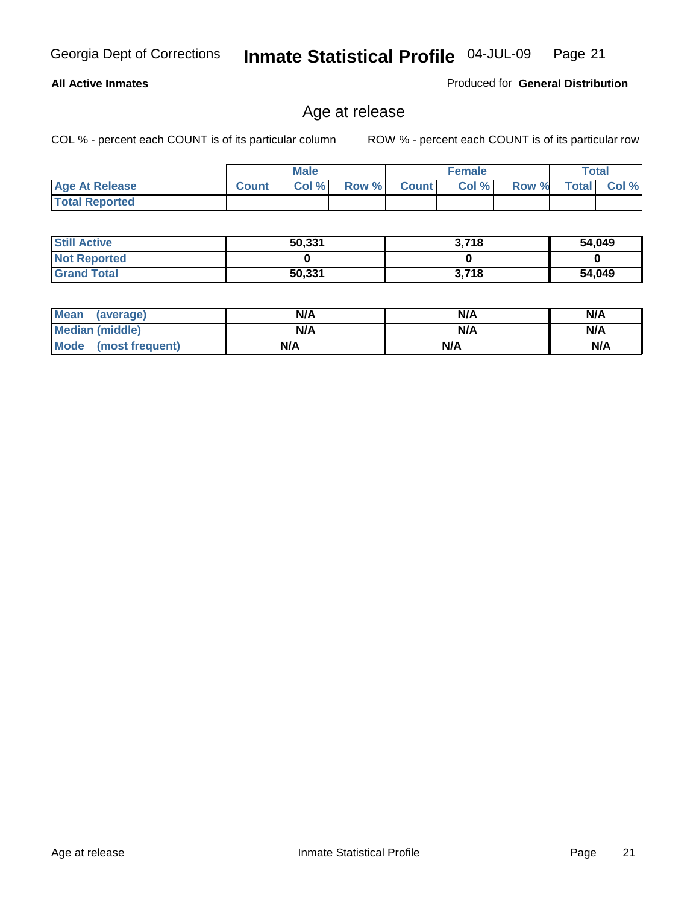Georgia Dept of Corrections **Inmate Statistical Profile** 04-JUL-09

**All Active Inmates**

Produced for **General Distribution**

## Age at release

COL % - percent each COUNT is of its particular column ROW % - percent each COUNT is of its particular row

| | Male | | | Female | | | Total | |
|---|---|---|---|---|---|---|---|---|
| **Age At Release** | **Count** | **Col %** | **Row %** | **Count** | **Col %** | **Row %** | **Total** | **Col %** |
| **Total Reported** | | | | | | | | |

| | Male | Female | Total |
|---|---|---|---|
| **Still Active** | 50,331 | 3,718 | 54,049 |
| **Not Reported** | 0 | 0 | 0 |
| **Grand Total** | 50,331 | 3,718 | 54,049 |

| | Male | Female | Total |
|---|---|---|---|
| **Mean (average)** | N/A | N/A | N/A |
| **Median (middle)** | N/A | N/A | N/A |
| **Mode (most frequent)** | N/A | N/A | N/A |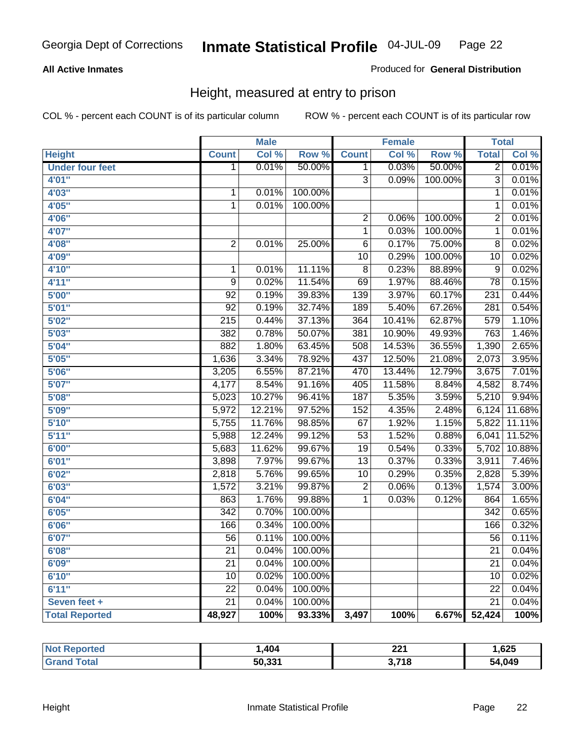Georgia Dept of Corrections **Inmate Statistical Profile** 04-JUL-09

**All Active Inmates**

Produced for **General Distribution**

## Height, measured at entry to prison

COL % - percent each COUNT is of its particular column

ROW % - percent each COUNT is of its particular row

| | Male | | | Female | | | Total | |
|---|---|---|---|---|---|---|---|---|
| **Height** | **Count** | **Col %** | **Row %** | **Count** | **Col %** | **Row %** | **Total** | **Col %** |
| **Under four feet** | 1 | 0.01% | 50.00% | 1 | 0.03% | 50.00% | 2 | 0.01% |
| **4'01"** | | | | 3 | 0.09% | 100.00% | 3 | 0.01% |
| **4'03"** | 1 | 0.01% | 100.00% | | | | 1 | 0.01% |
| **4'05"** | 1 | 0.01% | 100.00% | | | | 1 | 0.01% |
| **4'06"** | | | | 2 | 0.06% | 100.00% | 2 | 0.01% |
| **4'07"** | | | | 1 | 0.03% | 100.00% | 1 | 0.01% |
| **4'08"** | 2 | 0.01% | 25.00% | 6 | 0.17% | 75.00% | 8 | 0.02% |
| **4'09"** | | | | 10 | 0.29% | 100.00% | 10 | 0.02% |
| **4'10"** | 1 | 0.01% | 11.11% | 8 | 0.23% | 88.89% | 9 | 0.02% |
| **4'11"** | 9 | 0.02% | 11.54% | 69 | 1.97% | 88.46% | 78 | 0.15% |
| **5'00"** | 92 | 0.19% | 39.83% | 139 | 3.97% | 60.17% | 231 | 0.44% |
| **5'01"** | 92 | 0.19% | 32.74% | 189 | 5.40% | 67.26% | 281 | 0.54% |
| **5'02"** | 215 | 0.44% | 37.13% | 364 | 10.41% | 62.87% | 579 | 1.10% |
| **5'03"** | 382 | 0.78% | 50.07% | 381 | 10.90% | 49.93% | 763 | 1.46% |
| **5'04"** | 882 | 1.80% | 63.45% | 508 | 14.53% | 36.55% | 1,390 | 2.65% |
| **5'05"** | 1,636 | 3.34% | 78.92% | 437 | 12.50% | 21.08% | 2,073 | 3.95% |
| **5'06"** | 3,205 | 6.55% | 87.21% | 470 | 13.44% | 12.79% | 3,675 | 7.01% |
| **5'07"** | 4,177 | 8.54% | 91.16% | 405 | 11.58% | 8.84% | 4,582 | 8.74% |
| **5'08"** | 5,023 | 10.27% | 96.41% | 187 | 5.35% | 3.59% | 5,210 | 9.94% |
| **5'09"** | 5,972 | 12.21% | 97.52% | 152 | 4.35% | 2.48% | 6,124 | 11.68% |
| **5'10"** | 5,755 | 11.76% | 98.85% | 67 | 1.92% | 1.15% | 5,822 | 11.11% |
| **5'11"** | 5,988 | 12.24% | 99.12% | 53 | 1.52% | 0.88% | 6,041 | 11.52% |
| **6'00"** | 5,683 | 11.62% | 99.67% | 19 | 0.54% | 0.33% | 5,702 | 10.88% |
| **6'01"** | 3,898 | 7.97% | 99.67% | 13 | 0.37% | 0.33% | 3,911 | 7.46% |
| **6'02"** | 2,818 | 5.76% | 99.65% | 10 | 0.29% | 0.35% | 2,828 | 5.39% |
| **6'03"** | 1,572 | 3.21% | 99.87% | 2 | 0.06% | 0.13% | 1,574 | 3.00% |
| **6'04"** | 863 | 1.76% | 99.88% | 1 | 0.03% | 0.12% | 864 | 1.65% |
| **6'05"** | 342 | 0.70% | 100.00% | | | | 342 | 0.65% |
| **6'06"** | 166 | 0.34% | 100.00% | | | | 166 | 0.32% |
| **6'07"** | 56 | 0.11% | 100.00% | | | | 56 | 0.11% |
| **6'08"** | 21 | 0.04% | 100.00% | | | | 21 | 0.04% |
| **6'09"** | 21 | 0.04% | 100.00% | | | | 21 | 0.04% |
| **6'10"** | 10 | 0.02% | 100.00% | | | | 10 | 0.02% |
| **6'11"** | 22 | 0.04% | 100.00% | | | | 22 | 0.04% |
| **Seven feet +** | 21 | 0.04% | 100.00% | | | | 21 | 0.04% |
| **Total Reported** | **48,927** | **100%** | **93.33%** | **3,497** | **100%** | **6.67%** | **52,424** | **100%** |

| | Male | Female | Total |
|---|---|---|---|
| **Not Reported** | **1,404** | **221** | **1,625** |
| **Grand Total** | **50,331** | **3,718** | **54,049** |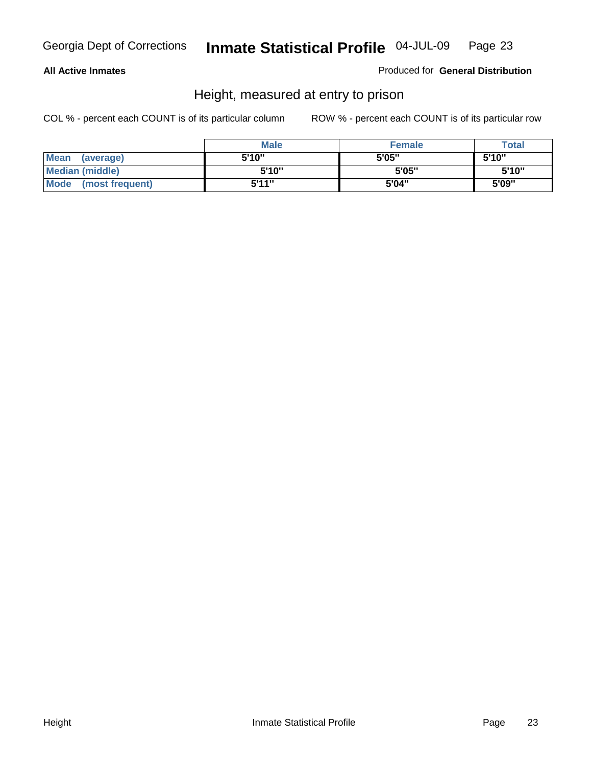**All Active Inmates**

Produced for **General Distribution**

## Height, measured at entry to prison

COL % - percent each COUNT is of its particular column

ROW % - percent each COUNT is of its particular row

| | Male | Female | Total |
|---|---|---|---|
| Mean (average) | 5'10" | 5'05" | 5'10" |
| Median (middle) | 5'10" | 5'05" | 5'10" |
| Mode (most frequent) | 5'11" | 5'04" | 5'09" |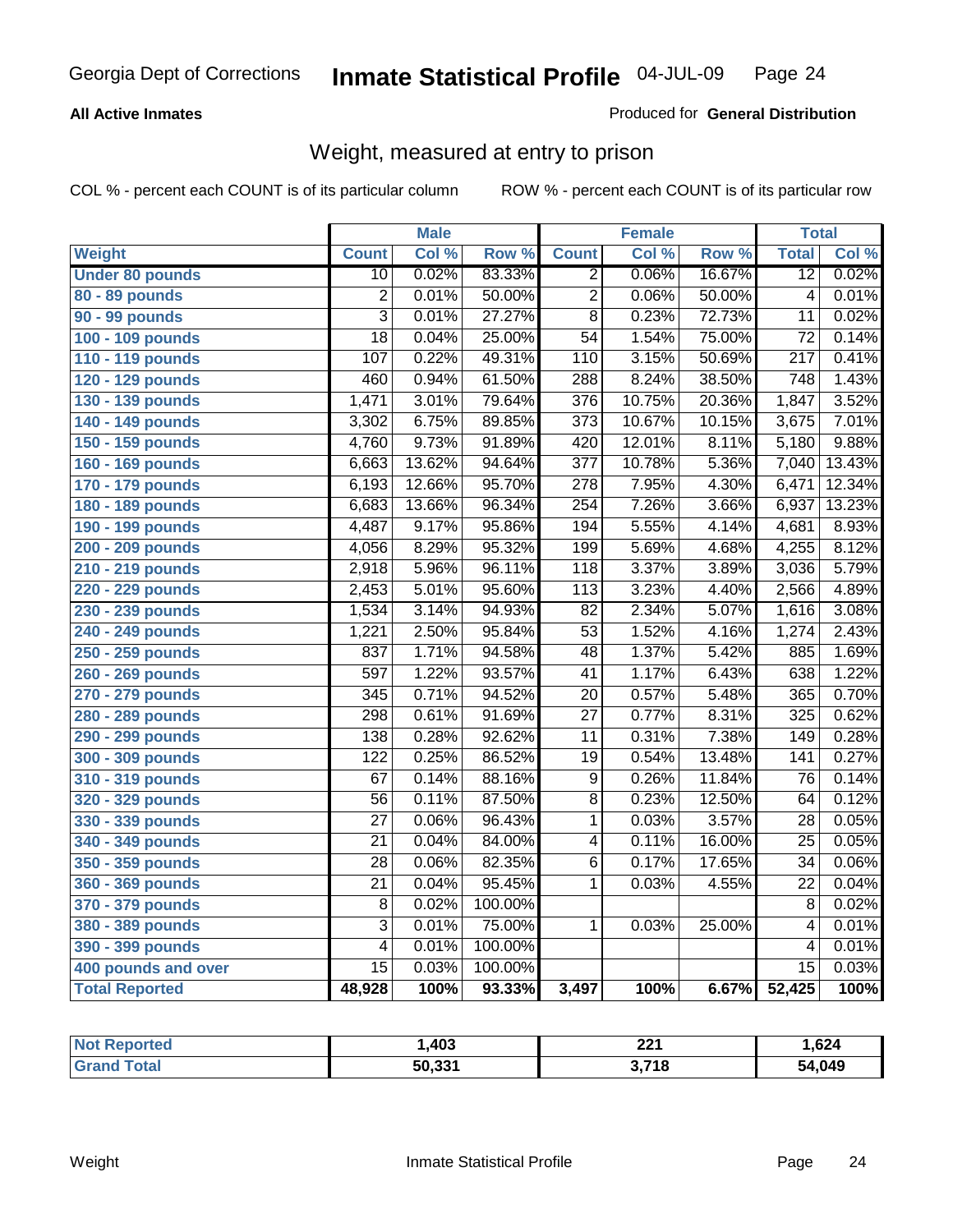Georgia Dept of Corrections **Inmate Statistical Profile** 04-JUL-09

**All Active Inmates**

Produced for **General Distribution**

## Weight, measured at entry to prison

COL % - percent each COUNT is of its particular column     ROW % - percent each COUNT is of its particular row

| | Male | | | Female | | | Total | |
|---|---|---|---|---|---|---|---|---|
| **Weight** | **Count** | **Col %** | **Row %** | **Count** | **Col %** | **Row %** | **Total** | **Col %** |
| Under 80 pounds | 10 | 0.02% | 83.33% | 2 | 0.06% | 16.67% | 12 | 0.02% |
| 80 - 89 pounds | 2 | 0.01% | 50.00% | 2 | 0.06% | 50.00% | 4 | 0.01% |
| 90 - 99 pounds | 3 | 0.01% | 27.27% | 8 | 0.23% | 72.73% | 11 | 0.02% |
| 100 - 109 pounds | 18 | 0.04% | 25.00% | 54 | 1.54% | 75.00% | 72 | 0.14% |
| 110 - 119 pounds | 107 | 0.22% | 49.31% | 110 | 3.15% | 50.69% | 217 | 0.41% |
| 120 - 129 pounds | 460 | 0.94% | 61.50% | 288 | 8.24% | 38.50% | 748 | 1.43% |
| 130 - 139 pounds | 1,471 | 3.01% | 79.64% | 376 | 10.75% | 20.36% | 1,847 | 3.52% |
| 140 - 149 pounds | 3,302 | 6.75% | 89.85% | 373 | 10.67% | 10.15% | 3,675 | 7.01% |
| 150 - 159 pounds | 4,760 | 9.73% | 91.89% | 420 | 12.01% | 8.11% | 5,180 | 9.88% |
| 160 - 169 pounds | 6,663 | 13.62% | 94.64% | 377 | 10.78% | 5.36% | 7,040 | 13.43% |
| 170 - 179 pounds | 6,193 | 12.66% | 95.70% | 278 | 7.95% | 4.30% | 6,471 | 12.34% |
| 180 - 189 pounds | 6,683 | 13.66% | 96.34% | 254 | 7.26% | 3.66% | 6,937 | 13.23% |
| 190 - 199 pounds | 4,487 | 9.17% | 95.86% | 194 | 5.55% | 4.14% | 4,681 | 8.93% |
| 200 - 209 pounds | 4,056 | 8.29% | 95.32% | 199 | 5.69% | 4.68% | 4,255 | 8.12% |
| 210 - 219 pounds | 2,918 | 5.96% | 96.11% | 118 | 3.37% | 3.89% | 3,036 | 5.79% |
| 220 - 229 pounds | 2,453 | 5.01% | 95.60% | 113 | 3.23% | 4.40% | 2,566 | 4.89% |
| 230 - 239 pounds | 1,534 | 3.14% | 94.93% | 82 | 2.34% | 5.07% | 1,616 | 3.08% |
| 240 - 249 pounds | 1,221 | 2.50% | 95.84% | 53 | 1.52% | 4.16% | 1,274 | 2.43% |
| 250 - 259 pounds | 837 | 1.71% | 94.58% | 48 | 1.37% | 5.42% | 885 | 1.69% |
| 260 - 269 pounds | 597 | 1.22% | 93.57% | 41 | 1.17% | 6.43% | 638 | 1.22% |
| 270 - 279 pounds | 345 | 0.71% | 94.52% | 20 | 0.57% | 5.48% | 365 | 0.70% |
| 280 - 289 pounds | 298 | 0.61% | 91.69% | 27 | 0.77% | 8.31% | 325 | 0.62% |
| 290 - 299 pounds | 138 | 0.28% | 92.62% | 11 | 0.31% | 7.38% | 149 | 0.28% |
| 300 - 309 pounds | 122 | 0.25% | 86.52% | 19 | 0.54% | 13.48% | 141 | 0.27% |
| 310 - 319 pounds | 67 | 0.14% | 88.16% | 9 | 0.26% | 11.84% | 76 | 0.14% |
| 320 - 329 pounds | 56 | 0.11% | 87.50% | 8 | 0.23% | 12.50% | 64 | 0.12% |
| 330 - 339 pounds | 27 | 0.06% | 96.43% | 1 | 0.03% | 3.57% | 28 | 0.05% |
| 340 - 349 pounds | 21 | 0.04% | 84.00% | 4 | 0.11% | 16.00% | 25 | 0.05% |
| 350 - 359 pounds | 28 | 0.06% | 82.35% | 6 | 0.17% | 17.65% | 34 | 0.06% |
| 360 - 369 pounds | 21 | 0.04% | 95.45% | 1 | 0.03% | 4.55% | 22 | 0.04% |
| 370 - 379 pounds | 8 | 0.02% | 100.00% | | | | 8 | 0.02% |
| 380 - 389 pounds | 3 | 0.01% | 75.00% | 1 | 0.03% | 25.00% | 4 | 0.01% |
| 390 - 399 pounds | 4 | 0.01% | 100.00% | | | | 4 | 0.01% |
| 400 pounds and over | 15 | 0.03% | 100.00% | | | | 15 | 0.03% |
| **Total Reported** | **48,928** | **100%** | **93.33%** | **3,497** | **100%** | **6.67%** | **52,425** | **100%** |

| | Male | Female | Total |
|---|---|---|---|
| **Not Reported** | **1,403** | **221** | **1,624** |
| **Grand Total** | **50,331** | **3,718** | **54,049** |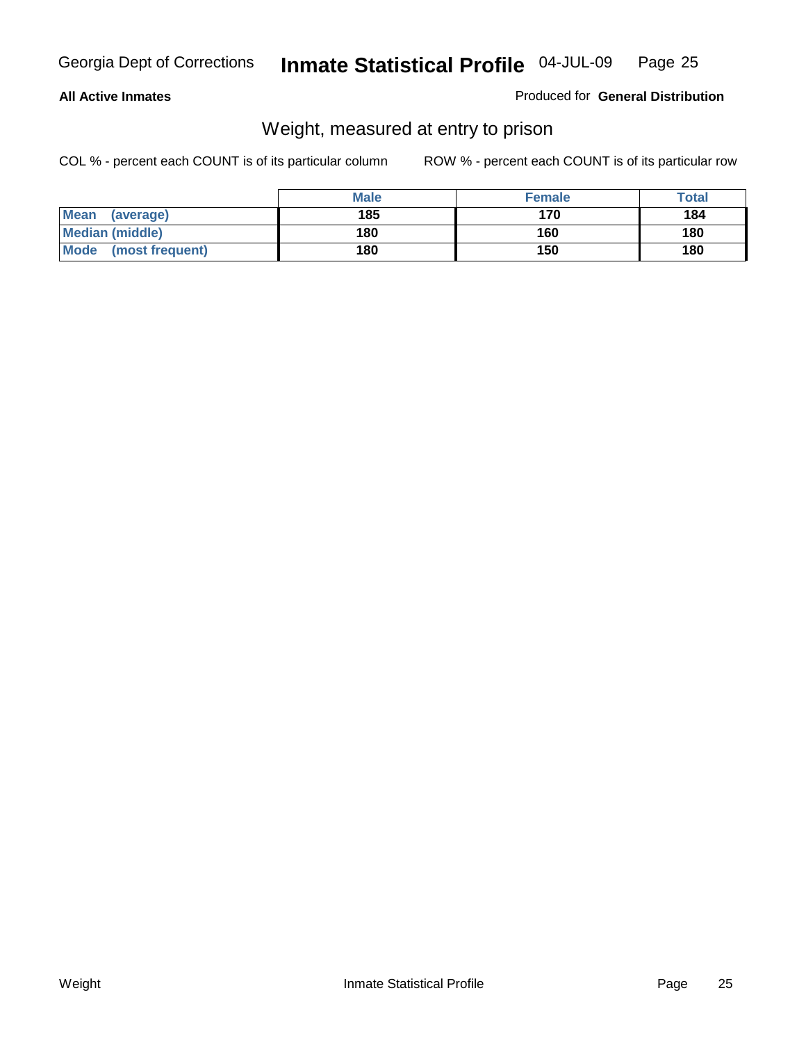**All Active Inmates**

Produced for **General Distribution**

## Weight, measured at entry to prison

COL % - percent each COUNT is of its particular column

ROW % - percent each COUNT is of its particular row

| | Male | Female | Total |
|---|---|---|---|
| **Mean (average)** | 185 | 170 | 184 |
| **Median (middle)** | 180 | 160 | 180 |
| **Mode (most frequent)** | 180 | 150 | 180 |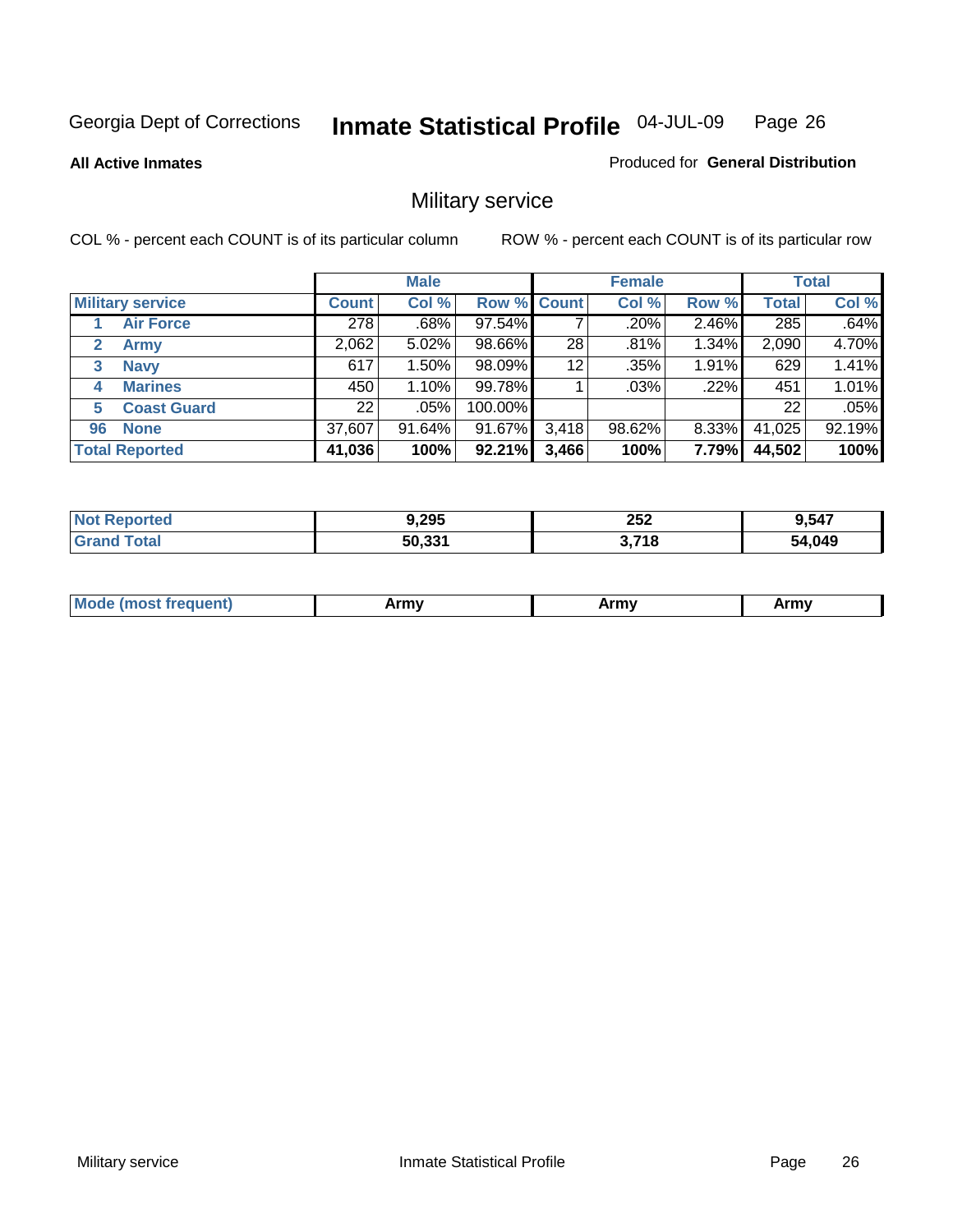Georgia Dept of Corrections **Inmate Statistical Profile** 04-JUL-09

**All Active Inmates**

Produced for **General Distribution**

## Military service

COL % - percent each COUNT is of its particular column

ROW % - percent each COUNT is of its particular row

| | Male | | | Female | | | Total | |
|---|---|---|---|---|---|---|---|---|
| **Military service** | **Count** | **Col %** | **Row %** | **Count** | **Col %** | **Row %** | **Total** | **Col %** |
| 1 **Air Force** | 278 | .68% | 97.54% | 7 | .20% | 2.46% | 285 | .64% |
| 2 **Army** | 2,062 | 5.02% | 98.66% | 28 | .81% | 1.34% | 2,090 | 4.70% |
| 3 **Navy** | 617 | 1.50% | 98.09% | 12 | .35% | 1.91% | 629 | 1.41% |
| 4 **Marines** | 450 | 1.10% | 99.78% | 1 | .03% | .22% | 451 | 1.01% |
| 5 **Coast Guard** | 22 | .05% | 100.00% | | | | 22 | .05% |
| 96 **None** | 37,607 | 91.64% | 91.67% | 3,418 | 98.62% | 8.33% | 41,025 | 92.19% |
| **Total Reported** | **41,036** | **100%** | **92.21%** | **3,466** | **100%** | **7.79%** | **44,502** | **100%** |

| | Male | Female | Total |
|---|---|---|---|
| **Not Reported** | **9,295** | **252** | **9,547** |
| **Grand Total** | **50,331** | **3,718** | **54,049** |

| | Male | Female | Total |
|---|---|---|---|
| **Mode (most frequent)** | **Army** | **Army** | **Army** |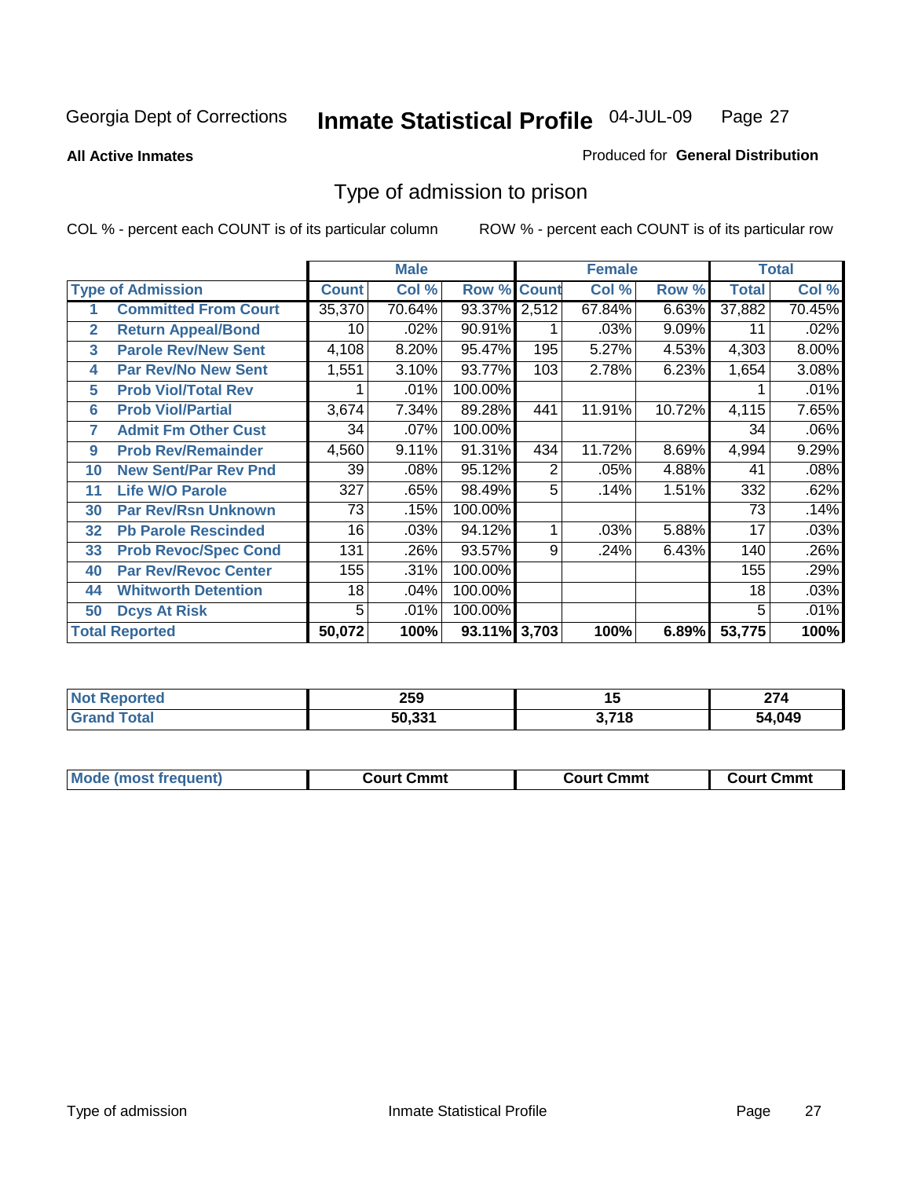Georgia Dept of Corrections **Inmate Statistical Profile** 04-JUL-09

**All Active Inmates**

Produced for **General Distribution**

## Type of admission to prison

COL % - percent each COUNT is of its particular column

ROW % - percent each COUNT is of its particular row

| | | Male | | | Female | | | Total | |
|---|---|---|---|---|---|---|---|---|---|
| **Type of Admission** | | **Count** | **Col %** | **Row %** | **Count** | **Col %** | **Row %** | **Total** | **Col %** |
| 1 | **Committed From Court** | 35,370 | 70.64% | 93.37% | 2,512 | 67.84% | 6.63% | 37,882 | 70.45% |
| 2 | **Return Appeal/Bond** | 10 | .02% | 90.91% | 1 | .03% | 9.09% | 11 | .02% |
| 3 | **Parole Rev/New Sent** | 4,108 | 8.20% | 95.47% | 195 | 5.27% | 4.53% | 4,303 | 8.00% |
| 4 | **Par Rev/No New Sent** | 1,551 | 3.10% | 93.77% | 103 | 2.78% | 6.23% | 1,654 | 3.08% |
| 5 | **Prob Viol/Total Rev** | 1 | .01% | 100.00% | | | | 1 | .01% |
| 6 | **Prob Viol/Partial** | 3,674 | 7.34% | 89.28% | 441 | 11.91% | 10.72% | 4,115 | 7.65% |
| 7 | **Admit Fm Other Cust** | 34 | .07% | 100.00% | | | | 34 | .06% |
| 9 | **Prob Rev/Remainder** | 4,560 | 9.11% | 91.31% | 434 | 11.72% | 8.69% | 4,994 | 9.29% |
| 10 | **New Sent/Par Rev Pnd** | 39 | .08% | 95.12% | 2 | .05% | 4.88% | 41 | .08% |
| 11 | **Life W/O Parole** | 327 | .65% | 98.49% | 5 | .14% | 1.51% | 332 | .62% |
| 30 | **Par Rev/Rsn Unknown** | 73 | .15% | 100.00% | | | | 73 | .14% |
| 32 | **Pb Parole Rescinded** | 16 | .03% | 94.12% | 1 | .03% | 5.88% | 17 | .03% |
| 33 | **Prob Revoc/Spec Cond** | 131 | .26% | 93.57% | 9 | .24% | 6.43% | 140 | .26% |
| 40 | **Par Rev/Revoc Center** | 155 | .31% | 100.00% | | | | 155 | .29% |
| 44 | **Whitworth Detention** | 18 | .04% | 100.00% | | | | 18 | .03% |
| 50 | **Dcys At Risk** | 5 | .01% | 100.00% | | | | 5 | .01% |
| **Total Reported** | | **50,072** | **100%** | **93.11%** | **3,703** | **100%** | **6.89%** | **53,775** | **100%** |

| | Male | Female | Total |
|---|---|---|---|
| **Not Reported** | **259** | **15** | **274** |
| **Grand Total** | **50,331** | **3,718** | **54,049** |

| | Male | Female | Total |
|---|---|---|---|
| **Mode (most frequent)** | **Court Cmmt** | **Court Cmmt** | **Court Cmmt** |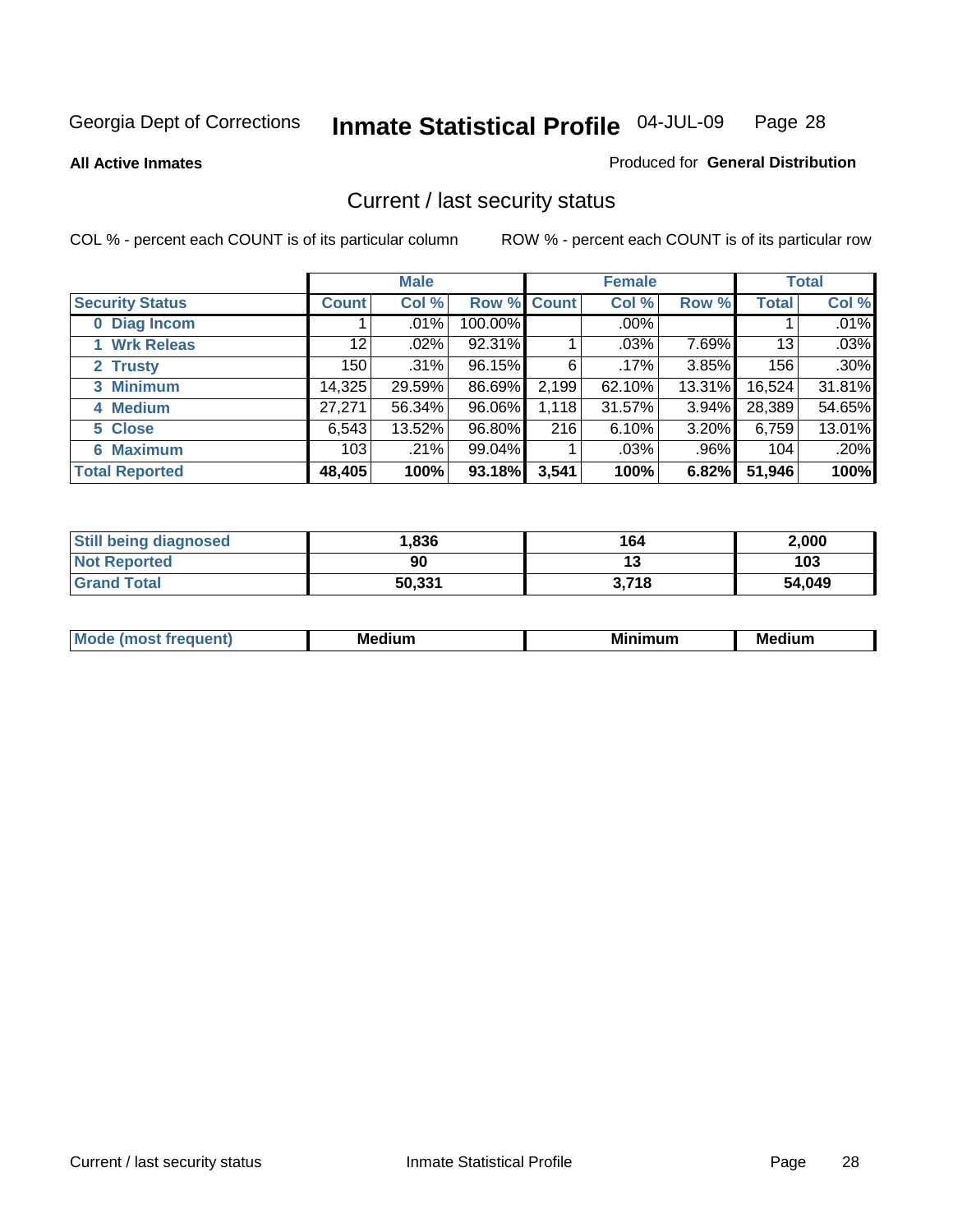Georgia Dept of Corrections **Inmate Statistical Profile** 04-JUL-09 Page 28

**All Active Inmates**

Produced for **General Distribution**

## Current / last security status

COL % - percent each COUNT is of its particular column ROW % - percent each COUNT is of its particular row

| | Male | | | Female | | | Total | |
|---|---|---|---|---|---|---|---|---|
| **Security Status** | **Count** | **Col %** | **Row %** | **Count** | **Col %** | **Row %** | **Total** | **Col %** |
| **0 Diag Incom** | 1 | .01% | 100.00% | | .00% | | 1 | .01% |
| **1 Wrk Releas** | 12 | .02% | 92.31% | 1 | .03% | 7.69% | 13 | .03% |
| **2 Trusty** | 150 | .31% | 96.15% | 6 | .17% | 3.85% | 156 | .30% |
| **3 Minimum** | 14,325 | 29.59% | 86.69% | 2,199 | 62.10% | 13.31% | 16,524 | 31.81% |
| **4 Medium** | 27,271 | 56.34% | 96.06% | 1,118 | 31.57% | 3.94% | 28,389 | 54.65% |
| **5 Close** | 6,543 | 13.52% | 96.80% | 216 | 6.10% | 3.20% | 6,759 | 13.01% |
| **6 Maximum** | 103 | .21% | 99.04% | 1 | .03% | .96% | 104 | .20% |
| **Total Reported** | **48,405** | **100%** | **93.18%** | **3,541** | **100%** | **6.82%** | **51,946** | **100%** |

| | | | |
|---|---|---|---|
| **Still being diagnosed** | **1,836** | **164** | **2,000** |
| **Not Reported** | **90** | **13** | **103** |
| **Grand Total** | **50,331** | **3,718** | **54,049** |

| | | | |
|---|---|---|---|
| **Mode (most frequent)** | **Medium** | **Minimum** | **Medium** |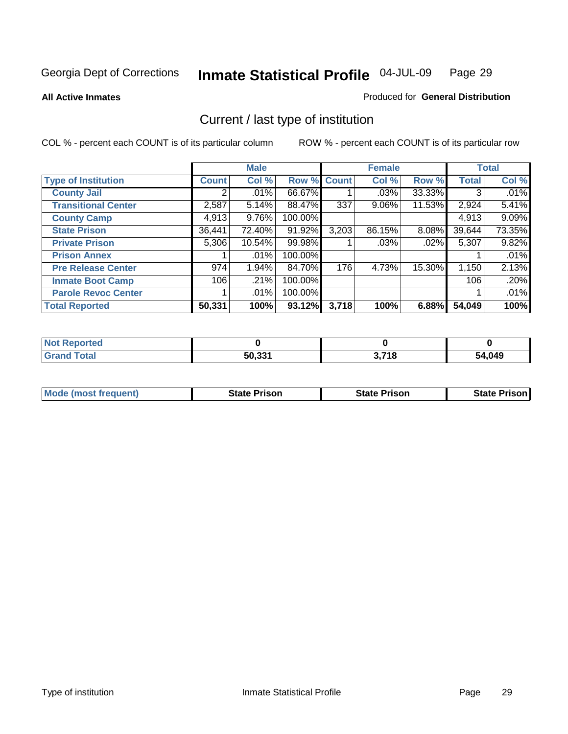Georgia Dept of Corrections **Inmate Statistical Profile** 04-JUL-09

**All Active Inmates**

Produced for **General Distribution**

## Current / last type of institution

COL % - percent each COUNT is of its particular column

ROW % - percent each COUNT is of its particular row

| | Male | | | Female | | | Total | |
|---|---|---|---|---|---|---|---|---|
| **Type of Institution** | **Count** | **Col %** | **Row %** | **Count** | **Col %** | **Row %** | **Total** | **Col %** |
| County Jail | 2 | .01% | 66.67% | 1 | .03% | 33.33% | 3 | .01% |
| Transitional Center | 2,587 | 5.14% | 88.47% | 337 | 9.06% | 11.53% | 2,924 | 5.41% |
| County Camp | 4,913 | 9.76% | 100.00% | | | | 4,913 | 9.09% |
| State Prison | 36,441 | 72.40% | 91.92% | 3,203 | 86.15% | 8.08% | 39,644 | 73.35% |
| Private Prison | 5,306 | 10.54% | 99.98% | 1 | .03% | .02% | 5,307 | 9.82% |
| Prison Annex | 1 | .01% | 100.00% | | | | 1 | .01% |
| Pre Release Center | 974 | 1.94% | 84.70% | 176 | 4.73% | 15.30% | 1,150 | 2.13% |
| Inmate Boot Camp | 106 | .21% | 100.00% | | | | 106 | .20% |
| Parole Revoc Center | 1 | .01% | 100.00% | | | | 1 | .01% |
| **Total Reported** | **50,331** | **100%** | **93.12%** | **3,718** | **100%** | **6.88%** | **54,049** | **100%** |

| | Male | Female | Total |
|---|---|---|---|
| Not Reported | **0** | **0** | **0** |
| Grand Total | **50,331** | **3,718** | **54,049** |

| | Male | Female | Total |
|---|---|---|---|
| Mode (most frequent) | **State Prison** | **State Prison** | **State Prison** |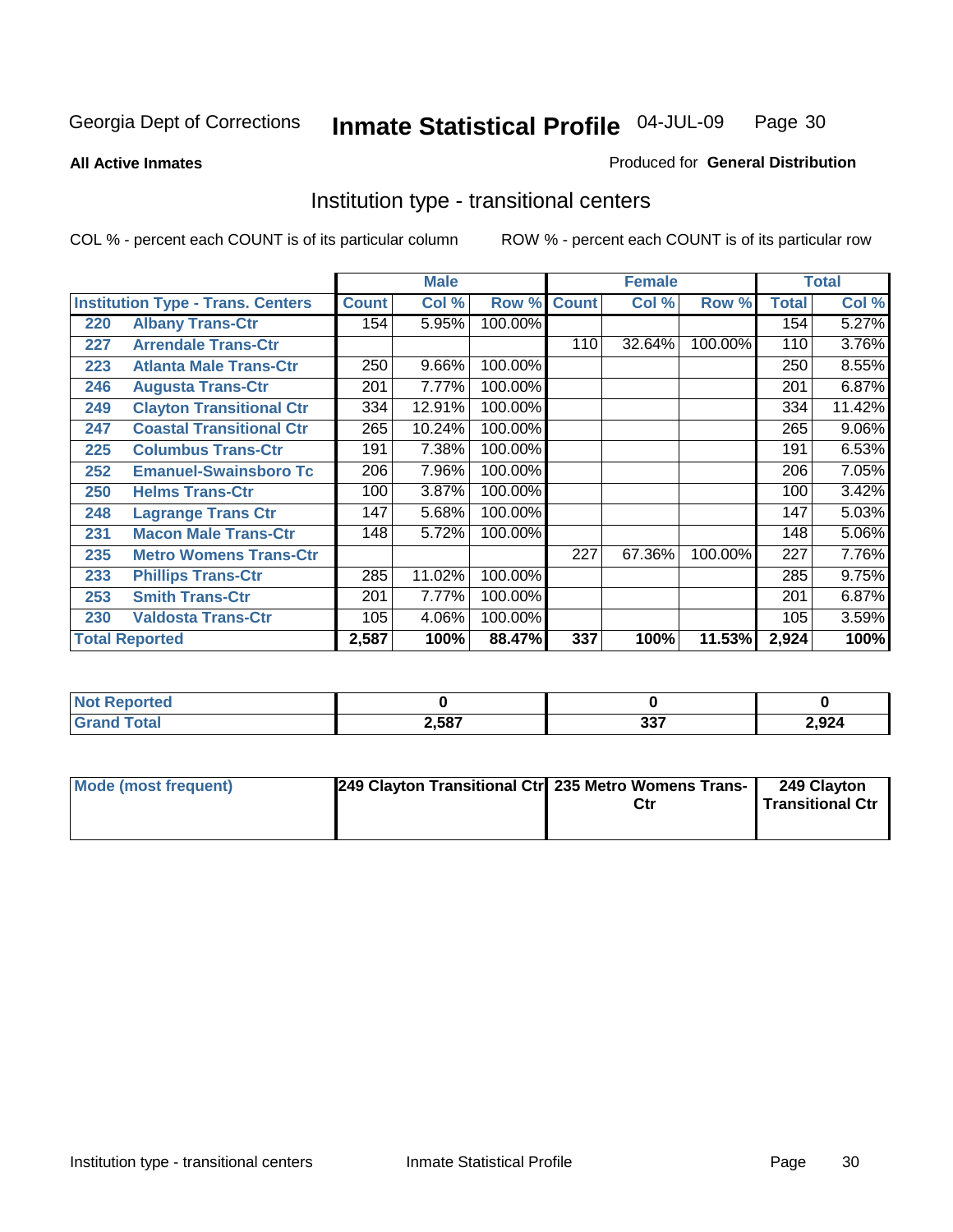Georgia Dept of Corrections **Inmate Statistical Profile** 04-JUL-09 Page 30

**All Active Inmates**

Produced for **General Distribution**

## Institution type - transitional centers

COL % - percent each COUNT is of its particular column    ROW % - percent each COUNT is of its particular row

| | | Male | | | Female | | | Total | |
|---|---|---|---|---|---|---|---|---|---|
| **Institution Type - Trans. Centers** | | **Count** | **Col %** | **Row %** | **Count** | **Col %** | **Row %** | **Total** | **Col %** |
| 220 | Albany Trans-Ctr | 154 | 5.95% | 100.00% | | | | 154 | 5.27% |
| 227 | Arrendale Trans-Ctr | | | | 110 | 32.64% | 100.00% | 110 | 3.76% |
| 223 | Atlanta Male Trans-Ctr | 250 | 9.66% | 100.00% | | | | 250 | 8.55% |
| 246 | Augusta Trans-Ctr | 201 | 7.77% | 100.00% | | | | 201 | 6.87% |
| 249 | Clayton Transitional Ctr | 334 | 12.91% | 100.00% | | | | 334 | 11.42% |
| 247 | Coastal Transitional Ctr | 265 | 10.24% | 100.00% | | | | 265 | 9.06% |
| 225 | Columbus Trans-Ctr | 191 | 7.38% | 100.00% | | | | 191 | 6.53% |
| 252 | Emanuel-Swainsboro Tc | 206 | 7.96% | 100.00% | | | | 206 | 7.05% |
| 250 | Helms Trans-Ctr | 100 | 3.87% | 100.00% | | | | 100 | 3.42% |
| 248 | Lagrange Trans Ctr | 147 | 5.68% | 100.00% | | | | 147 | 5.03% |
| 231 | Macon Male Trans-Ctr | 148 | 5.72% | 100.00% | | | | 148 | 5.06% |
| 235 | Metro Womens Trans-Ctr | | | | 227 | 67.36% | 100.00% | 227 | 7.76% |
| 233 | Phillips Trans-Ctr | 285 | 11.02% | 100.00% | | | | 285 | 9.75% |
| 253 | Smith Trans-Ctr | 201 | 7.77% | 100.00% | | | | 201 | 6.87% |
| 230 | Valdosta Trans-Ctr | 105 | 4.06% | 100.00% | | | | 105 | 3.59% |
| **Total Reported** | | **2,587** | **100%** | **88.47%** | **337** | **100%** | **11.53%** | **2,924** | **100%** |

| | Male | Female | Total |
|---|---|---|---|
| **Not Reported** | **0** | **0** | **0** |
| **Grand Total** | **2,587** | **337** | **2,924** |

| | Male | Female | Total |
|---|---|---|---|
| **Mode (most frequent)** | **249 Clayton Transitional Ctr** | **235 Metro Womens Trans-Ctr** | **249 Clayton Transitional Ctr** |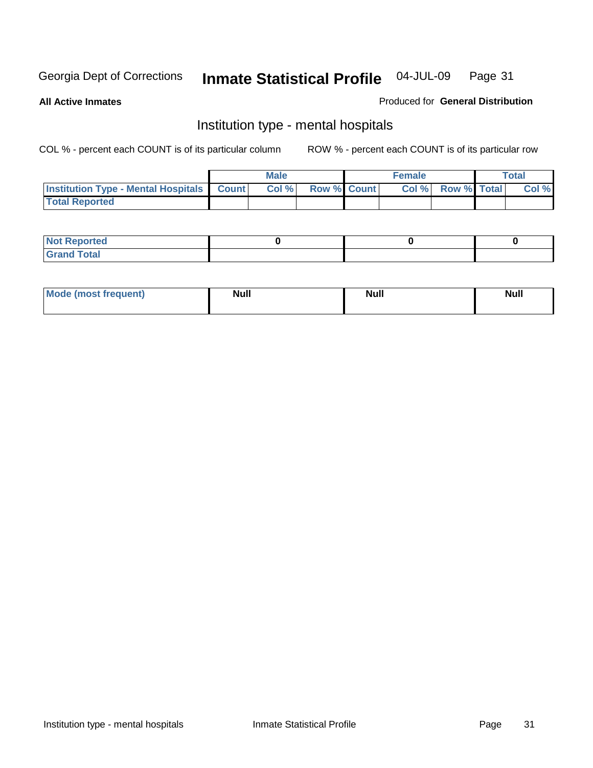Georgia Dept of Corrections **Inmate Statistical Profile** 04-JUL-09

**All Active Inmates**

Produced for **General Distribution**

## Institution type - mental hospitals

COL % - percent each COUNT is of its particular column

ROW % - percent each COUNT is of its particular row

| | Male | | | Female | | | Total | |
|---|---|---|---|---|---|---|---|---|
| **Institution Type - Mental Hospitals** | **Count** | **Col %** | **Row %** | **Count** | **Col %** | **Row %** | **Total** | **Col %** |
| **Total Reported** | | | | | | | | |

| | Male | Female | Total |
|---|---|---|---|
| **Not Reported** | **0** | **0** | **0** |
| **Grand Total** | | | |

| | Male | Female | Total |
|---|---|---|---|
| **Mode (most frequent)** | **Null** | **Null** | **Null** |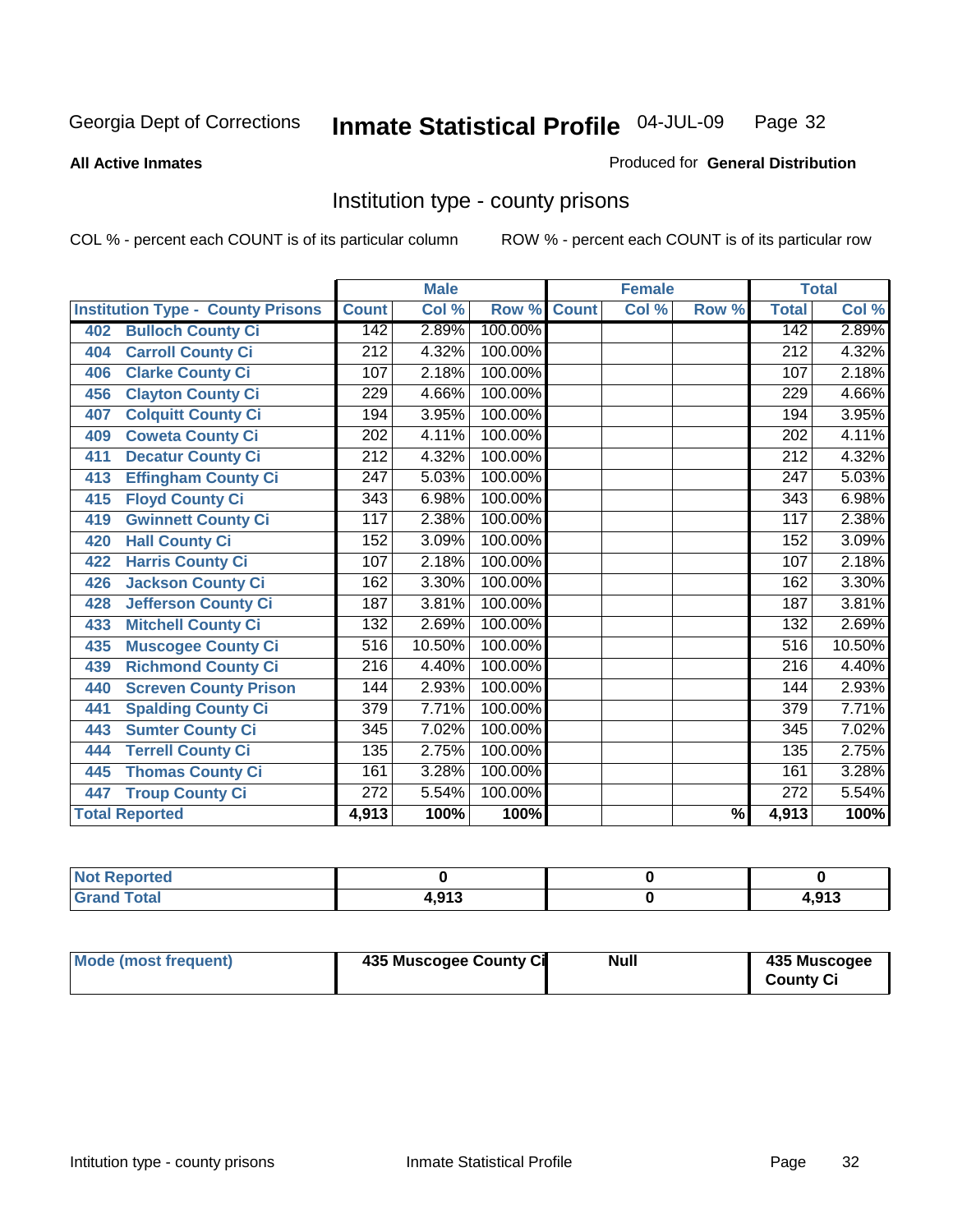Georgia Dept of Corrections **Inmate Statistical Profile** 04-JUL-09

**All Active Inmates**

Produced for **General Distribution**

## Institution type - county prisons

COL % - percent each COUNT is of its particular column

ROW % - percent each COUNT is of its particular row

| | Male | | | Female | | | Total | |
|---|---|---|---|---|---|---|---|---|
| **Institution Type - County Prisons** | **Count** | **Col %** | **Row %** | **Count** | **Col %** | **Row %** | **Total** | **Col %** |
| 402 Bulloch County Ci | 142 | 2.89% | 100.00% | | | | 142 | 2.89% |
| 404 Carroll County Ci | 212 | 4.32% | 100.00% | | | | 212 | 4.32% |
| 406 Clarke County Ci | 107 | 2.18% | 100.00% | | | | 107 | 2.18% |
| 456 Clayton County Ci | 229 | 4.66% | 100.00% | | | | 229 | 4.66% |
| 407 Colquitt County Ci | 194 | 3.95% | 100.00% | | | | 194 | 3.95% |
| 409 Coweta County Ci | 202 | 4.11% | 100.00% | | | | 202 | 4.11% |
| 411 Decatur County Ci | 212 | 4.32% | 100.00% | | | | 212 | 4.32% |
| 413 Effingham County Ci | 247 | 5.03% | 100.00% | | | | 247 | 5.03% |
| 415 Floyd County Ci | 343 | 6.98% | 100.00% | | | | 343 | 6.98% |
| 419 Gwinnett County Ci | 117 | 2.38% | 100.00% | | | | 117 | 2.38% |
| 420 Hall County Ci | 152 | 3.09% | 100.00% | | | | 152 | 3.09% |
| 422 Harris County Ci | 107 | 2.18% | 100.00% | | | | 107 | 2.18% |
| 426 Jackson County Ci | 162 | 3.30% | 100.00% | | | | 162 | 3.30% |
| 428 Jefferson County Ci | 187 | 3.81% | 100.00% | | | | 187 | 3.81% |
| 433 Mitchell County Ci | 132 | 2.69% | 100.00% | | | | 132 | 2.69% |
| 435 Muscogee County Ci | 516 | 10.50% | 100.00% | | | | 516 | 10.50% |
| 439 Richmond County Ci | 216 | 4.40% | 100.00% | | | | 216 | 4.40% |
| 440 Screven County Prison | 144 | 2.93% | 100.00% | | | | 144 | 2.93% |
| 441 Spalding County Ci | 379 | 7.71% | 100.00% | | | | 379 | 7.71% |
| 443 Sumter County Ci | 345 | 7.02% | 100.00% | | | | 345 | 7.02% |
| 444 Terrell County Ci | 135 | 2.75% | 100.00% | | | | 135 | 2.75% |
| 445 Thomas County Ci | 161 | 3.28% | 100.00% | | | | 161 | 3.28% |
| 447 Troup County Ci | 272 | 5.54% | 100.00% | | | | 272 | 5.54% |
| **Total Reported** | **4,913** | **100%** | **100%** | | | **%** | **4,913** | **100%** |

| | Male | Female | Total |
|---|---|---|---|
| **Not Reported** | **0** | **0** | **0** |
| **Grand Total** | **4,913** | **0** | **4,913** |

| | Male | Female | Total |
|---|---|---|---|
| **Mode (most frequent)** | **435 Muscogee County Ci** | **Null** | **435 Muscogee County Ci** |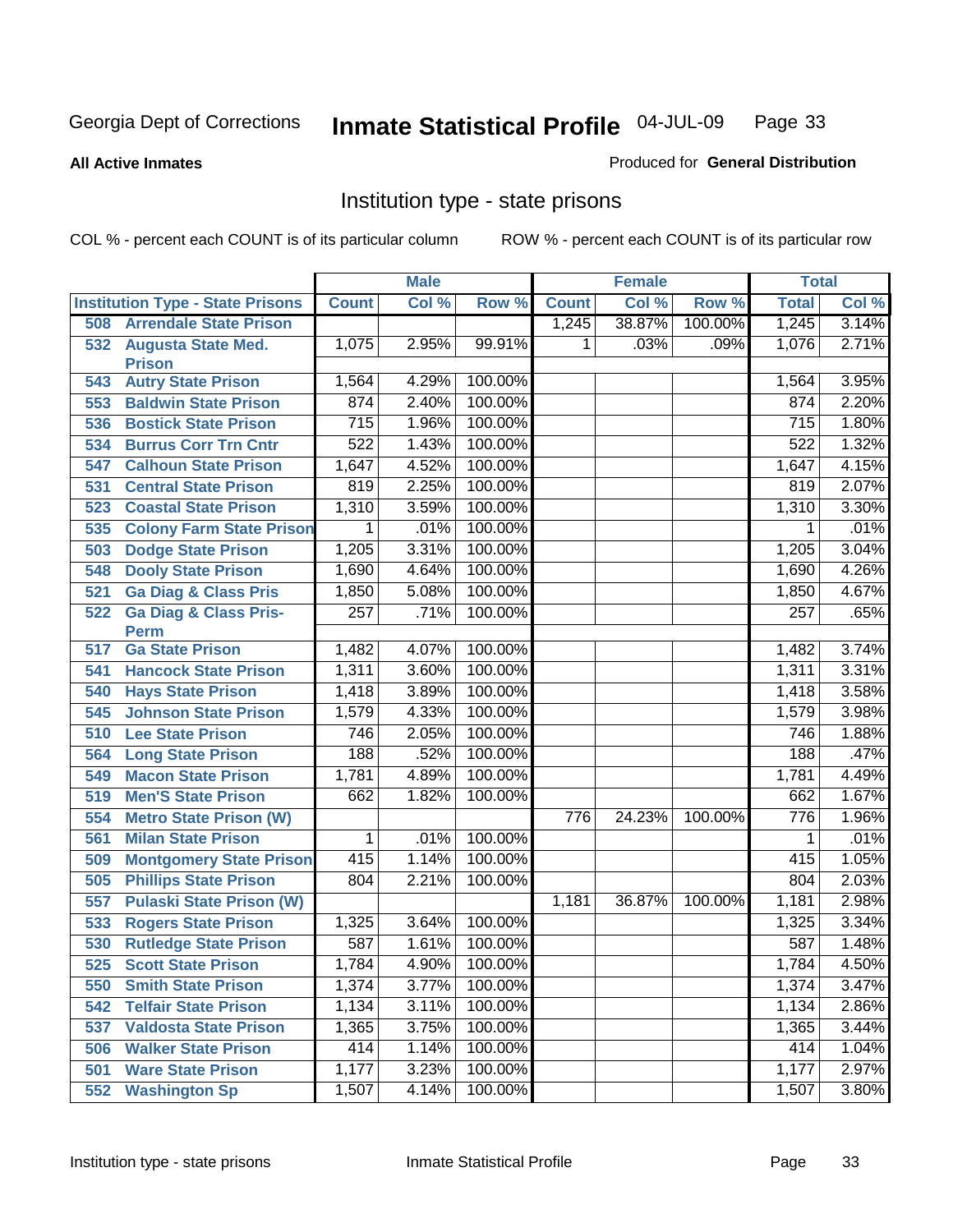Georgia Dept of Corrections **Inmate Statistical Profile** 04-JUL-09

**All Active Inmates** Produced for **General Distribution**

## Institution type - state prisons

COL % - percent each COUNT is of its particular column    ROW % - percent each COUNT is of its particular row

| Institution Type - State Prisons | Male | | | Female | | | Total | |
|---|---|---|---|---|---|---|---|---|
| | Count | Col % | Row % | Count | Col % | Row % | Total | Col % |
| 508 Arrendale State Prison | | | | 1,245 | 38.87% | 100.00% | 1,245 | 3.14% |
| 532 Augusta State Med. Prison | 1,075 | 2.95% | 99.91% | 1 | .03% | .09% | 1,076 | 2.71% |
| 543 Autry State Prison | 1,564 | 4.29% | 100.00% | | | | 1,564 | 3.95% |
| 553 Baldwin State Prison | 874 | 2.40% | 100.00% | | | | 874 | 2.20% |
| 536 Bostick State Prison | 715 | 1.96% | 100.00% | | | | 715 | 1.80% |
| 534 Burrus Corr Trn Cntr | 522 | 1.43% | 100.00% | | | | 522 | 1.32% |
| 547 Calhoun State Prison | 1,647 | 4.52% | 100.00% | | | | 1,647 | 4.15% |
| 531 Central State Prison | 819 | 2.25% | 100.00% | | | | 819 | 2.07% |
| 523 Coastal State Prison | 1,310 | 3.59% | 100.00% | | | | 1,310 | 3.30% |
| 535 Colony Farm State Prison | 1 | .01% | 100.00% | | | | 1 | .01% |
| 503 Dodge State Prison | 1,205 | 3.31% | 100.00% | | | | 1,205 | 3.04% |
| 548 Dooly State Prison | 1,690 | 4.64% | 100.00% | | | | 1,690 | 4.26% |
| 521 Ga Diag & Class Pris | 1,850 | 5.08% | 100.00% | | | | 1,850 | 4.67% |
| 522 Ga Diag & Class Pris-Perm | 257 | .71% | 100.00% | | | | 257 | .65% |
| 517 Ga State Prison | 1,482 | 4.07% | 100.00% | | | | 1,482 | 3.74% |
| 541 Hancock State Prison | 1,311 | 3.60% | 100.00% | | | | 1,311 | 3.31% |
| 540 Hays State Prison | 1,418 | 3.89% | 100.00% | | | | 1,418 | 3.58% |
| 545 Johnson State Prison | 1,579 | 4.33% | 100.00% | | | | 1,579 | 3.98% |
| 510 Lee State Prison | 746 | 2.05% | 100.00% | | | | 746 | 1.88% |
| 564 Long State Prison | 188 | .52% | 100.00% | | | | 188 | .47% |
| 549 Macon State Prison | 1,781 | 4.89% | 100.00% | | | | 1,781 | 4.49% |
| 519 Men'S State Prison | 662 | 1.82% | 100.00% | | | | 662 | 1.67% |
| 554 Metro State Prison (W) | | | | 776 | 24.23% | 100.00% | 776 | 1.96% |
| 561 Milan State Prison | 1 | .01% | 100.00% | | | | 1 | .01% |
| 509 Montgomery State Prison | 415 | 1.14% | 100.00% | | | | 415 | 1.05% |
| 505 Phillips State Prison | 804 | 2.21% | 100.00% | | | | 804 | 2.03% |
| 557 Pulaski State Prison (W) | | | | 1,181 | 36.87% | 100.00% | 1,181 | 2.98% |
| 533 Rogers State Prison | 1,325 | 3.64% | 100.00% | | | | 1,325 | 3.34% |
| 530 Rutledge State Prison | 587 | 1.61% | 100.00% | | | | 587 | 1.48% |
| 525 Scott State Prison | 1,784 | 4.90% | 100.00% | | | | 1,784 | 4.50% |
| 550 Smith State Prison | 1,374 | 3.77% | 100.00% | | | | 1,374 | 3.47% |
| 542 Telfair State Prison | 1,134 | 3.11% | 100.00% | | | | 1,134 | 2.86% |
| 537 Valdosta State Prison | 1,365 | 3.75% | 100.00% | | | | 1,365 | 3.44% |
| 506 Walker State Prison | 414 | 1.14% | 100.00% | | | | 414 | 1.04% |
| 501 Ware State Prison | 1,177 | 3.23% | 100.00% | | | | 1,177 | 2.97% |
| 552 Washington Sp | 1,507 | 4.14% | 100.00% | | | | 1,507 | 3.80% |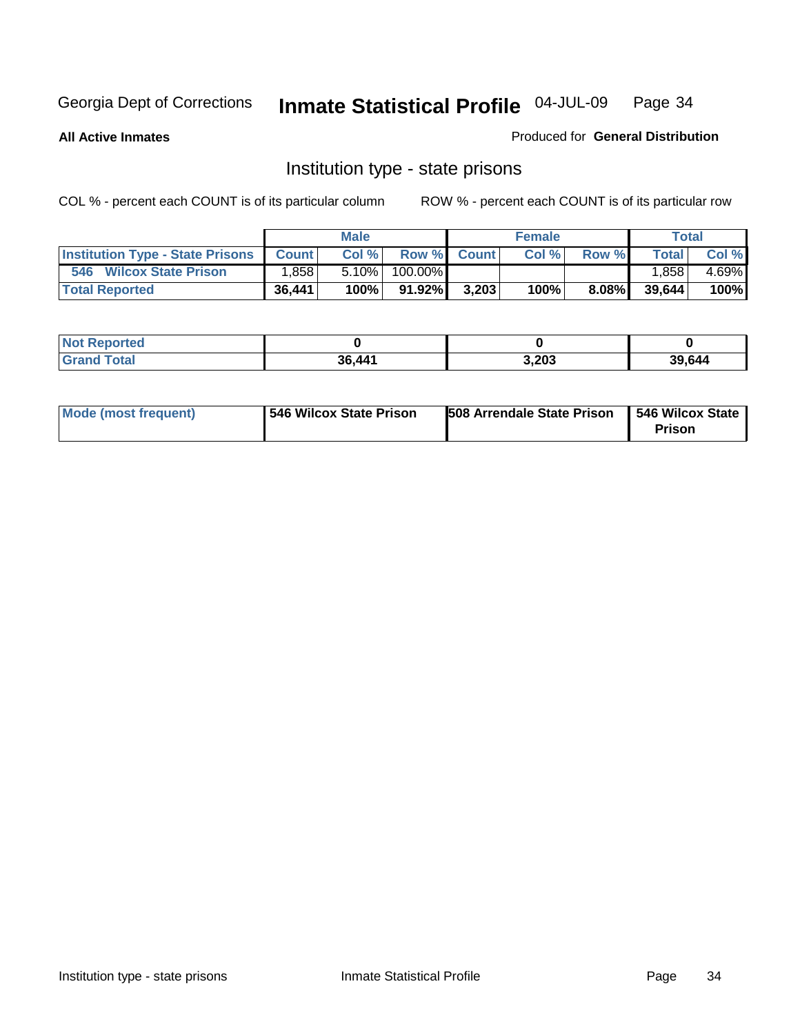Georgia Dept of Corrections **Inmate Statistical Profile** 04-JUL-09 Page 34

**All Active Inmates**

Produced for **General Distribution**

## Institution type - state prisons

COL % - percent each COUNT is of its particular column ROW % - percent each COUNT is of its particular row

| | Male | | | Female | | | Total | |
|---|---|---|---|---|---|---|---|---|
| Institution Type - State Prisons | Count | Col % | Row % | Count | Col % | Row % | Total | Col % |
| 546 Wilcox State Prison | 1,858 | 5.10% | 100.00% | | | | 1,858 | 4.69% |
| **Total Reported** | **36,441** | **100%** | **91.92%** | **3,203** | **100%** | **8.08%** | **39,644** | **100%** |

| | Male | Female | Total |
|---|---|---|---|
| Not Reported | **0** | **0** | **0** |
| Grand Total | **36,441** | **3,203** | **39,644** |

| | Male | Female | Total |
|---|---|---|---|
| Mode (most frequent) | **546 Wilcox State Prison** | **508 Arrendale State Prison** | **546 Wilcox State Prison** |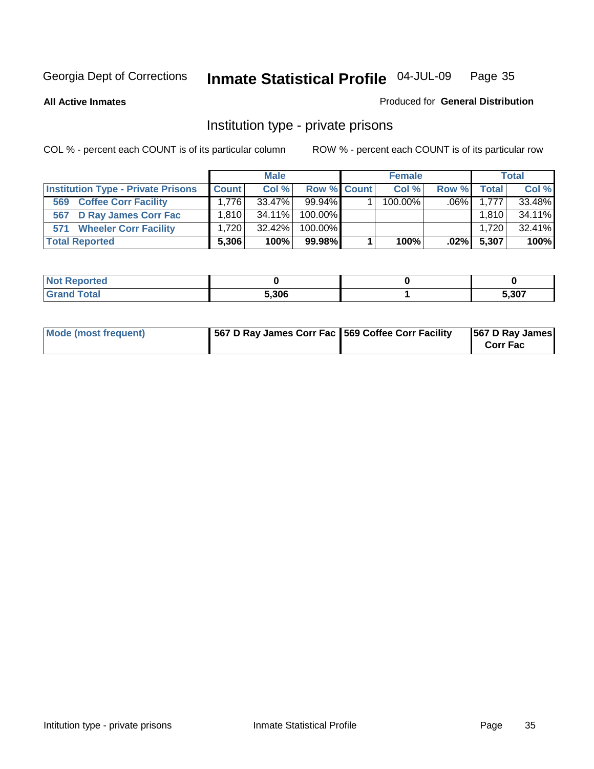Georgia Dept of Corrections **Inmate Statistical Profile** 04-JUL-09

**All Active Inmates**

Produced for **General Distribution**

## Institution type - private prisons

COL % - percent each COUNT is of its particular column

ROW % - percent each COUNT is of its particular row

| | Male | | | Female | | | Total | |
|---|---|---|---|---|---|---|---|---|
| **Institution Type - Private Prisons** | **Count** | **Col %** | **Row %** | **Count** | **Col %** | **Row %** | **Total** | **Col %** |
| **569 Coffee Corr Facility** | 1,776 | 33.47% | 99.94% | 1 | 100.00% | .06% | 1,777 | 33.48% |
| **567 D Ray James Corr Fac** | 1,810 | 34.11% | 100.00% | | | | 1,810 | 34.11% |
| **571 Wheeler Corr Facility** | 1,720 | 32.42% | 100.00% | | | | 1,720 | 32.41% |
| **Total Reported** | **5,306** | **100%** | **99.98%** | **1** | **100%** | **.02%** | **5,307** | **100%** |

| | Male | Female | Total |
|---|---|---|---|
| **Not Reported** | **0** | **0** | **0** |
| **Grand Total** | **5,306** | **1** | **5,307** |

| | Male | Female | Total |
|---|---|---|---|
| **Mode (most frequent)** | **567 D Ray James Corr Fac** | **569 Coffee Corr Facility** | **567 D Ray James Corr Fac** |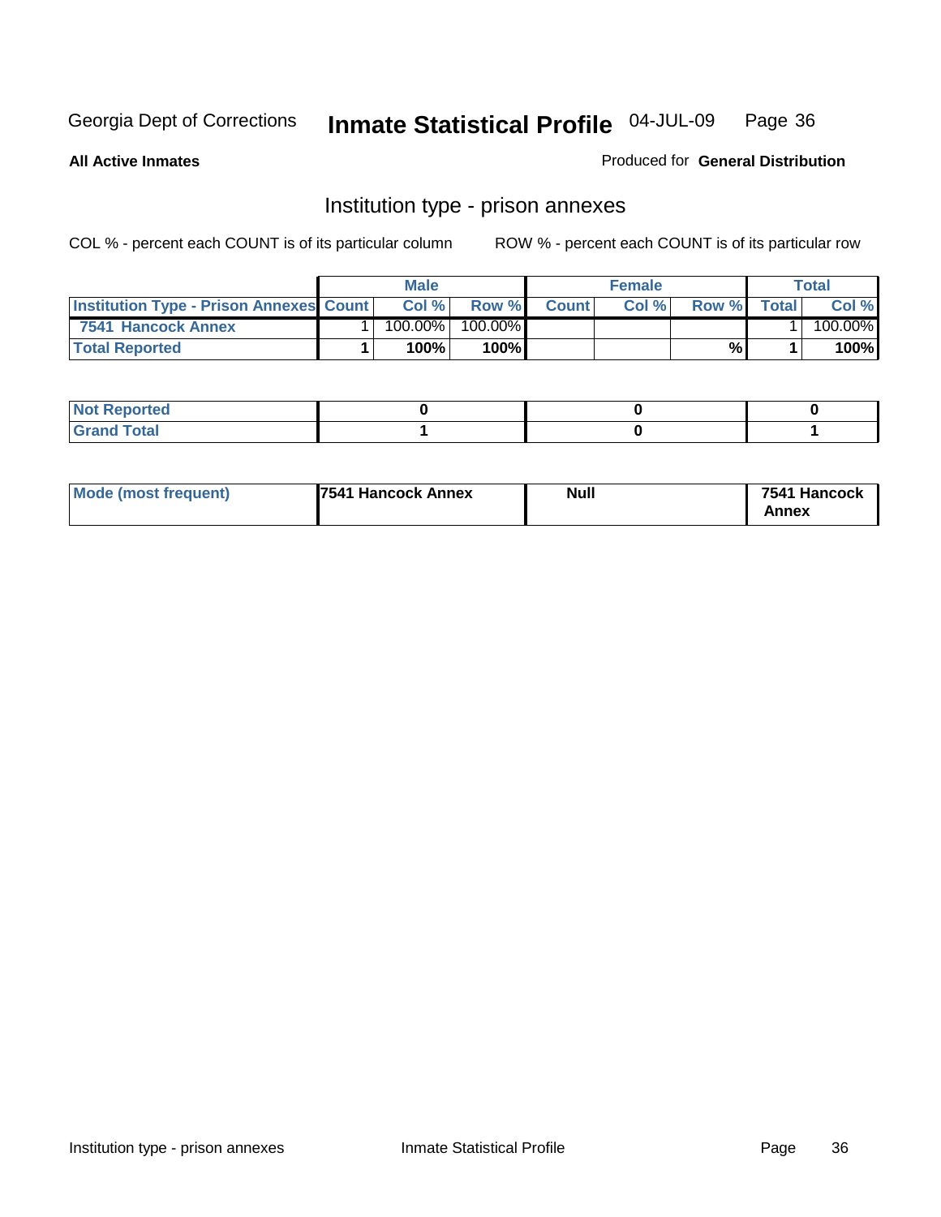Georgia Dept of Corrections **Inmate Statistical Profile** 04-JUL-09

**All Active Inmates**

Produced for **General Distribution**

## Institution type - prison annexes

COL % - percent each COUNT is of its particular column

ROW % - percent each COUNT is of its particular row

| | Male | | | Female | | | Total | |
|---|---|---|---|---|---|---|---|---|
| Institution Type - Prison Annexes | Count | Col % | Row % | Count | Col % | Row % | Total | Col % |
| 7541 Hancock Annex | 1 | 100.00% | 100.00% | | | | 1 | 100.00% |
| **Total Reported** | **1** | **100%** | **100%** | | | **%** | **1** | **100%** |

| | Male | Female | Total |
|---|---|---|---|
| Not Reported | **0** | **0** | **0** |
| Grand Total | **1** | **0** | **1** |

| | Male | Female | Total |
|---|---|---|---|
| Mode (most frequent) | **7541 Hancock Annex** | **Null** | **7541 Hancock Annex** |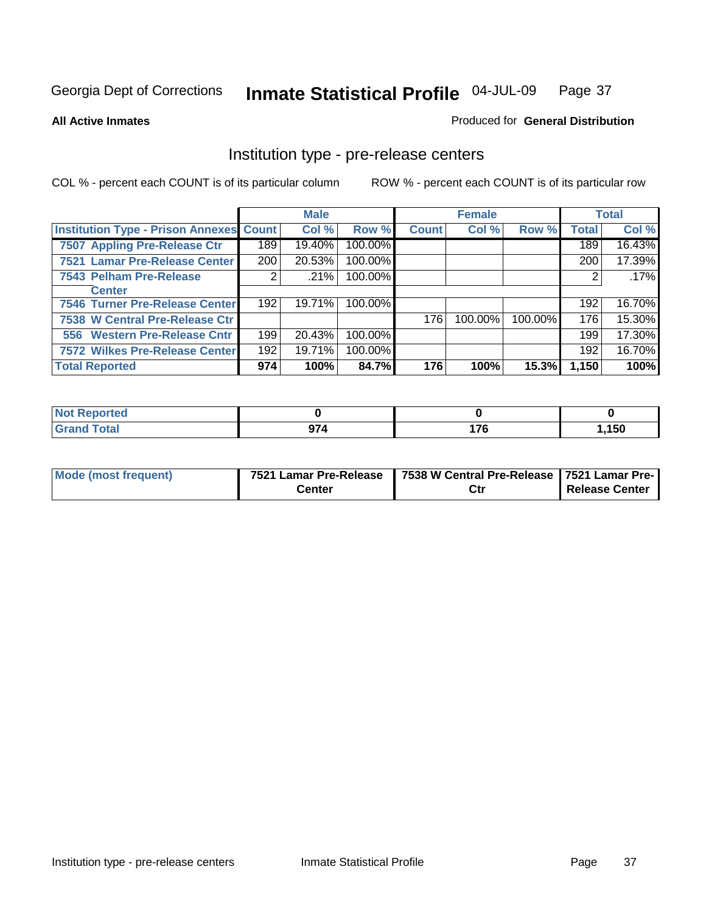Georgia Dept of Corrections **Inmate Statistical Profile** 04-JUL-09

**All Active Inmates**

Produced for **General Distribution**

## Institution type - pre-release centers

COL % - percent each COUNT is of its particular column

ROW % - percent each COUNT is of its particular row

| | Male | | | Female | | | Total | |
|---|---|---|---|---|---|---|---|---|
| Institution Type - Prison Annexes | Count | Col % | Row % | Count | Col % | Row % | Total | Col % |
| 7507 Appling Pre-Release Ctr | 189 | 19.40% | 100.00% | | | | 189 | 16.43% |
| 7521 Lamar Pre-Release Center | 200 | 20.53% | 100.00% | | | | 200 | 17.39% |
| 7543 Pelham Pre-Release Center | 2 | .21% | 100.00% | | | | 2 | .17% |
| 7546 Turner Pre-Release Center | 192 | 19.71% | 100.00% | | | | 192 | 16.70% |
| 7538 W Central Pre-Release Ctr | | | | 176 | 100.00% | 100.00% | 176 | 15.30% |
| 556 Western Pre-Release Cntr | 199 | 20.43% | 100.00% | | | | 199 | 17.30% |
| 7572 Wilkes Pre-Release Center | 192 | 19.71% | 100.00% | | | | 192 | 16.70% |
| **Total Reported** | **974** | **100%** | **84.7%** | **176** | **100%** | **15.3%** | **1,150** | **100%** |

| | Male | Female | Total |
|---|---|---|---|
| Not Reported | **0** | **0** | **0** |
| Grand Total | **974** | **176** | **1,150** |

| | Male | Female | Total |
|---|---|---|---|
| Mode (most frequent) | **7521 Lamar Pre-Release Center** | **7538 W Central Pre-Release Ctr** | **7521 Lamar Pre-Release Center** |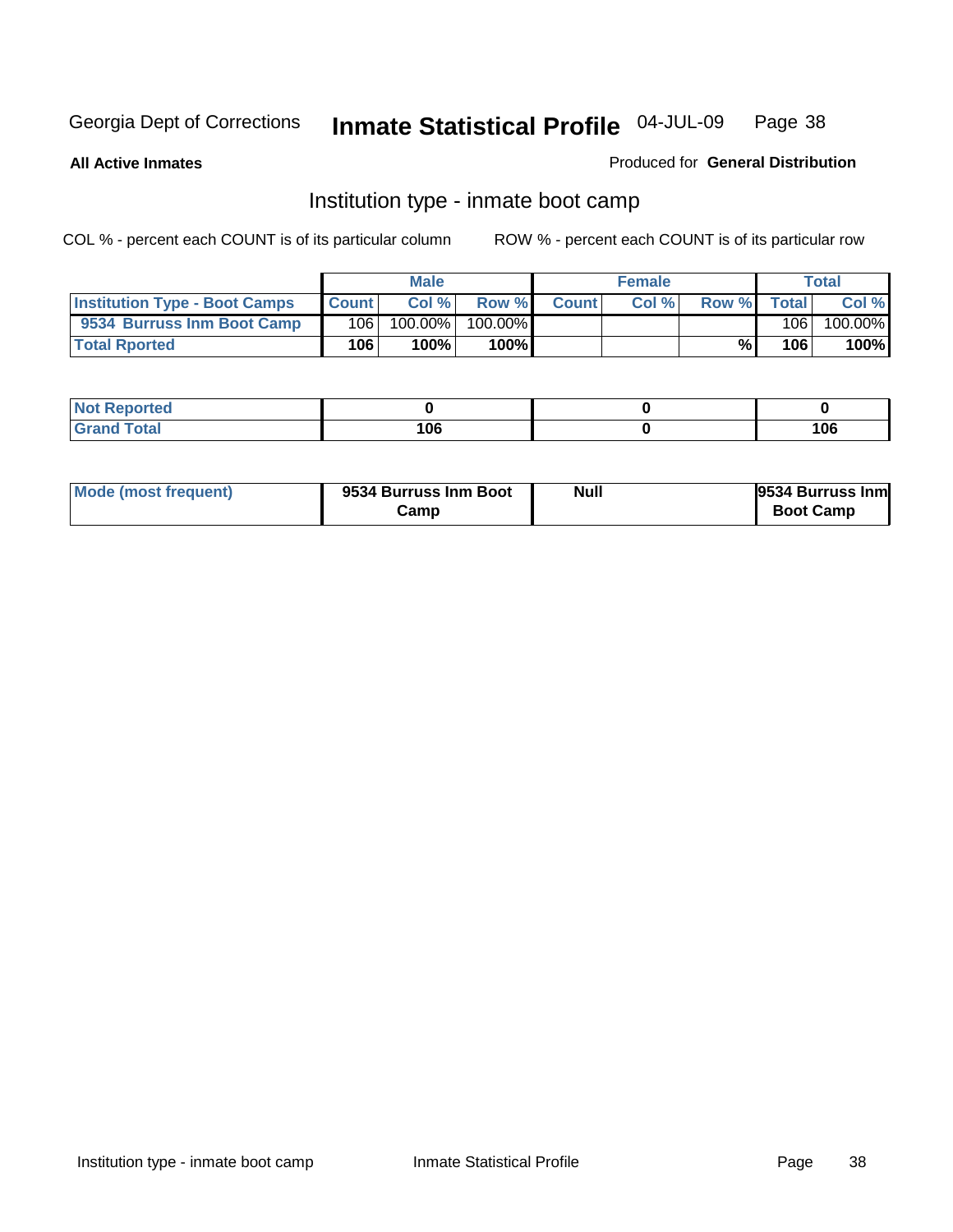Georgia Dept of Corrections **Inmate Statistical Profile** 04-JUL-09

**All Active Inmates**

Produced for **General Distribution**

## Institution type - inmate boot camp

COL % - percent each COUNT is of its particular column

ROW % - percent each COUNT is of its particular row

| | Male | | | Female | | | Total | |
|---|---|---|---|---|---|---|---|---|
| **Institution Type - Boot Camps** | **Count** | **Col %** | **Row %** | **Count** | **Col %** | **Row %** | **Total** | **Col %** |
| **9534 Burruss Inm Boot Camp** | 106 | 100.00% | 100.00% | | | | 106 | 100.00% |
| **Total Rported** | **106** | **100%** | **100%** | | | **%** | **106** | **100%** |

| | Male | Female | Total |
|---|---|---|---|
| **Not Reported** | **0** | **0** | **0** |
| **Grand Total** | **106** | **0** | **106** |

| | Male | Female | Total |
|---|---|---|---|
| **Mode (most frequent)** | **9534 Burruss Inm Boot Camp** | **Null** | **9534 Burruss Inm Boot Camp** |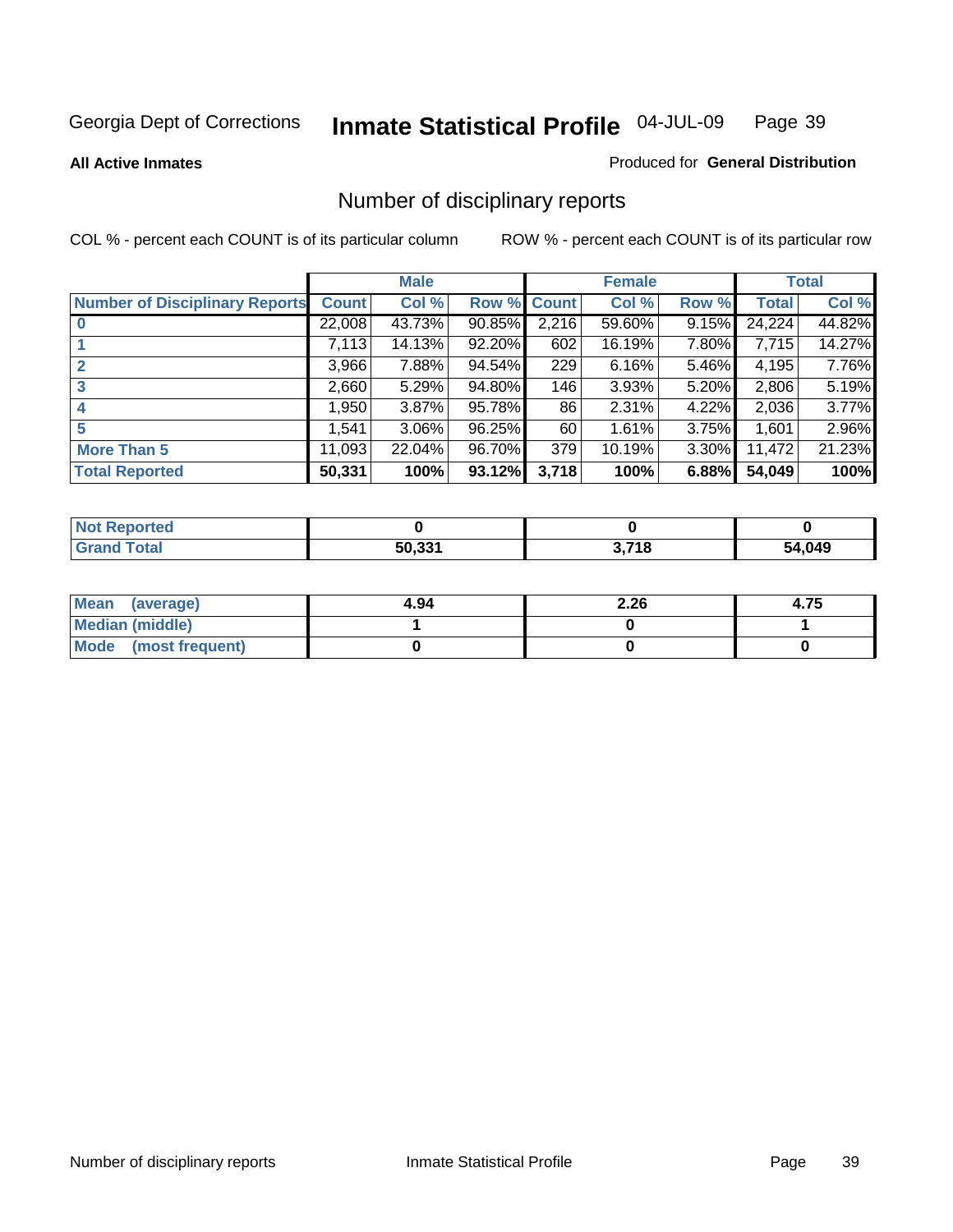Georgia Dept of Corrections **Inmate Statistical Profile** 04-JUL-09

**All Active Inmates**

Produced for **General Distribution**

## Number of disciplinary reports

COL % - percent each COUNT is of its particular column

ROW % - percent each COUNT is of its particular row

| | Male | | | Female | | | Total | |
|---|---|---|---|---|---|---|---|---|
| Number of Disciplinary Reports | Count | Col % | Row % | Count | Col % | Row % | Total | Col % |
| 0 | 22,008 | 43.73% | 90.85% | 2,216 | 59.60% | 9.15% | 24,224 | 44.82% |
| 1 | 7,113 | 14.13% | 92.20% | 602 | 16.19% | 7.80% | 7,715 | 14.27% |
| 2 | 3,966 | 7.88% | 94.54% | 229 | 6.16% | 5.46% | 4,195 | 7.76% |
| 3 | 2,660 | 5.29% | 94.80% | 146 | 3.93% | 5.20% | 2,806 | 5.19% |
| 4 | 1,950 | 3.87% | 95.78% | 86 | 2.31% | 4.22% | 2,036 | 3.77% |
| 5 | 1,541 | 3.06% | 96.25% | 60 | 1.61% | 3.75% | 1,601 | 2.96% |
| More Than 5 | 11,093 | 22.04% | 96.70% | 379 | 10.19% | 3.30% | 11,472 | 21.23% |
| **Total Reported** | **50,331** | **100%** | **93.12%** | **3,718** | **100%** | **6.88%** | **54,049** | **100%** |

| | Male | Female | Total |
|---|---|---|---|
| Not Reported | 0 | 0 | 0 |
| Grand Total | 50,331 | 3,718 | 54,049 |

| | Male | Female | Total |
|---|---|---|---|
| Mean (average) | 4.94 | 2.26 | 4.75 |
| Median (middle) | 1 | 0 | 1 |
| Mode (most frequent) | 0 | 0 | 0 |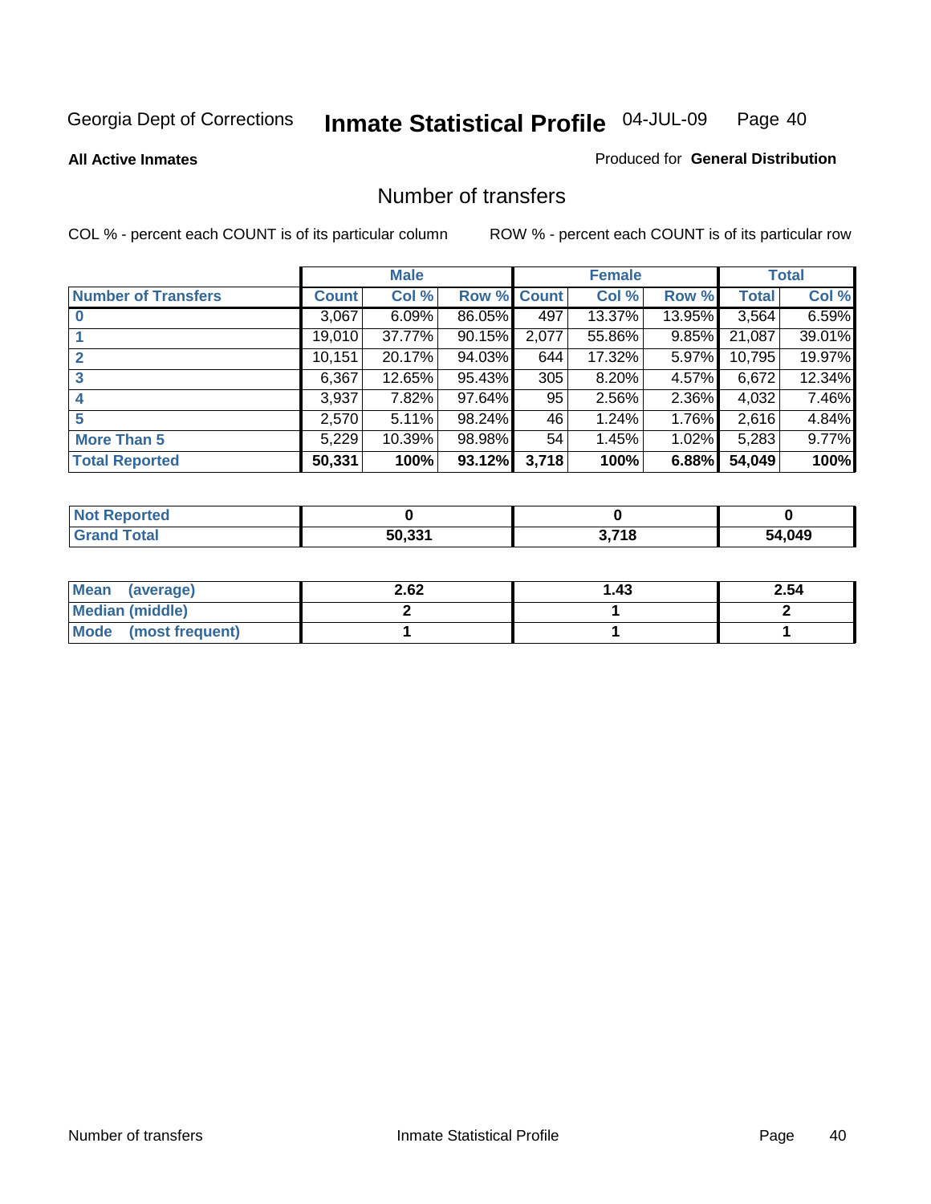Georgia Dept of Corrections **Inmate Statistical Profile** 04-JUL-09

**All Active Inmates**

Produced for **General Distribution**

## Number of transfers

COL % - percent each COUNT is of its particular column

ROW % - percent each COUNT is of its particular row

| | Male | | | Female | | | Total | |
|---|---|---|---|---|---|---|---|---|
| **Number of Transfers** | **Count** | **Col %** | **Row %** | **Count** | **Col %** | **Row %** | **Total** | **Col %** |
| **0** | 3,067 | 6.09% | 86.05% | 497 | 13.37% | 13.95% | 3,564 | 6.59% |
| **1** | 19,010 | 37.77% | 90.15% | 2,077 | 55.86% | 9.85% | 21,087 | 39.01% |
| **2** | 10,151 | 20.17% | 94.03% | 644 | 17.32% | 5.97% | 10,795 | 19.97% |
| **3** | 6,367 | 12.65% | 95.43% | 305 | 8.20% | 4.57% | 6,672 | 12.34% |
| **4** | 3,937 | 7.82% | 97.64% | 95 | 2.56% | 2.36% | 4,032 | 7.46% |
| **5** | 2,570 | 5.11% | 98.24% | 46 | 1.24% | 1.76% | 2,616 | 4.84% |
| **More Than 5** | 5,229 | 10.39% | 98.98% | 54 | 1.45% | 1.02% | 5,283 | 9.77% |
| **Total Reported** | **50,331** | **100%** | **93.12%** | **3,718** | **100%** | **6.88%** | **54,049** | **100%** |

| | Male | Female | Total |
|---|---|---|---|
| **Not Reported** | **0** | **0** | **0** |
| **Grand Total** | **50,331** | **3,718** | **54,049** |

| | Male | Female | Total |
|---|---|---|---|
| **Mean (average)** | **2.62** | **1.43** | **2.54** |
| **Median (middle)** | **2** | **1** | **2** |
| **Mode (most frequent)** | **1** | **1** | **1** |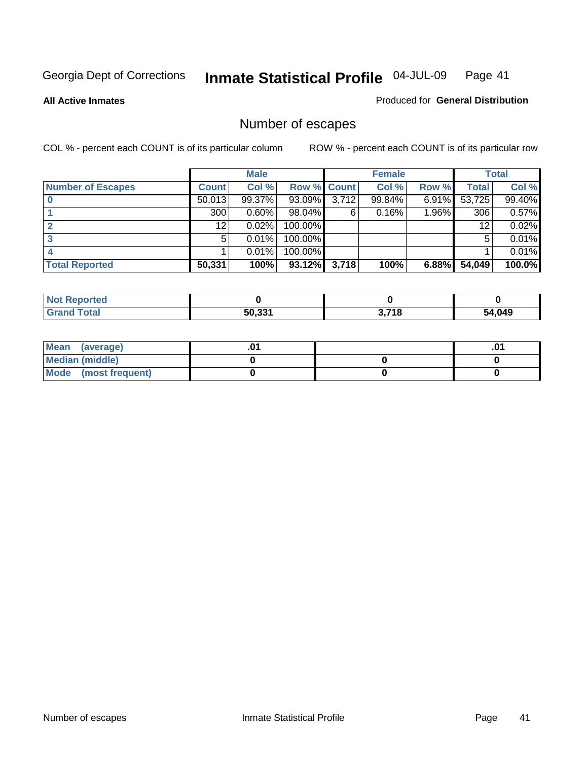Georgia Dept of Corrections **Inmate Statistical Profile** 04-JUL-09

**All Active Inmates**

Produced for **General Distribution**

## Number of escapes

COL % - percent each COUNT is of its particular column    ROW % - percent each COUNT is of its particular row

| | Male | | | Female | | | Total | |
|---|---|---|---|---|---|---|---|---|
| **Number of Escapes** | **Count** | **Col %** | **Row %** | **Count** | **Col %** | **Row %** | **Total** | **Col %** |
| **0** | 50,013 | 99.37% | 93.09% | 3,712 | 99.84% | 6.91% | 53,725 | 99.40% |
| **1** | 300 | 0.60% | 98.04% | 6 | 0.16% | 1.96% | 306 | 0.57% |
| **2** | 12 | 0.02% | 100.00% | | | | 12 | 0.02% |
| **3** | 5 | 0.01% | 100.00% | | | | 5 | 0.01% |
| **4** | 1 | 0.01% | 100.00% | | | | 1 | 0.01% |
| **Total Reported** | **50,331** | **100%** | **93.12%** | **3,718** | **100%** | **6.88%** | **54,049** | **100.0%** |

| | Male | Female | Total |
|---|---|---|---|
| **Not Reported** | **0** | **0** | **0** |
| **Grand Total** | **50,331** | **3,718** | **54,049** |

| | Male | Female | Total |
|---|---|---|---|
| **Mean (average)** | **.01** | | **.01** |
| **Median (middle)** | **0** | **0** | **0** |
| **Mode (most frequent)** | **0** | **0** | **0** |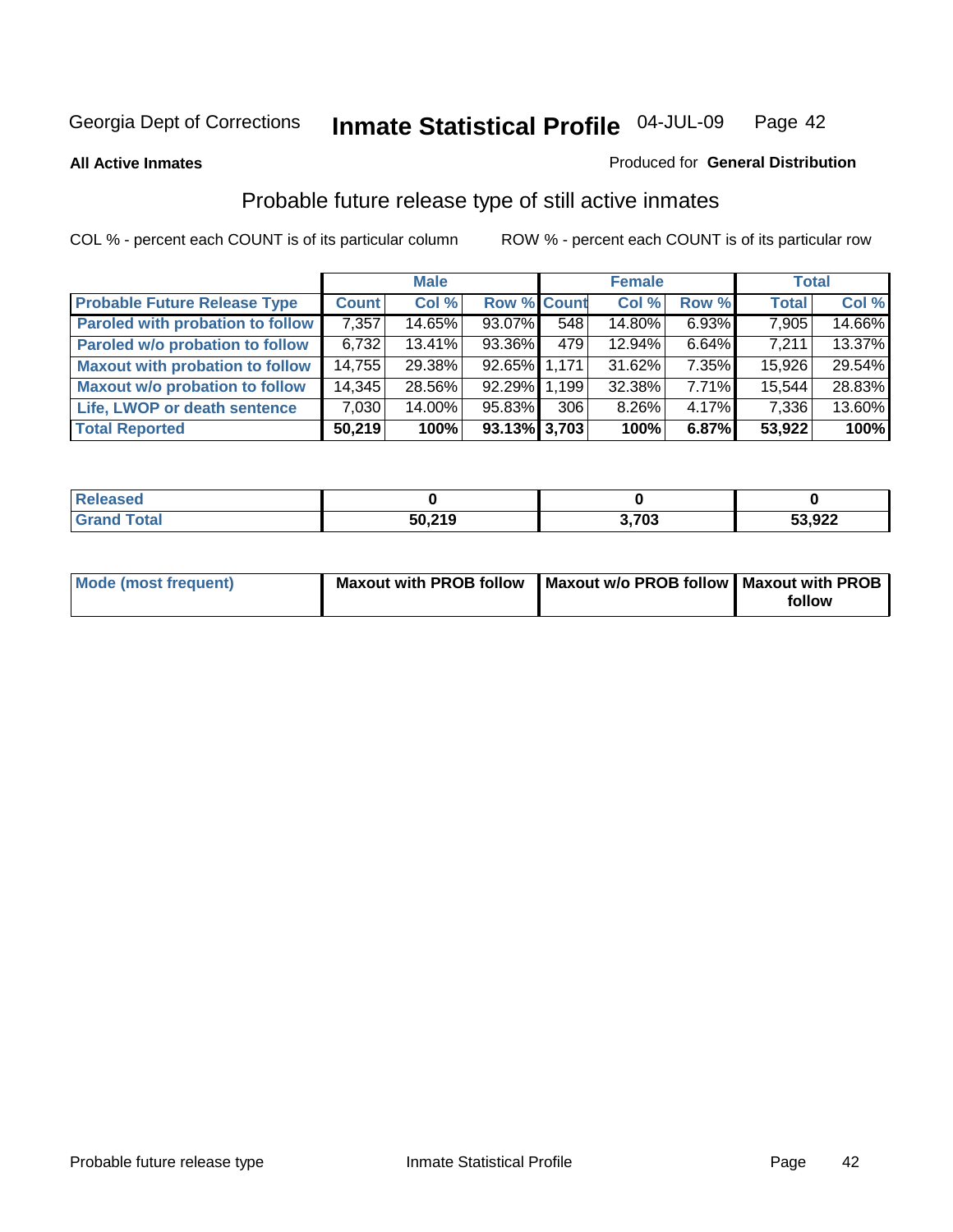Georgia Dept of Corrections **Inmate Statistical Profile** 04-JUL-09

**All Active Inmates**

Produced for **General Distribution**

## Probable future release type of still active inmates

COL % - percent each COUNT is of its particular column

ROW % - percent each COUNT is of its particular row

| | Male | | | Female | | | Total | |
|---|---|---|---|---|---|---|---|---|
| **Probable Future Release Type** | **Count** | **Col %** | **Row %** | **Count** | **Col %** | **Row %** | **Total** | **Col %** |
| **Paroled with probation to follow** | 7,357 | 14.65% | 93.07% | 548 | 14.80% | 6.93% | 7,905 | 14.66% |
| **Paroled w/o probation to follow** | 6,732 | 13.41% | 93.36% | 479 | 12.94% | 6.64% | 7,211 | 13.37% |
| **Maxout with probation to follow** | 14,755 | 29.38% | 92.65% | 1,171 | 31.62% | 7.35% | 15,926 | 29.54% |
| **Maxout w/o probation to follow** | 14,345 | 28.56% | 92.29% | 1,199 | 32.38% | 7.71% | 15,544 | 28.83% |
| **Life, LWOP or death sentence** | 7,030 | 14.00% | 95.83% | 306 | 8.26% | 4.17% | 7,336 | 13.60% |
| **Total Reported** | **50,219** | **100%** | **93.13%** | **3,703** | **100%** | **6.87%** | **53,922** | **100%** |

| | Male | Female | Total |
|---|---|---|---|
| **Released** | **0** | **0** | **0** |
| **Grand Total** | **50,219** | **3,703** | **53,922** |

| | Male | Female | Total |
|---|---|---|---|
| **Mode (most frequent)** | **Maxout with PROB follow** | **Maxout w/o PROB follow** | **Maxout with PROB follow** |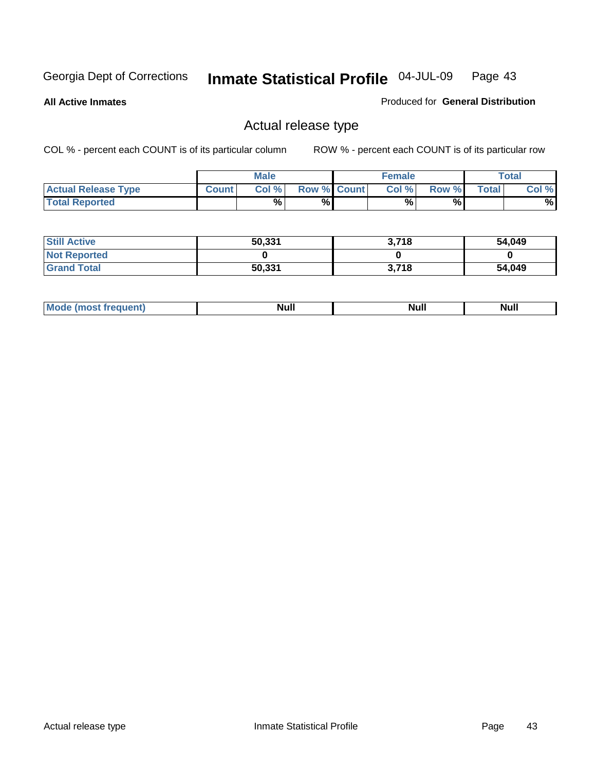**All Active Inmates**

Produced for **General Distribution**

## Actual release type

COL % - percent each COUNT is of its particular column

ROW % - percent each COUNT is of its particular row

| | Male | | | Female | | | Total | |
|---|---|---|---|---|---|---|---|---|
| **Actual Release Type** | **Count** | **Col %** | **Row %** | **Count** | **Col %** | **Row %** | **Total** | **Col %** |
| **Total Reported** | | % | % | | % | % | | % |

| | Male | Female | Total |
|---|---|---|---|
| **Still Active** | 50,331 | 3,718 | 54,049 |
| **Not Reported** | 0 | 0 | 0 |
| **Grand Total** | 50,331 | 3,718 | 54,049 |

| | Male | Female | Total |
|---|---|---|---|
| **Mode (most frequent)** | Null | Null | Null |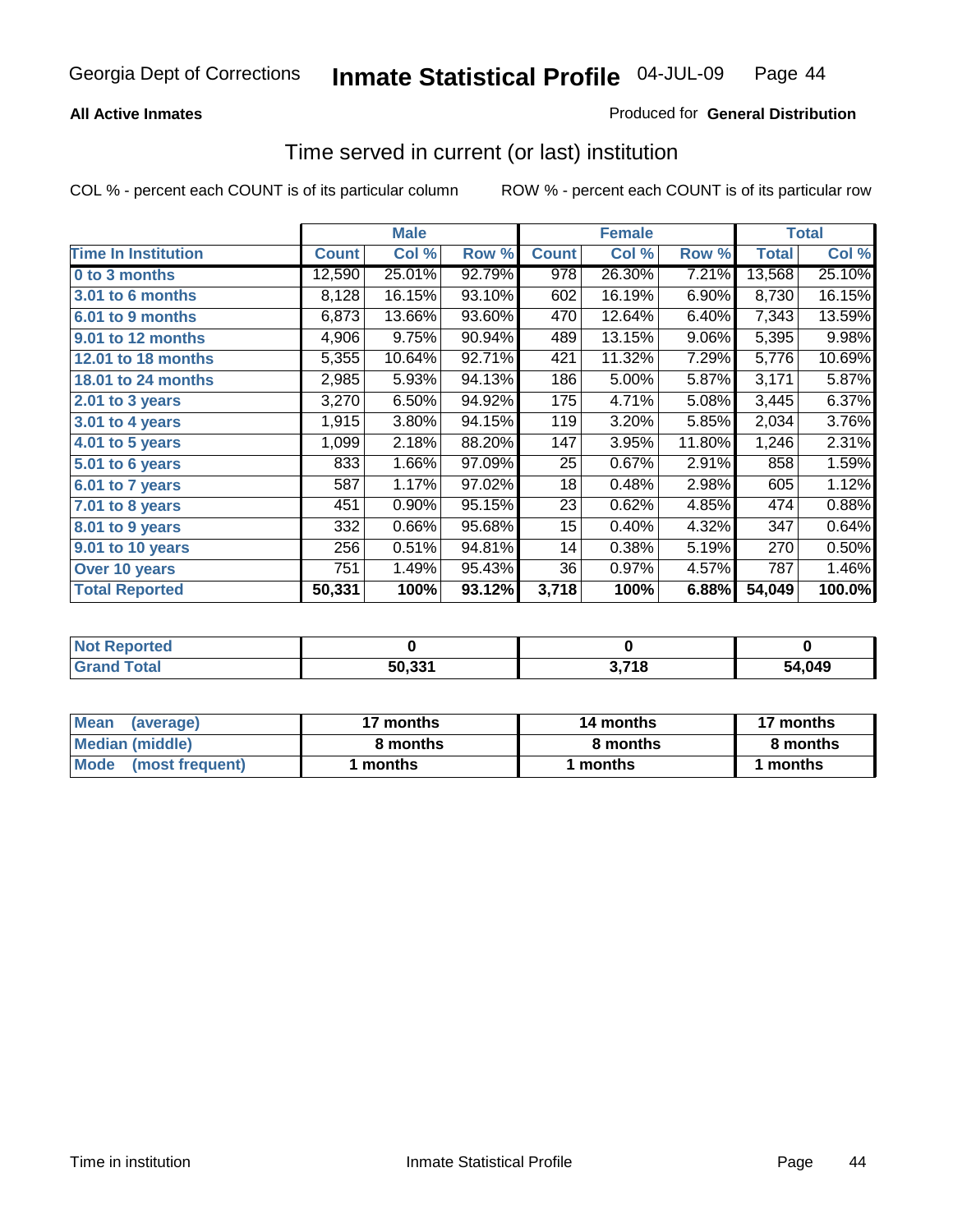Georgia Dept of Corrections **Inmate Statistical Profile** 04-JUL-09

**All Active Inmates**

Produced for **General Distribution**

## Time served in current (or last) institution

COL % - percent each COUNT is of its particular column ROW % - percent each COUNT is of its particular row

| | Male | | | Female | | | Total | |
|---|---|---|---|---|---|---|---|---|
| **Time In Institution** | **Count** | **Col %** | **Row %** | **Count** | **Col %** | **Row %** | **Total** | **Col %** |
| **0 to 3 months** | 12,590 | 25.01% | 92.79% | 978 | 26.30% | 7.21% | 13,568 | 25.10% |
| **3.01 to 6 months** | 8,128 | 16.15% | 93.10% | 602 | 16.19% | 6.90% | 8,730 | 16.15% |
| **6.01 to 9 months** | 6,873 | 13.66% | 93.60% | 470 | 12.64% | 6.40% | 7,343 | 13.59% |
| **9.01 to 12 months** | 4,906 | 9.75% | 90.94% | 489 | 13.15% | 9.06% | 5,395 | 9.98% |
| **12.01 to 18 months** | 5,355 | 10.64% | 92.71% | 421 | 11.32% | 7.29% | 5,776 | 10.69% |
| **18.01 to 24 months** | 2,985 | 5.93% | 94.13% | 186 | 5.00% | 5.87% | 3,171 | 5.87% |
| **2.01 to 3 years** | 3,270 | 6.50% | 94.92% | 175 | 4.71% | 5.08% | 3,445 | 6.37% |
| **3.01 to 4 years** | 1,915 | 3.80% | 94.15% | 119 | 3.20% | 5.85% | 2,034 | 3.76% |
| **4.01 to 5 years** | 1,099 | 2.18% | 88.20% | 147 | 3.95% | 11.80% | 1,246 | 2.31% |
| **5.01 to 6 years** | 833 | 1.66% | 97.09% | 25 | 0.67% | 2.91% | 858 | 1.59% |
| **6.01 to 7 years** | 587 | 1.17% | 97.02% | 18 | 0.48% | 2.98% | 605 | 1.12% |
| **7.01 to 8 years** | 451 | 0.90% | 95.15% | 23 | 0.62% | 4.85% | 474 | 0.88% |
| **8.01 to 9 years** | 332 | 0.66% | 95.68% | 15 | 0.40% | 4.32% | 347 | 0.64% |
| **9.01 to 10 years** | 256 | 0.51% | 94.81% | 14 | 0.38% | 5.19% | 270 | 0.50% |
| **Over 10 years** | 751 | 1.49% | 95.43% | 36 | 0.97% | 4.57% | 787 | 1.46% |
| **Total Reported** | **50,331** | **100%** | **93.12%** | **3,718** | **100%** | **6.88%** | **54,049** | **100.0%** |

| | Male | Female | Total |
|---|---|---|---|
| **Not Reported** | **0** | **0** | **0** |
| **Grand Total** | **50,331** | **3,718** | **54,049** |

| | Male | Female | Total |
|---|---|---|---|
| **Mean (average)** | **17 months** | **14 months** | **17 months** |
| **Median (middle)** | **8 months** | **8 months** | **8 months** |
| **Mode (most frequent)** | **1 months** | **1 months** | **1 months** |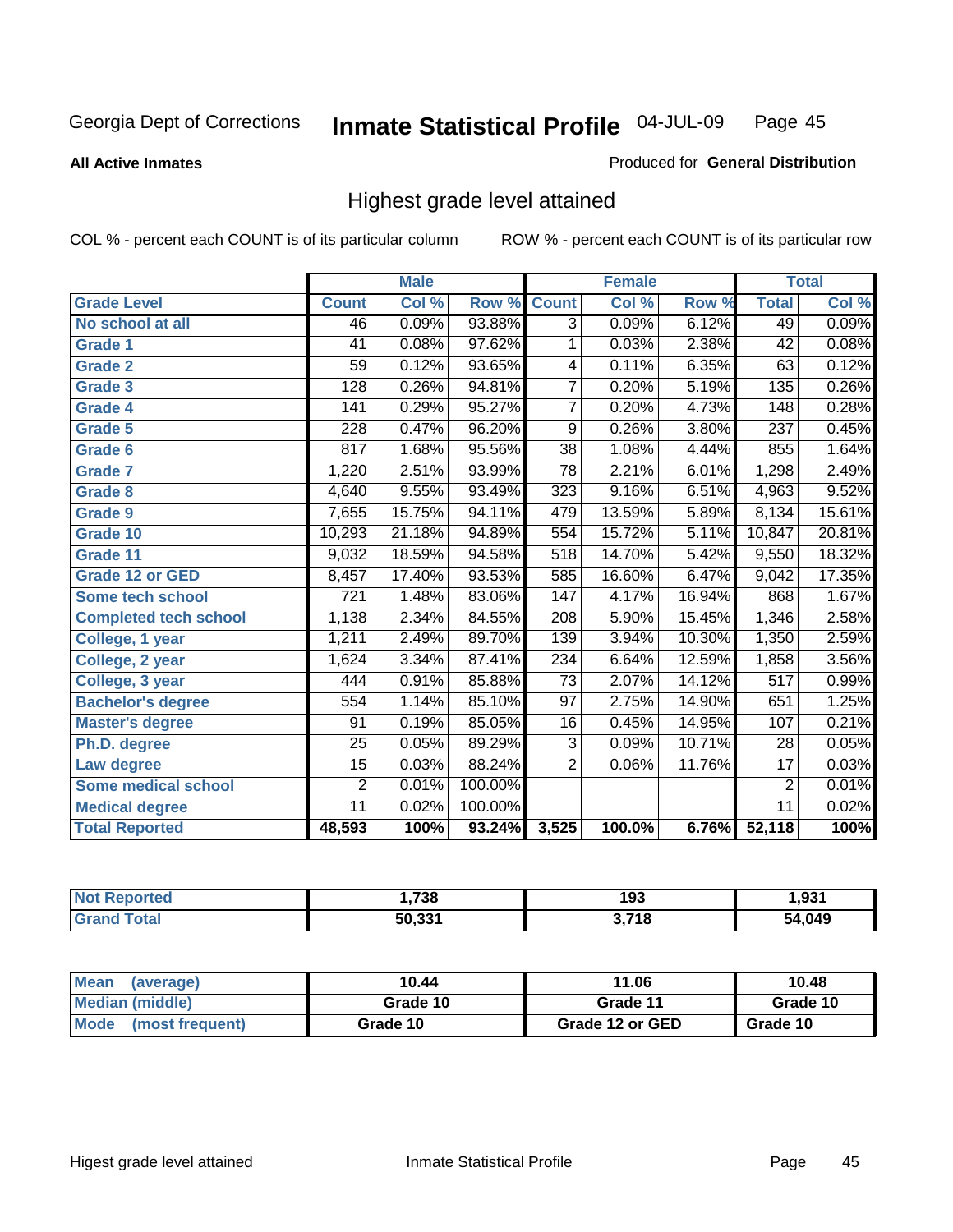Georgia Dept of Corrections

# Inmate Statistical Profile 04-JUL-09

**All Active Inmates**

Produced for **General Distribution**

## Highest grade level attained

COL % - percent each COUNT is of its particular column

ROW % - percent each COUNT is of its particular row

| | Male | | | Female | | | Total | |
|---|---|---|---|---|---|---|---|---|
| **Grade Level** | **Count** | **Col %** | **Row %** | **Count** | **Col %** | **Row %** | **Total** | **Col %** |
| No school at all | 46 | 0.09% | 93.88% | 3 | 0.09% | 6.12% | 49 | 0.09% |
| Grade 1 | 41 | 0.08% | 97.62% | 1 | 0.03% | 2.38% | 42 | 0.08% |
| Grade 2 | 59 | 0.12% | 93.65% | 4 | 0.11% | 6.35% | 63 | 0.12% |
| Grade 3 | 128 | 0.26% | 94.81% | 7 | 0.20% | 5.19% | 135 | 0.26% |
| Grade 4 | 141 | 0.29% | 95.27% | 7 | 0.20% | 4.73% | 148 | 0.28% |
| Grade 5 | 228 | 0.47% | 96.20% | 9 | 0.26% | 3.80% | 237 | 0.45% |
| Grade 6 | 817 | 1.68% | 95.56% | 38 | 1.08% | 4.44% | 855 | 1.64% |
| Grade 7 | 1,220 | 2.51% | 93.99% | 78 | 2.21% | 6.01% | 1,298 | 2.49% |
| Grade 8 | 4,640 | 9.55% | 93.49% | 323 | 9.16% | 6.51% | 4,963 | 9.52% |
| Grade 9 | 7,655 | 15.75% | 94.11% | 479 | 13.59% | 5.89% | 8,134 | 15.61% |
| Grade 10 | 10,293 | 21.18% | 94.89% | 554 | 15.72% | 5.11% | 10,847 | 20.81% |
| Grade 11 | 9,032 | 18.59% | 94.58% | 518 | 14.70% | 5.42% | 9,550 | 18.32% |
| Grade 12 or GED | 8,457 | 17.40% | 93.53% | 585 | 16.60% | 6.47% | 9,042 | 17.35% |
| Some tech school | 721 | 1.48% | 83.06% | 147 | 4.17% | 16.94% | 868 | 1.67% |
| Completed tech school | 1,138 | 2.34% | 84.55% | 208 | 5.90% | 15.45% | 1,346 | 2.58% |
| College, 1 year | 1,211 | 2.49% | 89.70% | 139 | 3.94% | 10.30% | 1,350 | 2.59% |
| College, 2 year | 1,624 | 3.34% | 87.41% | 234 | 6.64% | 12.59% | 1,858 | 3.56% |
| College, 3 year | 444 | 0.91% | 85.88% | 73 | 2.07% | 14.12% | 517 | 0.99% |
| Bachelor's degree | 554 | 1.14% | 85.10% | 97 | 2.75% | 14.90% | 651 | 1.25% |
| Master's degree | 91 | 0.19% | 85.05% | 16 | 0.45% | 14.95% | 107 | 0.21% |
| Ph.D. degree | 25 | 0.05% | 89.29% | 3 | 0.09% | 10.71% | 28 | 0.05% |
| Law degree | 15 | 0.03% | 88.24% | 2 | 0.06% | 11.76% | 17 | 0.03% |
| Some medical school | 2 | 0.01% | 100.00% | | | | 2 | 0.01% |
| Medical degree | 11 | 0.02% | 100.00% | | | | 11 | 0.02% |
| **Total Reported** | **48,593** | **100%** | **93.24%** | **3,525** | **100.0%** | **6.76%** | **52,118** | **100%** |

| | Male | Female | Total |
|---|---|---|---|
| Not Reported | 1,738 | 193 | 1,931 |
| Grand Total | 50,331 | 3,718 | 54,049 |

| | Male | Female | Total |
|---|---|---|---|
| Mean (average) | 10.44 | 11.06 | 10.48 |
| Median (middle) | Grade 10 | Grade 11 | Grade 10 |
| Mode (most frequent) | Grade 10 | Grade 12 or GED | Grade 10 |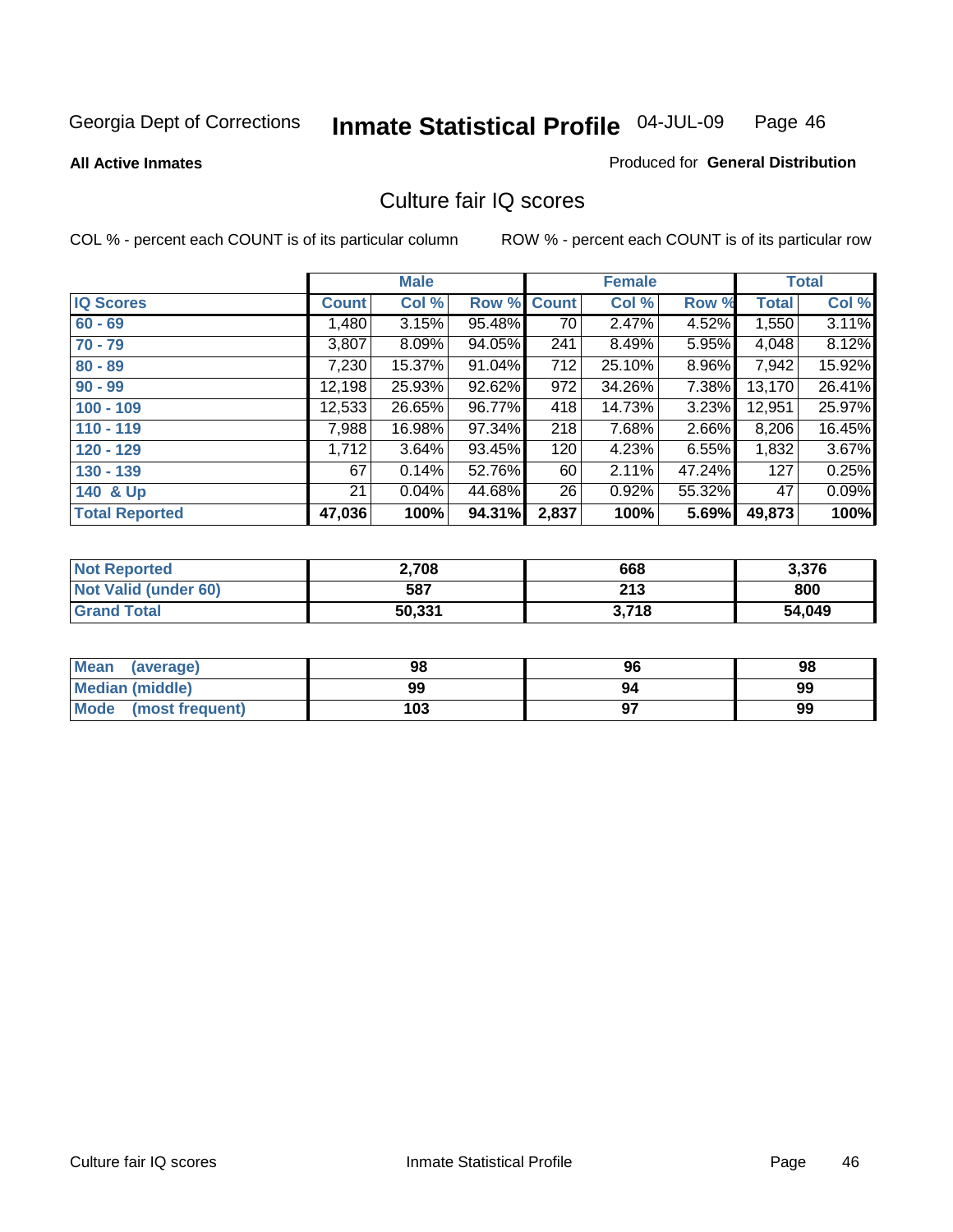Georgia Dept of Corrections **Inmate Statistical Profile** 04-JUL-09

**All Active Inmates**

Produced for **General Distribution**

## Culture fair IQ scores

COL % - percent each COUNT is of its particular column

ROW % - percent each COUNT is of its particular row

| | Male | | | Female | | | Total | |
|---|---|---|---|---|---|---|---|---|
| **IQ Scores** | **Count** | **Col %** | **Row %** | **Count** | **Col %** | **Row %** | **Total** | **Col %** |
| 60 - 69 | 1,480 | 3.15% | 95.48% | 70 | 2.47% | 4.52% | 1,550 | 3.11% |
| 70 - 79 | 3,807 | 8.09% | 94.05% | 241 | 8.49% | 5.95% | 4,048 | 8.12% |
| 80 - 89 | 7,230 | 15.37% | 91.04% | 712 | 25.10% | 8.96% | 7,942 | 15.92% |
| 90 - 99 | 12,198 | 25.93% | 92.62% | 972 | 34.26% | 7.38% | 13,170 | 26.41% |
| 100 - 109 | 12,533 | 26.65% | 96.77% | 418 | 14.73% | 3.23% | 12,951 | 25.97% |
| 110 - 119 | 7,988 | 16.98% | 97.34% | 218 | 7.68% | 2.66% | 8,206 | 16.45% |
| 120 - 129 | 1,712 | 3.64% | 93.45% | 120 | 4.23% | 6.55% | 1,832 | 3.67% |
| 130 - 139 | 67 | 0.14% | 52.76% | 60 | 2.11% | 47.24% | 127 | 0.25% |
| 140 & Up | 21 | 0.04% | 44.68% | 26 | 0.92% | 55.32% | 47 | 0.09% |
| **Total Reported** | **47,036** | **100%** | **94.31%** | **2,837** | **100%** | **5.69%** | **49,873** | **100%** |

| | Male | Female | Total |
|---|---|---|---|
| Not Reported | 2,708 | 668 | 3,376 |
| Not Valid (under 60) | 587 | 213 | 800 |
| Grand Total | 50,331 | 3,718 | 54,049 |

| | Male | Female | Total |
|---|---|---|---|
| Mean (average) | 98 | 96 | 98 |
| Median (middle) | 99 | 94 | 99 |
| Mode (most frequent) | 103 | 97 | 99 |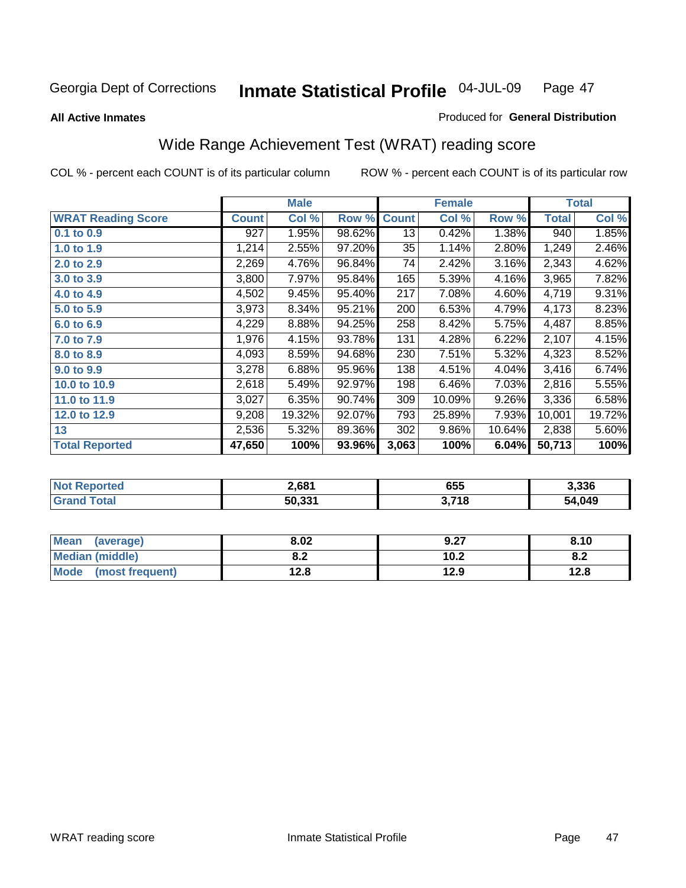Georgia Dept of Corrections **Inmate Statistical Profile** 04-JUL-09

**All Active Inmates**

Produced for **General Distribution**

## Wide Range Achievement Test (WRAT) reading score

COL % - percent each COUNT is of its particular column ROW % - percent each COUNT is of its particular row

| | Male | | | Female | | | Total | |
|---|---|---|---|---|---|---|---|---|
| **WRAT Reading Score** | **Count** | **Col %** | **Row %** | **Count** | **Col %** | **Row %** | **Total** | **Col %** |
| **0.1 to 0.9** | 927 | 1.95% | 98.62% | 13 | 0.42% | 1.38% | 940 | 1.85% |
| **1.0 to 1.9** | 1,214 | 2.55% | 97.20% | 35 | 1.14% | 2.80% | 1,249 | 2.46% |
| **2.0 to 2.9** | 2,269 | 4.76% | 96.84% | 74 | 2.42% | 3.16% | 2,343 | 4.62% |
| **3.0 to 3.9** | 3,800 | 7.97% | 95.84% | 165 | 5.39% | 4.16% | 3,965 | 7.82% |
| **4.0 to 4.9** | 4,502 | 9.45% | 95.40% | 217 | 7.08% | 4.60% | 4,719 | 9.31% |
| **5.0 to 5.9** | 3,973 | 8.34% | 95.21% | 200 | 6.53% | 4.79% | 4,173 | 8.23% |
| **6.0 to 6.9** | 4,229 | 8.88% | 94.25% | 258 | 8.42% | 5.75% | 4,487 | 8.85% |
| **7.0 to 7.9** | 1,976 | 4.15% | 93.78% | 131 | 4.28% | 6.22% | 2,107 | 4.15% |
| **8.0 to 8.9** | 4,093 | 8.59% | 94.68% | 230 | 7.51% | 5.32% | 4,323 | 8.52% |
| **9.0 to 9.9** | 3,278 | 6.88% | 95.96% | 138 | 4.51% | 4.04% | 3,416 | 6.74% |
| **10.0 to 10.9** | 2,618 | 5.49% | 92.97% | 198 | 6.46% | 7.03% | 2,816 | 5.55% |
| **11.0 to 11.9** | 3,027 | 6.35% | 90.74% | 309 | 10.09% | 9.26% | 3,336 | 6.58% |
| **12.0 to 12.9** | 9,208 | 19.32% | 92.07% | 793 | 25.89% | 7.93% | 10,001 | 19.72% |
| **13** | 2,536 | 5.32% | 89.36% | 302 | 9.86% | 10.64% | 2,838 | 5.60% |
| **Total Reported** | **47,650** | **100%** | **93.96%** | **3,063** | **100%** | **6.04%** | **50,713** | **100%** |

| | Male | Female | Total |
|---|---|---|---|
| **Not Reported** | **2,681** | **655** | **3,336** |
| **Grand Total** | **50,331** | **3,718** | **54,049** |

| | Male | Female | Total |
|---|---|---|---|
| **Mean (average)** | **8.02** | **9.27** | **8.10** |
| **Median (middle)** | **8.2** | **10.2** | **8.2** |
| **Mode (most frequent)** | **12.8** | **12.9** | **12.8** |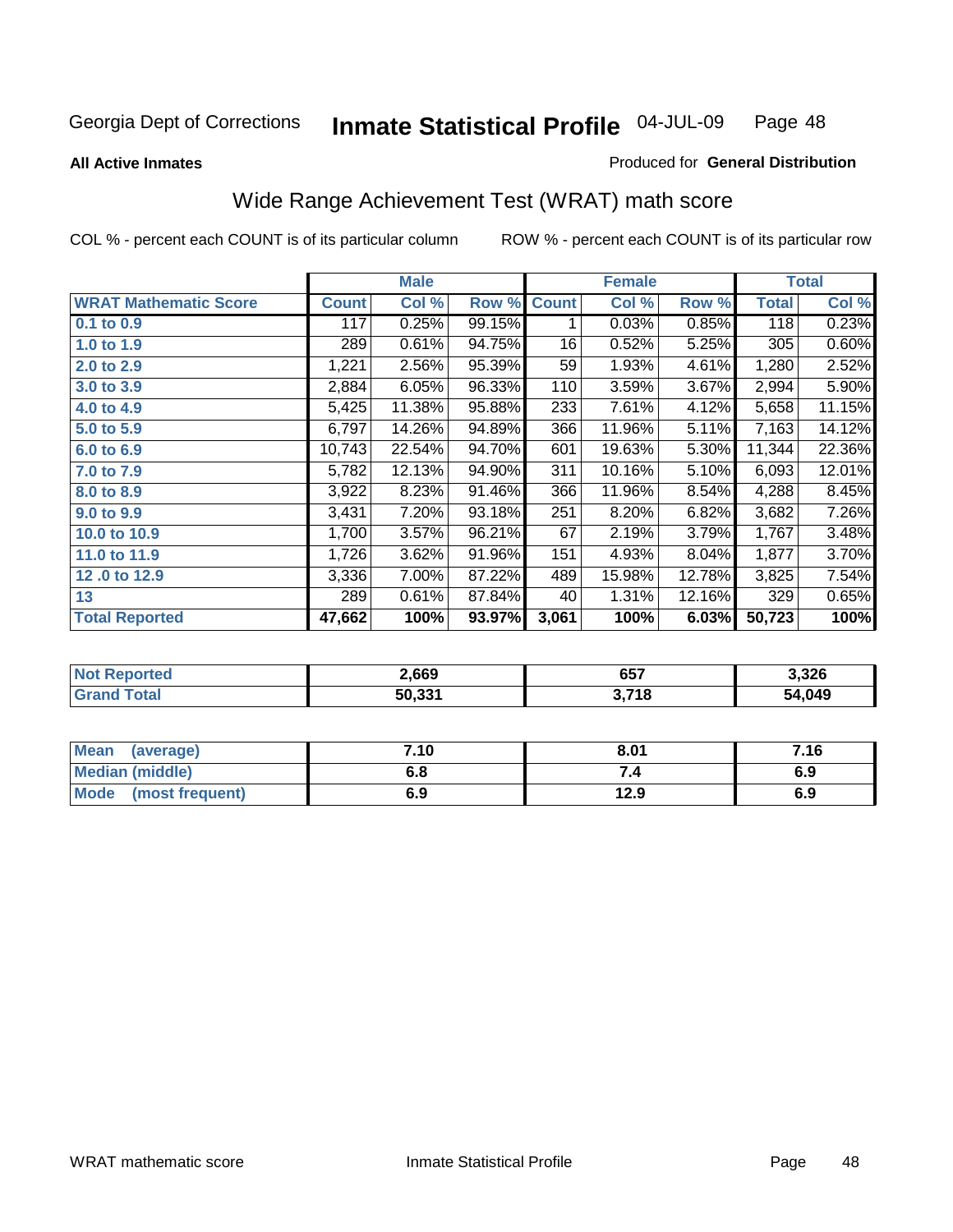Georgia Dept of Corrections **Inmate Statistical Profile** 04-JUL-09

**All Active Inmates**

Produced for **General Distribution**

## Wide Range Achievement Test (WRAT) math score

COL % - percent each COUNT is of its particular column

ROW % - percent each COUNT is of its particular row

| | Male | | | Female | | | Total | |
|---|---|---|---|---|---|---|---|---|
| **WRAT Mathematic Score** | **Count** | **Col %** | **Row %** | **Count** | **Col %** | **Row %** | **Total** | **Col %** |
| 0.1 to 0.9 | 117 | 0.25% | 99.15% | 1 | 0.03% | 0.85% | 118 | 0.23% |
| 1.0 to 1.9 | 289 | 0.61% | 94.75% | 16 | 0.52% | 5.25% | 305 | 0.60% |
| 2.0 to 2.9 | 1,221 | 2.56% | 95.39% | 59 | 1.93% | 4.61% | 1,280 | 2.52% |
| 3.0 to 3.9 | 2,884 | 6.05% | 96.33% | 110 | 3.59% | 3.67% | 2,994 | 5.90% |
| 4.0 to 4.9 | 5,425 | 11.38% | 95.88% | 233 | 7.61% | 4.12% | 5,658 | 11.15% |
| 5.0 to 5.9 | 6,797 | 14.26% | 94.89% | 366 | 11.96% | 5.11% | 7,163 | 14.12% |
| 6.0 to 6.9 | 10,743 | 22.54% | 94.70% | 601 | 19.63% | 5.30% | 11,344 | 22.36% |
| 7.0 to 7.9 | 5,782 | 12.13% | 94.90% | 311 | 10.16% | 5.10% | 6,093 | 12.01% |
| 8.0 to 8.9 | 3,922 | 8.23% | 91.46% | 366 | 11.96% | 8.54% | 4,288 | 8.45% |
| 9.0 to 9.9 | 3,431 | 7.20% | 93.18% | 251 | 8.20% | 6.82% | 3,682 | 7.26% |
| 10.0 to 10.9 | 1,700 | 3.57% | 96.21% | 67 | 2.19% | 3.79% | 1,767 | 3.48% |
| 11.0 to 11.9 | 1,726 | 3.62% | 91.96% | 151 | 4.93% | 8.04% | 1,877 | 3.70% |
| 12 .0 to 12.9 | 3,336 | 7.00% | 87.22% | 489 | 15.98% | 12.78% | 3,825 | 7.54% |
| 13 | 289 | 0.61% | 87.84% | 40 | 1.31% | 12.16% | 329 | 0.65% |
| **Total Reported** | **47,662** | **100%** | **93.97%** | **3,061** | **100%** | **6.03%** | **50,723** | **100%** |

| | Male | Female | Total |
|---|---|---|---|
| Not Reported | 2,669 | 657 | 3,326 |
| Grand Total | 50,331 | 3,718 | 54,049 |

| | Male | Female | Total |
|---|---|---|---|
| Mean (average) | 7.10 | 8.01 | 7.16 |
| Median (middle) | 6.8 | 7.4 | 6.9 |
| Mode (most frequent) | 6.9 | 12.9 | 6.9 |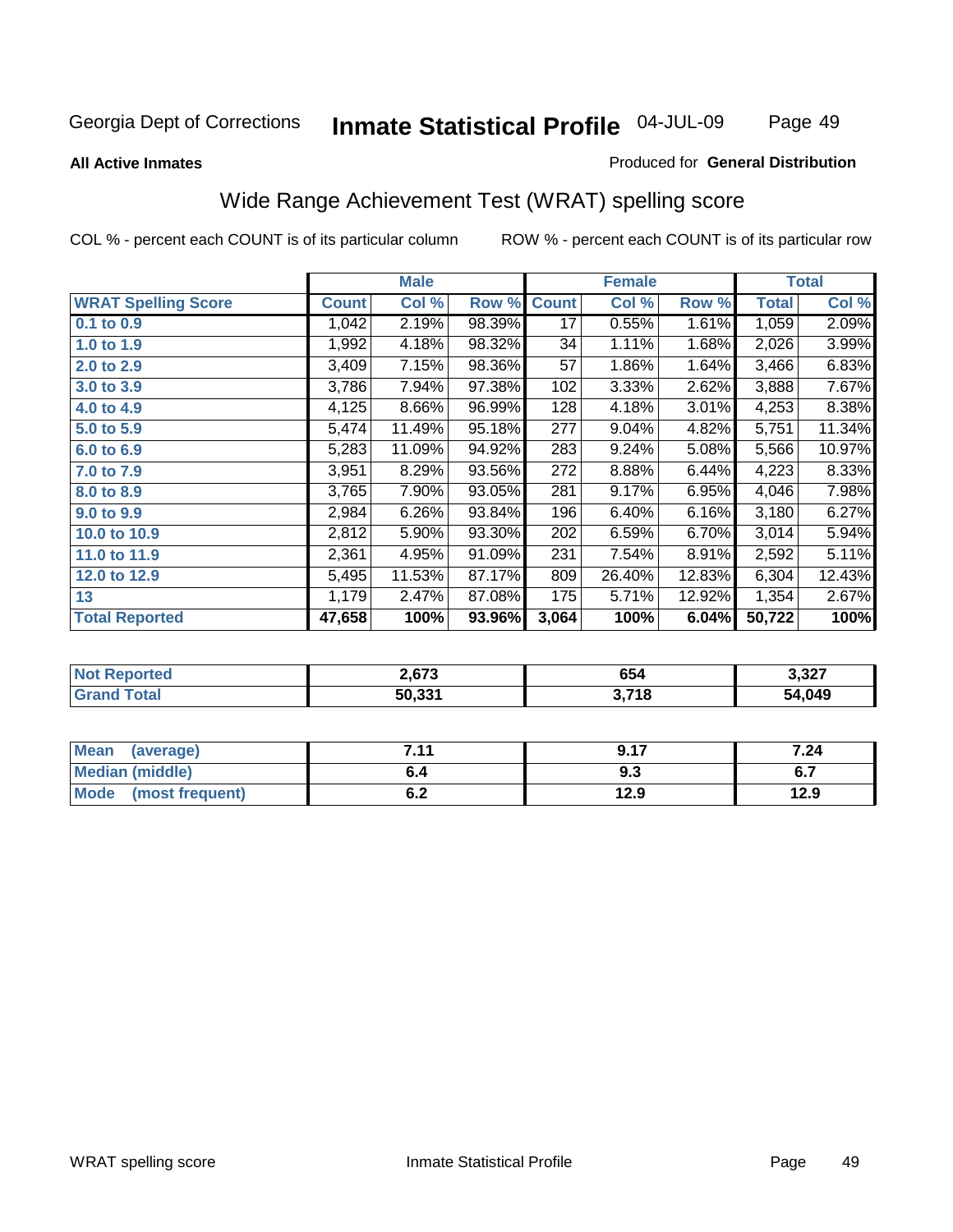**All Active Inmates** — Produced for **General Distribution**

## Wide Range Achievement Test (WRAT) spelling score

COL % - percent each COUNT is of its particular column    ROW % - percent each COUNT is of its particular row

| | Male | | | Female | | | Total | |
|---|---|---|---|---|---|---|---|---|
| **WRAT Spelling Score** | **Count** | **Col %** | **Row %** | **Count** | **Col %** | **Row %** | **Total** | **Col %** |
| 0.1 to 0.9 | 1,042 | 2.19% | 98.39% | 17 | 0.55% | 1.61% | 1,059 | 2.09% |
| 1.0 to 1.9 | 1,992 | 4.18% | 98.32% | 34 | 1.11% | 1.68% | 2,026 | 3.99% |
| 2.0 to 2.9 | 3,409 | 7.15% | 98.36% | 57 | 1.86% | 1.64% | 3,466 | 6.83% |
| 3.0 to 3.9 | 3,786 | 7.94% | 97.38% | 102 | 3.33% | 2.62% | 3,888 | 7.67% |
| 4.0 to 4.9 | 4,125 | 8.66% | 96.99% | 128 | 4.18% | 3.01% | 4,253 | 8.38% |
| 5.0 to 5.9 | 5,474 | 11.49% | 95.18% | 277 | 9.04% | 4.82% | 5,751 | 11.34% |
| 6.0 to 6.9 | 5,283 | 11.09% | 94.92% | 283 | 9.24% | 5.08% | 5,566 | 10.97% |
| 7.0 to 7.9 | 3,951 | 8.29% | 93.56% | 272 | 8.88% | 6.44% | 4,223 | 8.33% |
| 8.0 to 8.9 | 3,765 | 7.90% | 93.05% | 281 | 9.17% | 6.95% | 4,046 | 7.98% |
| 9.0 to 9.9 | 2,984 | 6.26% | 93.84% | 196 | 6.40% | 6.16% | 3,180 | 6.27% |
| 10.0 to 10.9 | 2,812 | 5.90% | 93.30% | 202 | 6.59% | 6.70% | 3,014 | 5.94% |
| 11.0 to 11.9 | 2,361 | 4.95% | 91.09% | 231 | 7.54% | 8.91% | 2,592 | 5.11% |
| 12.0 to 12.9 | 5,495 | 11.53% | 87.17% | 809 | 26.40% | 12.83% | 6,304 | 12.43% |
| 13 | 1,179 | 2.47% | 87.08% | 175 | 5.71% | 12.92% | 1,354 | 2.67% |
| **Total Reported** | **47,658** | **100%** | **93.96%** | **3,064** | **100%** | **6.04%** | **50,722** | **100%** |

| | Male | Female | Total |
|---|---|---|---|
| Not Reported | 2,673 | 654 | 3,327 |
| Grand Total | 50,331 | 3,718 | 54,049 |

| | Male | Female | Total |
|---|---|---|---|
| Mean (average) | 7.11 | 9.17 | 7.24 |
| Median (middle) | 6.4 | 9.3 | 6.7 |
| Mode (most frequent) | 6.2 | 12.9 | 12.9 |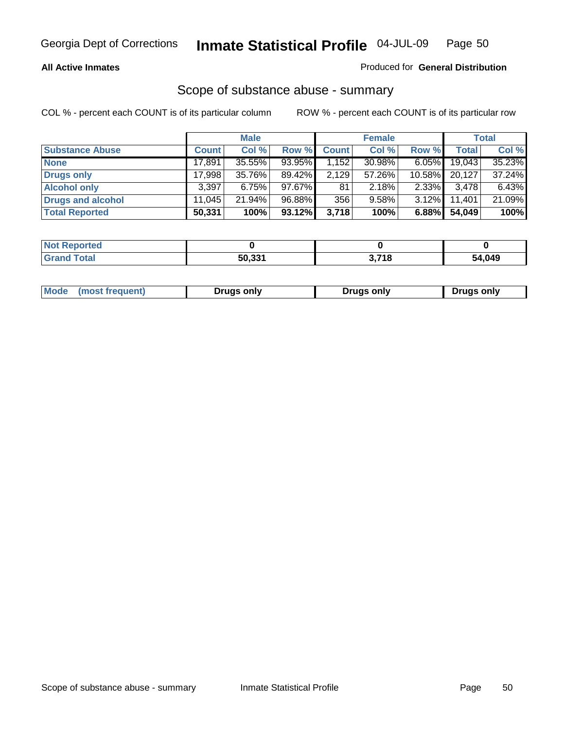Georgia Dept of Corrections **Inmate Statistical Profile** 04-JUL-09

**All Active Inmates**

Produced for **General Distribution**

## Scope of substance abuse - summary

COL % - percent each COUNT is of its particular column ROW % - percent each COUNT is of its particular row

| | Male | | | Female | | | Total | |
|---|---|---|---|---|---|---|---|---|
| **Substance Abuse** | **Count** | **Col %** | **Row %** | **Count** | **Col %** | **Row %** | **Total** | **Col %** |
| **None** | 17,891 | 35.55% | 93.95% | 1,152 | 30.98% | 6.05% | 19,043 | 35.23% |
| **Drugs only** | 17,998 | 35.76% | 89.42% | 2,129 | 57.26% | 10.58% | 20,127 | 37.24% |
| **Alcohol only** | 3,397 | 6.75% | 97.67% | 81 | 2.18% | 2.33% | 3,478 | 6.43% |
| **Drugs and alcohol** | 11,045 | 21.94% | 96.88% | 356 | 9.58% | 3.12% | 11,401 | 21.09% |
| **Total Reported** | **50,331** | **100%** | **93.12%** | **3,718** | **100%** | **6.88%** | **54,049** | **100%** |

| | Male | Female | Total |
|---|---|---|---|
| **Not Reported** | **0** | **0** | **0** |
| **Grand Total** | **50,331** | **3,718** | **54,049** |

| | Male | Female | Total |
|---|---|---|---|
| **Mode (most frequent)** | **Drugs only** | **Drugs only** | **Drugs only** |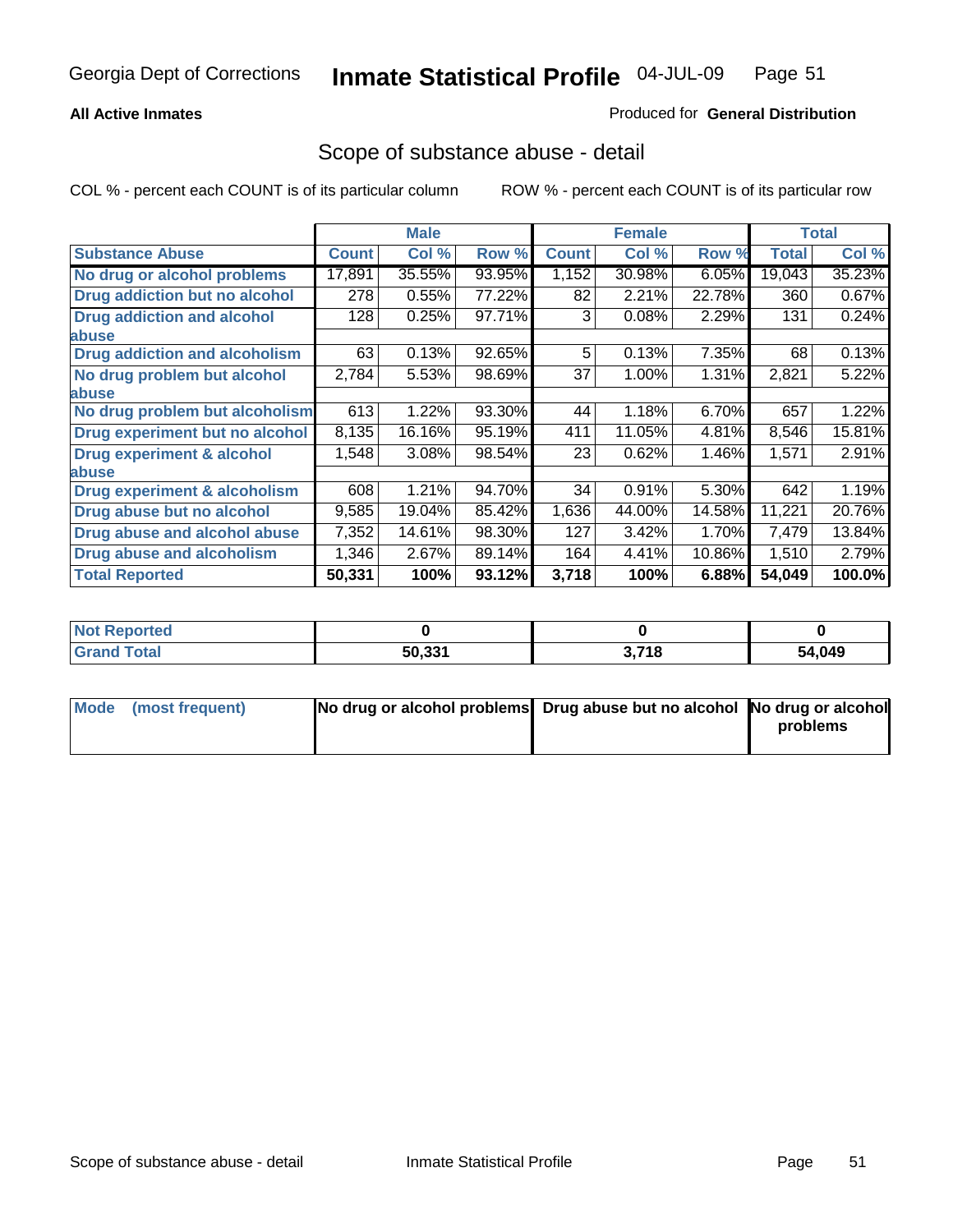**All Active Inmates** Produced for **General Distribution**

## Scope of substance abuse - detail

COL % - percent each COUNT is of its particular column ROW % - percent each COUNT is of its particular row

| | Male | | | Female | | | Total | |
|---|---|---|---|---|---|---|---|---|
| **Substance Abuse** | **Count** | **Col %** | **Row %** | **Count** | **Col %** | **Row %** | **Total** | **Col %** |
| **No drug or alcohol problems** | 17,891 | 35.55% | 93.95% | 1,152 | 30.98% | 6.05% | 19,043 | 35.23% |
| **Drug addiction but no alcohol** | 278 | 0.55% | 77.22% | 82 | 2.21% | 22.78% | 360 | 0.67% |
| **Drug addiction and alcohol abuse** | 128 | 0.25% | 97.71% | 3 | 0.08% | 2.29% | 131 | 0.24% |
| **Drug addiction and alcoholism** | 63 | 0.13% | 92.65% | 5 | 0.13% | 7.35% | 68 | 0.13% |
| **No drug problem but alcohol abuse** | 2,784 | 5.53% | 98.69% | 37 | 1.00% | 1.31% | 2,821 | 5.22% |
| **No drug problem but alcoholism** | 613 | 1.22% | 93.30% | 44 | 1.18% | 6.70% | 657 | 1.22% |
| **Drug experiment but no alcohol** | 8,135 | 16.16% | 95.19% | 411 | 11.05% | 4.81% | 8,546 | 15.81% |
| **Drug experiment & alcohol abuse** | 1,548 | 3.08% | 98.54% | 23 | 0.62% | 1.46% | 1,571 | 2.91% |
| **Drug experiment & alcoholism** | 608 | 1.21% | 94.70% | 34 | 0.91% | 5.30% | 642 | 1.19% |
| **Drug abuse but no alcohol** | 9,585 | 19.04% | 85.42% | 1,636 | 44.00% | 14.58% | 11,221 | 20.76% |
| **Drug abuse and alcohol abuse** | 7,352 | 14.61% | 98.30% | 127 | 3.42% | 1.70% | 7,479 | 13.84% |
| **Drug abuse and alcoholism** | 1,346 | 2.67% | 89.14% | 164 | 4.41% | 10.86% | 1,510 | 2.79% |
| **Total Reported** | **50,331** | **100%** | **93.12%** | **3,718** | **100%** | **6.88%** | **54,049** | **100.0%** |

| | Male | Female | Total |
|---|---|---|---|
| **Not Reported** | **0** | **0** | **0** |
| **Grand Total** | **50,331** | **3,718** | **54,049** |

| | Male | Female | Total |
|---|---|---|---|
| **Mode (most frequent)** | **No drug or alcohol problems** | **Drug abuse but no alcohol** | **No drug or alcohol problems** |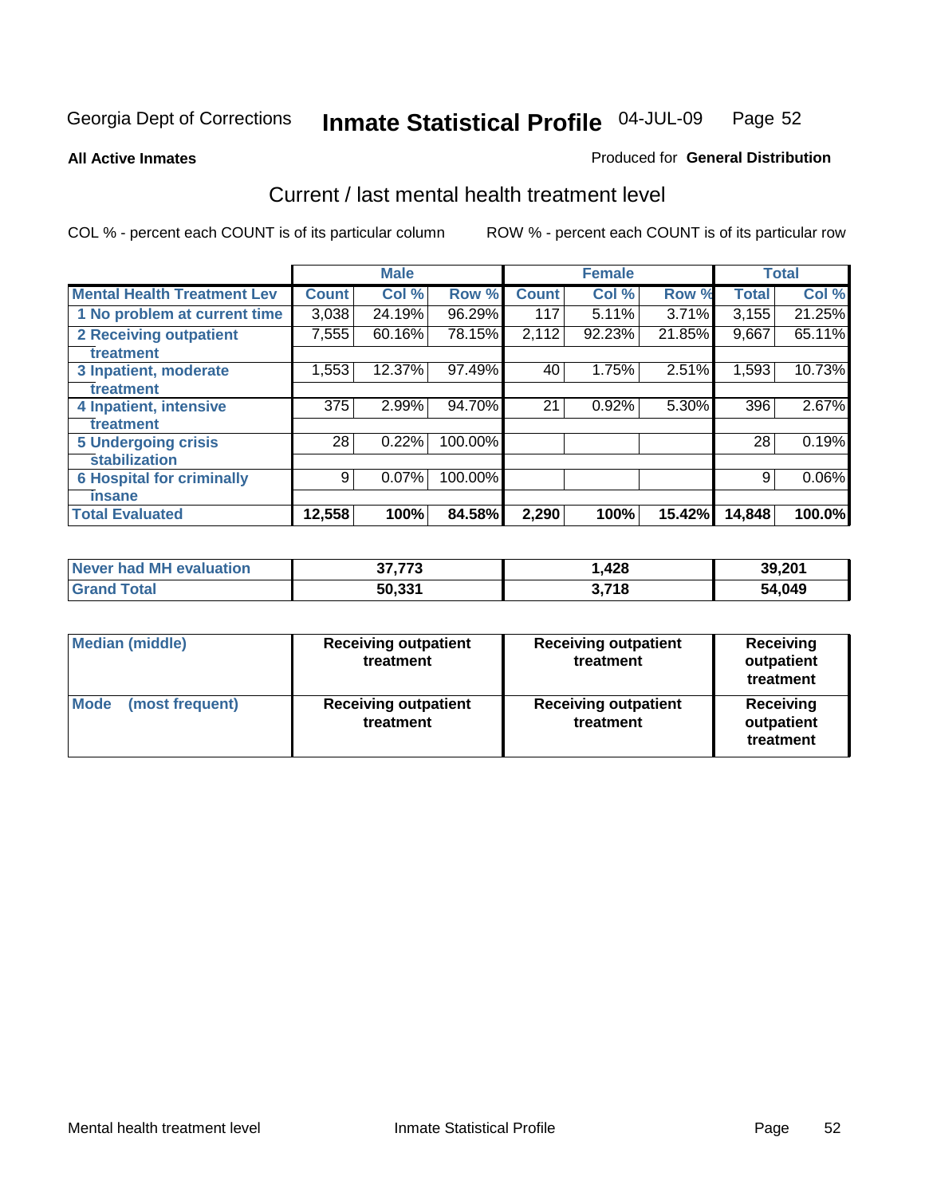Georgia Dept of Corrections **Inmate Statistical Profile** 04-JUL-09

**All Active Inmates**

Produced for **General Distribution**

## Current / last mental health treatment level

COL % - percent each COUNT is of its particular column

ROW % - percent each COUNT is of its particular row

| | Male | | | Female | | | Total | |
|---|---|---|---|---|---|---|---|---|
| **Mental Health Treatment Lev** | **Count** | **Col %** | **Row %** | **Count** | **Col %** | **Row %** | **Total** | **Col %** |
| 1 No problem at current time | 3,038 | 24.19% | 96.29% | 117 | 5.11% | 3.71% | 3,155 | 21.25% |
| 2 Receiving outpatient treatment | 7,555 | 60.16% | 78.15% | 2,112 | 92.23% | 21.85% | 9,667 | 65.11% |
| 3 Inpatient, moderate treatment | 1,553 | 12.37% | 97.49% | 40 | 1.75% | 2.51% | 1,593 | 10.73% |
| 4 Inpatient, intensive treatment | 375 | 2.99% | 94.70% | 21 | 0.92% | 5.30% | 396 | 2.67% |
| 5 Undergoing crisis stabilization | 28 | 0.22% | 100.00% | | | | 28 | 0.19% |
| 6 Hospital for criminally insane | 9 | 0.07% | 100.00% | | | | 9 | 0.06% |
| **Total Evaluated** | **12,558** | **100%** | **84.58%** | **2,290** | **100%** | **15.42%** | **14,848** | **100.0%** |

| | Male | Female | Total |
|---|---|---|---|
| Never had MH evaluation | 37,773 | 1,428 | 39,201 |
| Grand Total | 50,331 | 3,718 | 54,049 |

| | Male | Female | Total |
|---|---|---|---|
| Median (middle) | Receiving outpatient treatment | Receiving outpatient treatment | Receiving outpatient treatment |
| Mode (most frequent) | Receiving outpatient treatment | Receiving outpatient treatment | Receiving outpatient treatment |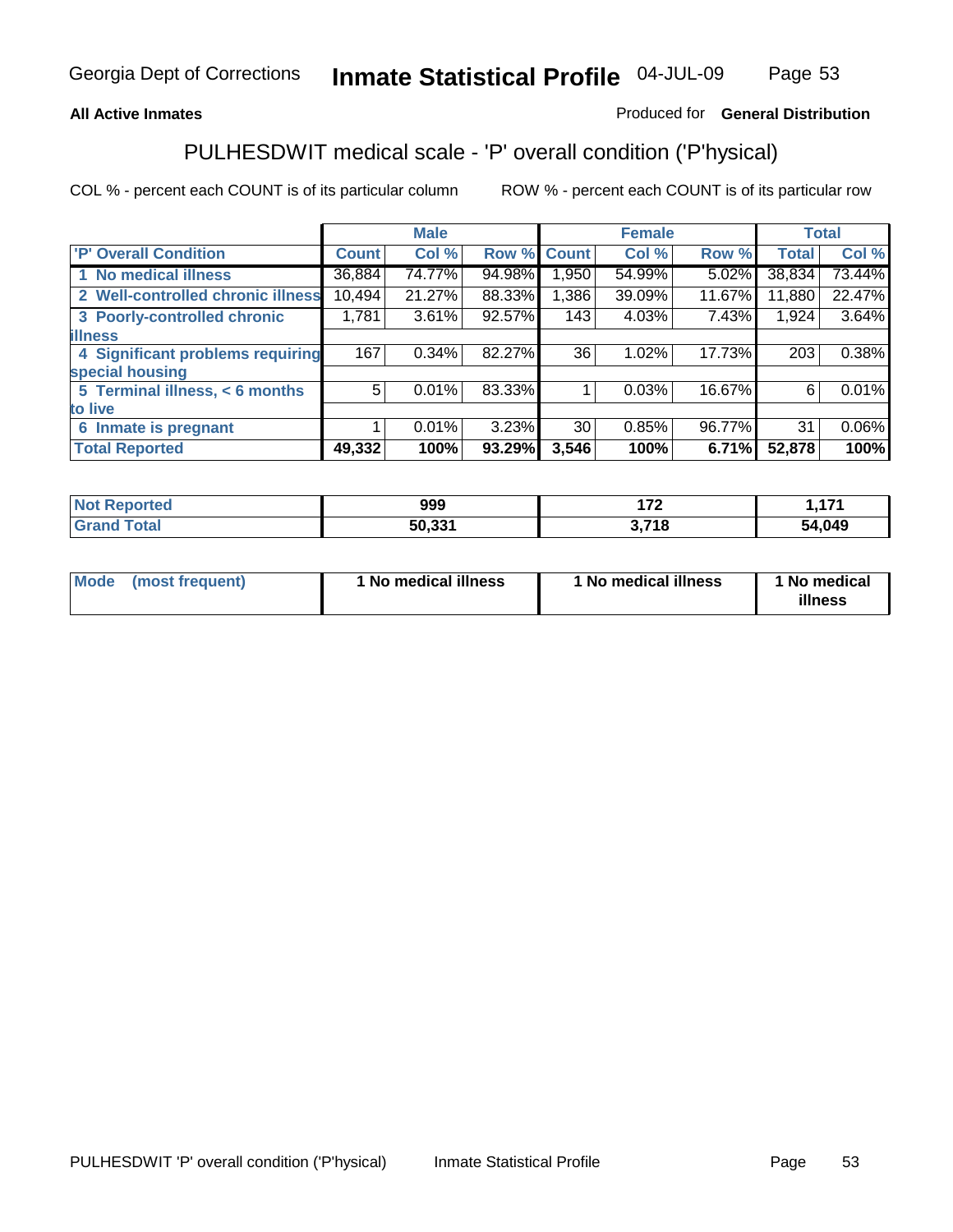**All Active Inmates** Produced for **General Distribution**

## PULHESDWIT medical scale - 'P' overall condition ('P'hysical)

COL % - percent each COUNT is of its particular column ROW % - percent each COUNT is of its particular row

| | Male | | | Female | | | Total | |
|---|---|---|---|---|---|---|---|---|
| 'P' Overall Condition | Count | Col % | Row % | Count | Col % | Row % | Total | Col % |
| 1 No medical illness | 36,884 | 74.77% | 94.98% | 1,950 | 54.99% | 5.02% | 38,834 | 73.44% |
| 2 Well-controlled chronic illness | 10,494 | 21.27% | 88.33% | 1,386 | 39.09% | 11.67% | 11,880 | 22.47% |
| 3 Poorly-controlled chronic illness | 1,781 | 3.61% | 92.57% | 143 | 4.03% | 7.43% | 1,924 | 3.64% |
| 4 Significant problems requiring special housing | 167 | 0.34% | 82.27% | 36 | 1.02% | 17.73% | 203 | 0.38% |
| 5 Terminal illness, < 6 months to live | 5 | 0.01% | 83.33% | 1 | 0.03% | 16.67% | 6 | 0.01% |
| 6 Inmate is pregnant | 1 | 0.01% | 3.23% | 30 | 0.85% | 96.77% | 31 | 0.06% |
| **Total Reported** | **49,332** | **100%** | **93.29%** | **3,546** | **100%** | **6.71%** | **52,878** | **100%** |

| | Male | Female | Total |
|---|---|---|---|
| Not Reported | 999 | 172 | 1,171 |
| Grand Total | 50,331 | 3,718 | 54,049 |

| | Male | Female | Total |
|---|---|---|---|
| Mode (most frequent) | 1 No medical illness | 1 No medical illness | 1 No medical illness |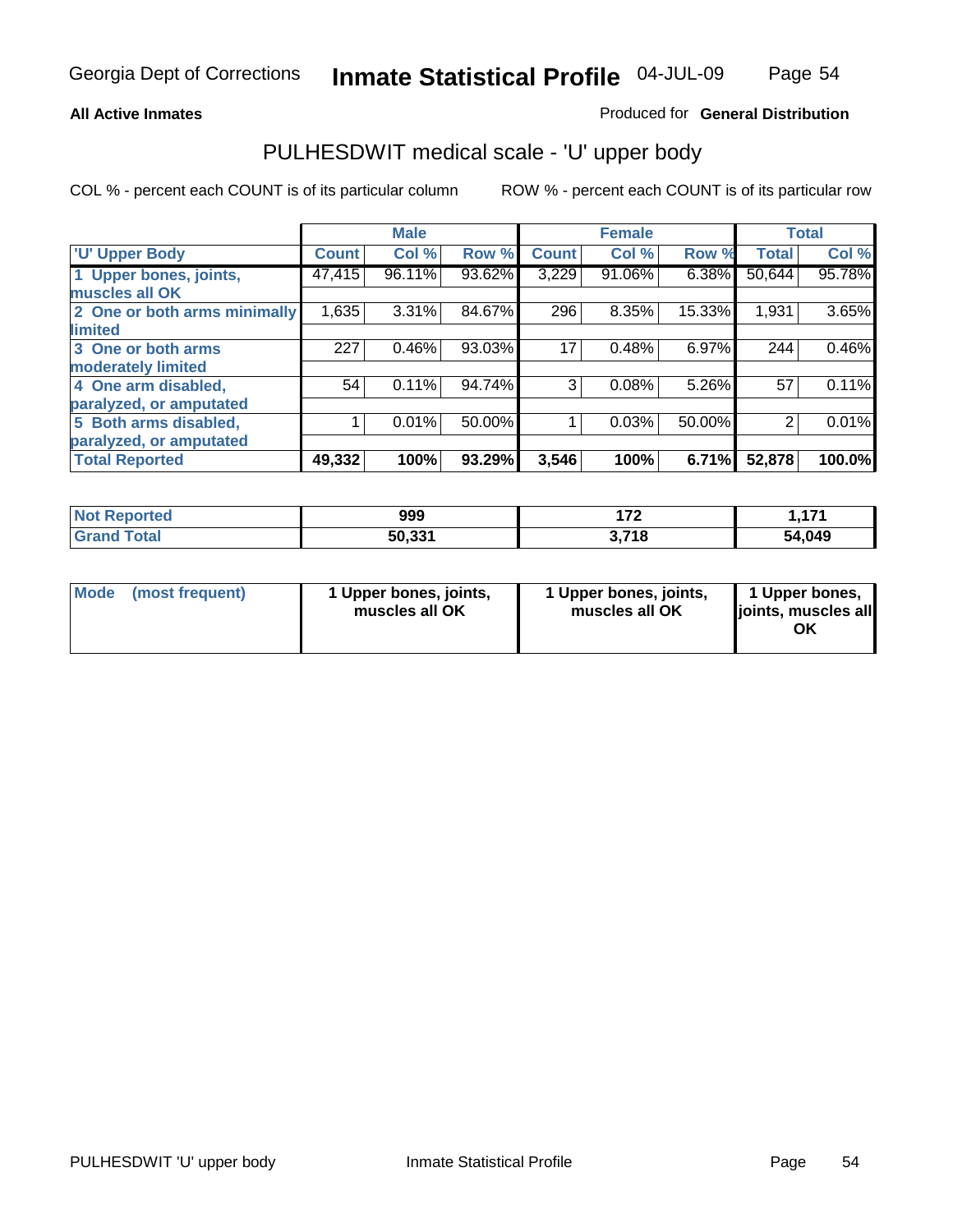**All Active Inmates**

Produced for **General Distribution**

## PULHESDWIT medical scale - 'U' upper body

COL % - percent each COUNT is of its particular column

ROW % - percent each COUNT is of its particular row

| | Male | | | Female | | | Total | |
|---|---|---|---|---|---|---|---|---|
| 'U' Upper Body | Count | Col % | Row % | Count | Col % | Row % | Total | Col % |
| 1 Upper bones, joints, muscles all OK | 47,415 | 96.11% | 93.62% | 3,229 | 91.06% | 6.38% | 50,644 | 95.78% |
| 2 One or both arms minimally limited | 1,635 | 3.31% | 84.67% | 296 | 8.35% | 15.33% | 1,931 | 3.65% |
| 3 One or both arms moderately limited | 227 | 0.46% | 93.03% | 17 | 0.48% | 6.97% | 244 | 0.46% |
| 4 One arm disabled, paralyzed, or amputated | 54 | 0.11% | 94.74% | 3 | 0.08% | 5.26% | 57 | 0.11% |
| 5 Both arms disabled, paralyzed, or amputated | 1 | 0.01% | 50.00% | 1 | 0.03% | 50.00% | 2 | 0.01% |
| Total Reported | 49,332 | 100% | 93.29% | 3,546 | 100% | 6.71% | 52,878 | 100.0% |

| | Male | Female | Total |
|---|---|---|---|
| Not Reported | 999 | 172 | 1,171 |
| Grand Total | 50,331 | 3,718 | 54,049 |

| | Male | Female | Total |
|---|---|---|---|
| Mode (most frequent) | 1 Upper bones, joints, muscles all OK | 1 Upper bones, joints, muscles all OK | 1 Upper bones, joints, muscles all OK |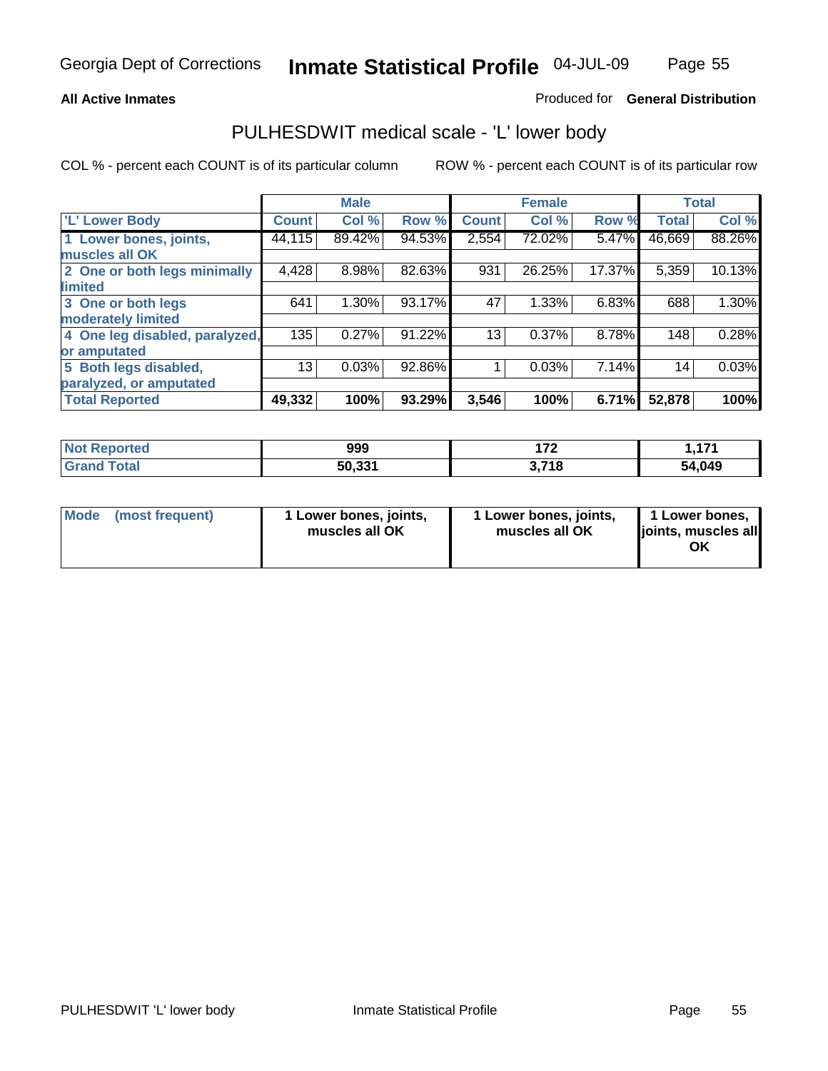**All Active Inmates**

Produced for **General Distribution**

## PULHESDWIT medical scale - 'L' lower body

COL % - percent each COUNT is of its particular column

ROW % - percent each COUNT is of its particular row

| | Male | | | Female | | | Total | |
|---|---|---|---|---|---|---|---|---|
| 'L' Lower Body | Count | Col % | Row % | Count | Col % | Row % | Total | Col % |
| 1 Lower bones, joints, muscles all OK | 44,115 | 89.42% | 94.53% | 2,554 | 72.02% | 5.47% | 46,669 | 88.26% |
| 2 One or both legs minimally limited | 4,428 | 8.98% | 82.63% | 931 | 26.25% | 17.37% | 5,359 | 10.13% |
| 3 One or both legs moderately limited | 641 | 1.30% | 93.17% | 47 | 1.33% | 6.83% | 688 | 1.30% |
| 4 One leg disabled, paralyzed, or amputated | 135 | 0.27% | 91.22% | 13 | 0.37% | 8.78% | 148 | 0.28% |
| 5 Both legs disabled, paralyzed, or amputated | 13 | 0.03% | 92.86% | 1 | 0.03% | 7.14% | 14 | 0.03% |
| Total Reported | 49,332 | 100% | 93.29% | 3,546 | 100% | 6.71% | 52,878 | 100% |

| | Male | Female | Total |
|---|---|---|---|
| Not Reported | 999 | 172 | 1,171 |
| Grand Total | 50,331 | 3,718 | 54,049 |

| | Male | Female | Total |
|---|---|---|---|
| Mode (most frequent) | 1 Lower bones, joints, muscles all OK | 1 Lower bones, joints, muscles all OK | 1 Lower bones, joints, muscles all OK |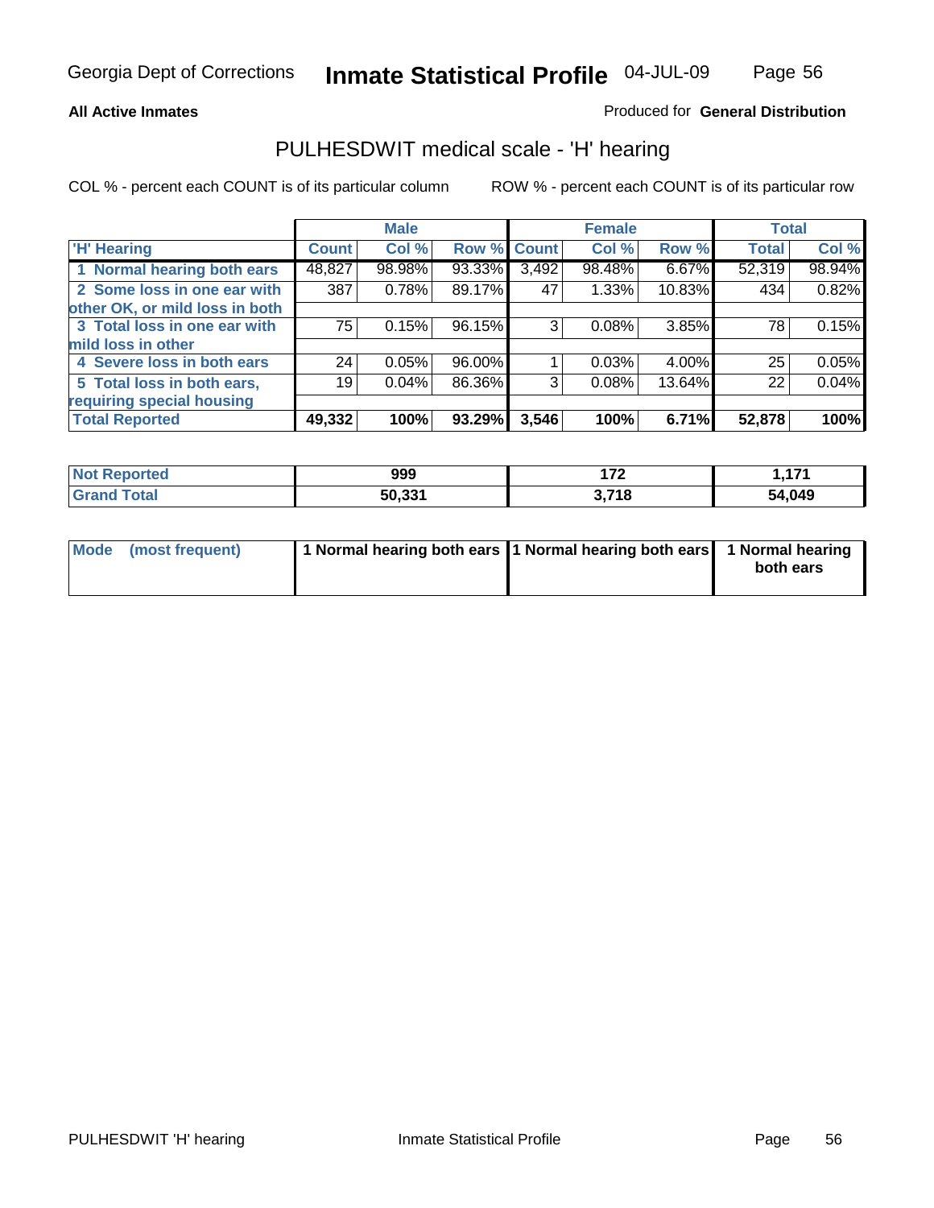# Inmate Statistical Profile

Georgia Dept of Corrections — 04-JUL-09

**All Active Inmates**

Produced for **General Distribution**

## PULHESDWIT medical scale - 'H' hearing

COL % - percent each COUNT is of its particular column

ROW % - percent each COUNT is of its particular row

| 'H' Hearing | Male | | | Female | | | Total | |
|---|---|---|---|---|---|---|---|---|
| | Count | Col % | Row % | Count | Col % | Row % | Total | Col % |
| 1 Normal hearing both ears | 48,827 | 98.98% | 93.33% | 3,492 | 98.48% | 6.67% | 52,319 | 98.94% |
| 2 Some loss in one ear with other OK, or mild loss in both | 387 | 0.78% | 89.17% | 47 | 1.33% | 10.83% | 434 | 0.82% |
| 3 Total loss in one ear with mild loss in other | 75 | 0.15% | 96.15% | 3 | 0.08% | 3.85% | 78 | 0.15% |
| 4 Severe loss in both ears | 24 | 0.05% | 96.00% | 1 | 0.03% | 4.00% | 25 | 0.05% |
| 5 Total loss in both ears, requiring special housing | 19 | 0.04% | 86.36% | 3 | 0.08% | 13.64% | 22 | 0.04% |
| **Total Reported** | **49,332** | **100%** | **93.29%** | **3,546** | **100%** | **6.71%** | **52,878** | **100%** |

| | Male | Female | Total |
|---|---|---|---|
| **Not Reported** | **999** | **172** | **1,171** |
| **Grand Total** | **50,331** | **3,718** | **54,049** |

| | Male | Female | Total |
|---|---|---|---|
| **Mode (most frequent)** | **1 Normal hearing both ears** | **1 Normal hearing both ears** | **1 Normal hearing both ears** |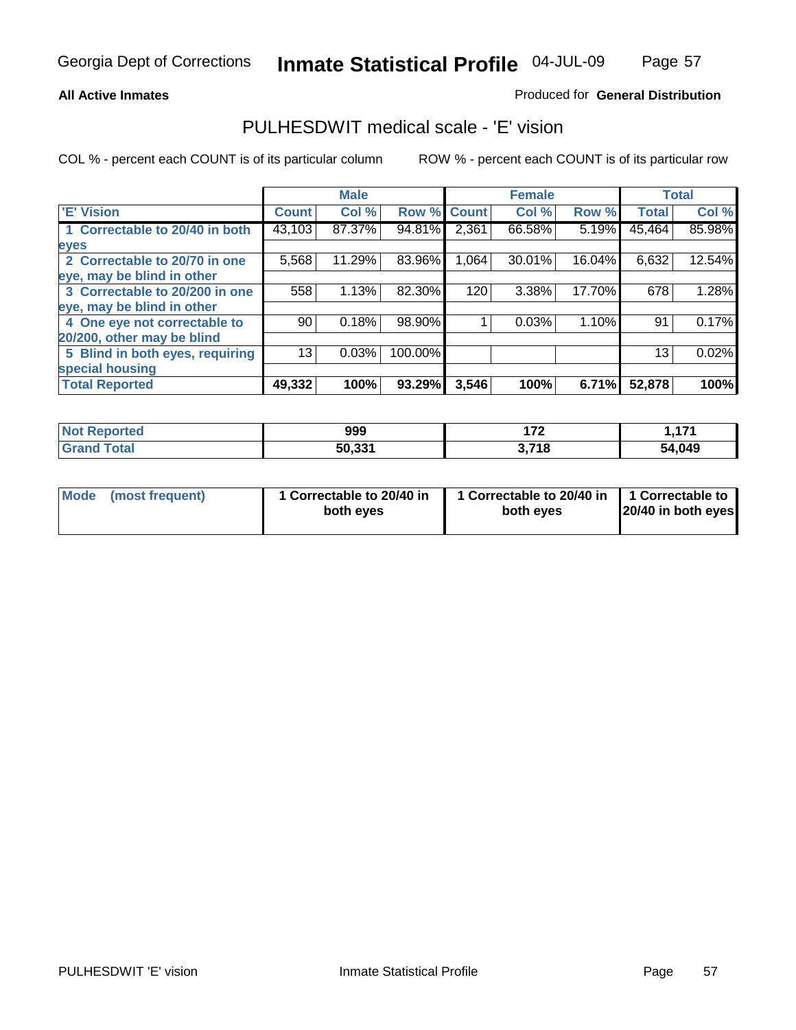Georgia Dept of Corrections **Inmate Statistical Profile** 04-JUL-09

**All Active Inmates**

Produced for **General Distribution**

## PULHESDWIT medical scale - 'E' vision

COL % - percent each COUNT is of its particular column

ROW % - percent each COUNT is of its particular row

| | Male | | | Female | | | Total | |
|---|---|---|---|---|---|---|---|---|
| 'E' Vision | Count | Col % | Row % | Count | Col % | Row % | Total | Col % |
| 1 Correctable to 20/40 in both eyes | 43,103 | 87.37% | 94.81% | 2,361 | 66.58% | 5.19% | 45,464 | 85.98% |
| 2 Correctable to 20/70 in one eye, may be blind in other | 5,568 | 11.29% | 83.96% | 1,064 | 30.01% | 16.04% | 6,632 | 12.54% |
| 3 Correctable to 20/200 in one eye, may be blind in other | 558 | 1.13% | 82.30% | 120 | 3.38% | 17.70% | 678 | 1.28% |
| 4 One eye not correctable to 20/200, other may be blind | 90 | 0.18% | 98.90% | 1 | 0.03% | 1.10% | 91 | 0.17% |
| 5 Blind in both eyes, requiring special housing | 13 | 0.03% | 100.00% | | | | 13 | 0.02% |
| **Total Reported** | **49,332** | **100%** | **93.29%** | **3,546** | **100%** | **6.71%** | **52,878** | **100%** |

| | Male | Female | Total |
|---|---|---|---|
| Not Reported | 999 | 172 | 1,171 |
| Grand Total | 50,331 | 3,718 | 54,049 |

| | Male | Female | Total |
|---|---|---|---|
| Mode (most frequent) | 1 Correctable to 20/40 in both eyes | 1 Correctable to 20/40 in both eyes | 1 Correctable to 20/40 in both eyes |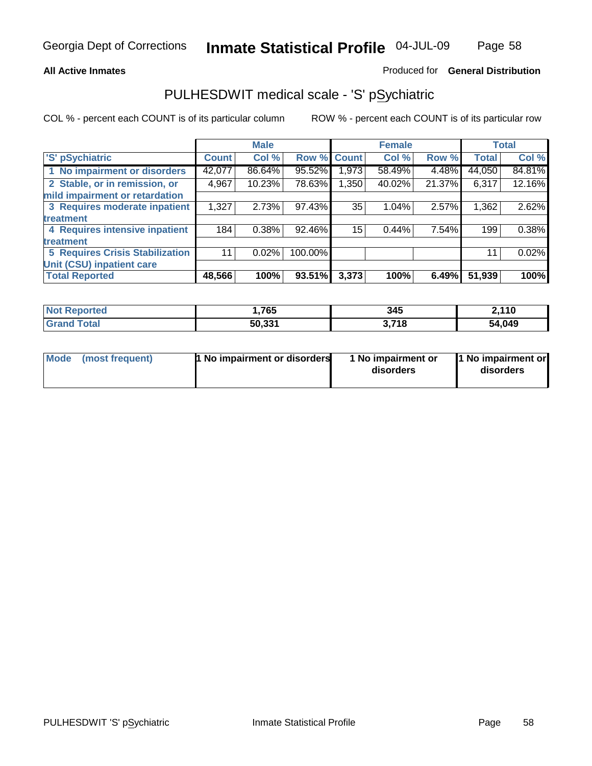**All Active Inmates** | Produced for **General Distribution**

## PULHESDWIT medical scale - 'S' pSychiatric

COL % - percent each COUNT is of its particular column | ROW % - percent each COUNT is of its particular row

| | Male | | | Female | | | Total | |
|---|---|---|---|---|---|---|---|---|
| 'S' pSychiatric | Count | Col % | Row % | Count | Col % | Row % | Total | Col % |
| 1 No impairment or disorders | 42,077 | 86.64% | 95.52% | 1,973 | 58.49% | 4.48% | 44,050 | 84.81% |
| 2 Stable, or in remission, or mild impairment or retardation | 4,967 | 10.23% | 78.63% | 1,350 | 40.02% | 21.37% | 6,317 | 12.16% |
| 3 Requires moderate inpatient treatment | 1,327 | 2.73% | 97.43% | 35 | 1.04% | 2.57% | 1,362 | 2.62% |
| 4 Requires intensive inpatient treatment | 184 | 0.38% | 92.46% | 15 | 0.44% | 7.54% | 199 | 0.38% |
| 5 Requires Crisis Stabilization Unit (CSU) inpatient care | 11 | 0.02% | 100.00% | | | | 11 | 0.02% |
| **Total Reported** | **48,566** | **100%** | **93.51%** | **3,373** | **100%** | **6.49%** | **51,939** | **100%** |

| | Male | Female | Total |
|---|---|---|---|
| Not Reported | 1,765 | 345 | 2,110 |
| Grand Total | 50,331 | 3,718 | 54,049 |

| Mode (most frequent) | 1 No impairment or disorders | 1 No impairment or disorders | 1 No impairment or disorders |
|---|---|---|---|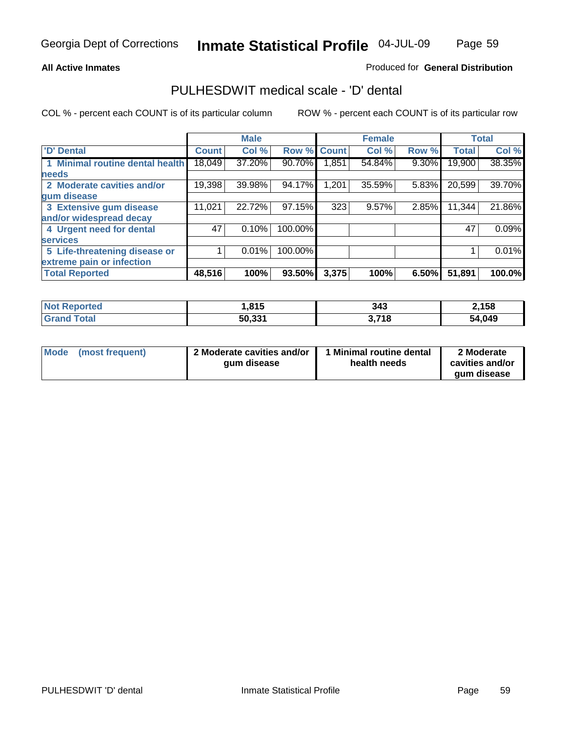**All Active Inmates**

Produced for **General Distribution**

## PULHESDWIT medical scale - 'D' dental

COL % - percent each COUNT is of its particular column

ROW % - percent each COUNT is of its particular row

| 'D' Dental | Male | | | Female | | | Total | |
|---|---|---|---|---|---|---|---|---|
| | Count | Col % | Row % | Count | Col % | Row % | Total | Col % |
| 1 Minimal routine dental health needs | 18,049 | 37.20% | 90.70% | 1,851 | 54.84% | 9.30% | 19,900 | 38.35% |
| 2 Moderate cavities and/or gum disease | 19,398 | 39.98% | 94.17% | 1,201 | 35.59% | 5.83% | 20,599 | 39.70% |
| 3 Extensive gum disease and/or widespread decay | 11,021 | 22.72% | 97.15% | 323 | 9.57% | 2.85% | 11,344 | 21.86% |
| 4 Urgent need for dental services | 47 | 0.10% | 100.00% | | | | 47 | 0.09% |
| 5 Life-threatening disease or extreme pain or infection | 1 | 0.01% | 100.00% | | | | 1 | 0.01% |
| **Total Reported** | **48,516** | **100%** | **93.50%** | **3,375** | **100%** | **6.50%** | **51,891** | **100.0%** |

| | Male | Female | Total |
|---|---|---|---|
| Not Reported | 1,815 | 343 | 2,158 |
| Grand Total | 50,331 | 3,718 | 54,049 |

| | Male | Female | Total |
|---|---|---|---|
| Mode (most frequent) | 2 Moderate cavities and/or gum disease | 1 Minimal routine dental health needs | 2 Moderate cavities and/or gum disease |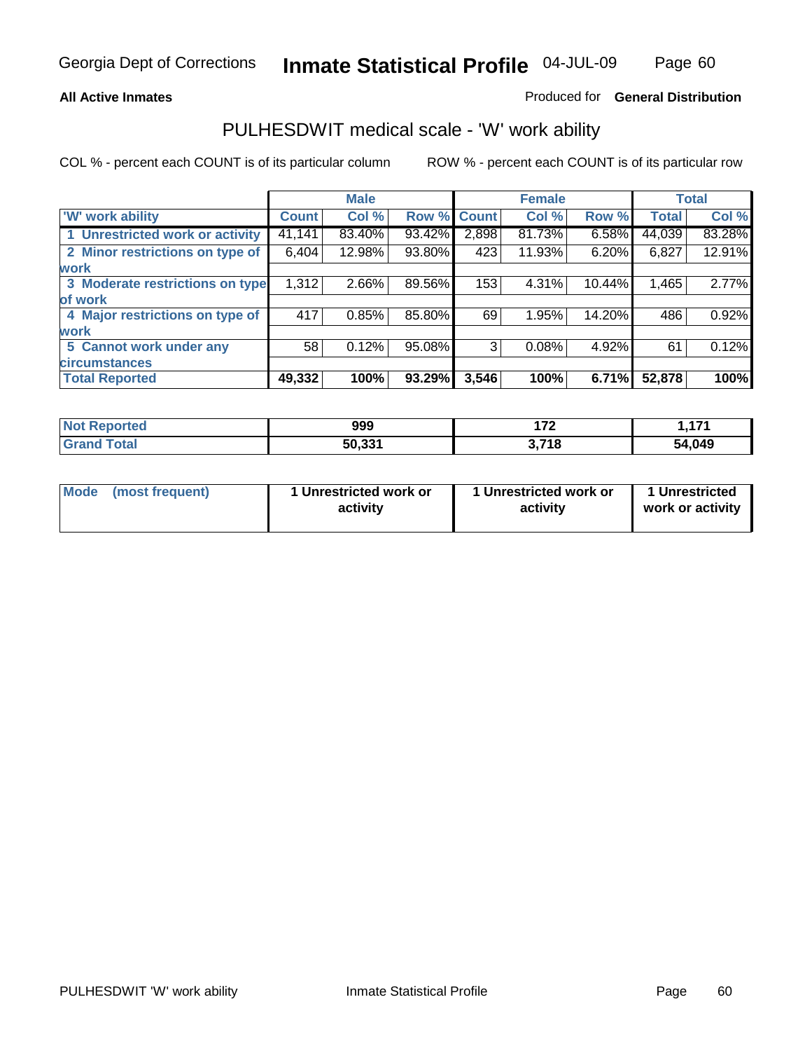**All Active Inmates**

Produced for **General Distribution**

## PULHESDWIT medical scale - 'W' work ability

COL % - percent each COUNT is of its particular column

ROW % - percent each COUNT is of its particular row

| | Male | | | Female | | | Total | |
|---|---|---|---|---|---|---|---|---|
| 'W' work ability | Count | Col % | Row % | Count | Col % | Row % | Total | Col % |
| 1 Unrestricted work or activity | 41,141 | 83.40% | 93.42% | 2,898 | 81.73% | 6.58% | 44,039 | 83.28% |
| 2 Minor restrictions on type of work | 6,404 | 12.98% | 93.80% | 423 | 11.93% | 6.20% | 6,827 | 12.91% |
| 3 Moderate restrictions on type of work | 1,312 | 2.66% | 89.56% | 153 | 4.31% | 10.44% | 1,465 | 2.77% |
| 4 Major restrictions on type of work | 417 | 0.85% | 85.80% | 69 | 1.95% | 14.20% | 486 | 0.92% |
| 5 Cannot work under any circumstances | 58 | 0.12% | 95.08% | 3 | 0.08% | 4.92% | 61 | 0.12% |
| **Total Reported** | **49,332** | **100%** | **93.29%** | **3,546** | **100%** | **6.71%** | **52,878** | **100%** |

| | Male | Female | Total |
|---|---|---|---|
| Not Reported | 999 | 172 | 1,171 |
| Grand Total | 50,331 | 3,718 | 54,049 |

| | Male | Female | Total |
|---|---|---|---|
| Mode (most frequent) | 1 Unrestricted work or activity | 1 Unrestricted work or activity | 1 Unrestricted work or activity |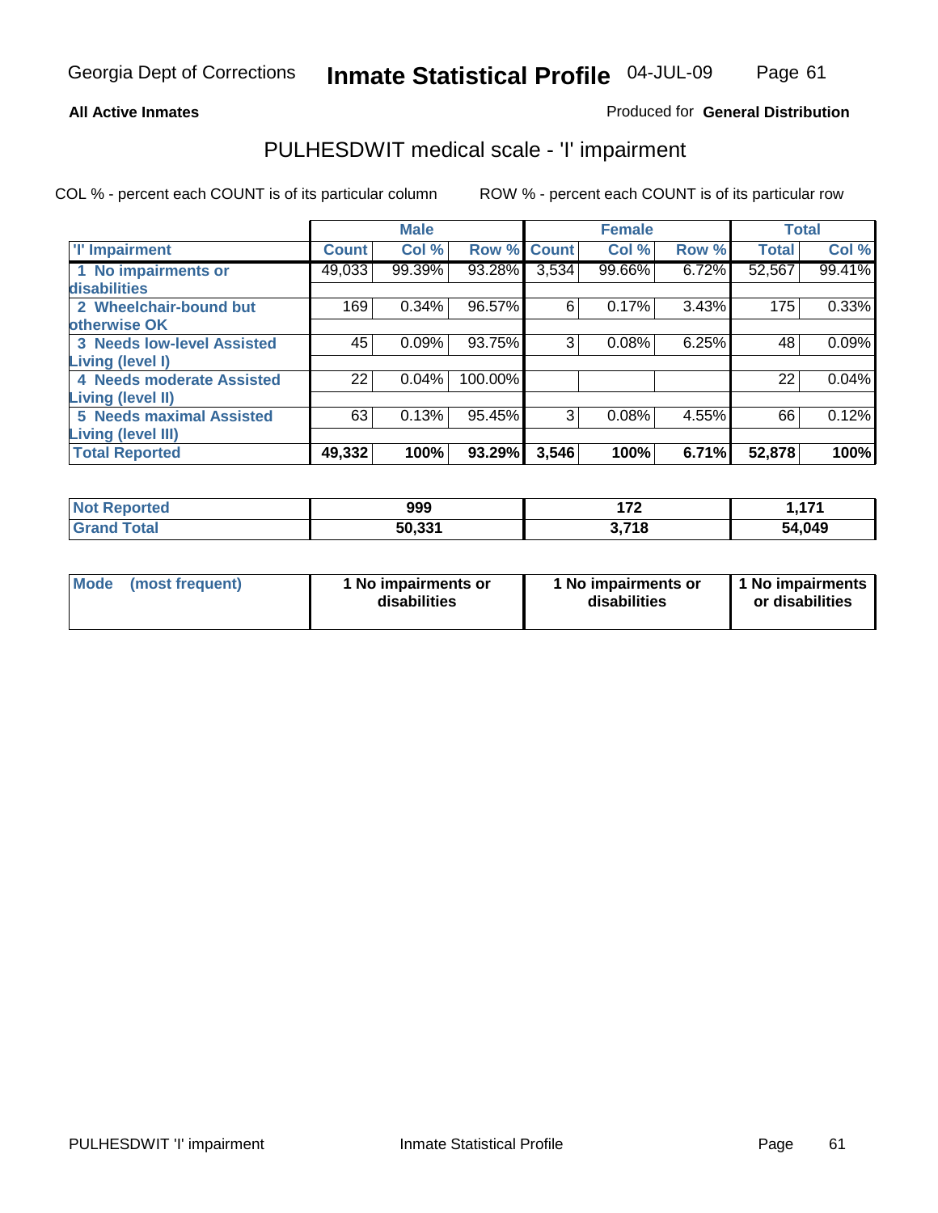**All Active Inmates**

Produced for **General Distribution**

## PULHESDWIT medical scale - 'I' impairment

COL % - percent each COUNT is of its particular column

ROW % - percent each COUNT is of its particular row

| | Male | | | Female | | | Total | |
|---|---|---|---|---|---|---|---|---|
| 'I' Impairment | Count | Col % | Row % | Count | Col % | Row % | Total | Col % |
| 1 No impairments or disabilities | 49,033 | 99.39% | 93.28% | 3,534 | 99.66% | 6.72% | 52,567 | 99.41% |
| 2 Wheelchair-bound but otherwise OK | 169 | 0.34% | 96.57% | 6 | 0.17% | 3.43% | 175 | 0.33% |
| 3 Needs low-level Assisted Living (level I) | 45 | 0.09% | 93.75% | 3 | 0.08% | 6.25% | 48 | 0.09% |
| 4 Needs moderate Assisted Living (level II) | 22 | 0.04% | 100.00% | | | | 22 | 0.04% |
| 5 Needs maximal Assisted Living (level III) | 63 | 0.13% | 95.45% | 3 | 0.08% | 4.55% | 66 | 0.12% |
| **Total Reported** | **49,332** | **100%** | **93.29%** | **3,546** | **100%** | **6.71%** | **52,878** | **100%** |

| | Male | Female | Total |
|---|---|---|---|
| Not Reported | 999 | 172 | 1,171 |
| Grand Total | 50,331 | 3,718 | 54,049 |

| | Male | Female | Total |
|---|---|---|---|
| Mode (most frequent) | 1 No impairments or disabilities | 1 No impairments or disabilities | 1 No impairments or disabilities |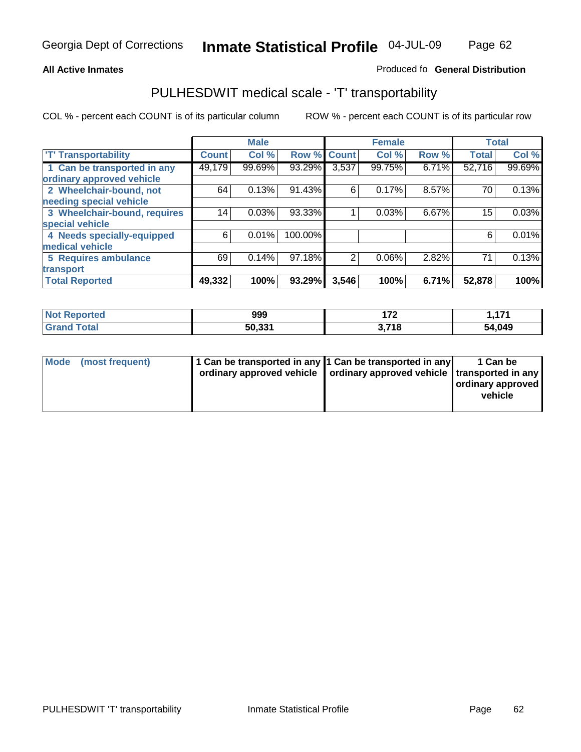**All Active Inmates**

Produced fo **General Distribution**

# PULHESDWIT medical scale - 'T' transportability

COL % - percent each COUNT is of its particular column

ROW % - percent each COUNT is of its particular row

| | Male | | | Female | | | Total | |
|---|---|---|---|---|---|---|---|---|
| 'T' Transportability | Count | Col % | Row % | Count | Col % | Row % | Total | Col % |
| 1 Can be transported in any ordinary approved vehicle | 49,179 | 99.69% | 93.29% | 3,537 | 99.75% | 6.71% | 52,716 | 99.69% |
| 2 Wheelchair-bound, not needing special vehicle | 64 | 0.13% | 91.43% | 6 | 0.17% | 8.57% | 70 | 0.13% |
| 3 Wheelchair-bound, requires special vehicle | 14 | 0.03% | 93.33% | 1 | 0.03% | 6.67% | 15 | 0.03% |
| 4 Needs specially-equipped medical vehicle | 6 | 0.01% | 100.00% | | | | 6 | 0.01% |
| 5 Requires ambulance transport | 69 | 0.14% | 97.18% | 2 | 0.06% | 2.82% | 71 | 0.13% |
| **Total Reported** | **49,332** | **100%** | **93.29%** | **3,546** | **100%** | **6.71%** | **52,878** | **100%** |

| | Male | Female | Total |
|---|---|---|---|
| **Not Reported** | **999** | **172** | **1,171** |
| **Grand Total** | **50,331** | **3,718** | **54,049** |

| | Male | Female | Total |
|---|---|---|---|
| **Mode (most frequent)** | **1 Can be transported in any ordinary approved vehicle** | **1 Can be transported in any ordinary approved vehicle** | **1 Can be transported in any ordinary approved vehicle** |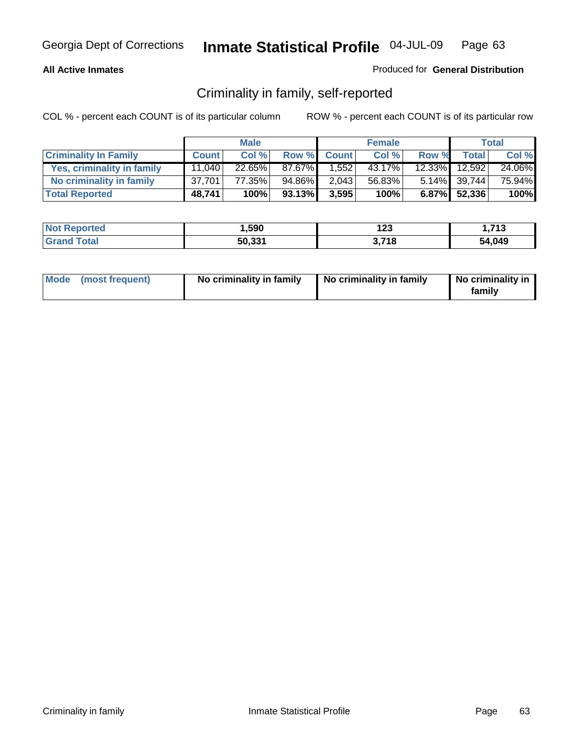**All Active Inmates**

Produced for **General Distribution**

## Criminality in family, self-reported

COL % - percent each COUNT is of its particular column

ROW % - percent each COUNT is of its particular row

| | Male | | | Female | | | Total | |
|---|---|---|---|---|---|---|---|---|
| **Criminality In Family** | **Count** | **Col %** | **Row %** | **Count** | **Col %** | **Row %** | **Total** | **Col %** |
| Yes, criminality in family | 11,040 | 22.65% | 87.67% | 1,552 | 43.17% | 12.33% | 12,592 | 24.06% |
| No criminality in family | 37,701 | 77.35% | 94.86% | 2,043 | 56.83% | 5.14% | 39,744 | 75.94% |
| **Total Reported** | **48,741** | **100%** | **93.13%** | **3,595** | **100%** | **6.87%** | **52,336** | **100%** |

| | Male | Female | Total |
|---|---|---|---|
| Not Reported | 1,590 | 123 | 1,713 |
| Grand Total | 50,331 | 3,718 | 54,049 |

| | Male | Female | Total |
|---|---|---|---|
| Mode (most frequent) | No criminality in family | No criminality in family | No criminality in family |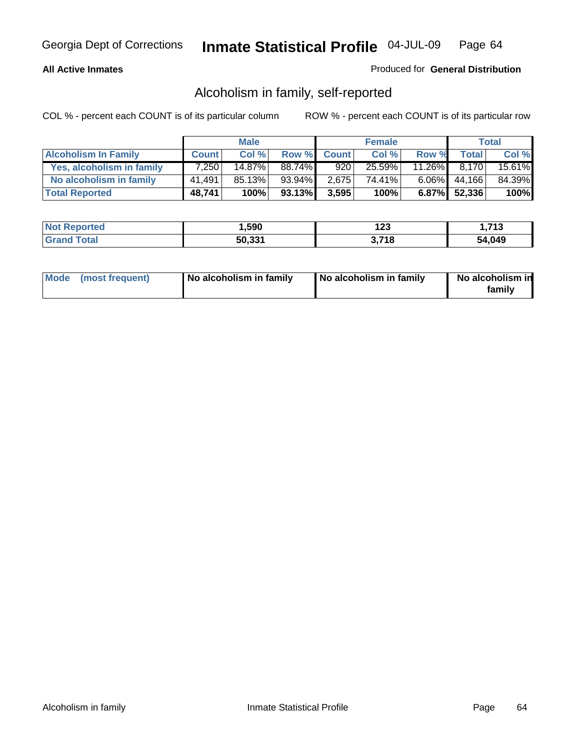Georgia Dept of Corrections **Inmate Statistical Profile** 04-JUL-09

**All Active Inmates**

Produced for **General Distribution**

## Alcoholism in family, self-reported

COL % - percent each COUNT is of its particular column    ROW % - percent each COUNT is of its particular row

| | Male | | | Female | | | Total | |
|---|---|---|---|---|---|---|---|---|
| **Alcoholism In Family** | **Count** | **Col %** | **Row %** | **Count** | **Col %** | **Row %** | **Total** | **Col %** |
| **Yes, alcoholism in family** | 7,250 | 14.87% | 88.74% | 920 | 25.59% | 11.26% | 8,170 | 15.61% |
| **No alcoholism in family** | 41,491 | 85.13% | 93.94% | 2,675 | 74.41% | 6.06% | 44,166 | 84.39% |
| **Total Reported** | **48,741** | **100%** | **93.13%** | **3,595** | **100%** | **6.87%** | **52,336** | **100%** |

| | Male | Female | Total |
|---|---|---|---|
| **Not Reported** | **1,590** | **123** | **1,713** |
| **Grand Total** | **50,331** | **3,718** | **54,049** |

| | Male | Female | Total |
|---|---|---|---|
| **Mode (most frequent)** | **No alcoholism in family** | **No alcoholism in family** | **No alcoholism in family** |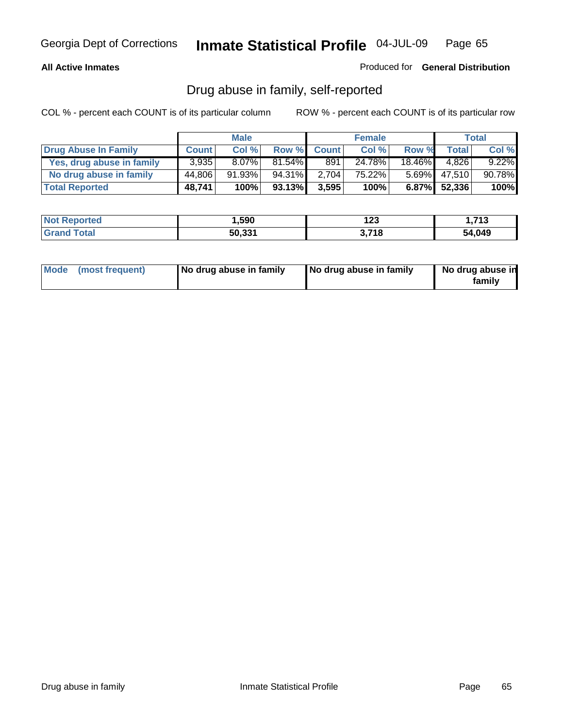**All Active Inmates**

Produced for **General Distribution**

## Drug abuse in family, self-reported

COL % - percent each COUNT is of its particular column

ROW % - percent each COUNT is of its particular row

| | Male | | | Female | | | Total | |
|---|---|---|---|---|---|---|---|---|
| **Drug Abuse In Family** | **Count** | **Col %** | **Row %** | **Count** | **Col %** | **Row %** | **Total** | **Col %** |
| Yes, drug abuse in family | 3,935 | 8.07% | 81.54% | 891 | 24.78% | 18.46% | 4,826 | 9.22% |
| No drug abuse in family | 44,806 | 91.93% | 94.31% | 2,704 | 75.22% | 5.69% | 47,510 | 90.78% |
| **Total Reported** | **48,741** | **100%** | **93.13%** | **3,595** | **100%** | **6.87%** | **52,336** | **100%** |

| | Male | Female | Total |
|---|---|---|---|
| Not Reported | 1,590 | 123 | 1,713 |
| Grand Total | 50,331 | 3,718 | 54,049 |

| | Male | Female | Total |
|---|---|---|---|
| Mode (most frequent) | No drug abuse in family | No drug abuse in family | No drug abuse in family |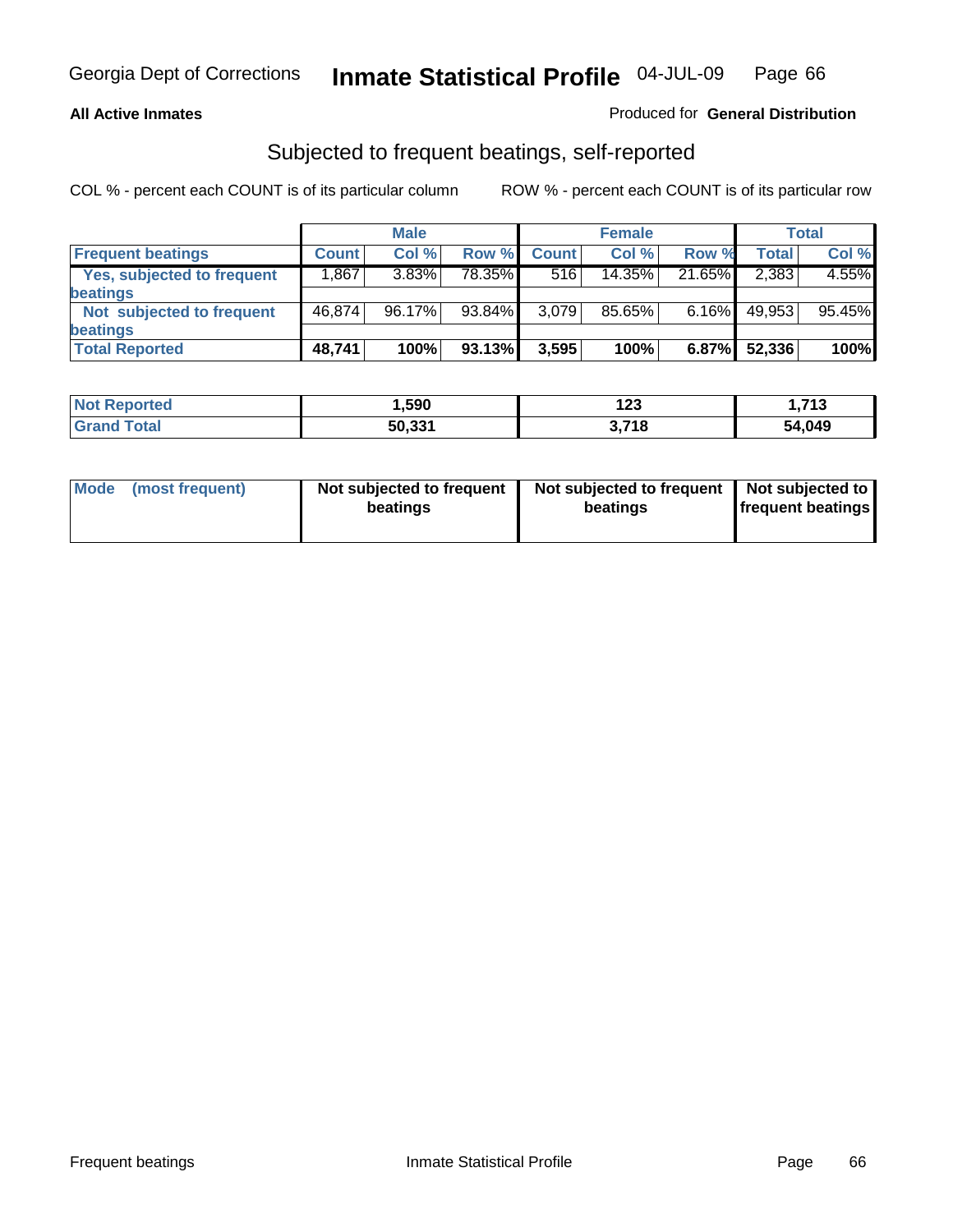Georgia Dept of Corrections **Inmate Statistical Profile** 04-JUL-09

**All Active Inmates**

Produced for **General Distribution**

## Subjected to frequent beatings, self-reported

COL % - percent each COUNT is of its particular column

ROW % - percent each COUNT is of its particular row

| | Male | | | Female | | | Total | |
|---|---|---|---|---|---|---|---|---|
| **Frequent beatings** | **Count** | **Col %** | **Row %** | **Count** | **Col %** | **Row %** | **Total** | **Col %** |
| **Yes, subjected to frequent beatings** | 1,867 | 3.83% | 78.35% | 516 | 14.35% | 21.65% | 2,383 | 4.55% |
| **Not subjected to frequent beatings** | 46,874 | 96.17% | 93.84% | 3,079 | 85.65% | 6.16% | 49,953 | 95.45% |
| **Total Reported** | **48,741** | **100%** | **93.13%** | **3,595** | **100%** | **6.87%** | **52,336** | **100%** |

| | Male | Female | Total |
|---|---|---|---|
| **Not Reported** | **1,590** | **123** | **1,713** |
| **Grand Total** | **50,331** | **3,718** | **54,049** |

| | Male | Female | Total |
|---|---|---|---|
| **Mode (most frequent)** | **Not subjected to frequent beatings** | **Not subjected to frequent beatings** | **Not subjected to frequent beatings** |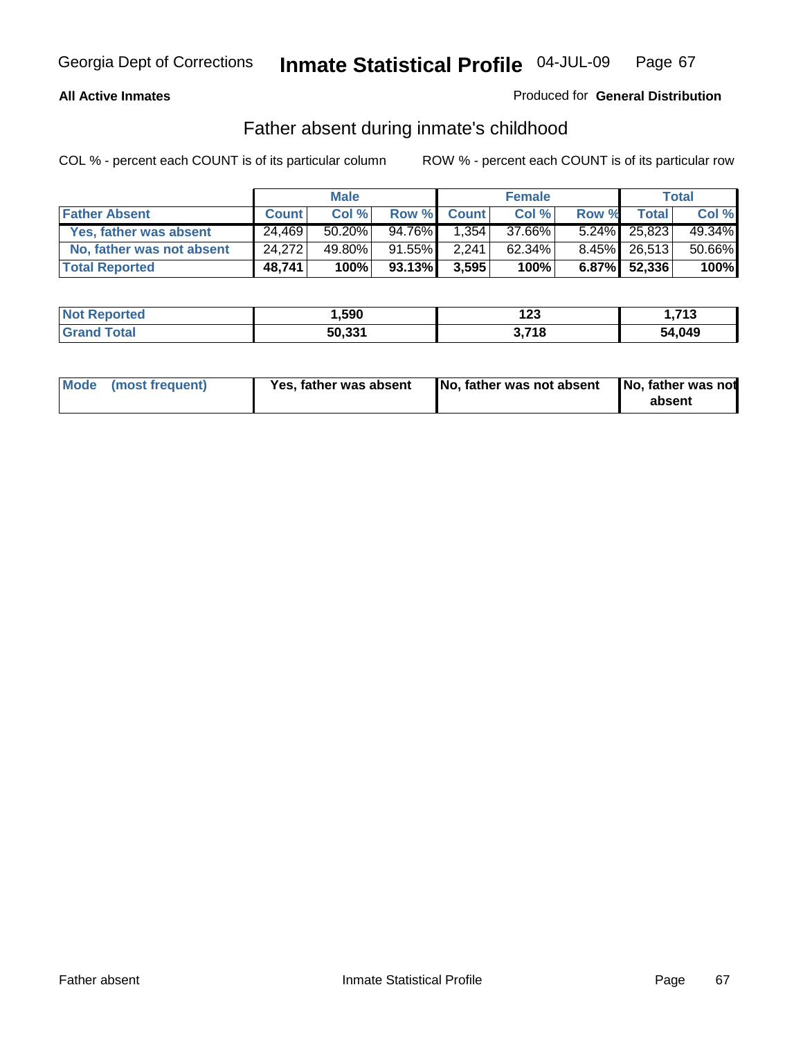Georgia Dept of Corrections **Inmate Statistical Profile** 04-JUL-09

**All Active Inmates**

Produced for **General Distribution**

## Father absent during inmate's childhood

COL % - percent each COUNT is of its particular column ROW % - percent each COUNT is of its particular row

| | Male | | | Female | | | Total | |
|---|---|---|---|---|---|---|---|---|
| **Father Absent** | **Count** | **Col %** | **Row %** | **Count** | **Col %** | **Row %** | **Total** | **Col %** |
| **Yes, father was absent** | 24,469 | 50.20% | 94.76% | 1,354 | 37.66% | 5.24% | 25,823 | 49.34% |
| **No, father was not absent** | 24,272 | 49.80% | 91.55% | 2,241 | 62.34% | 8.45% | 26,513 | 50.66% |
| **Total Reported** | **48,741** | **100%** | **93.13%** | **3,595** | **100%** | **6.87%** | **52,336** | **100%** |

| | Male | Female | Total |
|---|---|---|---|
| **Not Reported** | **1,590** | **123** | **1,713** |
| **Grand Total** | **50,331** | **3,718** | **54,049** |

| | Male | Female | Total |
|---|---|---|---|
| **Mode (most frequent)** | **Yes, father was absent** | **No, father was not absent** | **No, father was not absent** |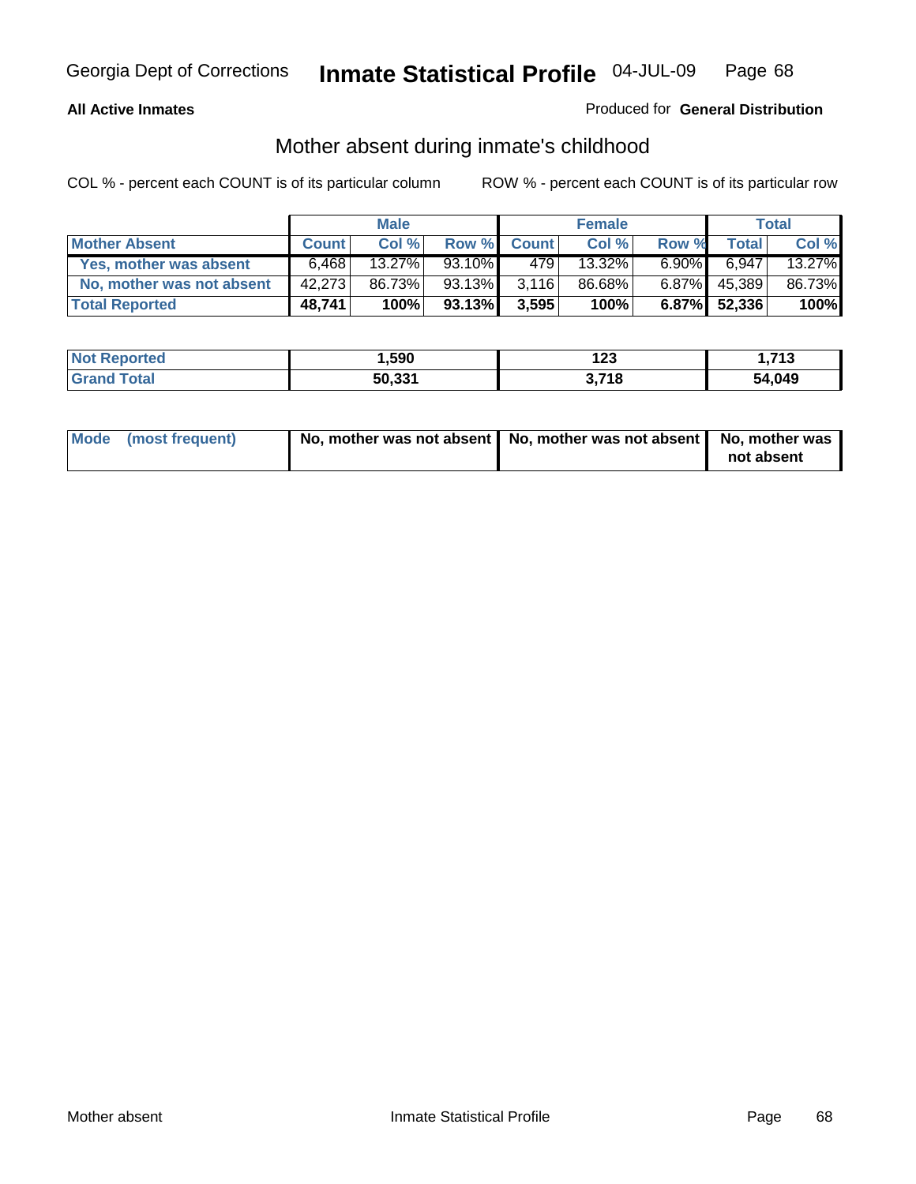**All Active Inmates**

Produced for **General Distribution**

## Mother absent during inmate's childhood

COL % - percent each COUNT is of its particular column

ROW % - percent each COUNT is of its particular row

| | Male | | | Female | | | Total | |
|---|---|---|---|---|---|---|---|---|
| **Mother Absent** | **Count** | **Col %** | **Row %** | **Count** | **Col %** | **Row %** | **Total** | **Col %** |
| **Yes, mother was absent** | 6,468 | 13.27% | 93.10% | 479 | 13.32% | 6.90% | 6,947 | 13.27% |
| **No, mother was not absent** | 42,273 | 86.73% | 93.13% | 3,116 | 86.68% | 6.87% | 45,389 | 86.73% |
| **Total Reported** | **48,741** | **100%** | **93.13%** | **3,595** | **100%** | **6.87%** | **52,336** | **100%** |

| | Male | Female | Total |
|---|---|---|---|
| **Not Reported** | **1,590** | **123** | **1,713** |
| **Grand Total** | **50,331** | **3,718** | **54,049** |

| | Male | Female | Total |
|---|---|---|---|
| **Mode (most frequent)** | **No, mother was not absent** | **No, mother was not absent** | **No, mother was not absent** |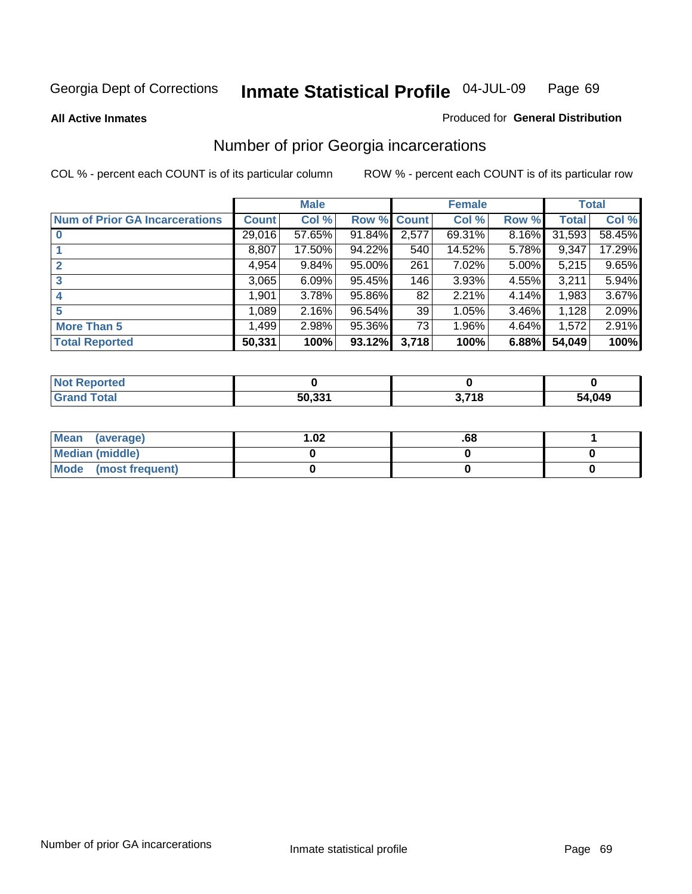Georgia Dept of Corrections **Inmate Statistical Profile** 04-JUL-09

**All Active Inmates**

Produced for **General Distribution**

## Number of prior Georgia incarcerations

COL % - percent each COUNT is of its particular column

ROW % - percent each COUNT is of its particular row

| | Male | | | Female | | | Total | |
|---|---|---|---|---|---|---|---|---|
| **Num of Prior GA Incarcerations** | **Count** | **Col %** | **Row %** | **Count** | **Col %** | **Row %** | **Total** | **Col %** |
| **0** | 29,016 | 57.65% | 91.84% | 2,577 | 69.31% | 8.16% | 31,593 | 58.45% |
| **1** | 8,807 | 17.50% | 94.22% | 540 | 14.52% | 5.78% | 9,347 | 17.29% |
| **2** | 4,954 | 9.84% | 95.00% | 261 | 7.02% | 5.00% | 5,215 | 9.65% |
| **3** | 3,065 | 6.09% | 95.45% | 146 | 3.93% | 4.55% | 3,211 | 5.94% |
| **4** | 1,901 | 3.78% | 95.86% | 82 | 2.21% | 4.14% | 1,983 | 3.67% |
| **5** | 1,089 | 2.16% | 96.54% | 39 | 1.05% | 3.46% | 1,128 | 2.09% |
| **More Than 5** | 1,499 | 2.98% | 95.36% | 73 | 1.96% | 4.64% | 1,572 | 2.91% |
| **Total Reported** | **50,331** | **100%** | **93.12%** | **3,718** | **100%** | **6.88%** | **54,049** | **100%** |

| | Male | Female | Total |
|---|---|---|---|
| **Not Reported** | **0** | **0** | **0** |
| **Grand Total** | **50,331** | **3,718** | **54,049** |

| | Male | Female | Total |
|---|---|---|---|
| **Mean (average)** | **1.02** | **.68** | **1** |
| **Median (middle)** | **0** | **0** | **0** |
| **Mode (most frequent)** | **0** | **0** | **0** |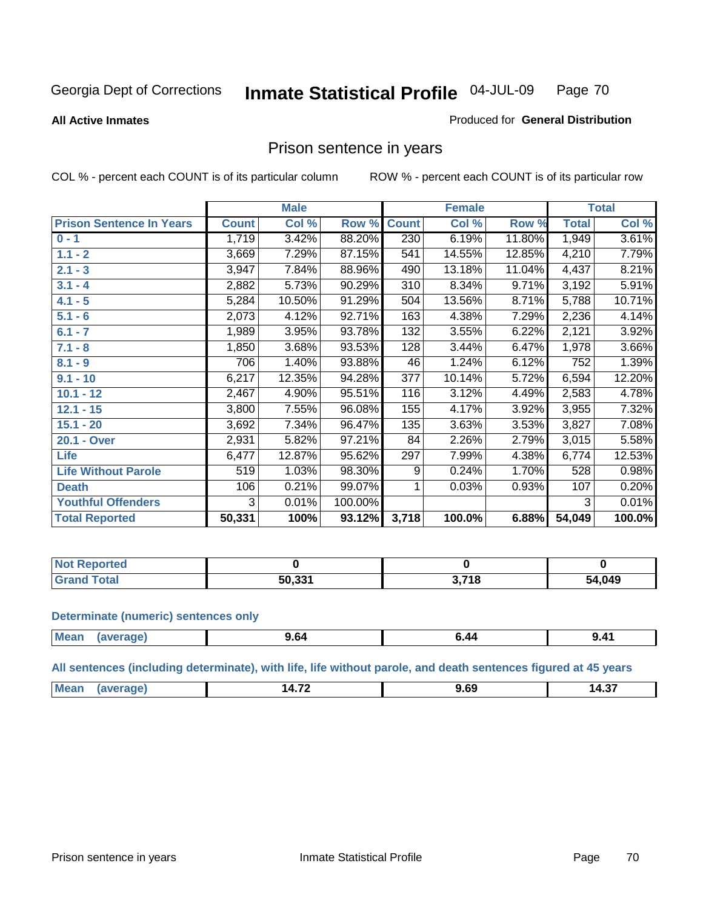Georgia Dept of Corrections **Inmate Statistical Profile** 04-JUL-09

**All Active Inmates**

Produced for **General Distribution**

## Prison sentence in years

COL % - percent each COUNT is of its particular column

ROW % - percent each COUNT is of its particular row

| | Male | | | Female | | | Total | |
|---|---|---|---|---|---|---|---|---|
| **Prison Sentence In Years** | **Count** | **Col %** | **Row %** | **Count** | **Col %** | **Row %** | **Total** | **Col %** |
| **0 - 1** | 1,719 | 3.42% | 88.20% | 230 | 6.19% | 11.80% | 1,949 | 3.61% |
| **1.1 - 2** | 3,669 | 7.29% | 87.15% | 541 | 14.55% | 12.85% | 4,210 | 7.79% |
| **2.1 - 3** | 3,947 | 7.84% | 88.96% | 490 | 13.18% | 11.04% | 4,437 | 8.21% |
| **3.1 - 4** | 2,882 | 5.73% | 90.29% | 310 | 8.34% | 9.71% | 3,192 | 5.91% |
| **4.1 - 5** | 5,284 | 10.50% | 91.29% | 504 | 13.56% | 8.71% | 5,788 | 10.71% |
| **5.1 - 6** | 2,073 | 4.12% | 92.71% | 163 | 4.38% | 7.29% | 2,236 | 4.14% |
| **6.1 - 7** | 1,989 | 3.95% | 93.78% | 132 | 3.55% | 6.22% | 2,121 | 3.92% |
| **7.1 - 8** | 1,850 | 3.68% | 93.53% | 128 | 3.44% | 6.47% | 1,978 | 3.66% |
| **8.1 - 9** | 706 | 1.40% | 93.88% | 46 | 1.24% | 6.12% | 752 | 1.39% |
| **9.1 - 10** | 6,217 | 12.35% | 94.28% | 377 | 10.14% | 5.72% | 6,594 | 12.20% |
| **10.1 - 12** | 2,467 | 4.90% | 95.51% | 116 | 3.12% | 4.49% | 2,583 | 4.78% |
| **12.1 - 15** | 3,800 | 7.55% | 96.08% | 155 | 4.17% | 3.92% | 3,955 | 7.32% |
| **15.1 - 20** | 3,692 | 7.34% | 96.47% | 135 | 3.63% | 3.53% | 3,827 | 7.08% |
| **20.1 - Over** | 2,931 | 5.82% | 97.21% | 84 | 2.26% | 2.79% | 3,015 | 5.58% |
| **Life** | 6,477 | 12.87% | 95.62% | 297 | 7.99% | 4.38% | 6,774 | 12.53% |
| **Life Without Parole** | 519 | 1.03% | 98.30% | 9 | 0.24% | 1.70% | 528 | 0.98% |
| **Death** | 106 | 0.21% | 99.07% | 1 | 0.03% | 0.93% | 107 | 0.20% |
| **Youthful Offenders** | 3 | 0.01% | 100.00% | | | | 3 | 0.01% |
| **Total Reported** | **50,331** | **100%** | **93.12%** | **3,718** | **100.0%** | **6.88%** | **54,049** | **100.0%** |

| | Male | Female | Total |
|---|---|---|---|
| **Not Reported** | **0** | **0** | **0** |
| **Grand Total** | **50,331** | **3,718** | **54,049** |

**Determinate (numeric) sentences only**

| | Male | Female | Total |
|---|---|---|---|
| **Mean (average)** | **9.64** | **6.44** | **9.41** |

**All sentences (including determinate), with life, life without parole, and death sentences figured at 45 years**

| | Male | Female | Total |
|---|---|---|---|
| **Mean (average)** | **14.72** | **9.69** | **14.37** |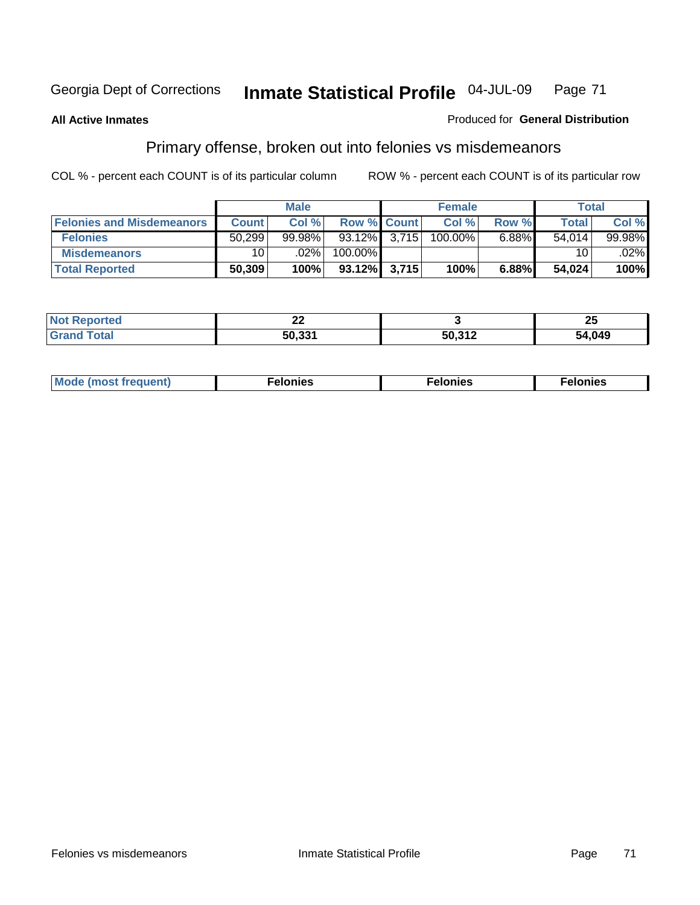Georgia Dept of Corrections **Inmate Statistical Profile** 04-JUL-09

**All Active Inmates**

Produced for **General Distribution**

## Primary offense, broken out into felonies vs misdemeanors

COL % - percent each COUNT is of its particular column

ROW % - percent each COUNT is of its particular row

| | Male | | | Female | | | Total | |
|---|---|---|---|---|---|---|---|---|
| **Felonies and Misdemeanors** | **Count** | **Col %** | **Row %** | **Count** | **Col %** | **Row %** | **Total** | **Col %** |
| **Felonies** | 50,299 | 99.98% | 93.12% | 3,715 | 100.00% | 6.88% | 54,014 | 99.98% |
| **Misdemeanors** | 10 | .02% | 100.00% | | | | 10 | .02% |
| **Total Reported** | **50,309** | **100%** | **93.12%** | **3,715** | **100%** | **6.88%** | **54,024** | **100%** |

| | Male | Female | Total |
|---|---|---|---|
| **Not Reported** | **22** | **3** | **25** |
| **Grand Total** | **50,331** | **50,312** | **54,049** |

| | Male | Female | Total |
|---|---|---|---|
| **Mode (most frequent)** | **Felonies** | **Felonies** | **Felonies** |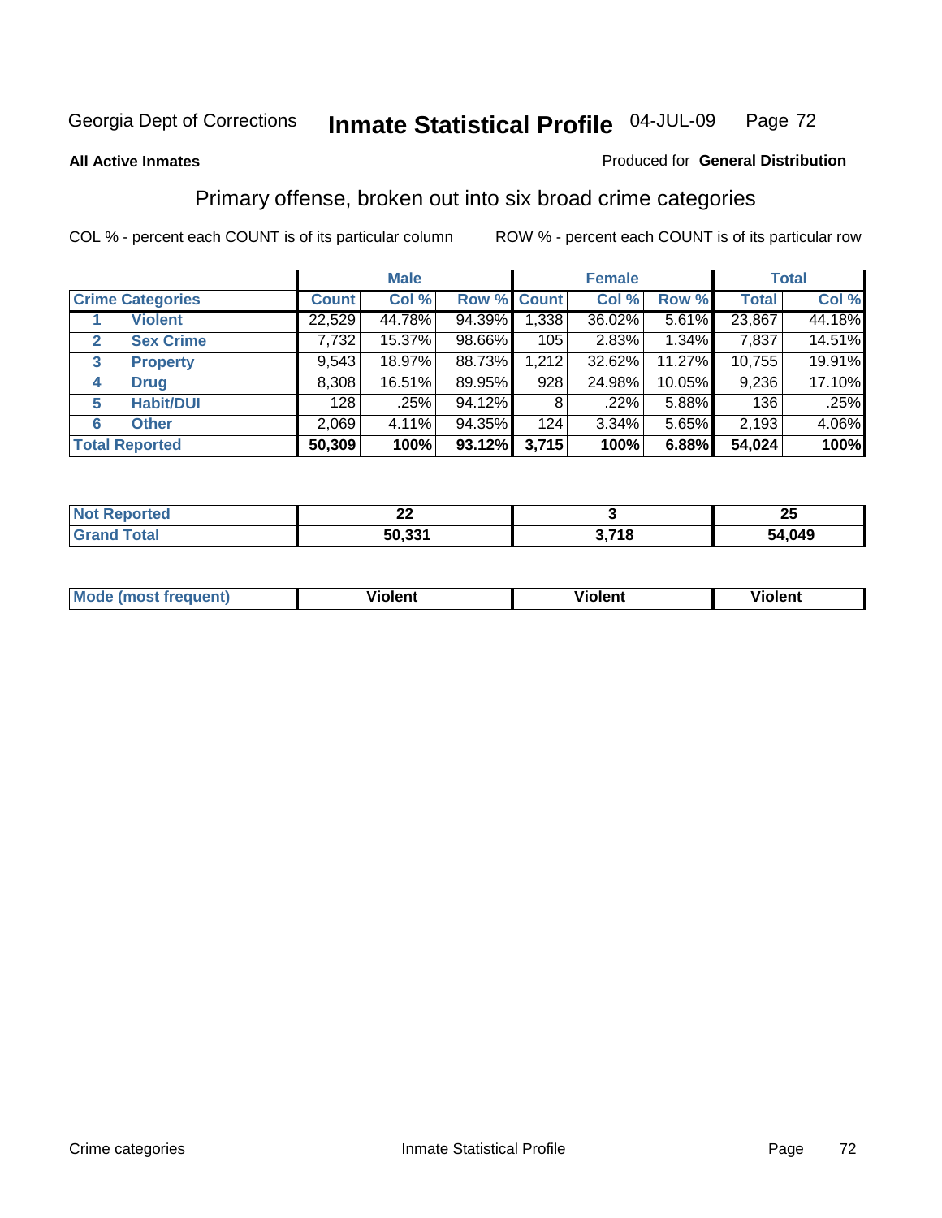Georgia Dept of Corrections **Inmate Statistical Profile** 04-JUL-09

**All Active Inmates**

Produced for **General Distribution**

## Primary offense, broken out into six broad crime categories

COL % - percent each COUNT is of its particular column

ROW % - percent each COUNT is of its particular row

| | Male | | | Female | | | Total | |
|---|---|---|---|---|---|---|---|---|
| **Crime Categories** | **Count** | **Col %** | **Row %** | **Count** | **Col %** | **Row %** | **Total** | **Col %** |
| 1 **Violent** | 22,529 | 44.78% | 94.39% | 1,338 | 36.02% | 5.61% | 23,867 | 44.18% |
| 2 **Sex Crime** | 7,732 | 15.37% | 98.66% | 105 | 2.83% | 1.34% | 7,837 | 14.51% |
| 3 **Property** | 9,543 | 18.97% | 88.73% | 1,212 | 32.62% | 11.27% | 10,755 | 19.91% |
| 4 **Drug** | 8,308 | 16.51% | 89.95% | 928 | 24.98% | 10.05% | 9,236 | 17.10% |
| 5 **Habit/DUI** | 128 | .25% | 94.12% | 8 | .22% | 5.88% | 136 | .25% |
| 6 **Other** | 2,069 | 4.11% | 94.35% | 124 | 3.34% | 5.65% | 2,193 | 4.06% |
| **Total Reported** | **50,309** | **100%** | **93.12%** | **3,715** | **100%** | **6.88%** | **54,024** | **100%** |

| | Male | Female | Total |
|---|---|---|---|
| **Not Reported** | **22** | **3** | **25** |
| **Grand Total** | **50,331** | **3,718** | **54,049** |

| | Male | Female | Total |
|---|---|---|---|
| **Mode (most frequent)** | **Violent** | **Violent** | **Violent** |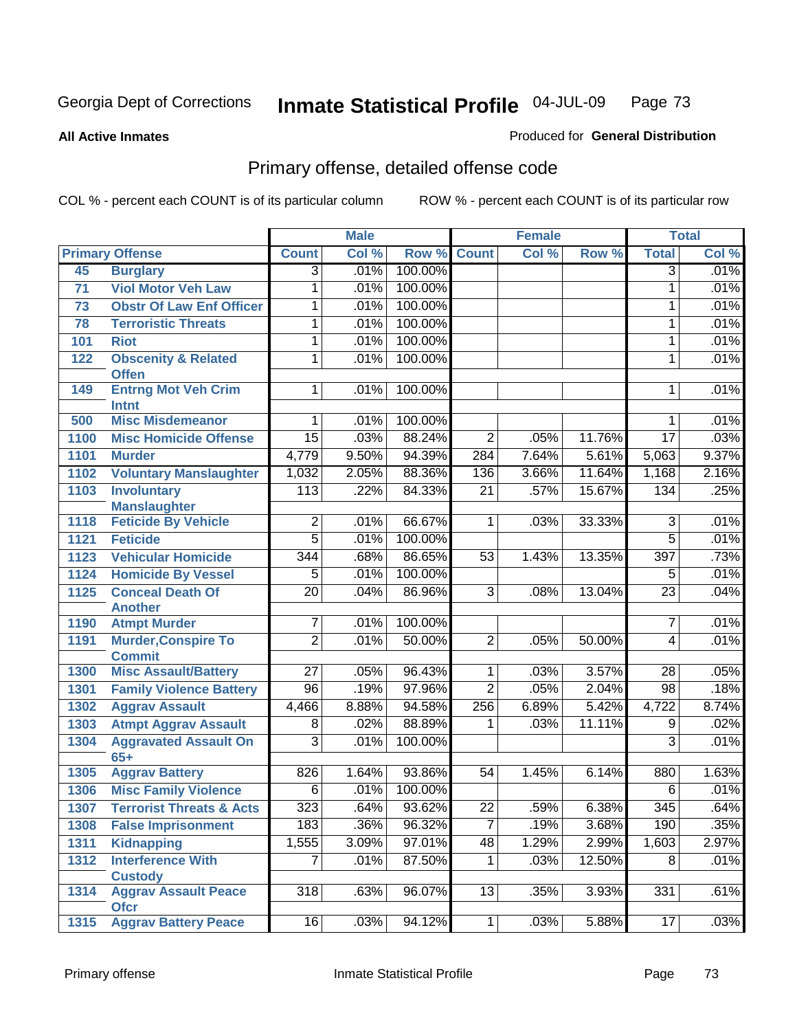Georgia Dept of Corrections **Inmate Statistical Profile** 04-JUL-09

**All Active Inmates**

Produced for **General Distribution**

## Primary offense, detailed offense code

COL % - percent each COUNT is of its particular column ROW % - percent each COUNT is of its particular row

| Primary Offense | | Male | | | Female | | | Total | |
|---|---|---|---|---|---|---|---|---|---|
| | | Count | Col % | Row % | Count | Col % | Row % | Total | Col % |
| 45 | Burglary | 3 | .01% | 100.00% | | | | 3 | .01% |
| 71 | Viol Motor Veh Law | 1 | .01% | 100.00% | | | | 1 | .01% |
| 73 | Obstr Of Law Enf Officer | 1 | .01% | 100.00% | | | | 1 | .01% |
| 78 | Terroristic Threats | 1 | .01% | 100.00% | | | | 1 | .01% |
| 101 | Riot | 1 | .01% | 100.00% | | | | 1 | .01% |
| 122 | Obscenity & Related Offen | 1 | .01% | 100.00% | | | | 1 | .01% |
| 149 | Entrng Mot Veh Crim Intnt | 1 | .01% | 100.00% | | | | 1 | .01% |
| 500 | Misc Misdemeanor | 1 | .01% | 100.00% | | | | 1 | .01% |
| 1100 | Misc Homicide Offense | 15 | .03% | 88.24% | 2 | .05% | 11.76% | 17 | .03% |
| 1101 | Murder | 4,779 | 9.50% | 94.39% | 284 | 7.64% | 5.61% | 5,063 | 9.37% |
| 1102 | Voluntary Manslaughter | 1,032 | 2.05% | 88.36% | 136 | 3.66% | 11.64% | 1,168 | 2.16% |
| 1103 | Involuntary Manslaughter | 113 | .22% | 84.33% | 21 | .57% | 15.67% | 134 | .25% |
| 1118 | Feticide By Vehicle | 2 | .01% | 66.67% | 1 | .03% | 33.33% | 3 | .01% |
| 1121 | Feticide | 5 | .01% | 100.00% | | | | 5 | .01% |
| 1123 | Vehicular Homicide | 344 | .68% | 86.65% | 53 | 1.43% | 13.35% | 397 | .73% |
| 1124 | Homicide By Vessel | 5 | .01% | 100.00% | | | | 5 | .01% |
| 1125 | Conceal Death Of Another | 20 | .04% | 86.96% | 3 | .08% | 13.04% | 23 | .04% |
| 1190 | Atmpt Murder | 7 | .01% | 100.00% | | | | 7 | .01% |
| 1191 | Murder,Conspire To Commit | 2 | .01% | 50.00% | 2 | .05% | 50.00% | 4 | .01% |
| 1300 | Misc Assault/Battery | 27 | .05% | 96.43% | 1 | .03% | 3.57% | 28 | .05% |
| 1301 | Family Violence Battery | 96 | .19% | 97.96% | 2 | .05% | 2.04% | 98 | .18% |
| 1302 | Aggrav Assault | 4,466 | 8.88% | 94.58% | 256 | 6.89% | 5.42% | 4,722 | 8.74% |
| 1303 | Atmpt Aggrav Assault | 8 | .02% | 88.89% | 1 | .03% | 11.11% | 9 | .02% |
| 1304 | Aggravated Assault On 65+ | 3 | .01% | 100.00% | | | | 3 | .01% |
| 1305 | Aggrav Battery | 826 | 1.64% | 93.86% | 54 | 1.45% | 6.14% | 880 | 1.63% |
| 1306 | Misc Family Violence | 6 | .01% | 100.00% | | | | 6 | .01% |
| 1307 | Terrorist Threats & Acts | 323 | .64% | 93.62% | 22 | .59% | 6.38% | 345 | .64% |
| 1308 | False Imprisonment | 183 | .36% | 96.32% | 7 | .19% | 3.68% | 190 | .35% |
| 1311 | Kidnapping | 1,555 | 3.09% | 97.01% | 48 | 1.29% | 2.99% | 1,603 | 2.97% |
| 1312 | Interference With Custody | 7 | .01% | 87.50% | 1 | .03% | 12.50% | 8 | .01% |
| 1314 | Aggrav Assault Peace Ofcr | 318 | .63% | 96.07% | 13 | .35% | 3.93% | 331 | .61% |
| 1315 | Aggrav Battery Peace | 16 | .03% | 94.12% | 1 | .03% | 5.88% | 17 | .03% |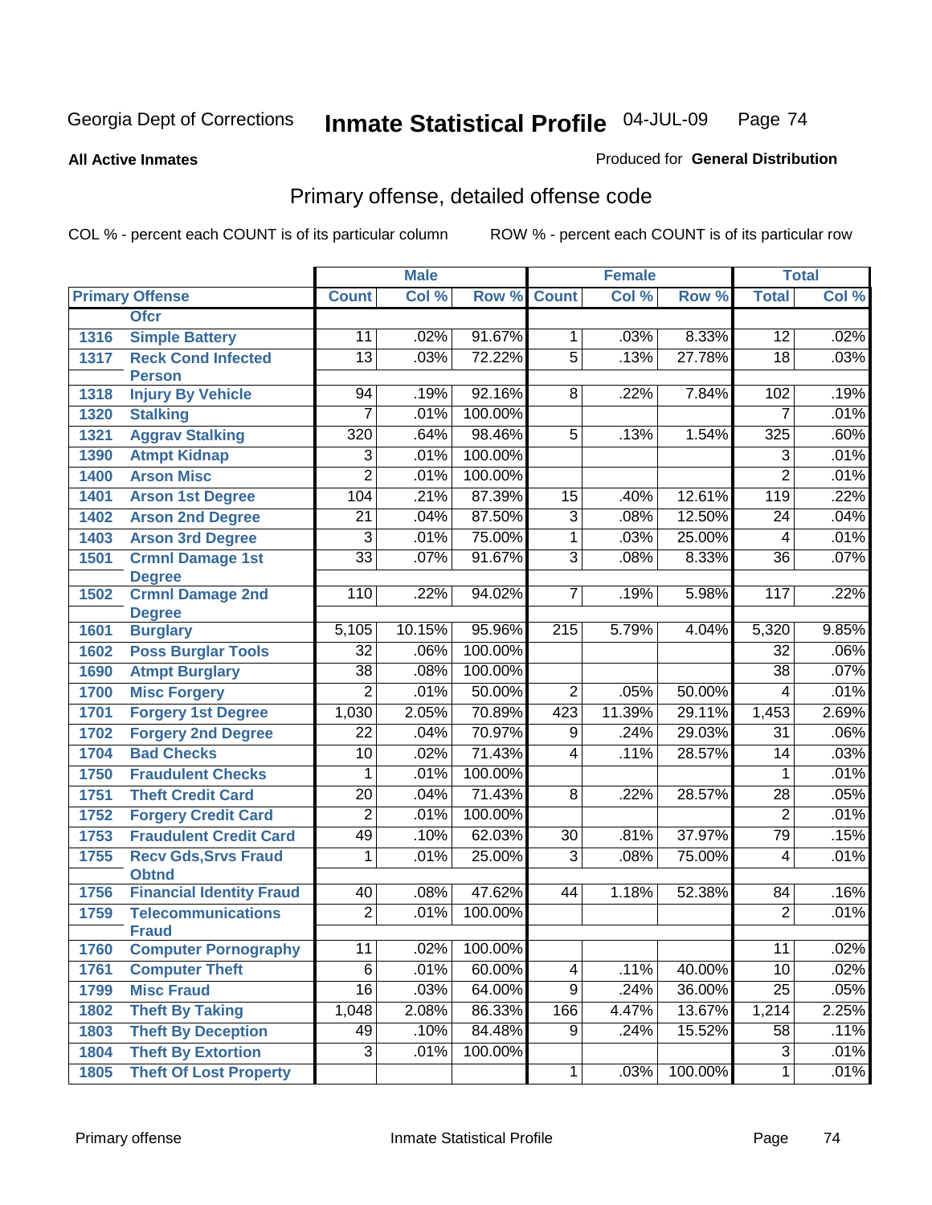Georgia Dept of Corrections **Inmate Statistical Profile** 04-JUL-09

**All Active Inmates**

Produced for **General Distribution**

## Primary offense, detailed offense code

COL % - percent each COUNT is of its particular column

ROW % - percent each COUNT is of its particular row

| | | Male | | | Female | | | Total | |
|---|---|---|---|---|---|---|---|---|---|
| Primary Offense | | Count | Col % | Row % | Count | Col % | Row % | Total | Col % |
| | Ofcr | | | | | | | | |
| 1316 | Simple Battery | 11 | .02% | 91.67% | 1 | .03% | 8.33% | 12 | .02% |
| 1317 | Reck Cond Infected Person | 13 | .03% | 72.22% | 5 | .13% | 27.78% | 18 | .03% |
| 1318 | Injury By Vehicle | 94 | .19% | 92.16% | 8 | .22% | 7.84% | 102 | .19% |
| 1320 | Stalking | 7 | .01% | 100.00% | | | | 7 | .01% |
| 1321 | Aggrav Stalking | 320 | .64% | 98.46% | 5 | .13% | 1.54% | 325 | .60% |
| 1390 | Atmpt Kidnap | 3 | .01% | 100.00% | | | | 3 | .01% |
| 1400 | Arson Misc | 2 | .01% | 100.00% | | | | 2 | .01% |
| 1401 | Arson 1st Degree | 104 | .21% | 87.39% | 15 | .40% | 12.61% | 119 | .22% |
| 1402 | Arson 2nd Degree | 21 | .04% | 87.50% | 3 | .08% | 12.50% | 24 | .04% |
| 1403 | Arson 3rd Degree | 3 | .01% | 75.00% | 1 | .03% | 25.00% | 4 | .01% |
| 1501 | Crmnl Damage 1st Degree | 33 | .07% | 91.67% | 3 | .08% | 8.33% | 36 | .07% |
| 1502 | Crmnl Damage 2nd Degree | 110 | .22% | 94.02% | 7 | .19% | 5.98% | 117 | .22% |
| 1601 | Burglary | 5,105 | 10.15% | 95.96% | 215 | 5.79% | 4.04% | 5,320 | 9.85% |
| 1602 | Poss Burglar Tools | 32 | .06% | 100.00% | | | | 32 | .06% |
| 1690 | Atmpt Burglary | 38 | .08% | 100.00% | | | | 38 | .07% |
| 1700 | Misc Forgery | 2 | .01% | 50.00% | 2 | .05% | 50.00% | 4 | .01% |
| 1701 | Forgery 1st Degree | 1,030 | 2.05% | 70.89% | 423 | 11.39% | 29.11% | 1,453 | 2.69% |
| 1702 | Forgery 2nd Degree | 22 | .04% | 70.97% | 9 | .24% | 29.03% | 31 | .06% |
| 1704 | Bad Checks | 10 | .02% | 71.43% | 4 | .11% | 28.57% | 14 | .03% |
| 1750 | Fraudulent Checks | 1 | .01% | 100.00% | | | | 1 | .01% |
| 1751 | Theft Credit Card | 20 | .04% | 71.43% | 8 | .22% | 28.57% | 28 | .05% |
| 1752 | Forgery Credit Card | 2 | .01% | 100.00% | | | | 2 | .01% |
| 1753 | Fraudulent Credit Card | 49 | .10% | 62.03% | 30 | .81% | 37.97% | 79 | .15% |
| 1755 | Recv Gds,Srvs Fraud Obtnd | 1 | .01% | 25.00% | 3 | .08% | 75.00% | 4 | .01% |
| 1756 | Financial Identity Fraud | 40 | .08% | 47.62% | 44 | 1.18% | 52.38% | 84 | .16% |
| 1759 | Telecommunications Fraud | 2 | .01% | 100.00% | | | | 2 | .01% |
| 1760 | Computer Pornography | 11 | .02% | 100.00% | | | | 11 | .02% |
| 1761 | Computer Theft | 6 | .01% | 60.00% | 4 | .11% | 40.00% | 10 | .02% |
| 1799 | Misc Fraud | 16 | .03% | 64.00% | 9 | .24% | 36.00% | 25 | .05% |
| 1802 | Theft By Taking | 1,048 | 2.08% | 86.33% | 166 | 4.47% | 13.67% | 1,214 | 2.25% |
| 1803 | Theft By Deception | 49 | .10% | 84.48% | 9 | .24% | 15.52% | 58 | .11% |
| 1804 | Theft By Extortion | 3 | .01% | 100.00% | | | | 3 | .01% |
| 1805 | Theft Of Lost Property | | | | 1 | .03% | 100.00% | 1 | .01% |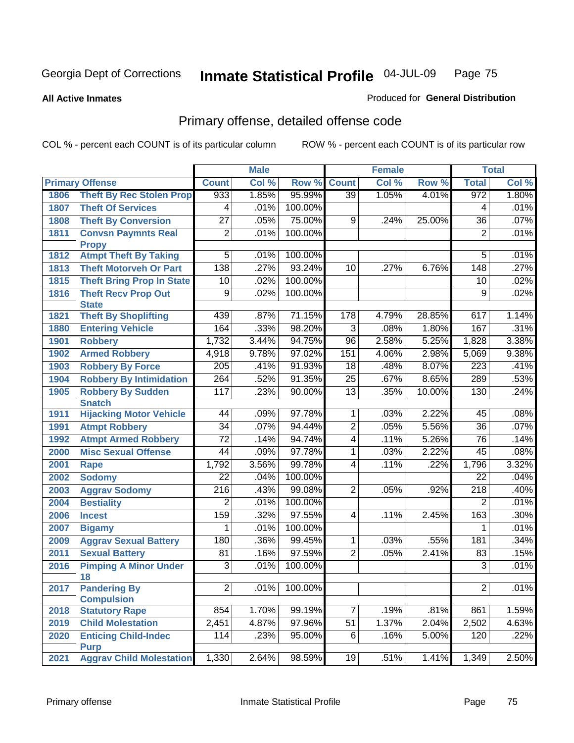Georgia Dept of Corrections **Inmate Statistical Profile** 04-JUL-09

**All Active Inmates** Produced for **General Distribution**

## Primary offense, detailed offense code

COL % - percent each COUNT is of its particular column ROW % - percent each COUNT is of its particular row

| Primary Offense | | Male | | | Female | | | Total | |
|---|---|---|---|---|---|---|---|---|---|
| | | Count | Col % | Row % | Count | Col % | Row % | Total | Col % |
| 1806 | Theft By Rec Stolen Prop | 933 | 1.85% | 95.99% | 39 | 1.05% | 4.01% | 972 | 1.80% |
| 1807 | Theft Of Services | 4 | .01% | 100.00% | | | | 4 | .01% |
| 1808 | Theft By Conversion | 27 | .05% | 75.00% | 9 | .24% | 25.00% | 36 | .07% |
| 1811 | Convsn Paymnts Real Propy | 2 | .01% | 100.00% | | | | 2 | .01% |
| 1812 | Atmpt Theft By Taking | 5 | .01% | 100.00% | | | | 5 | .01% |
| 1813 | Theft Motorveh Or Part | 138 | .27% | 93.24% | 10 | .27% | 6.76% | 148 | .27% |
| 1815 | Theft Bring Prop In State | 10 | .02% | 100.00% | | | | 10 | .02% |
| 1816 | Theft Recv Prop Out State | 9 | .02% | 100.00% | | | | 9 | .02% |
| 1821 | Theft By Shoplifting | 439 | .87% | 71.15% | 178 | 4.79% | 28.85% | 617 | 1.14% |
| 1880 | Entering Vehicle | 164 | .33% | 98.20% | 3 | .08% | 1.80% | 167 | .31% |
| 1901 | Robbery | 1,732 | 3.44% | 94.75% | 96 | 2.58% | 5.25% | 1,828 | 3.38% |
| 1902 | Armed Robbery | 4,918 | 9.78% | 97.02% | 151 | 4.06% | 2.98% | 5,069 | 9.38% |
| 1903 | Robbery By Force | 205 | .41% | 91.93% | 18 | .48% | 8.07% | 223 | .41% |
| 1904 | Robbery By Intimidation | 264 | .52% | 91.35% | 25 | .67% | 8.65% | 289 | .53% |
| 1905 | Robbery By Sudden Snatch | 117 | .23% | 90.00% | 13 | .35% | 10.00% | 130 | .24% |
| 1911 | Hijacking Motor Vehicle | 44 | .09% | 97.78% | 1 | .03% | 2.22% | 45 | .08% |
| 1991 | Atmpt Robbery | 34 | .07% | 94.44% | 2 | .05% | 5.56% | 36 | .07% |
| 1992 | Atmpt Armed Robbery | 72 | .14% | 94.74% | 4 | .11% | 5.26% | 76 | .14% |
| 2000 | Misc Sexual Offense | 44 | .09% | 97.78% | 1 | .03% | 2.22% | 45 | .08% |
| 2001 | Rape | 1,792 | 3.56% | 99.78% | 4 | .11% | .22% | 1,796 | 3.32% |
| 2002 | Sodomy | 22 | .04% | 100.00% | | | | 22 | .04% |
| 2003 | Aggrav Sodomy | 216 | .43% | 99.08% | 2 | .05% | .92% | 218 | .40% |
| 2004 | Bestiality | 2 | .01% | 100.00% | | | | 2 | .01% |
| 2006 | Incest | 159 | .32% | 97.55% | 4 | .11% | 2.45% | 163 | .30% |
| 2007 | Bigamy | 1 | .01% | 100.00% | | | | 1 | .01% |
| 2009 | Aggrav Sexual Battery | 180 | .36% | 99.45% | 1 | .03% | .55% | 181 | .34% |
| 2011 | Sexual Battery | 81 | .16% | 97.59% | 2 | .05% | 2.41% | 83 | .15% |
| 2016 | Pimping A Minor Under 18 | 3 | .01% | 100.00% | | | | 3 | .01% |
| 2017 | Pandering By Compulsion | 2 | .01% | 100.00% | | | | 2 | .01% |
| 2018 | Statutory Rape | 854 | 1.70% | 99.19% | 7 | .19% | .81% | 861 | 1.59% |
| 2019 | Child Molestation | 2,451 | 4.87% | 97.96% | 51 | 1.37% | 2.04% | 2,502 | 4.63% |
| 2020 | Enticing Child-Indec Purp | 114 | .23% | 95.00% | 6 | .16% | 5.00% | 120 | .22% |
| 2021 | Aggrav Child Molestation | 1,330 | 2.64% | 98.59% | 19 | .51% | 1.41% | 1,349 | 2.50% |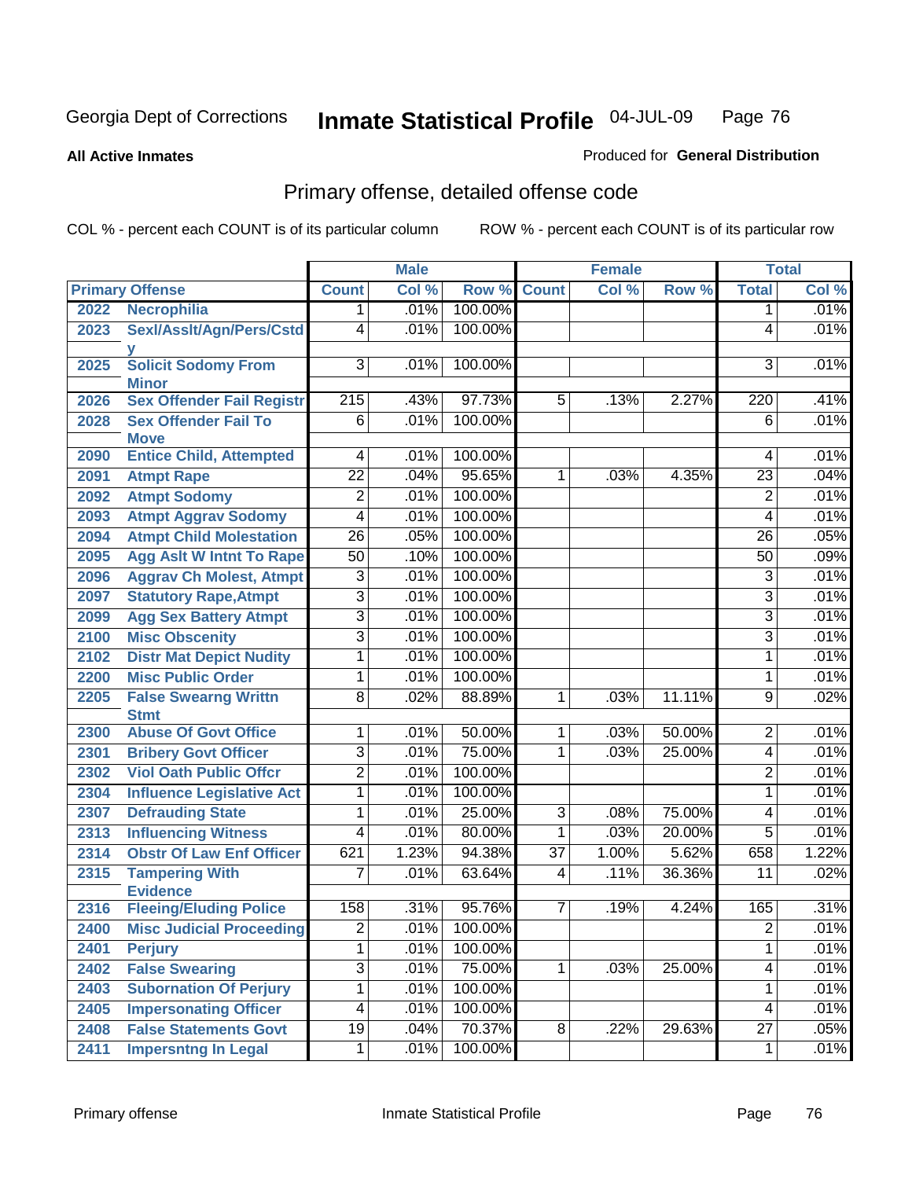Georgia Dept of Corrections **Inmate Statistical Profile** 04-JUL-09

**All Active Inmates**

Produced for **General Distribution**

## Primary offense, detailed offense code

COL % - percent each COUNT is of its particular column ROW % - percent each COUNT is of its particular row

| Primary Offense | | Male | | | Female | | | Total | |
|---|---|---|---|---|---|---|---|---|---|
| | | Count | Col % | Row % | Count | Col % | Row % | Total | Col % |
| 2022 | Necrophilia | 1 | .01% | 100.00% | | | | 1 | .01% |
| 2023 | Sexl/Asslt/Agn/Pers/Cstdy | 4 | .01% | 100.00% | | | | 4 | .01% |
| 2025 | Solicit Sodomy From Minor | 3 | .01% | 100.00% | | | | 3 | .01% |
| 2026 | Sex Offender Fail Registr | 215 | .43% | 97.73% | 5 | .13% | 2.27% | 220 | .41% |
| 2028 | Sex Offender Fail To Move | 6 | .01% | 100.00% | | | | 6 | .01% |
| 2090 | Entice Child, Attempted | 4 | .01% | 100.00% | | | | 4 | .01% |
| 2091 | Atmpt Rape | 22 | .04% | 95.65% | 1 | .03% | 4.35% | 23 | .04% |
| 2092 | Atmpt Sodomy | 2 | .01% | 100.00% | | | | 2 | .01% |
| 2093 | Atmpt Aggrav Sodomy | 4 | .01% | 100.00% | | | | 4 | .01% |
| 2094 | Atmpt Child Molestation | 26 | .05% | 100.00% | | | | 26 | .05% |
| 2095 | Agg Aslt W Intnt To Rape | 50 | .10% | 100.00% | | | | 50 | .09% |
| 2096 | Aggrav Ch Molest, Atmpt | 3 | .01% | 100.00% | | | | 3 | .01% |
| 2097 | Statutory Rape,Atmpt | 3 | .01% | 100.00% | | | | 3 | .01% |
| 2099 | Agg Sex Battery Atmpt | 3 | .01% | 100.00% | | | | 3 | .01% |
| 2100 | Misc Obscenity | 3 | .01% | 100.00% | | | | 3 | .01% |
| 2102 | Distr Mat Depict Nudity | 1 | .01% | 100.00% | | | | 1 | .01% |
| 2200 | Misc Public Order | 1 | .01% | 100.00% | | | | 1 | .01% |
| 2205 | False Swearng Writtn Stmt | 8 | .02% | 88.89% | 1 | .03% | 11.11% | 9 | .02% |
| 2300 | Abuse Of Govt Office | 1 | .01% | 50.00% | 1 | .03% | 50.00% | 2 | .01% |
| 2301 | Bribery Govt Officer | 3 | .01% | 75.00% | 1 | .03% | 25.00% | 4 | .01% |
| 2302 | Viol Oath Public Offcr | 2 | .01% | 100.00% | | | | 2 | .01% |
| 2304 | Influence Legislative Act | 1 | .01% | 100.00% | | | | 1 | .01% |
| 2307 | Defrauding State | 1 | .01% | 25.00% | 3 | .08% | 75.00% | 4 | .01% |
| 2313 | Influencing Witness | 4 | .01% | 80.00% | 1 | .03% | 20.00% | 5 | .01% |
| 2314 | Obstr Of Law Enf Officer | 621 | 1.23% | 94.38% | 37 | 1.00% | 5.62% | 658 | 1.22% |
| 2315 | Tampering With Evidence | 7 | .01% | 63.64% | 4 | .11% | 36.36% | 11 | .02% |
| 2316 | Fleeing/Eluding Police | 158 | .31% | 95.76% | 7 | .19% | 4.24% | 165 | .31% |
| 2400 | Misc Judicial Proceeding | 2 | .01% | 100.00% | | | | 2 | .01% |
| 2401 | Perjury | 1 | .01% | 100.00% | | | | 1 | .01% |
| 2402 | False Swearing | 3 | .01% | 75.00% | 1 | .03% | 25.00% | 4 | .01% |
| 2403 | Subornation Of Perjury | 1 | .01% | 100.00% | | | | 1 | .01% |
| 2405 | Impersonating Officer | 4 | .01% | 100.00% | | | | 4 | .01% |
| 2408 | False Statements Govt | 19 | .04% | 70.37% | 8 | .22% | 29.63% | 27 | .05% |
| 2411 | Impersntng In Legal | 1 | .01% | 100.00% | | | | 1 | .01% |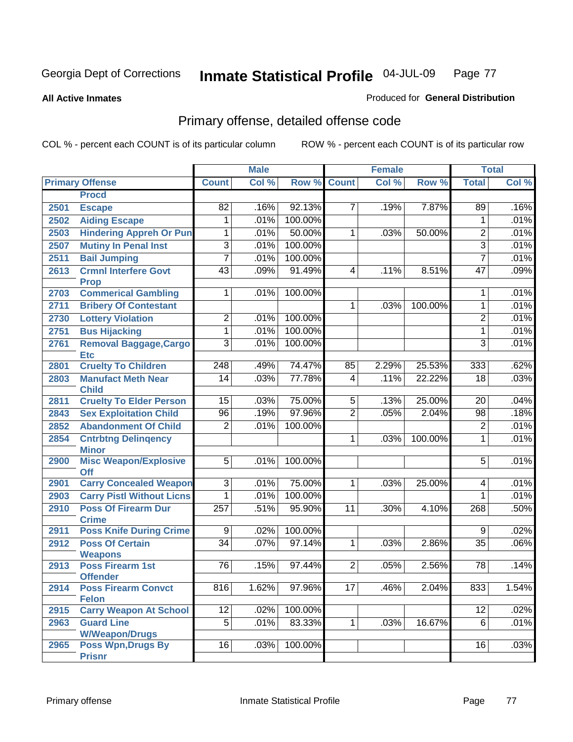Georgia Dept of Corrections **Inmate Statistical Profile** 04-JUL-09

**All Active Inmates**

Produced for **General Distribution**

## Primary offense, detailed offense code

COL % - percent each COUNT is of its particular column

ROW % - percent each COUNT is of its particular row

| Primary Offense | | Male | | | Female | | | Total | |
|---|---|---|---|---|---|---|---|---|---|
| | | Count | Col % | Row % | Count | Col % | Row % | Total | Col % |
| | Procd | | | | | | | | |
| 2501 | Escape | 82 | .16% | 92.13% | 7 | .19% | 7.87% | 89 | .16% |
| 2502 | Aiding Escape | 1 | .01% | 100.00% | | | | 1 | .01% |
| 2503 | Hindering Appreh Or Pun | 1 | .01% | 50.00% | 1 | .03% | 50.00% | 2 | .01% |
| 2507 | Mutiny In Penal Inst | 3 | .01% | 100.00% | | | | 3 | .01% |
| 2511 | Bail Jumping | 7 | .01% | 100.00% | | | | 7 | .01% |
| 2613 | Crmnl Interfere Govt Prop | 43 | .09% | 91.49% | 4 | .11% | 8.51% | 47 | .09% |
| 2703 | Commerical Gambling | 1 | .01% | 100.00% | | | | 1 | .01% |
| 2711 | Bribery Of Contestant | | | | 1 | .03% | 100.00% | 1 | .01% |
| 2730 | Lottery Violation | 2 | .01% | 100.00% | | | | 2 | .01% |
| 2751 | Bus Hijacking | 1 | .01% | 100.00% | | | | 1 | .01% |
| 2761 | Removal Baggage,Cargo Etc | 3 | .01% | 100.00% | | | | 3 | .01% |
| 2801 | Cruelty To Children | 248 | .49% | 74.47% | 85 | 2.29% | 25.53% | 333 | .62% |
| 2803 | Manufact Meth Near Child | 14 | .03% | 77.78% | 4 | .11% | 22.22% | 18 | .03% |
| 2811 | Cruelty To Elder Person | 15 | .03% | 75.00% | 5 | .13% | 25.00% | 20 | .04% |
| 2843 | Sex Exploitation Child | 96 | .19% | 97.96% | 2 | .05% | 2.04% | 98 | .18% |
| 2852 | Abandonment Of Child | 2 | .01% | 100.00% | | | | 2 | .01% |
| 2854 | Cntrbtng Delinqency Minor | | | | 1 | .03% | 100.00% | 1 | .01% |
| 2900 | Misc Weapon/Explosive Off | 5 | .01% | 100.00% | | | | 5 | .01% |
| 2901 | Carry Concealed Weapon | 3 | .01% | 75.00% | 1 | .03% | 25.00% | 4 | .01% |
| 2903 | Carry Pistl Without Licns | 1 | .01% | 100.00% | | | | 1 | .01% |
| 2910 | Poss Of Firearm Dur Crime | 257 | .51% | 95.90% | 11 | .30% | 4.10% | 268 | .50% |
| 2911 | Poss Knife During Crime | 9 | .02% | 100.00% | | | | 9 | .02% |
| 2912 | Poss Of Certain Weapons | 34 | .07% | 97.14% | 1 | .03% | 2.86% | 35 | .06% |
| 2913 | Poss Firearm 1st Offender | 76 | .15% | 97.44% | 2 | .05% | 2.56% | 78 | .14% |
| 2914 | Poss Firearm Convct Felon | 816 | 1.62% | 97.96% | 17 | .46% | 2.04% | 833 | 1.54% |
| 2915 | Carry Weapon At School | 12 | .02% | 100.00% | | | | 12 | .02% |
| 2963 | Guard Line W/Weapon/Drugs | 5 | .01% | 83.33% | 1 | .03% | 16.67% | 6 | .01% |
| 2965 | Poss Wpn,Drugs By Prisnr | 16 | .03% | 100.00% | | | | 16 | .03% |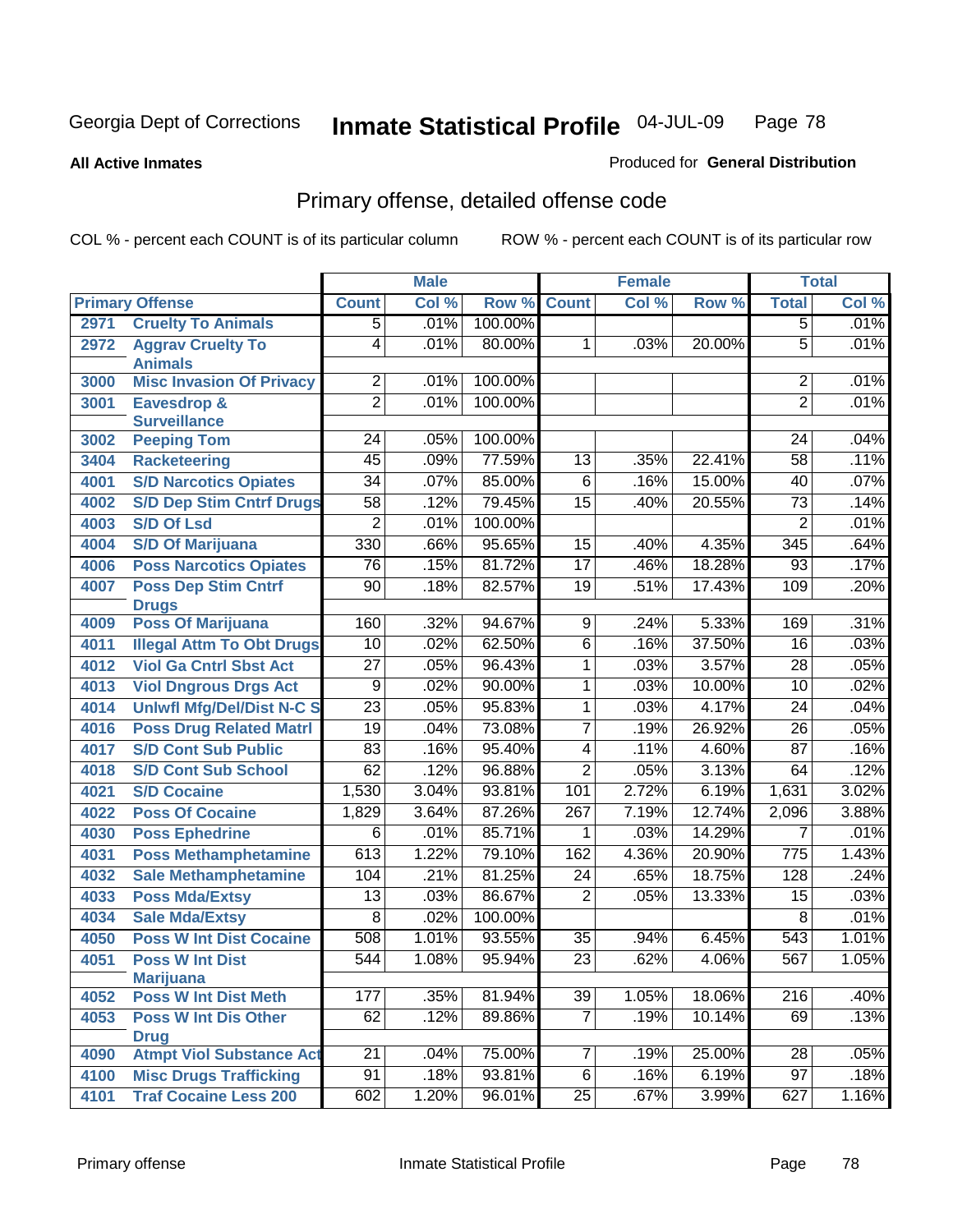Georgia Dept of Corrections

# Inmate Statistical Profile

04-JUL-09

**All Active Inmates**

Produced for **General Distribution**

## Primary offense, detailed offense code

COL % - percent each COUNT is of its particular column

ROW % - percent each COUNT is of its particular row

| Primary Offense | | Male | | | Female | | | Total | |
|---|---|---|---|---|---|---|---|---|---|
| | | Count | Col % | Row % | Count | Col % | Row % | Total | Col % |
| 2971 | Cruelty To Animals | 5 | .01% | 100.00% | | | | 5 | .01% |
| 2972 | Aggrav Cruelty To Animals | 4 | .01% | 80.00% | 1 | .03% | 20.00% | 5 | .01% |
| 3000 | Misc Invasion Of Privacy | 2 | .01% | 100.00% | | | | 2 | .01% |
| 3001 | Eavesdrop & Surveillance | 2 | .01% | 100.00% | | | | 2 | .01% |
| 3002 | Peeping Tom | 24 | .05% | 100.00% | | | | 24 | .04% |
| 3404 | Racketeering | 45 | .09% | 77.59% | 13 | .35% | 22.41% | 58 | .11% |
| 4001 | S/D Narcotics Opiates | 34 | .07% | 85.00% | 6 | .16% | 15.00% | 40 | .07% |
| 4002 | S/D Dep Stim Cntrf Drugs | 58 | .12% | 79.45% | 15 | .40% | 20.55% | 73 | .14% |
| 4003 | S/D Of Lsd | 2 | .01% | 100.00% | | | | 2 | .01% |
| 4004 | S/D Of Marijuana | 330 | .66% | 95.65% | 15 | .40% | 4.35% | 345 | .64% |
| 4006 | Poss Narcotics Opiates | 76 | .15% | 81.72% | 17 | .46% | 18.28% | 93 | .17% |
| 4007 | Poss Dep Stim Cntrf Drugs | 90 | .18% | 82.57% | 19 | .51% | 17.43% | 109 | .20% |
| 4009 | Poss Of Marijuana | 160 | .32% | 94.67% | 9 | .24% | 5.33% | 169 | .31% |
| 4011 | Illegal Attm To Obt Drugs | 10 | .02% | 62.50% | 6 | .16% | 37.50% | 16 | .03% |
| 4012 | Viol Ga Cntrl Sbst Act | 27 | .05% | 96.43% | 1 | .03% | 3.57% | 28 | .05% |
| 4013 | Viol Dngrous Drgs Act | 9 | .02% | 90.00% | 1 | .03% | 10.00% | 10 | .02% |
| 4014 | Unlwfl Mfg/Del/Dist N-C S | 23 | .05% | 95.83% | 1 | .03% | 4.17% | 24 | .04% |
| 4016 | Poss Drug Related Matrl | 19 | .04% | 73.08% | 7 | .19% | 26.92% | 26 | .05% |
| 4017 | S/D Cont Sub Public | 83 | .16% | 95.40% | 4 | .11% | 4.60% | 87 | .16% |
| 4018 | S/D Cont Sub School | 62 | .12% | 96.88% | 2 | .05% | 3.13% | 64 | .12% |
| 4021 | S/D Cocaine | 1,530 | 3.04% | 93.81% | 101 | 2.72% | 6.19% | 1,631 | 3.02% |
| 4022 | Poss Of Cocaine | 1,829 | 3.64% | 87.26% | 267 | 7.19% | 12.74% | 2,096 | 3.88% |
| 4030 | Poss Ephedrine | 6 | .01% | 85.71% | 1 | .03% | 14.29% | 7 | .01% |
| 4031 | Poss Methamphetamine | 613 | 1.22% | 79.10% | 162 | 4.36% | 20.90% | 775 | 1.43% |
| 4032 | Sale Methamphetamine | 104 | .21% | 81.25% | 24 | .65% | 18.75% | 128 | .24% |
| 4033 | Poss Mda/Extsy | 13 | .03% | 86.67% | 2 | .05% | 13.33% | 15 | .03% |
| 4034 | Sale Mda/Extsy | 8 | .02% | 100.00% | | | | 8 | .01% |
| 4050 | Poss W Int Dist Cocaine | 508 | 1.01% | 93.55% | 35 | .94% | 6.45% | 543 | 1.01% |
| 4051 | Poss W Int Dist Marijuana | 544 | 1.08% | 95.94% | 23 | .62% | 4.06% | 567 | 1.05% |
| 4052 | Poss W Int Dist Meth | 177 | .35% | 81.94% | 39 | 1.05% | 18.06% | 216 | .40% |
| 4053 | Poss W Int Dis Other Drug | 62 | .12% | 89.86% | 7 | .19% | 10.14% | 69 | .13% |
| 4090 | Atmpt Viol Substance Act | 21 | .04% | 75.00% | 7 | .19% | 25.00% | 28 | .05% |
| 4100 | Misc Drugs Trafficking | 91 | .18% | 93.81% | 6 | .16% | 6.19% | 97 | .18% |
| 4101 | Traf Cocaine Less 200 | 602 | 1.20% | 96.01% | 25 | .67% | 3.99% | 627 | 1.16% |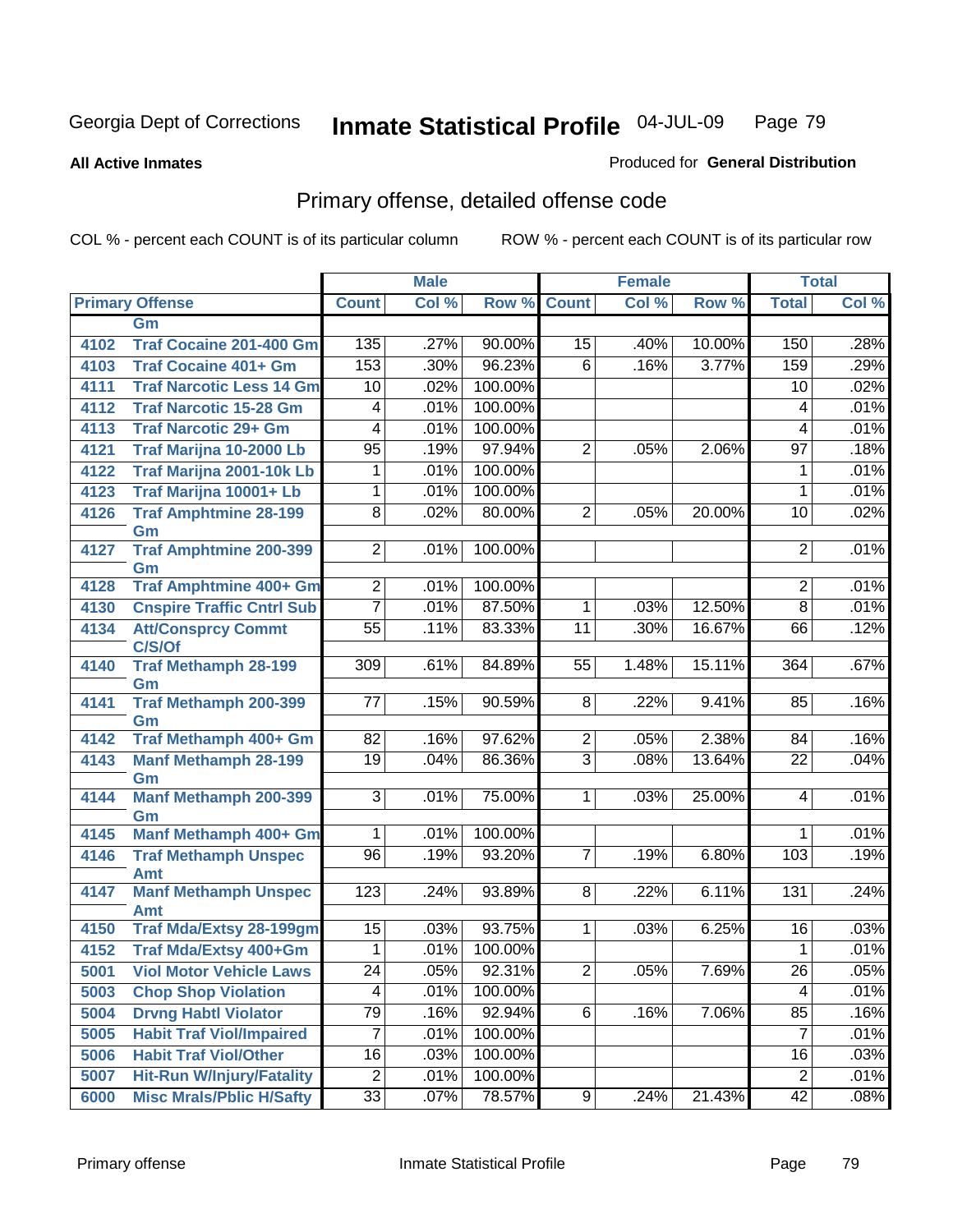Georgia Dept of Corrections **Inmate Statistical Profile** 04-JUL-09

**All Active Inmates**

Produced for **General Distribution**

## Primary offense, detailed offense code

COL % - percent each COUNT is of its particular column ROW % - percent each COUNT is of its particular row

| Primary Offense | | Male | | | Female | | | Total | |
|---|---|---|---|---|---|---|---|---|---|
| | | Count | Col % | Row % | Count | Col % | Row % | Total | Col % |
| | Gm | | | | | | | | |
| 4102 | Traf Cocaine 201-400 Gm | 135 | .27% | 90.00% | 15 | .40% | 10.00% | 150 | .28% |
| 4103 | Traf Cocaine 401+ Gm | 153 | .30% | 96.23% | 6 | .16% | 3.77% | 159 | .29% |
| 4111 | Traf Narcotic Less 14 Gm | 10 | .02% | 100.00% | | | | 10 | .02% |
| 4112 | Traf Narcotic 15-28 Gm | 4 | .01% | 100.00% | | | | 4 | .01% |
| 4113 | Traf Narcotic 29+ Gm | 4 | .01% | 100.00% | | | | 4 | .01% |
| 4121 | Traf Marijna 10-2000 Lb | 95 | .19% | 97.94% | 2 | .05% | 2.06% | 97 | .18% |
| 4122 | Traf Marijna 2001-10k Lb | 1 | .01% | 100.00% | | | | 1 | .01% |
| 4123 | Traf Marijna 10001+ Lb | 1 | .01% | 100.00% | | | | 1 | .01% |
| 4126 | Traf Amphtmine 28-199 Gm | 8 | .02% | 80.00% | 2 | .05% | 20.00% | 10 | .02% |
| 4127 | Traf Amphtmine 200-399 Gm | 2 | .01% | 100.00% | | | | 2 | .01% |
| 4128 | Traf Amphtmine 400+ Gm | 2 | .01% | 100.00% | | | | 2 | .01% |
| 4130 | Cnspire Traffic Cntrl Sub | 7 | .01% | 87.50% | 1 | .03% | 12.50% | 8 | .01% |
| 4134 | Att/Consprcy Commt C/S/Of | 55 | .11% | 83.33% | 11 | .30% | 16.67% | 66 | .12% |
| 4140 | Traf Methamph 28-199 Gm | 309 | .61% | 84.89% | 55 | 1.48% | 15.11% | 364 | .67% |
| 4141 | Traf Methamph 200-399 Gm | 77 | .15% | 90.59% | 8 | .22% | 9.41% | 85 | .16% |
| 4142 | Traf Methamph 400+ Gm | 82 | .16% | 97.62% | 2 | .05% | 2.38% | 84 | .16% |
| 4143 | Manf Methamph 28-199 Gm | 19 | .04% | 86.36% | 3 | .08% | 13.64% | 22 | .04% |
| 4144 | Manf Methamph 200-399 Gm | 3 | .01% | 75.00% | 1 | .03% | 25.00% | 4 | .01% |
| 4145 | Manf Methamph 400+ Gm | 1 | .01% | 100.00% | | | | 1 | .01% |
| 4146 | Traf Methamph Unspec Amt | 96 | .19% | 93.20% | 7 | .19% | 6.80% | 103 | .19% |
| 4147 | Manf Methamph Unspec Amt | 123 | .24% | 93.89% | 8 | .22% | 6.11% | 131 | .24% |
| 4150 | Traf Mda/Extsy 28-199gm | 15 | .03% | 93.75% | 1 | .03% | 6.25% | 16 | .03% |
| 4152 | Traf Mda/Extsy 400+Gm | 1 | .01% | 100.00% | | | | 1 | .01% |
| 5001 | Viol Motor Vehicle Laws | 24 | .05% | 92.31% | 2 | .05% | 7.69% | 26 | .05% |
| 5003 | Chop Shop Violation | 4 | .01% | 100.00% | | | | 4 | .01% |
| 5004 | Drvng Habtl Violator | 79 | .16% | 92.94% | 6 | .16% | 7.06% | 85 | .16% |
| 5005 | Habit Traf Viol/Impaired | 7 | .01% | 100.00% | | | | 7 | .01% |
| 5006 | Habit Traf Viol/Other | 16 | .03% | 100.00% | | | | 16 | .03% |
| 5007 | Hit-Run W/Injury/Fatality | 2 | .01% | 100.00% | | | | 2 | .01% |
| 6000 | Misc Mrals/Pblic H/Safty | 33 | .07% | 78.57% | 9 | .24% | 21.43% | 42 | .08% |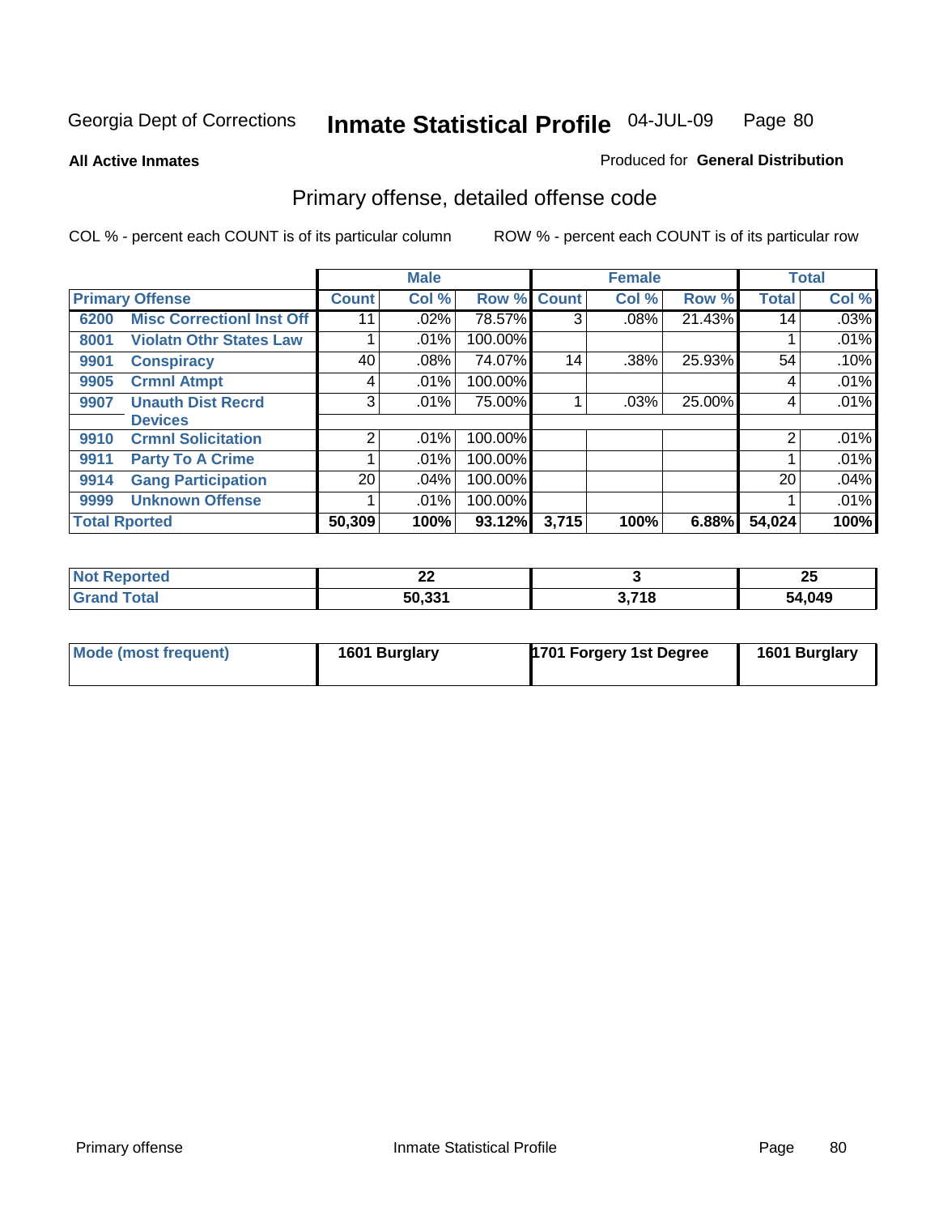Georgia Dept of Corrections **Inmate Statistical Profile** 04-JUL-09 Page 80

**All Active Inmates**

Produced for **General Distribution**

## Primary offense, detailed offense code

COL % - percent each COUNT is of its particular column

ROW % - percent each COUNT is of its particular row

| Primary Offense | | Male | | | Female | | | Total | |
|---|---|---|---|---|---|---|---|---|---|
| | | Count | Col % | Row % | Count | Col % | Row % | Total | Col % |
| 6200 | Misc Correctionl Inst Off | 11 | .02% | 78.57% | 3 | .08% | 21.43% | 14 | .03% |
| 8001 | Violatn Othr States Law | 1 | .01% | 100.00% | | | | 1 | .01% |
| 9901 | Conspiracy | 40 | .08% | 74.07% | 14 | .38% | 25.93% | 54 | .10% |
| 9905 | Crmnl Atmpt | 4 | .01% | 100.00% | | | | 4 | .01% |
| 9907 | Unauth Dist Recrd Devices | 3 | .01% | 75.00% | 1 | .03% | 25.00% | 4 | .01% |
| 9910 | Crmnl Solicitation | 2 | .01% | 100.00% | | | | 2 | .01% |
| 9911 | Party To A Crime | 1 | .01% | 100.00% | | | | 1 | .01% |
| 9914 | Gang Participation | 20 | .04% | 100.00% | | | | 20 | .04% |
| 9999 | Unknown Offense | 1 | .01% | 100.00% | | | | 1 | .01% |
| **Total Rported** | | **50,309** | **100%** | **93.12%** | **3,715** | **100%** | **6.88%** | **54,024** | **100%** |

| | Male | Female | Total |
|---|---|---|---|
| Not Reported | 22 | 3 | 25 |
| Grand Total | 50,331 | 3,718 | 54,049 |

| | Male | Female | Total |
|---|---|---|---|
| Mode (most frequent) | 1601 Burglary | 1701 Forgery 1st Degree | 1601 Burglary |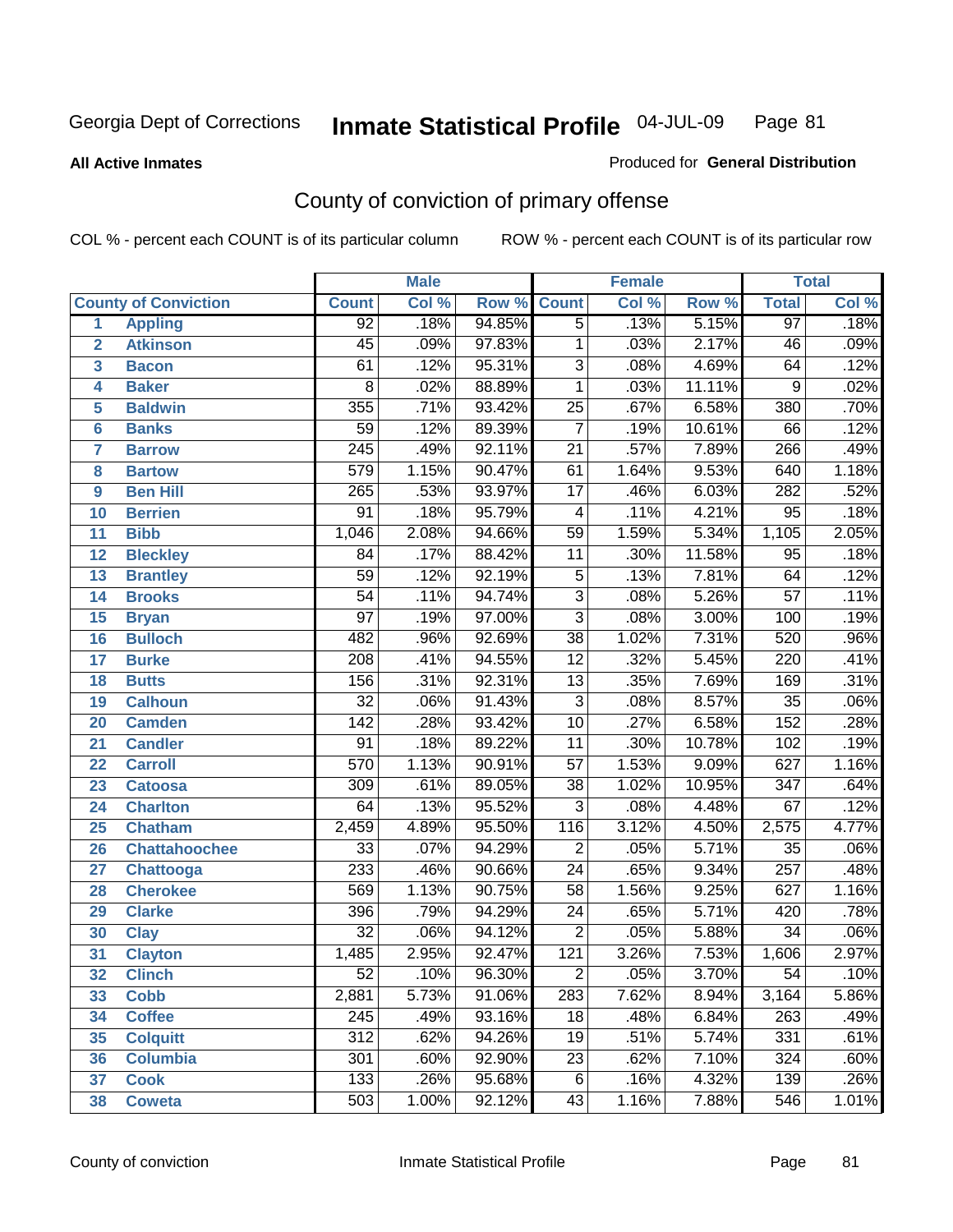Georgia Dept of Corrections **Inmate Statistical Profile** 04-JUL-09

**All Active Inmates**

Produced for **General Distribution**

## County of conviction of primary offense

COL % - percent each COUNT is of its particular column ROW % - percent each COUNT is of its particular row

| | | Male | | | Female | | | Total | |
|---|---|---|---|---|---|---|---|---|---|
| **County of Conviction** | | **Count** | **Col %** | **Row %** | **Count** | **Col %** | **Row %** | **Total** | **Col %** |
| 1 | Appling | 92 | .18% | 94.85% | 5 | .13% | 5.15% | 97 | .18% |
| 2 | Atkinson | 45 | .09% | 97.83% | 1 | .03% | 2.17% | 46 | .09% |
| 3 | Bacon | 61 | .12% | 95.31% | 3 | .08% | 4.69% | 64 | .12% |
| 4 | Baker | 8 | .02% | 88.89% | 1 | .03% | 11.11% | 9 | .02% |
| 5 | Baldwin | 355 | .71% | 93.42% | 25 | .67% | 6.58% | 380 | .70% |
| 6 | Banks | 59 | .12% | 89.39% | 7 | .19% | 10.61% | 66 | .12% |
| 7 | Barrow | 245 | .49% | 92.11% | 21 | .57% | 7.89% | 266 | .49% |
| 8 | Bartow | 579 | 1.15% | 90.47% | 61 | 1.64% | 9.53% | 640 | 1.18% |
| 9 | Ben Hill | 265 | .53% | 93.97% | 17 | .46% | 6.03% | 282 | .52% |
| 10 | Berrien | 91 | .18% | 95.79% | 4 | .11% | 4.21% | 95 | .18% |
| 11 | Bibb | 1,046 | 2.08% | 94.66% | 59 | 1.59% | 5.34% | 1,105 | 2.05% |
| 12 | Bleckley | 84 | .17% | 88.42% | 11 | .30% | 11.58% | 95 | .18% |
| 13 | Brantley | 59 | .12% | 92.19% | 5 | .13% | 7.81% | 64 | .12% |
| 14 | Brooks | 54 | .11% | 94.74% | 3 | .08% | 5.26% | 57 | .11% |
| 15 | Bryan | 97 | .19% | 97.00% | 3 | .08% | 3.00% | 100 | .19% |
| 16 | Bulloch | 482 | .96% | 92.69% | 38 | 1.02% | 7.31% | 520 | .96% |
| 17 | Burke | 208 | .41% | 94.55% | 12 | .32% | 5.45% | 220 | .41% |
| 18 | Butts | 156 | .31% | 92.31% | 13 | .35% | 7.69% | 169 | .31% |
| 19 | Calhoun | 32 | .06% | 91.43% | 3 | .08% | 8.57% | 35 | .06% |
| 20 | Camden | 142 | .28% | 93.42% | 10 | .27% | 6.58% | 152 | .28% |
| 21 | Candler | 91 | .18% | 89.22% | 11 | .30% | 10.78% | 102 | .19% |
| 22 | Carroll | 570 | 1.13% | 90.91% | 57 | 1.53% | 9.09% | 627 | 1.16% |
| 23 | Catoosa | 309 | .61% | 89.05% | 38 | 1.02% | 10.95% | 347 | .64% |
| 24 | Charlton | 64 | .13% | 95.52% | 3 | .08% | 4.48% | 67 | .12% |
| 25 | Chatham | 2,459 | 4.89% | 95.50% | 116 | 3.12% | 4.50% | 2,575 | 4.77% |
| 26 | Chattahoochee | 33 | .07% | 94.29% | 2 | .05% | 5.71% | 35 | .06% |
| 27 | Chattooga | 233 | .46% | 90.66% | 24 | .65% | 9.34% | 257 | .48% |
| 28 | Cherokee | 569 | 1.13% | 90.75% | 58 | 1.56% | 9.25% | 627 | 1.16% |
| 29 | Clarke | 396 | .79% | 94.29% | 24 | .65% | 5.71% | 420 | .78% |
| 30 | Clay | 32 | .06% | 94.12% | 2 | .05% | 5.88% | 34 | .06% |
| 31 | Clayton | 1,485 | 2.95% | 92.47% | 121 | 3.26% | 7.53% | 1,606 | 2.97% |
| 32 | Clinch | 52 | .10% | 96.30% | 2 | .05% | 3.70% | 54 | .10% |
| 33 | Cobb | 2,881 | 5.73% | 91.06% | 283 | 7.62% | 8.94% | 3,164 | 5.86% |
| 34 | Coffee | 245 | .49% | 93.16% | 18 | .48% | 6.84% | 263 | .49% |
| 35 | Colquitt | 312 | .62% | 94.26% | 19 | .51% | 5.74% | 331 | .61% |
| 36 | Columbia | 301 | .60% | 92.90% | 23 | .62% | 7.10% | 324 | .60% |
| 37 | Cook | 133 | .26% | 95.68% | 6 | .16% | 4.32% | 139 | .26% |
| 38 | Coweta | 503 | 1.00% | 92.12% | 43 | 1.16% | 7.88% | 546 | 1.01% |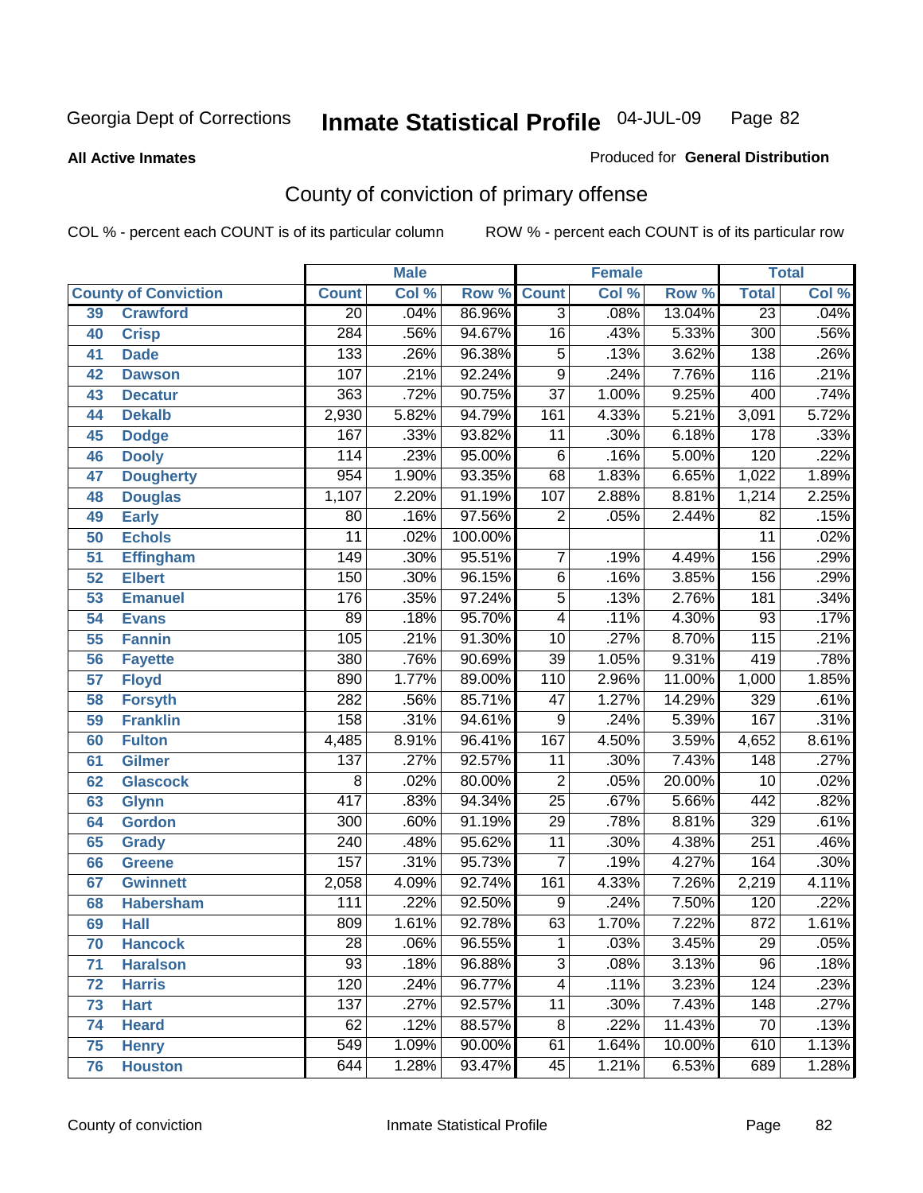Georgia Dept of Corrections **Inmate Statistical Profile** 04-JUL-09

**All Active Inmates** Produced for **General Distribution**

## County of conviction of primary offense

COL % - percent each COUNT is of its particular column ROW % - percent each COUNT is of its particular row

| County of Conviction | | Male | | | Female | | | Total | |
|---|---|---|---|---|---|---|---|---|---|
| | | Count | Col % | Row % | Count | Col % | Row % | Total | Col % |
| 39 | Crawford | 20 | .04% | 86.96% | 3 | .08% | 13.04% | 23 | .04% |
| 40 | Crisp | 284 | .56% | 94.67% | 16 | .43% | 5.33% | 300 | .56% |
| 41 | Dade | 133 | .26% | 96.38% | 5 | .13% | 3.62% | 138 | .26% |
| 42 | Dawson | 107 | .21% | 92.24% | 9 | .24% | 7.76% | 116 | .21% |
| 43 | Decatur | 363 | .72% | 90.75% | 37 | 1.00% | 9.25% | 400 | .74% |
| 44 | Dekalb | 2,930 | 5.82% | 94.79% | 161 | 4.33% | 5.21% | 3,091 | 5.72% |
| 45 | Dodge | 167 | .33% | 93.82% | 11 | .30% | 6.18% | 178 | .33% |
| 46 | Dooly | 114 | .23% | 95.00% | 6 | .16% | 5.00% | 120 | .22% |
| 47 | Dougherty | 954 | 1.90% | 93.35% | 68 | 1.83% | 6.65% | 1,022 | 1.89% |
| 48 | Douglas | 1,107 | 2.20% | 91.19% | 107 | 2.88% | 8.81% | 1,214 | 2.25% |
| 49 | Early | 80 | .16% | 97.56% | 2 | .05% | 2.44% | 82 | .15% |
| 50 | Echols | 11 | .02% | 100.00% | | | | 11 | .02% |
| 51 | Effingham | 149 | .30% | 95.51% | 7 | .19% | 4.49% | 156 | .29% |
| 52 | Elbert | 150 | .30% | 96.15% | 6 | .16% | 3.85% | 156 | .29% |
| 53 | Emanuel | 176 | .35% | 97.24% | 5 | .13% | 2.76% | 181 | .34% |
| 54 | Evans | 89 | .18% | 95.70% | 4 | .11% | 4.30% | 93 | .17% |
| 55 | Fannin | 105 | .21% | 91.30% | 10 | .27% | 8.70% | 115 | .21% |
| 56 | Fayette | 380 | .76% | 90.69% | 39 | 1.05% | 9.31% | 419 | .78% |
| 57 | Floyd | 890 | 1.77% | 89.00% | 110 | 2.96% | 11.00% | 1,000 | 1.85% |
| 58 | Forsyth | 282 | .56% | 85.71% | 47 | 1.27% | 14.29% | 329 | .61% |
| 59 | Franklin | 158 | .31% | 94.61% | 9 | .24% | 5.39% | 167 | .31% |
| 60 | Fulton | 4,485 | 8.91% | 96.41% | 167 | 4.50% | 3.59% | 4,652 | 8.61% |
| 61 | Gilmer | 137 | .27% | 92.57% | 11 | .30% | 7.43% | 148 | .27% |
| 62 | Glascock | 8 | .02% | 80.00% | 2 | .05% | 20.00% | 10 | .02% |
| 63 | Glynn | 417 | .83% | 94.34% | 25 | .67% | 5.66% | 442 | .82% |
| 64 | Gordon | 300 | .60% | 91.19% | 29 | .78% | 8.81% | 329 | .61% |
| 65 | Grady | 240 | .48% | 95.62% | 11 | .30% | 4.38% | 251 | .46% |
| 66 | Greene | 157 | .31% | 95.73% | 7 | .19% | 4.27% | 164 | .30% |
| 67 | Gwinnett | 2,058 | 4.09% | 92.74% | 161 | 4.33% | 7.26% | 2,219 | 4.11% |
| 68 | Habersham | 111 | .22% | 92.50% | 9 | .24% | 7.50% | 120 | .22% |
| 69 | Hall | 809 | 1.61% | 92.78% | 63 | 1.70% | 7.22% | 872 | 1.61% |
| 70 | Hancock | 28 | .06% | 96.55% | 1 | .03% | 3.45% | 29 | .05% |
| 71 | Haralson | 93 | .18% | 96.88% | 3 | .08% | 3.13% | 96 | .18% |
| 72 | Harris | 120 | .24% | 96.77% | 4 | .11% | 3.23% | 124 | .23% |
| 73 | Hart | 137 | .27% | 92.57% | 11 | .30% | 7.43% | 148 | .27% |
| 74 | Heard | 62 | .12% | 88.57% | 8 | .22% | 11.43% | 70 | .13% |
| 75 | Henry | 549 | 1.09% | 90.00% | 61 | 1.64% | 10.00% | 610 | 1.13% |
| 76 | Houston | 644 | 1.28% | 93.47% | 45 | 1.21% | 6.53% | 689 | 1.28% |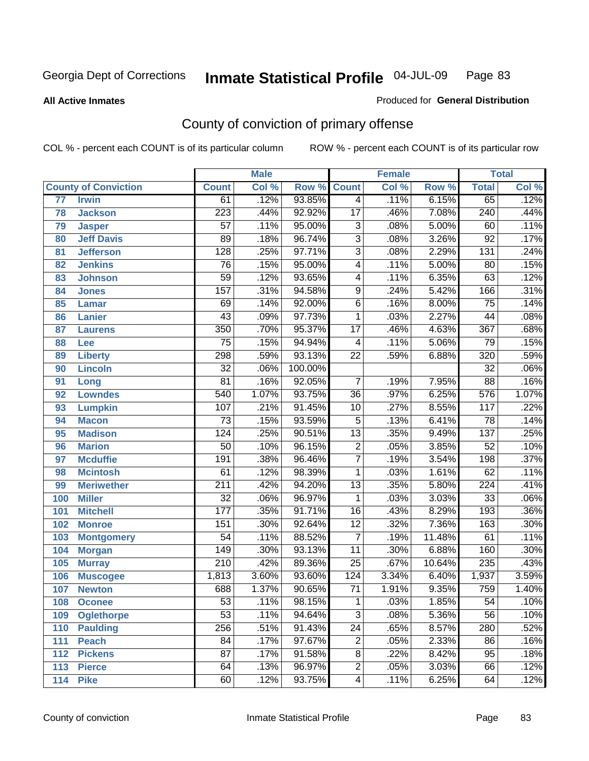Georgia Dept of Corrections **Inmate Statistical Profile** 04-JUL-09

**All Active Inmates**

Produced for **General Distribution**

## County of conviction of primary offense

COL % - percent each COUNT is of its particular column ROW % - percent each COUNT is of its particular row

| County of Conviction | | Male | | | Female | | | Total | |
|---|---|---|---|---|---|---|---|---|---|
| | | Count | Col % | Row % | Count | Col % | Row % | Total | Col % |
| 77 | Irwin | 61 | .12% | 93.85% | 4 | .11% | 6.15% | 65 | .12% |
| 78 | Jackson | 223 | .44% | 92.92% | 17 | .46% | 7.08% | 240 | .44% |
| 79 | Jasper | 57 | .11% | 95.00% | 3 | .08% | 5.00% | 60 | .11% |
| 80 | Jeff Davis | 89 | .18% | 96.74% | 3 | .08% | 3.26% | 92 | .17% |
| 81 | Jefferson | 128 | .25% | 97.71% | 3 | .08% | 2.29% | 131 | .24% |
| 82 | Jenkins | 76 | .15% | 95.00% | 4 | .11% | 5.00% | 80 | .15% |
| 83 | Johnson | 59 | .12% | 93.65% | 4 | .11% | 6.35% | 63 | .12% |
| 84 | Jones | 157 | .31% | 94.58% | 9 | .24% | 5.42% | 166 | .31% |
| 85 | Lamar | 69 | .14% | 92.00% | 6 | .16% | 8.00% | 75 | .14% |
| 86 | Lanier | 43 | .09% | 97.73% | 1 | .03% | 2.27% | 44 | .08% |
| 87 | Laurens | 350 | .70% | 95.37% | 17 | .46% | 4.63% | 367 | .68% |
| 88 | Lee | 75 | .15% | 94.94% | 4 | .11% | 5.06% | 79 | .15% |
| 89 | Liberty | 298 | .59% | 93.13% | 22 | .59% | 6.88% | 320 | .59% |
| 90 | Lincoln | 32 | .06% | 100.00% | | | | 32 | .06% |
| 91 | Long | 81 | .16% | 92.05% | 7 | .19% | 7.95% | 88 | .16% |
| 92 | Lowndes | 540 | 1.07% | 93.75% | 36 | .97% | 6.25% | 576 | 1.07% |
| 93 | Lumpkin | 107 | .21% | 91.45% | 10 | .27% | 8.55% | 117 | .22% |
| 94 | Macon | 73 | .15% | 93.59% | 5 | .13% | 6.41% | 78 | .14% |
| 95 | Madison | 124 | .25% | 90.51% | 13 | .35% | 9.49% | 137 | .25% |
| 96 | Marion | 50 | .10% | 96.15% | 2 | .05% | 3.85% | 52 | .10% |
| 97 | Mcduffie | 191 | .38% | 96.46% | 7 | .19% | 3.54% | 198 | .37% |
| 98 | Mcintosh | 61 | .12% | 98.39% | 1 | .03% | 1.61% | 62 | .11% |
| 99 | Meriwether | 211 | .42% | 94.20% | 13 | .35% | 5.80% | 224 | .41% |
| 100 | Miller | 32 | .06% | 96.97% | 1 | .03% | 3.03% | 33 | .06% |
| 101 | Mitchell | 177 | .35% | 91.71% | 16 | .43% | 8.29% | 193 | .36% |
| 102 | Monroe | 151 | .30% | 92.64% | 12 | .32% | 7.36% | 163 | .30% |
| 103 | Montgomery | 54 | .11% | 88.52% | 7 | .19% | 11.48% | 61 | .11% |
| 104 | Morgan | 149 | .30% | 93.13% | 11 | .30% | 6.88% | 160 | .30% |
| 105 | Murray | 210 | .42% | 89.36% | 25 | .67% | 10.64% | 235 | .43% |
| 106 | Muscogee | 1,813 | 3.60% | 93.60% | 124 | 3.34% | 6.40% | 1,937 | 3.59% |
| 107 | Newton | 688 | 1.37% | 90.65% | 71 | 1.91% | 9.35% | 759 | 1.40% |
| 108 | Oconee | 53 | .11% | 98.15% | 1 | .03% | 1.85% | 54 | .10% |
| 109 | Oglethorpe | 53 | .11% | 94.64% | 3 | .08% | 5.36% | 56 | .10% |
| 110 | Paulding | 256 | .51% | 91.43% | 24 | .65% | 8.57% | 280 | .52% |
| 111 | Peach | 84 | .17% | 97.67% | 2 | .05% | 2.33% | 86 | .16% |
| 112 | Pickens | 87 | .17% | 91.58% | 8 | .22% | 8.42% | 95 | .18% |
| 113 | Pierce | 64 | .13% | 96.97% | 2 | .05% | 3.03% | 66 | .12% |
| 114 | Pike | 60 | .12% | 93.75% | 4 | .11% | 6.25% | 64 | .12% |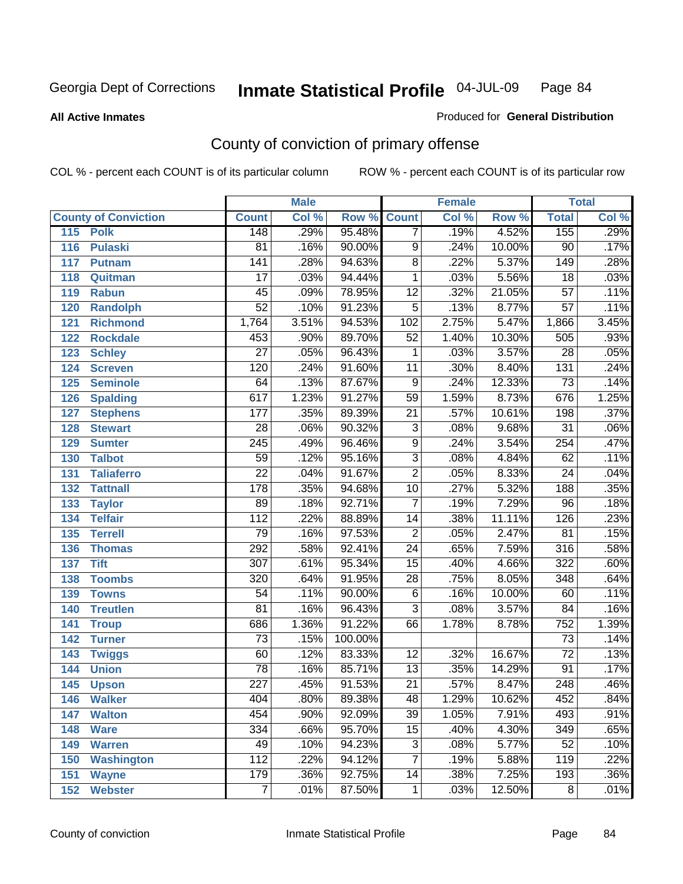Georgia Dept of Corrections **Inmate Statistical Profile** 04-JUL-09

**All Active Inmates** Produced for **General Distribution**

## County of conviction of primary offense

COL % - percent each COUNT is of its particular column ROW % - percent each COUNT is of its particular row

| County of Conviction | Male | | | Female | | | Total | |
|---|---|---|---|---|---|---|---|---|
| | Count | Col % | Row % | Count | Col % | Row % | Total | Col % |
| 115 Polk | 148 | .29% | 95.48% | 7 | .19% | 4.52% | 155 | .29% |
| 116 Pulaski | 81 | .16% | 90.00% | 9 | .24% | 10.00% | 90 | .17% |
| 117 Putnam | 141 | .28% | 94.63% | 8 | .22% | 5.37% | 149 | .28% |
| 118 Quitman | 17 | .03% | 94.44% | 1 | .03% | 5.56% | 18 | .03% |
| 119 Rabun | 45 | .09% | 78.95% | 12 | .32% | 21.05% | 57 | .11% |
| 120 Randolph | 52 | .10% | 91.23% | 5 | .13% | 8.77% | 57 | .11% |
| 121 Richmond | 1,764 | 3.51% | 94.53% | 102 | 2.75% | 5.47% | 1,866 | 3.45% |
| 122 Rockdale | 453 | .90% | 89.70% | 52 | 1.40% | 10.30% | 505 | .93% |
| 123 Schley | 27 | .05% | 96.43% | 1 | .03% | 3.57% | 28 | .05% |
| 124 Screven | 120 | .24% | 91.60% | 11 | .30% | 8.40% | 131 | .24% |
| 125 Seminole | 64 | .13% | 87.67% | 9 | .24% | 12.33% | 73 | .14% |
| 126 Spalding | 617 | 1.23% | 91.27% | 59 | 1.59% | 8.73% | 676 | 1.25% |
| 127 Stephens | 177 | .35% | 89.39% | 21 | .57% | 10.61% | 198 | .37% |
| 128 Stewart | 28 | .06% | 90.32% | 3 | .08% | 9.68% | 31 | .06% |
| 129 Sumter | 245 | .49% | 96.46% | 9 | .24% | 3.54% | 254 | .47% |
| 130 Talbot | 59 | .12% | 95.16% | 3 | .08% | 4.84% | 62 | .11% |
| 131 Taliaferro | 22 | .04% | 91.67% | 2 | .05% | 8.33% | 24 | .04% |
| 132 Tattnall | 178 | .35% | 94.68% | 10 | .27% | 5.32% | 188 | .35% |
| 133 Taylor | 89 | .18% | 92.71% | 7 | .19% | 7.29% | 96 | .18% |
| 134 Telfair | 112 | .22% | 88.89% | 14 | .38% | 11.11% | 126 | .23% |
| 135 Terrell | 79 | .16% | 97.53% | 2 | .05% | 2.47% | 81 | .15% |
| 136 Thomas | 292 | .58% | 92.41% | 24 | .65% | 7.59% | 316 | .58% |
| 137 Tift | 307 | .61% | 95.34% | 15 | .40% | 4.66% | 322 | .60% |
| 138 Toombs | 320 | .64% | 91.95% | 28 | .75% | 8.05% | 348 | .64% |
| 139 Towns | 54 | .11% | 90.00% | 6 | .16% | 10.00% | 60 | .11% |
| 140 Treutlen | 81 | .16% | 96.43% | 3 | .08% | 3.57% | 84 | .16% |
| 141 Troup | 686 | 1.36% | 91.22% | 66 | 1.78% | 8.78% | 752 | 1.39% |
| 142 Turner | 73 | .15% | 100.00% | | | | 73 | .14% |
| 143 Twiggs | 60 | .12% | 83.33% | 12 | .32% | 16.67% | 72 | .13% |
| 144 Union | 78 | .16% | 85.71% | 13 | .35% | 14.29% | 91 | .17% |
| 145 Upson | 227 | .45% | 91.53% | 21 | .57% | 8.47% | 248 | .46% |
| 146 Walker | 404 | .80% | 89.38% | 48 | 1.29% | 10.62% | 452 | .84% |
| 147 Walton | 454 | .90% | 92.09% | 39 | 1.05% | 7.91% | 493 | .91% |
| 148 Ware | 334 | .66% | 95.70% | 15 | .40% | 4.30% | 349 | .65% |
| 149 Warren | 49 | .10% | 94.23% | 3 | .08% | 5.77% | 52 | .10% |
| 150 Washington | 112 | .22% | 94.12% | 7 | .19% | 5.88% | 119 | .22% |
| 151 Wayne | 179 | .36% | 92.75% | 14 | .38% | 7.25% | 193 | .36% |
| 152 Webster | 7 | .01% | 87.50% | 1 | .03% | 12.50% | 8 | .01% |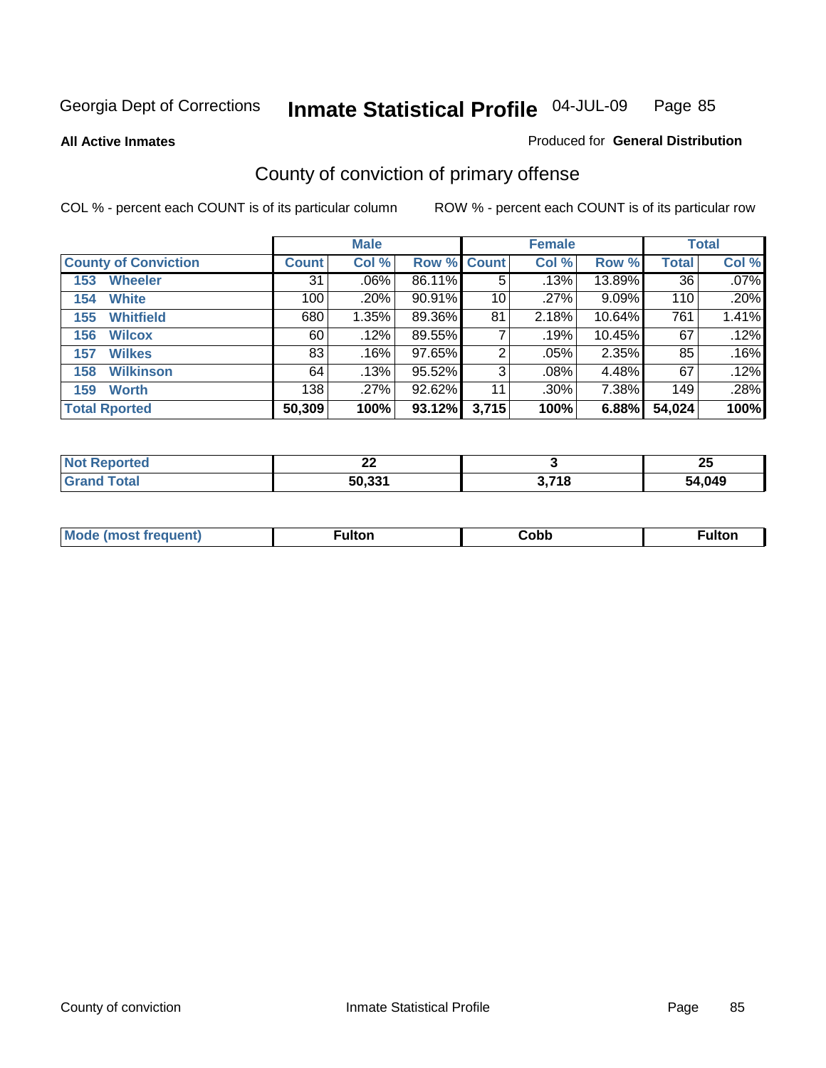Georgia Dept of Corrections **Inmate Statistical Profile** 04-JUL-09

**All Active Inmates** Produced for **General Distribution**

## County of conviction of primary offense

COL % - percent each COUNT is of its particular column ROW % - percent each COUNT is of its particular row

| County of Conviction | Male | | | Female | | | Total | |
|---|---|---|---|---|---|---|---|---|
| | Count | Col % | Row % | Count | Col % | Row % | Total | Col % |
| 153 Wheeler | 31 | .06% | 86.11% | 5 | .13% | 13.89% | 36 | .07% |
| 154 White | 100 | .20% | 90.91% | 10 | .27% | 9.09% | 110 | .20% |
| 155 Whitfield | 680 | 1.35% | 89.36% | 81 | 2.18% | 10.64% | 761 | 1.41% |
| 156 Wilcox | 60 | .12% | 89.55% | 7 | .19% | 10.45% | 67 | .12% |
| 157 Wilkes | 83 | .16% | 97.65% | 2 | .05% | 2.35% | 85 | .16% |
| 158 Wilkinson | 64 | .13% | 95.52% | 3 | .08% | 4.48% | 67 | .12% |
| 159 Worth | 138 | .27% | 92.62% | 11 | .30% | 7.38% | 149 | .28% |
| **Total Rported** | **50,309** | **100%** | **93.12%** | **3,715** | **100%** | **6.88%** | **54,024** | **100%** |

| | Male | Female | Total |
|---|---|---|---|
| Not Reported | 22 | 3 | 25 |
| Grand Total | 50,331 | 3,718 | 54,049 |

| | Male | Female | Total |
|---|---|---|---|
| Mode (most frequent) | Fulton | Cobb | Fulton |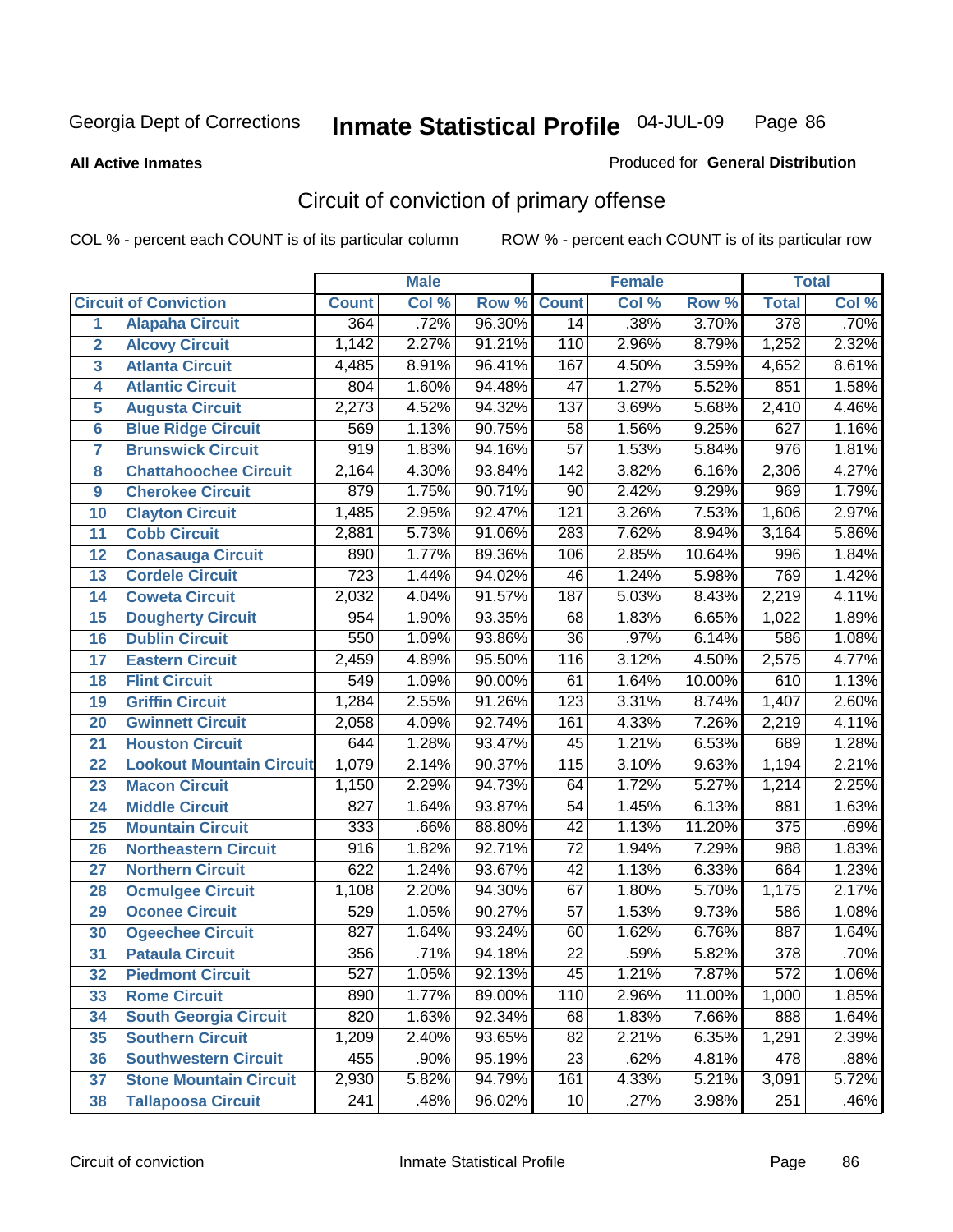**All Active Inmates**

Produced for **General Distribution**

## Circuit of conviction of primary offense

COL % - percent each COUNT is of its particular column

ROW % - percent each COUNT is of its particular row

| Circuit of Conviction | | Male | | | Female | | | Total | |
|---|---|---|---|---|---|---|---|---|---|
| | | Count | Col % | Row % | Count | Col % | Row % | Total | Col % |
| 1 | Alapaha Circuit | 364 | .72% | 96.30% | 14 | .38% | 3.70% | 378 | .70% |
| 2 | Alcovy Circuit | 1,142 | 2.27% | 91.21% | 110 | 2.96% | 8.79% | 1,252 | 2.32% |
| 3 | Atlanta Circuit | 4,485 | 8.91% | 96.41% | 167 | 4.50% | 3.59% | 4,652 | 8.61% |
| 4 | Atlantic Circuit | 804 | 1.60% | 94.48% | 47 | 1.27% | 5.52% | 851 | 1.58% |
| 5 | Augusta Circuit | 2,273 | 4.52% | 94.32% | 137 | 3.69% | 5.68% | 2,410 | 4.46% |
| 6 | Blue Ridge Circuit | 569 | 1.13% | 90.75% | 58 | 1.56% | 9.25% | 627 | 1.16% |
| 7 | Brunswick Circuit | 919 | 1.83% | 94.16% | 57 | 1.53% | 5.84% | 976 | 1.81% |
| 8 | Chattahoochee Circuit | 2,164 | 4.30% | 93.84% | 142 | 3.82% | 6.16% | 2,306 | 4.27% |
| 9 | Cherokee Circuit | 879 | 1.75% | 90.71% | 90 | 2.42% | 9.29% | 969 | 1.79% |
| 10 | Clayton Circuit | 1,485 | 2.95% | 92.47% | 121 | 3.26% | 7.53% | 1,606 | 2.97% |
| 11 | Cobb Circuit | 2,881 | 5.73% | 91.06% | 283 | 7.62% | 8.94% | 3,164 | 5.86% |
| 12 | Conasauga Circuit | 890 | 1.77% | 89.36% | 106 | 2.85% | 10.64% | 996 | 1.84% |
| 13 | Cordele Circuit | 723 | 1.44% | 94.02% | 46 | 1.24% | 5.98% | 769 | 1.42% |
| 14 | Coweta Circuit | 2,032 | 4.04% | 91.57% | 187 | 5.03% | 8.43% | 2,219 | 4.11% |
| 15 | Dougherty Circuit | 954 | 1.90% | 93.35% | 68 | 1.83% | 6.65% | 1,022 | 1.89% |
| 16 | Dublin Circuit | 550 | 1.09% | 93.86% | 36 | .97% | 6.14% | 586 | 1.08% |
| 17 | Eastern Circuit | 2,459 | 4.89% | 95.50% | 116 | 3.12% | 4.50% | 2,575 | 4.77% |
| 18 | Flint Circuit | 549 | 1.09% | 90.00% | 61 | 1.64% | 10.00% | 610 | 1.13% |
| 19 | Griffin Circuit | 1,284 | 2.55% | 91.26% | 123 | 3.31% | 8.74% | 1,407 | 2.60% |
| 20 | Gwinnett Circuit | 2,058 | 4.09% | 92.74% | 161 | 4.33% | 7.26% | 2,219 | 4.11% |
| 21 | Houston Circuit | 644 | 1.28% | 93.47% | 45 | 1.21% | 6.53% | 689 | 1.28% |
| 22 | Lookout Mountain Circuit | 1,079 | 2.14% | 90.37% | 115 | 3.10% | 9.63% | 1,194 | 2.21% |
| 23 | Macon Circuit | 1,150 | 2.29% | 94.73% | 64 | 1.72% | 5.27% | 1,214 | 2.25% |
| 24 | Middle Circuit | 827 | 1.64% | 93.87% | 54 | 1.45% | 6.13% | 881 | 1.63% |
| 25 | Mountain Circuit | 333 | .66% | 88.80% | 42 | 1.13% | 11.20% | 375 | .69% |
| 26 | Northeastern Circuit | 916 | 1.82% | 92.71% | 72 | 1.94% | 7.29% | 988 | 1.83% |
| 27 | Northern Circuit | 622 | 1.24% | 93.67% | 42 | 1.13% | 6.33% | 664 | 1.23% |
| 28 | Ocmulgee Circuit | 1,108 | 2.20% | 94.30% | 67 | 1.80% | 5.70% | 1,175 | 2.17% |
| 29 | Oconee Circuit | 529 | 1.05% | 90.27% | 57 | 1.53% | 9.73% | 586 | 1.08% |
| 30 | Ogeechee Circuit | 827 | 1.64% | 93.24% | 60 | 1.62% | 6.76% | 887 | 1.64% |
| 31 | Pataula Circuit | 356 | .71% | 94.18% | 22 | .59% | 5.82% | 378 | .70% |
| 32 | Piedmont Circuit | 527 | 1.05% | 92.13% | 45 | 1.21% | 7.87% | 572 | 1.06% |
| 33 | Rome Circuit | 890 | 1.77% | 89.00% | 110 | 2.96% | 11.00% | 1,000 | 1.85% |
| 34 | South Georgia Circuit | 820 | 1.63% | 92.34% | 68 | 1.83% | 7.66% | 888 | 1.64% |
| 35 | Southern Circuit | 1,209 | 2.40% | 93.65% | 82 | 2.21% | 6.35% | 1,291 | 2.39% |
| 36 | Southwestern Circuit | 455 | .90% | 95.19% | 23 | .62% | 4.81% | 478 | .88% |
| 37 | Stone Mountain Circuit | 2,930 | 5.82% | 94.79% | 161 | 4.33% | 5.21% | 3,091 | 5.72% |
| 38 | Tallapoosa Circuit | 241 | .48% | 96.02% | 10 | .27% | 3.98% | 251 | .46% |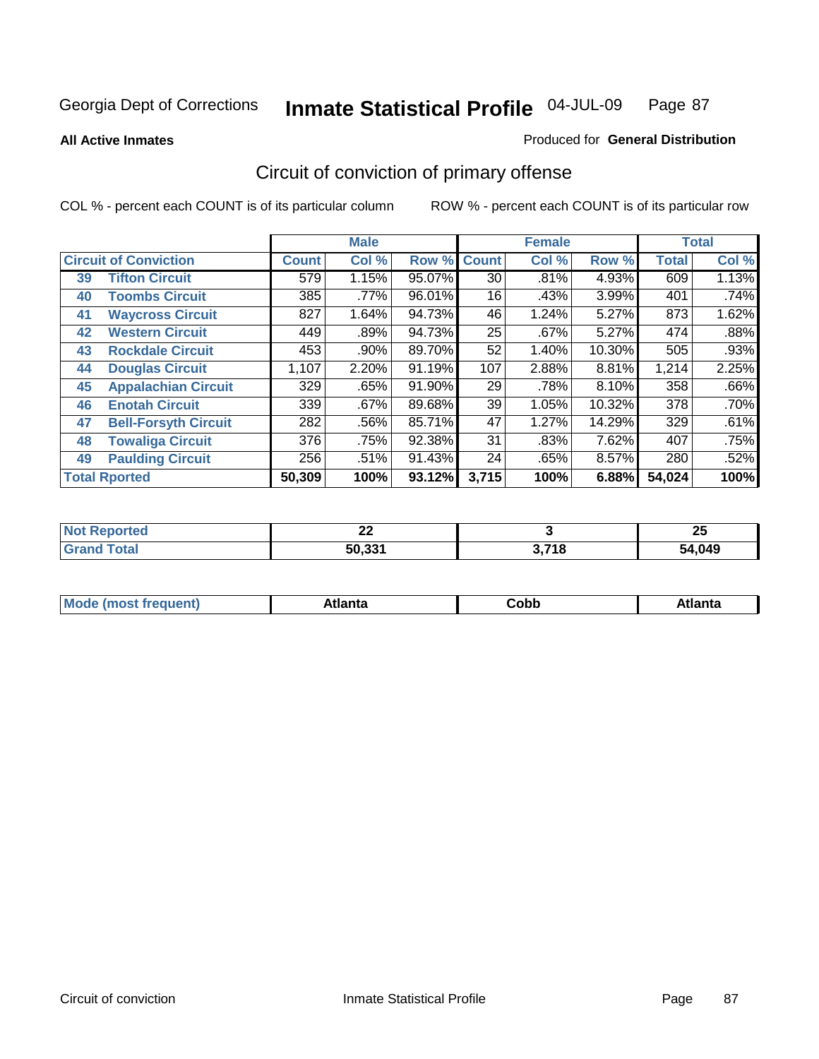Georgia Dept of Corrections **Inmate Statistical Profile** 04-JUL-09

**All Active Inmates**

Produced for **General Distribution**

## Circuit of conviction of primary offense

COL % - percent each COUNT is of its particular column ROW % - percent each COUNT is of its particular row

| Circuit of Conviction | | Male | | | Female | | | Total | |
|---|---|---|---|---|---|---|---|---|---|
| | | Count | Col % | Row % | Count | Col % | Row % | Total | Col % |
| 39 | Tifton Circuit | 579 | 1.15% | 95.07% | 30 | .81% | 4.93% | 609 | 1.13% |
| 40 | Toombs Circuit | 385 | .77% | 96.01% | 16 | .43% | 3.99% | 401 | .74% |
| 41 | Waycross Circuit | 827 | 1.64% | 94.73% | 46 | 1.24% | 5.27% | 873 | 1.62% |
| 42 | Western Circuit | 449 | .89% | 94.73% | 25 | .67% | 5.27% | 474 | .88% |
| 43 | Rockdale Circuit | 453 | .90% | 89.70% | 52 | 1.40% | 10.30% | 505 | .93% |
| 44 | Douglas Circuit | 1,107 | 2.20% | 91.19% | 107 | 2.88% | 8.81% | 1,214 | 2.25% |
| 45 | Appalachian Circuit | 329 | .65% | 91.90% | 29 | .78% | 8.10% | 358 | .66% |
| 46 | Enotah Circuit | 339 | .67% | 89.68% | 39 | 1.05% | 10.32% | 378 | .70% |
| 47 | Bell-Forsyth Circuit | 282 | .56% | 85.71% | 47 | 1.27% | 14.29% | 329 | .61% |
| 48 | Towaliga Circuit | 376 | .75% | 92.38% | 31 | .83% | 7.62% | 407 | .75% |
| 49 | Paulding Circuit | 256 | .51% | 91.43% | 24 | .65% | 8.57% | 280 | .52% |
| **Total Rported** | | **50,309** | **100%** | **93.12%** | **3,715** | **100%** | **6.88%** | **54,024** | **100%** |

| | Male | Female | Total |
|---|---|---|---|
| Not Reported | 22 | 3 | 25 |
| Grand Total | 50,331 | 3,718 | 54,049 |

| | Male | Female | Total |
|---|---|---|---|
| Mode (most frequent) | Atlanta | Cobb | Atlanta |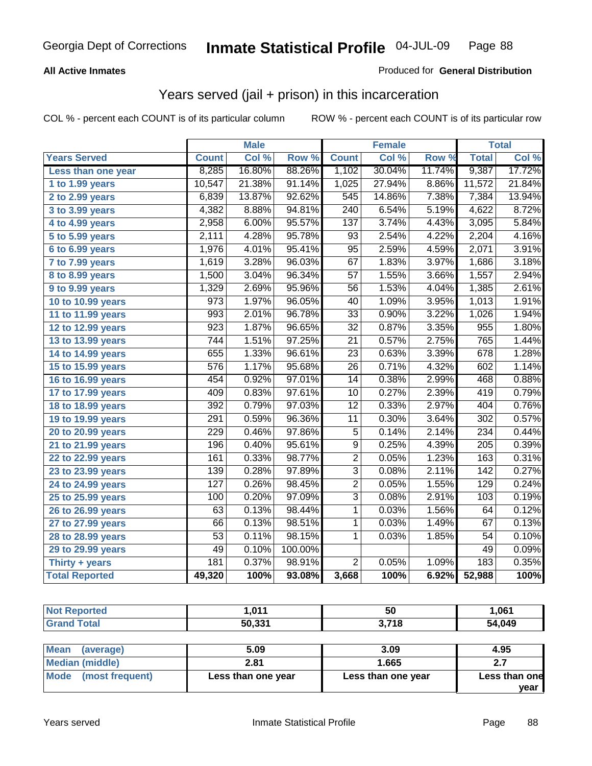Georgia Dept of Corrections **Inmate Statistical Profile** 04-JUL-09

**All Active Inmates**

Produced for **General Distribution**

## Years served (jail + prison) in this incarceration

COL % - percent each COUNT is of its particular column

ROW % - percent each COUNT is of its particular row

| | Male | | | Female | | | Total | |
|---|---|---|---|---|---|---|---|---|
| **Years Served** | **Count** | **Col %** | **Row %** | **Count** | **Col %** | **Row %** | **Total** | **Col %** |
| Less than one year | 8,285 | 16.80% | 88.26% | 1,102 | 30.04% | 11.74% | 9,387 | 17.72% |
| 1 to 1.99 years | 10,547 | 21.38% | 91.14% | 1,025 | 27.94% | 8.86% | 11,572 | 21.84% |
| 2 to 2.99 years | 6,839 | 13.87% | 92.62% | 545 | 14.86% | 7.38% | 7,384 | 13.94% |
| 3 to 3.99 years | 4,382 | 8.88% | 94.81% | 240 | 6.54% | 5.19% | 4,622 | 8.72% |
| 4 to 4.99 years | 2,958 | 6.00% | 95.57% | 137 | 3.74% | 4.43% | 3,095 | 5.84% |
| 5 to 5.99 years | 2,111 | 4.28% | 95.78% | 93 | 2.54% | 4.22% | 2,204 | 4.16% |
| 6 to 6.99 years | 1,976 | 4.01% | 95.41% | 95 | 2.59% | 4.59% | 2,071 | 3.91% |
| 7 to 7.99 years | 1,619 | 3.28% | 96.03% | 67 | 1.83% | 3.97% | 1,686 | 3.18% |
| 8 to 8.99 years | 1,500 | 3.04% | 96.34% | 57 | 1.55% | 3.66% | 1,557 | 2.94% |
| 9 to 9.99 years | 1,329 | 2.69% | 95.96% | 56 | 1.53% | 4.04% | 1,385 | 2.61% |
| 10 to 10.99 years | 973 | 1.97% | 96.05% | 40 | 1.09% | 3.95% | 1,013 | 1.91% |
| 11 to 11.99 years | 993 | 2.01% | 96.78% | 33 | 0.90% | 3.22% | 1,026 | 1.94% |
| 12 to 12.99 years | 923 | 1.87% | 96.65% | 32 | 0.87% | 3.35% | 955 | 1.80% |
| 13 to 13.99 years | 744 | 1.51% | 97.25% | 21 | 0.57% | 2.75% | 765 | 1.44% |
| 14 to 14.99 years | 655 | 1.33% | 96.61% | 23 | 0.63% | 3.39% | 678 | 1.28% |
| 15 to 15.99 years | 576 | 1.17% | 95.68% | 26 | 0.71% | 4.32% | 602 | 1.14% |
| 16 to 16.99 years | 454 | 0.92% | 97.01% | 14 | 0.38% | 2.99% | 468 | 0.88% |
| 17 to 17.99 years | 409 | 0.83% | 97.61% | 10 | 0.27% | 2.39% | 419 | 0.79% |
| 18 to 18.99 years | 392 | 0.79% | 97.03% | 12 | 0.33% | 2.97% | 404 | 0.76% |
| 19 to 19.99 years | 291 | 0.59% | 96.36% | 11 | 0.30% | 3.64% | 302 | 0.57% |
| 20 to 20.99 years | 229 | 0.46% | 97.86% | 5 | 0.14% | 2.14% | 234 | 0.44% |
| 21 to 21.99 years | 196 | 0.40% | 95.61% | 9 | 0.25% | 4.39% | 205 | 0.39% |
| 22 to 22.99 years | 161 | 0.33% | 98.77% | 2 | 0.05% | 1.23% | 163 | 0.31% |
| 23 to 23.99 years | 139 | 0.28% | 97.89% | 3 | 0.08% | 2.11% | 142 | 0.27% |
| 24 to 24.99 years | 127 | 0.26% | 98.45% | 2 | 0.05% | 1.55% | 129 | 0.24% |
| 25 to 25.99 years | 100 | 0.20% | 97.09% | 3 | 0.08% | 2.91% | 103 | 0.19% |
| 26 to 26.99 years | 63 | 0.13% | 98.44% | 1 | 0.03% | 1.56% | 64 | 0.12% |
| 27 to 27.99 years | 66 | 0.13% | 98.51% | 1 | 0.03% | 1.49% | 67 | 0.13% |
| 28 to 28.99 years | 53 | 0.11% | 98.15% | 1 | 0.03% | 1.85% | 54 | 0.10% |
| 29 to 29.99 years | 49 | 0.10% | 100.00% | | | | 49 | 0.09% |
| Thirty + years | 181 | 0.37% | 98.91% | 2 | 0.05% | 1.09% | 183 | 0.35% |
| **Total Reported** | **49,320** | **100%** | **93.08%** | **3,668** | **100%** | **6.92%** | **52,988** | **100%** |

| | Male | Female | Total |
|---|---|---|---|
| Not Reported | 1,011 | 50 | 1,061 |
| Grand Total | 50,331 | 3,718 | 54,049 |

| | Male | Female | Total |
|---|---|---|---|
| Mean (average) | 5.09 | 3.09 | 4.95 |
| Median (middle) | 2.81 | 1.665 | 2.7 |
| Mode (most frequent) | Less than one year | Less than one year | Less than one year |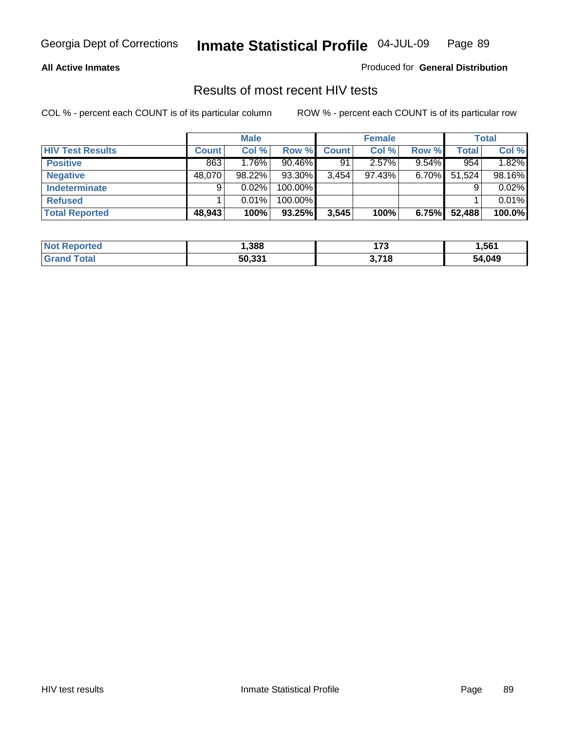Georgia Dept of Corrections **Inmate Statistical Profile** 04-JUL-09

**All Active Inmates**

Produced for **General Distribution**

## Results of most recent HIV tests

COL % - percent each COUNT is of its particular column    ROW % - percent each COUNT is of its particular row

| | Male | | | Female | | | Total | |
|---|---|---|---|---|---|---|---|---|
| **HIV Test Results** | **Count** | **Col %** | **Row %** | **Count** | **Col %** | **Row %** | **Total** | **Col %** |
| **Positive** | 863 | 1.76% | 90.46% | 91 | 2.57% | 9.54% | 954 | 1.82% |
| **Negative** | 48,070 | 98.22% | 93.30% | 3,454 | 97.43% | 6.70% | 51,524 | 98.16% |
| **Indeterminate** | 9 | 0.02% | 100.00% | | | | 9 | 0.02% |
| **Refused** | 1 | 0.01% | 100.00% | | | | 1 | 0.01% |
| **Total Reported** | **48,943** | **100%** | **93.25%** | **3,545** | **100%** | **6.75%** | **52,488** | **100.0%** |

| | Male | Female | Total |
|---|---|---|---|
| **Not Reported** | **1,388** | **173** | **1,561** |
| **Grand Total** | **50,331** | **3,718** | **54,049** |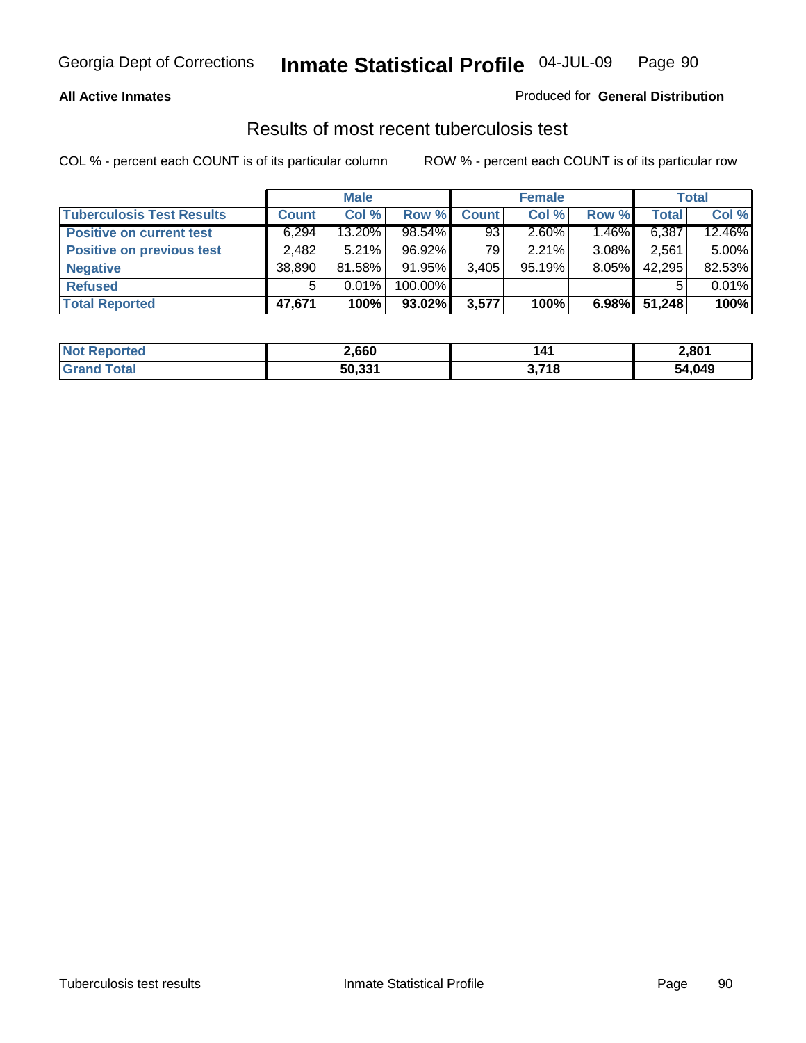**All Active Inmates**

Produced for **General Distribution**

## Results of most recent tuberculosis test

COL % - percent each COUNT is of its particular column

ROW % - percent each COUNT is of its particular row

| | Male | | | Female | | | Total | |
|---|---|---|---|---|---|---|---|---|
| **Tuberculosis Test Results** | **Count** | **Col %** | **Row %** | **Count** | **Col %** | **Row %** | **Total** | **Col %** |
| **Positive on current test** | 6,294 | 13.20% | 98.54% | 93 | 2.60% | 1.46% | 6,387 | 12.46% |
| **Positive on previous test** | 2,482 | 5.21% | 96.92% | 79 | 2.21% | 3.08% | 2,561 | 5.00% |
| **Negative** | 38,890 | 81.58% | 91.95% | 3,405 | 95.19% | 8.05% | 42,295 | 82.53% |
| **Refused** | 5 | 0.01% | 100.00% | | | | 5 | 0.01% |
| **Total Reported** | **47,671** | **100%** | **93.02%** | **3,577** | **100%** | **6.98%** | **51,248** | **100%** |

| | Male | Female | Total |
|---|---|---|---|
| **Not Reported** | **2,660** | **141** | **2,801** |
| **Grand Total** | **50,331** | **3,718** | **54,049** |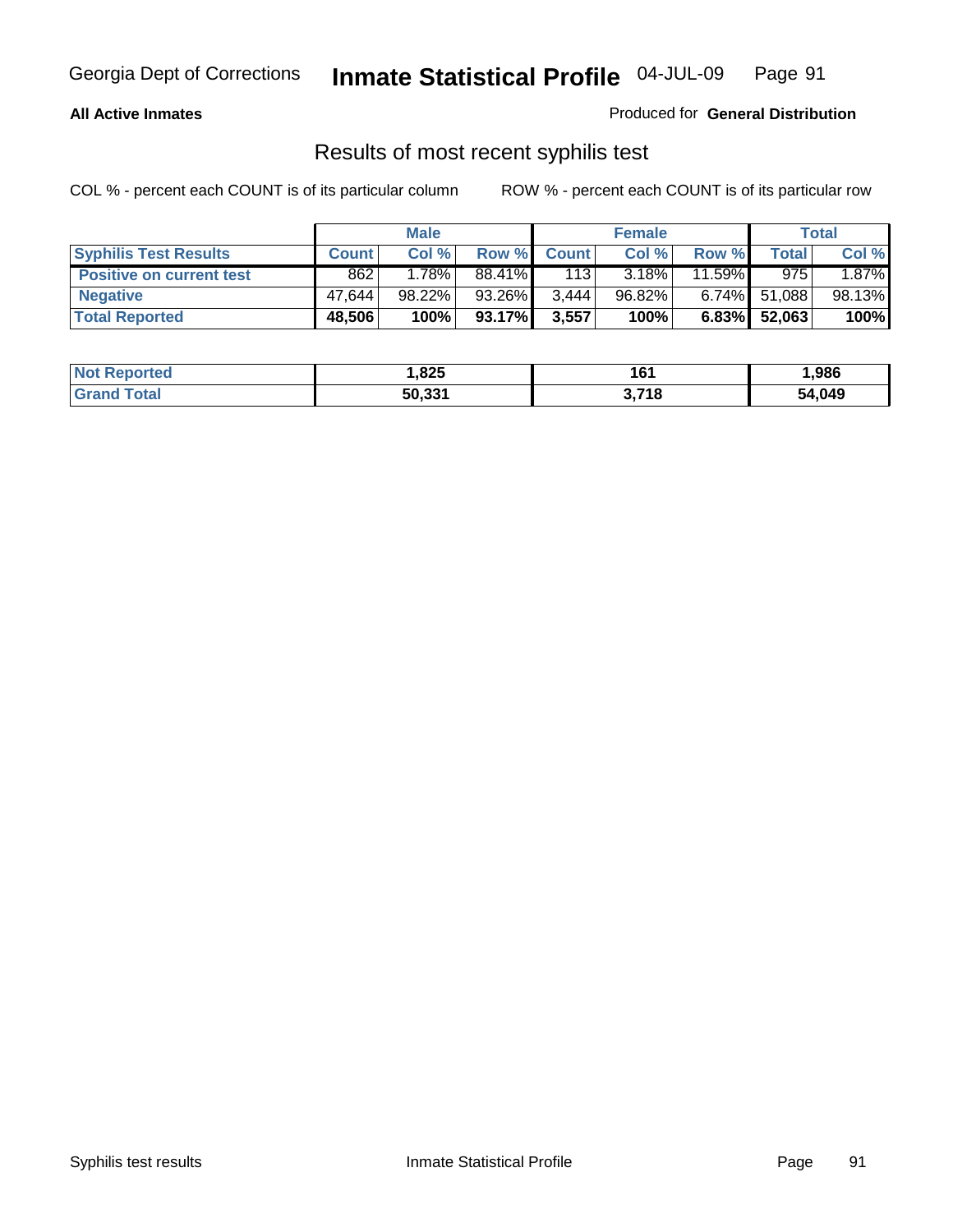**All Active Inmates** Produced for **General Distribution**

## Results of most recent syphilis test

COL % - percent each COUNT is of its particular column ROW % - percent each COUNT is of its particular row

| | Male | | | Female | | | Total | |
|---|---|---|---|---|---|---|---|---|
| **Syphilis Test Results** | **Count** | **Col %** | **Row %** | **Count** | **Col %** | **Row %** | **Total** | **Col %** |
| **Positive on current test** | 862 | 1.78% | 88.41% | 113 | 3.18% | 11.59% | 975 | 1.87% |
| **Negative** | 47,644 | 98.22% | 93.26% | 3,444 | 96.82% | 6.74% | 51,088 | 98.13% |
| **Total Reported** | **48,506** | **100%** | **93.17%** | **3,557** | **100%** | **6.83%** | **52,063** | **100%** |

| | Male | Female | Total |
|---|---|---|---|
| **Not Reported** | **1,825** | **161** | **1,986** |
| **Grand Total** | **50,331** | **3,718** | **54,049** |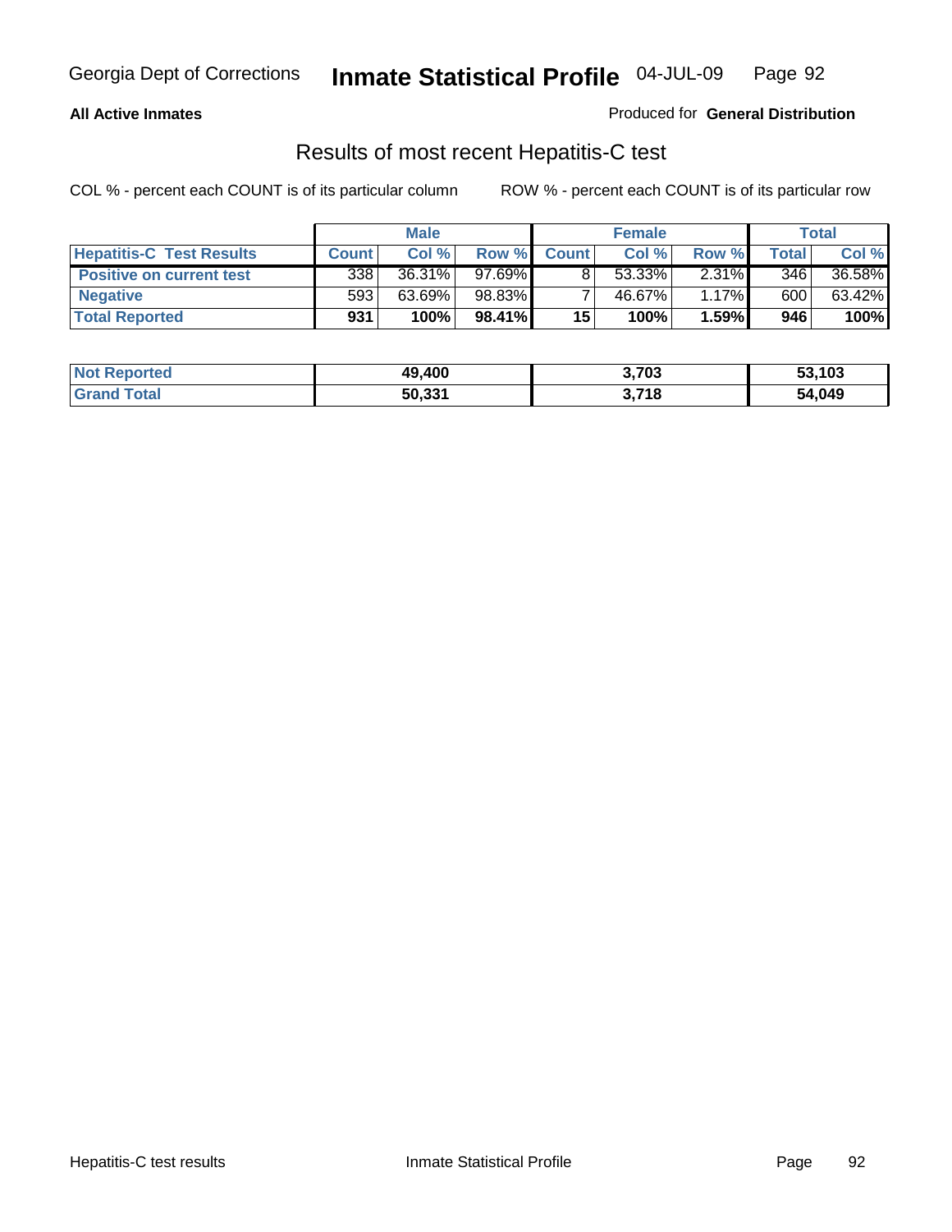**All Active Inmates** — Produced for **General Distribution**

## Results of most recent Hepatitis-C test

COL % - percent each COUNT is of its particular column    ROW % - percent each COUNT is of its particular row

| | Male | | | Female | | | Total | |
|---|---|---|---|---|---|---|---|---|
| **Hepatitis-C Test Results** | **Count** | **Col %** | **Row %** | **Count** | **Col %** | **Row %** | **Total** | **Col %** |
| **Positive on current test** | 338 | 36.31% | 97.69% | 8 | 53.33% | 2.31% | 346 | 36.58% |
| **Negative** | 593 | 63.69% | 98.83% | 7 | 46.67% | 1.17% | 600 | 63.42% |
| **Total Reported** | **931** | **100%** | **98.41%** | **15** | **100%** | **1.59%** | **946** | **100%** |

| | Male | Female | Total |
|---|---|---|---|
| **Not Reported** | **49,400** | **3,703** | **53,103** |
| **Grand Total** | **50,331** | **3,718** | **54,049** |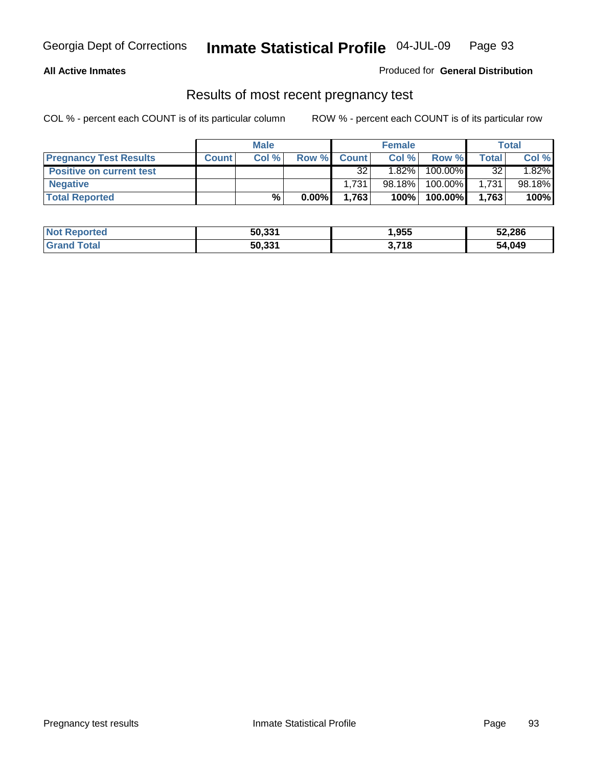**All Active Inmates** Produced for **General Distribution**

## Results of most recent pregnancy test

COL % - percent each COUNT is of its particular column    ROW % - percent each COUNT is of its particular row

| | Male | | | Female | | | Total | |
|---|---|---|---|---|---|---|---|---|
| **Pregnancy Test Results** | **Count** | **Col %** | **Row %** | **Count** | **Col %** | **Row %** | **Total** | **Col %** |
| **Positive on current test** | | | | 32 | 1.82% | 100.00% | 32 | 1.82% |
| **Negative** | | | | 1,731 | 98.18% | 100.00% | 1,731 | 98.18% |
| **Total Reported** | | **%** | **0.00%** | **1,763** | **100%** | **100.00%** | **1,763** | **100%** |

| | Male | Female | Total |
|---|---|---|---|
| **Not Reported** | **50,331** | **1,955** | **52,286** |
| **Grand Total** | **50,331** | **3,718** | **54,049** |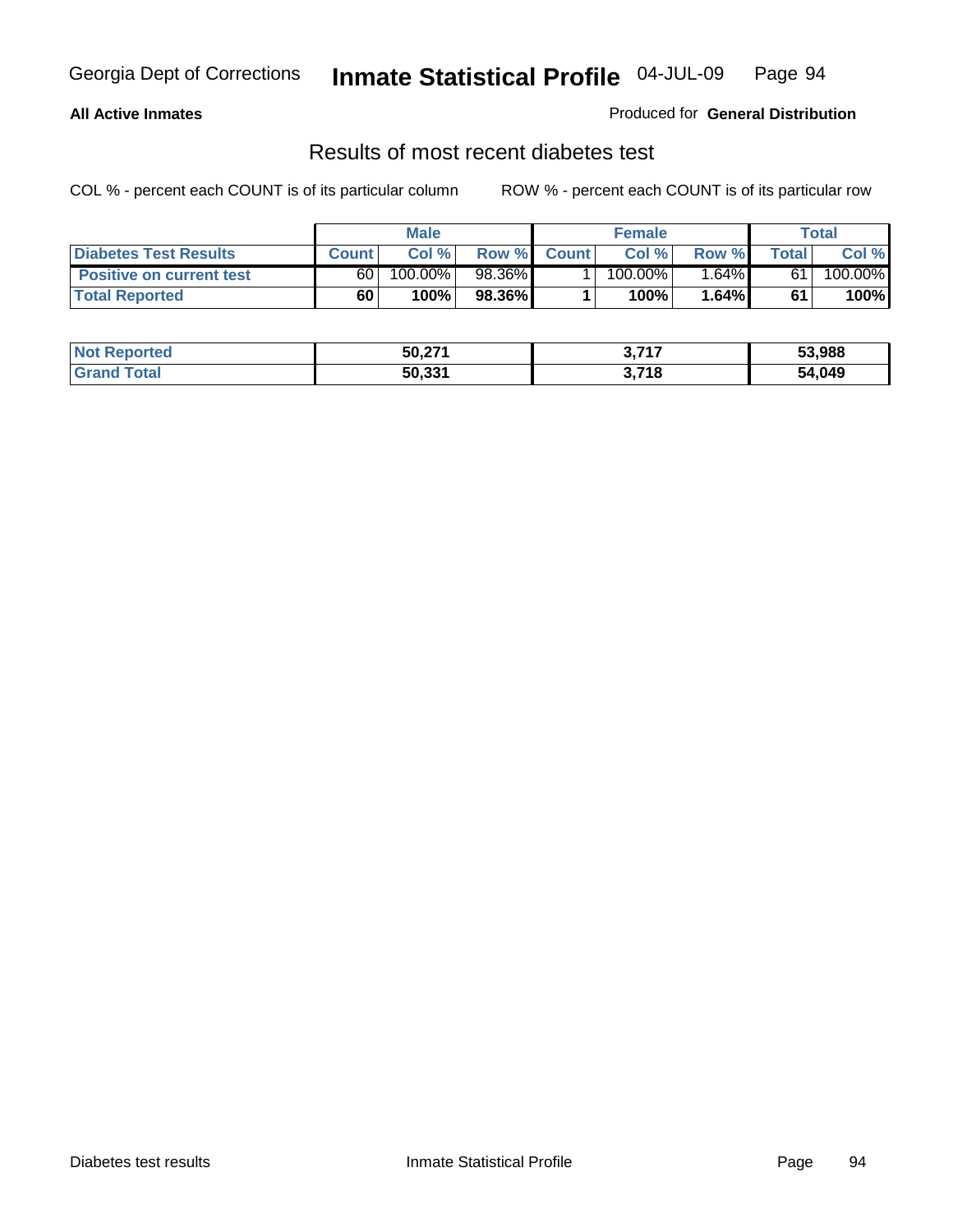**All Active Inmates**

Produced for **General Distribution**

## Results of most recent diabetes test

COL % - percent each COUNT is of its particular column

ROW % - percent each COUNT is of its particular row

| | Male | | | Female | | | Total | |
|---|---|---|---|---|---|---|---|---|
| **Diabetes Test Results** | **Count** | **Col %** | **Row %** | **Count** | **Col %** | **Row %** | **Total** | **Col %** |
| Positive on current test | 60 | 100.00% | 98.36% | 1 | 100.00% | 1.64% | 61 | 100.00% |
| **Total Reported** | **60** | **100%** | **98.36%** | **1** | **100%** | **1.64%** | **61** | **100%** |

| | Male | Female | Total |
|---|---|---|---|
| **Not Reported** | **50,271** | **3,717** | **53,988** |
| **Grand Total** | **50,331** | **3,718** | **54,049** |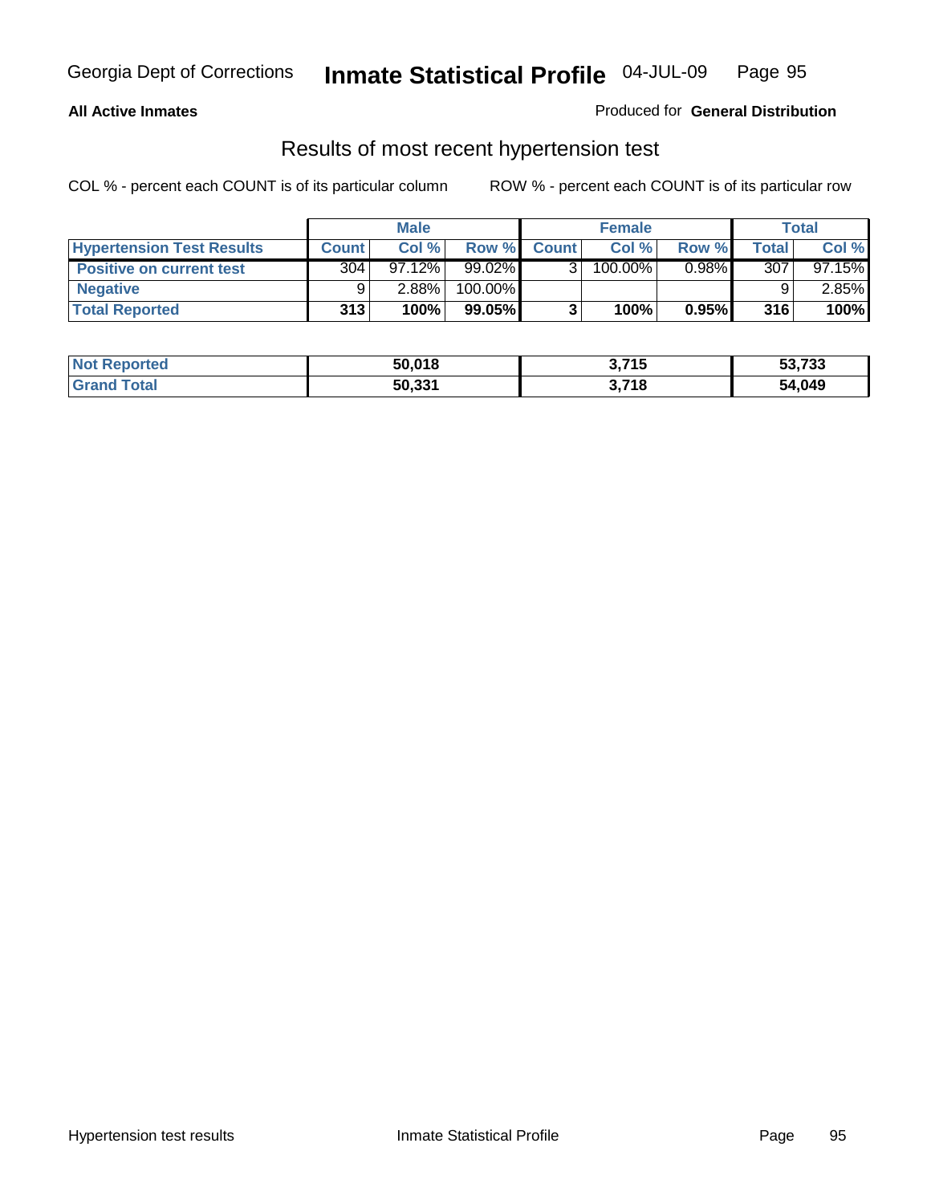**All Active Inmates**

Produced for **General Distribution**

## Results of most recent hypertension test

COL % - percent each COUNT is of its particular column

ROW % - percent each COUNT is of its particular row

| | Male | | | Female | | | Total | |
|---|---|---|---|---|---|---|---|---|
| **Hypertension Test Results** | **Count** | **Col %** | **Row %** | **Count** | **Col %** | **Row %** | **Total** | **Col %** |
| **Positive on current test** | 304 | 97.12% | 99.02% | 3 | 100.00% | 0.98% | 307 | 97.15% |
| **Negative** | 9 | 2.88% | 100.00% | | | | 9 | 2.85% |
| **Total Reported** | **313** | **100%** | **99.05%** | **3** | **100%** | **0.95%** | **316** | **100%** |

| | Male | Female | Total |
|---|---|---|---|
| **Not Reported** | **50,018** | **3,715** | **53,733** |
| **Grand Total** | **50,331** | **3,718** | **54,049** |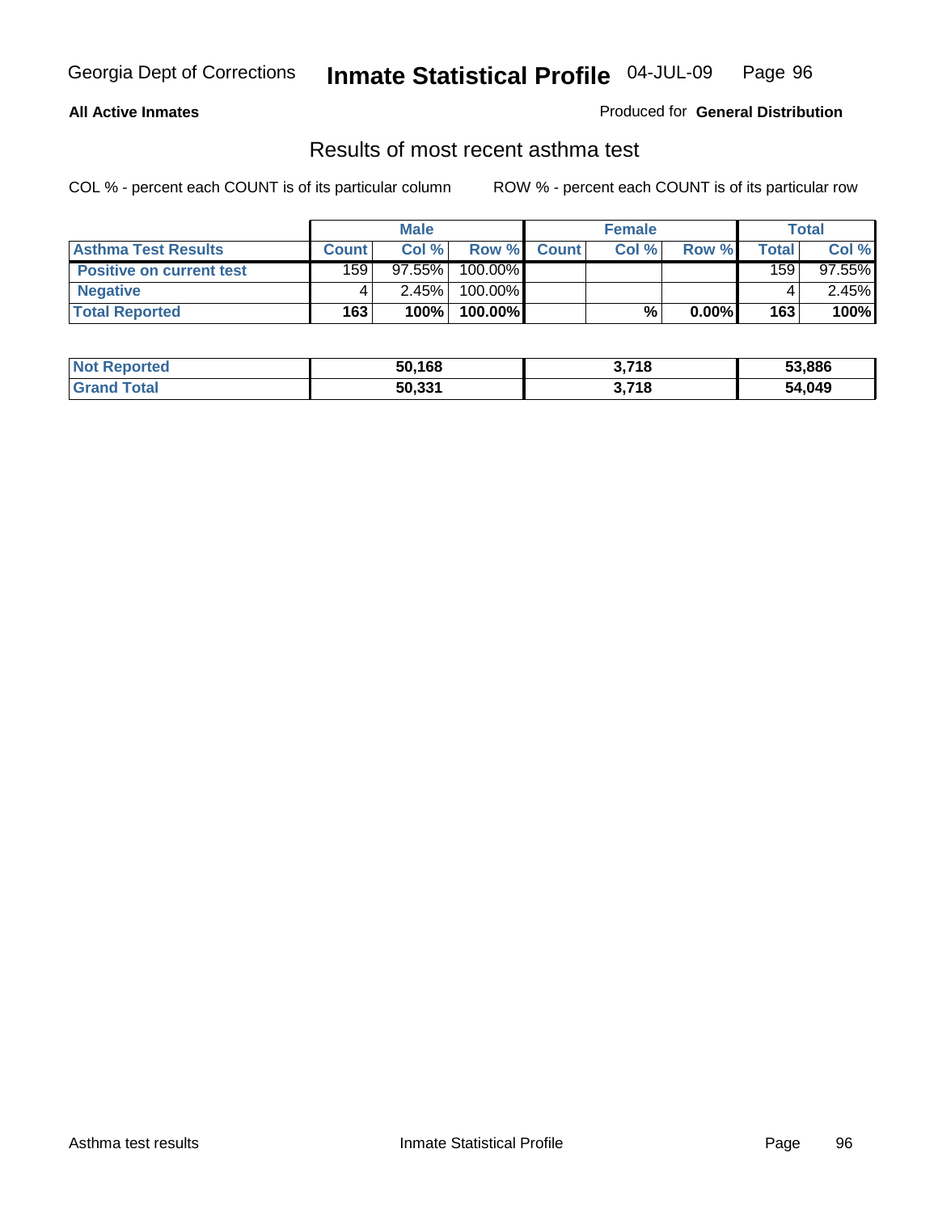Georgia Dept of Corrections **Inmate Statistical Profile** 04-JUL-09

**All Active Inmates**

Produced for **General Distribution**

## Results of most recent asthma test

COL % - percent each COUNT is of its particular column    ROW % - percent each COUNT is of its particular row

| | Male | | | Female | | | Total | |
|---|---|---|---|---|---|---|---|---|
| **Asthma Test Results** | **Count** | **Col %** | **Row %** | **Count** | **Col %** | **Row %** | **Total** | **Col %** |
| **Positive on current test** | 159 | 97.55% | 100.00% | | | | 159 | 97.55% |
| **Negative** | 4 | 2.45% | 100.00% | | | | 4 | 2.45% |
| **Total Reported** | **163** | **100%** | **100.00%** | | **%** | **0.00%** | **163** | **100%** |

| | Male | Female | Total |
|---|---|---|---|
| **Not Reported** | **50,168** | **3,718** | **53,886** |
| **Grand Total** | **50,331** | **3,718** | **54,049** |

Asthma test results    Inmate Statistical Profile